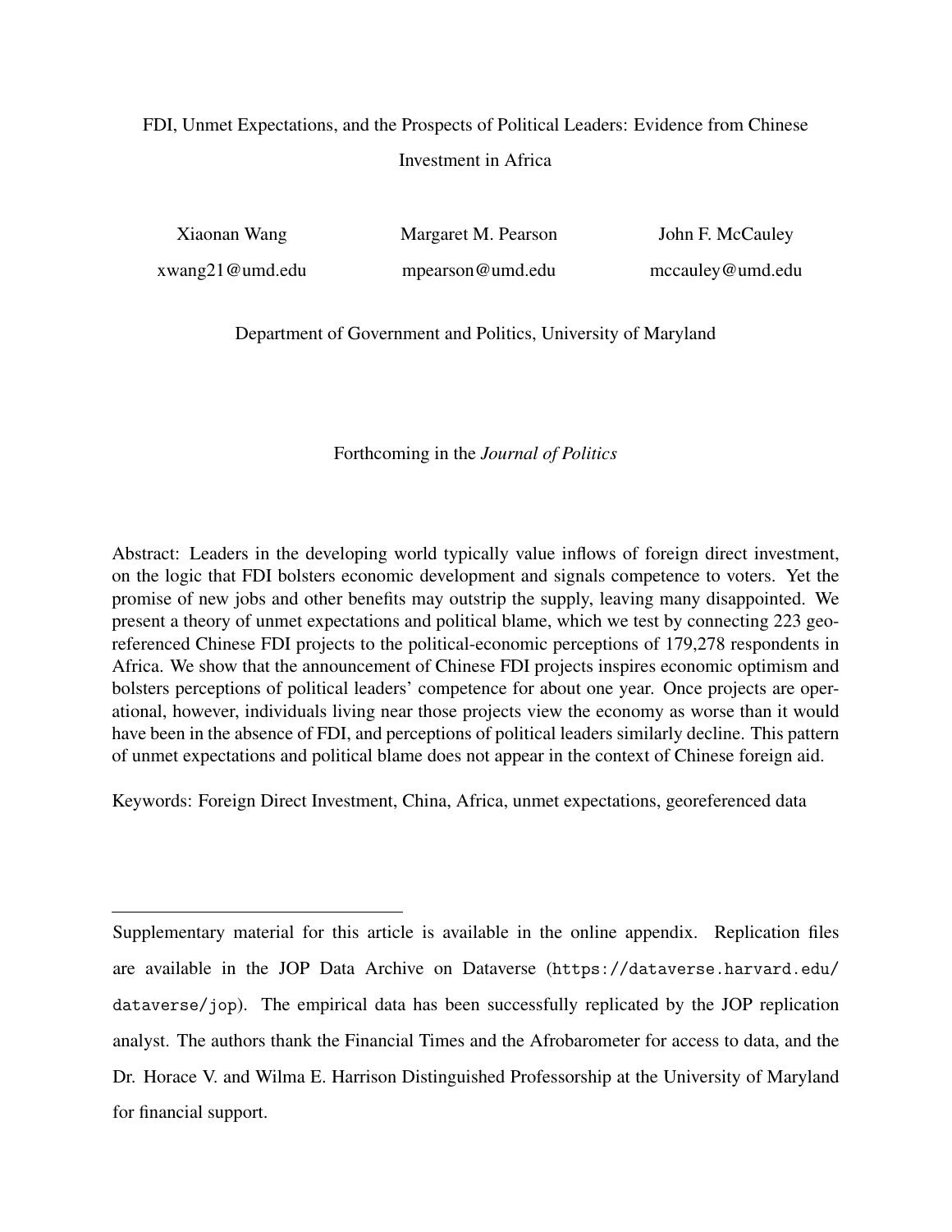# FDI, Unmet Expectations, and the Prospects of Political Leaders: Evidence from Chinese Investment in Africa

| Xiaonan Wang | Margaret M. Pearson | John F. McCauley |
|---|---|---|
| xwang21@umd.edu | mpearson@umd.edu | mccauley@umd.edu |

Department of Government and Politics, University of Maryland

Forthcoming in the *Journal of Politics*

Abstract: Leaders in the developing world typically value inflows of foreign direct investment, on the logic that FDI bolsters economic development and signals competence to voters. Yet the promise of new jobs and other benefits may outstrip the supply, leaving many disappointed. We present a theory of unmet expectations and political blame, which we test by connecting 223 georeferenced Chinese FDI projects to the political-economic perceptions of 179,278 respondents in Africa. We show that the announcement of Chinese FDI projects inspires economic optimism and bolsters perceptions of political leaders' competence for about one year. Once projects are operational, however, individuals living near those projects view the economy as worse than it would have been in the absence of FDI, and perceptions of political leaders similarly decline. This pattern of unmet expectations and political blame does not appear in the context of Chinese foreign aid.

Keywords: Foreign Direct Investment, China, Africa, unmet expectations, georeferenced data

---

Supplementary material for this article is available in the online appendix. Replication files are available in the JOP Data Archive on Dataverse (https://dataverse.harvard.edu/dataverse/jop). The empirical data has been successfully replicated by the JOP replication analyst. The authors thank the Financial Times and the Afrobarometer for access to data, and the Dr. Horace V. and Wilma E. Harrison Distinguished Professorship at the University of Maryland for financial support.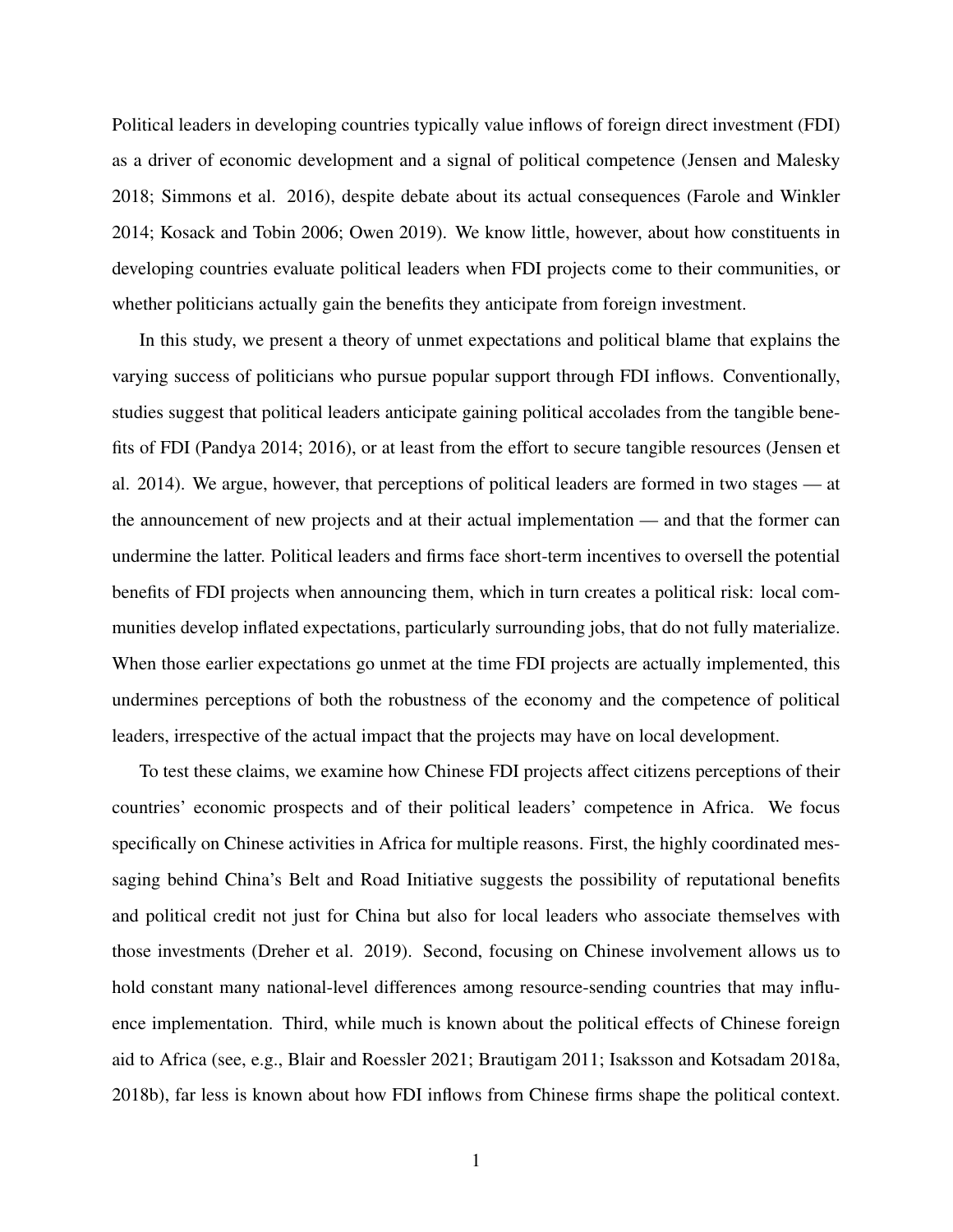Political leaders in developing countries typically value inflows of foreign direct investment (FDI) as a driver of economic development and a signal of political competence (Jensen and Malesky 2018; Simmons et al. 2016), despite debate about its actual consequences (Farole and Winkler 2014; Kosack and Tobin 2006; Owen 2019). We know little, however, about how constituents in developing countries evaluate political leaders when FDI projects come to their communities, or whether politicians actually gain the benefits they anticipate from foreign investment.

In this study, we present a theory of unmet expectations and political blame that explains the varying success of politicians who pursue popular support through FDI inflows. Conventionally, studies suggest that political leaders anticipate gaining political accolades from the tangible benefits of FDI (Pandya 2014; 2016), or at least from the effort to secure tangible resources (Jensen et al. 2014). We argue, however, that perceptions of political leaders are formed in two stages — at the announcement of new projects and at their actual implementation — and that the former can undermine the latter. Political leaders and firms face short-term incentives to oversell the potential benefits of FDI projects when announcing them, which in turn creates a political risk: local communities develop inflated expectations, particularly surrounding jobs, that do not fully materialize. When those earlier expectations go unmet at the time FDI projects are actually implemented, this undermines perceptions of both the robustness of the economy and the competence of political leaders, irrespective of the actual impact that the projects may have on local development.

To test these claims, we examine how Chinese FDI projects affect citizens perceptions of their countries' economic prospects and of their political leaders' competence in Africa. We focus specifically on Chinese activities in Africa for multiple reasons. First, the highly coordinated messaging behind China's Belt and Road Initiative suggests the possibility of reputational benefits and political credit not just for China but also for local leaders who associate themselves with those investments (Dreher et al. 2019). Second, focusing on Chinese involvement allows us to hold constant many national-level differences among resource-sending countries that may influence implementation. Third, while much is known about the political effects of Chinese foreign aid to Africa (see, e.g., Blair and Roessler 2021; Brautigam 2011; Isaksson and Kotsadam 2018a, 2018b), far less is known about how FDI inflows from Chinese firms shape the political context.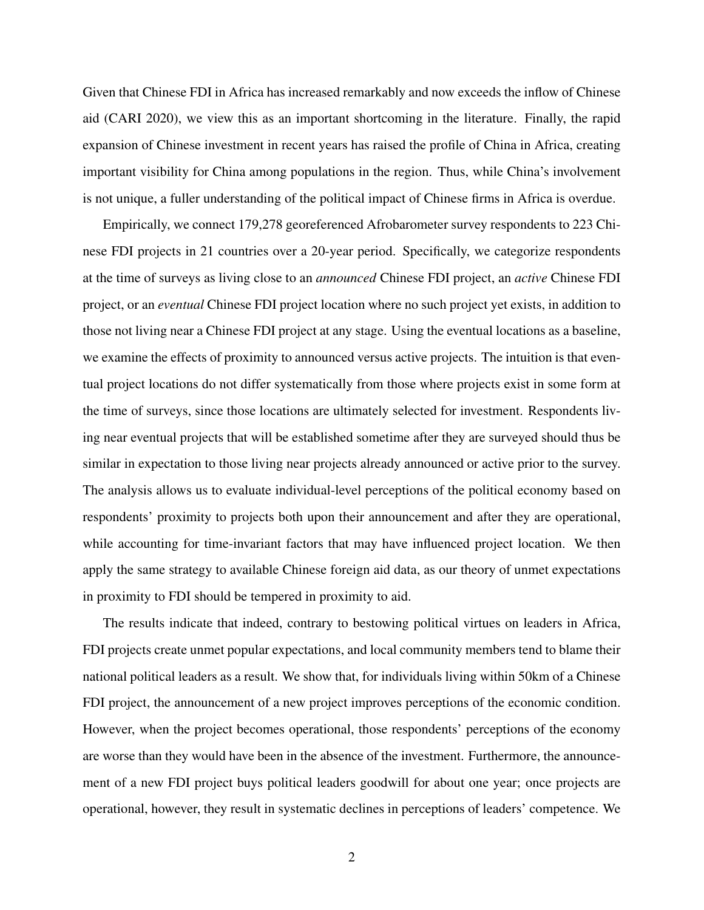Given that Chinese FDI in Africa has increased remarkably and now exceeds the inflow of Chinese aid (CARI 2020), we view this as an important shortcoming in the literature. Finally, the rapid expansion of Chinese investment in recent years has raised the profile of China in Africa, creating important visibility for China among populations in the region. Thus, while China's involvement is not unique, a fuller understanding of the political impact of Chinese firms in Africa is overdue.

Empirically, we connect 179,278 georeferenced Afrobarometer survey respondents to 223 Chinese FDI projects in 21 countries over a 20-year period. Specifically, we categorize respondents at the time of surveys as living close to an *announced* Chinese FDI project, an *active* Chinese FDI project, or an *eventual* Chinese FDI project location where no such project yet exists, in addition to those not living near a Chinese FDI project at any stage. Using the eventual locations as a baseline, we examine the effects of proximity to announced versus active projects. The intuition is that eventual project locations do not differ systematically from those where projects exist in some form at the time of surveys, since those locations are ultimately selected for investment. Respondents living near eventual projects that will be established sometime after they are surveyed should thus be similar in expectation to those living near projects already announced or active prior to the survey. The analysis allows us to evaluate individual-level perceptions of the political economy based on respondents' proximity to projects both upon their announcement and after they are operational, while accounting for time-invariant factors that may have influenced project location. We then apply the same strategy to available Chinese foreign aid data, as our theory of unmet expectations in proximity to FDI should be tempered in proximity to aid.

The results indicate that indeed, contrary to bestowing political virtues on leaders in Africa, FDI projects create unmet popular expectations, and local community members tend to blame their national political leaders as a result. We show that, for individuals living within 50km of a Chinese FDI project, the announcement of a new project improves perceptions of the economic condition. However, when the project becomes operational, those respondents' perceptions of the economy are worse than they would have been in the absence of the investment. Furthermore, the announcement of a new FDI project buys political leaders goodwill for about one year; once projects are operational, however, they result in systematic declines in perceptions of leaders' competence. We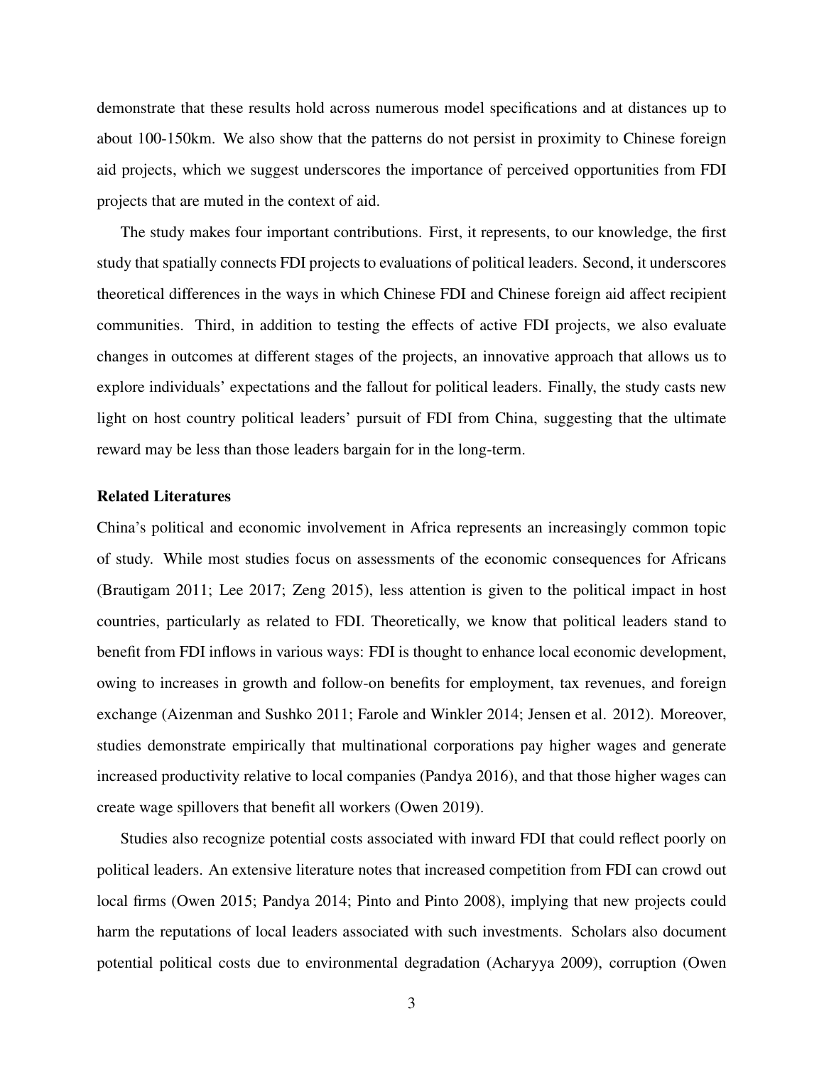demonstrate that these results hold across numerous model specifications and at distances up to about 100-150km. We also show that the patterns do not persist in proximity to Chinese foreign aid projects, which we suggest underscores the importance of perceived opportunities from FDI projects that are muted in the context of aid.

The study makes four important contributions. First, it represents, to our knowledge, the first study that spatially connects FDI projects to evaluations of political leaders. Second, it underscores theoretical differences in the ways in which Chinese FDI and Chinese foreign aid affect recipient communities. Third, in addition to testing the effects of active FDI projects, we also evaluate changes in outcomes at different stages of the projects, an innovative approach that allows us to explore individuals' expectations and the fallout for political leaders. Finally, the study casts new light on host country political leaders' pursuit of FDI from China, suggesting that the ultimate reward may be less than those leaders bargain for in the long-term.

**Related Literatures**

China's political and economic involvement in Africa represents an increasingly common topic of study. While most studies focus on assessments of the economic consequences for Africans (Brautigam 2011; Lee 2017; Zeng 2015), less attention is given to the political impact in host countries, particularly as related to FDI. Theoretically, we know that political leaders stand to benefit from FDI inflows in various ways: FDI is thought to enhance local economic development, owing to increases in growth and follow-on benefits for employment, tax revenues, and foreign exchange (Aizenman and Sushko 2011; Farole and Winkler 2014; Jensen et al. 2012). Moreover, studies demonstrate empirically that multinational corporations pay higher wages and generate increased productivity relative to local companies (Pandya 2016), and that those higher wages can create wage spillovers that benefit all workers (Owen 2019).

Studies also recognize potential costs associated with inward FDI that could reflect poorly on political leaders. An extensive literature notes that increased competition from FDI can crowd out local firms (Owen 2015; Pandya 2014; Pinto and Pinto 2008), implying that new projects could harm the reputations of local leaders associated with such investments. Scholars also document potential political costs due to environmental degradation (Acharyya 2009), corruption (Owen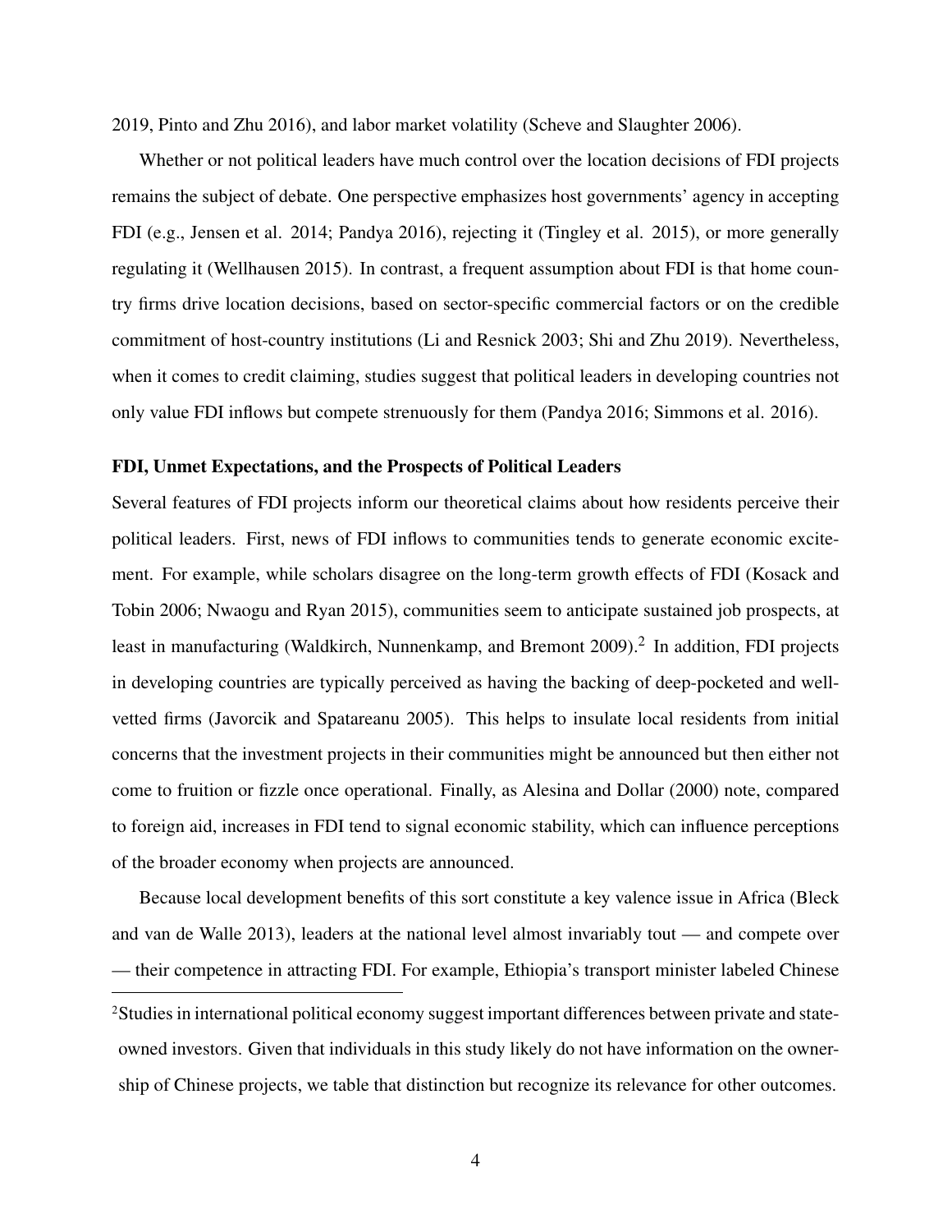2019, Pinto and Zhu 2016), and labor market volatility (Scheve and Slaughter 2006).

Whether or not political leaders have much control over the location decisions of FDI projects remains the subject of debate. One perspective emphasizes host governments' agency in accepting FDI (e.g., Jensen et al. 2014; Pandya 2016), rejecting it (Tingley et al. 2015), or more generally regulating it (Wellhausen 2015). In contrast, a frequent assumption about FDI is that home country firms drive location decisions, based on sector-specific commercial factors or on the credible commitment of host-country institutions (Li and Resnick 2003; Shi and Zhu 2019). Nevertheless, when it comes to credit claiming, studies suggest that political leaders in developing countries not only value FDI inflows but compete strenuously for them (Pandya 2016; Simmons et al. 2016).

### FDI, Unmet Expectations, and the Prospects of Political Leaders

Several features of FDI projects inform our theoretical claims about how residents perceive their political leaders. First, news of FDI inflows to communities tends to generate economic excitement. For example, while scholars disagree on the long-term growth effects of FDI (Kosack and Tobin 2006; Nwaogu and Ryan 2015), communities seem to anticipate sustained job prospects, at least in manufacturing (Waldkirch, Nunnenkamp, and Bremont 2009).[2] In addition, FDI projects in developing countries are typically perceived as having the backing of deep-pocketed and well-vetted firms (Javorcik and Spatareanu 2005). This helps to insulate local residents from initial concerns that the investment projects in their communities might be announced but then either not come to fruition or fizzle once operational. Finally, as Alesina and Dollar (2000) note, compared to foreign aid, increases in FDI tend to signal economic stability, which can influence perceptions of the broader economy when projects are announced.

Because local development benefits of this sort constitute a key valence issue in Africa (Bleck and van de Walle 2013), leaders at the national level almost invariably tout — and compete over — their competence in attracting FDI. For example, Ethiopia's transport minister labeled Chinese

[2] Studies in international political economy suggest important differences between private and state-owned investors. Given that individuals in this study likely do not have information on the ownership of Chinese projects, we table that distinction but recognize its relevance for other outcomes.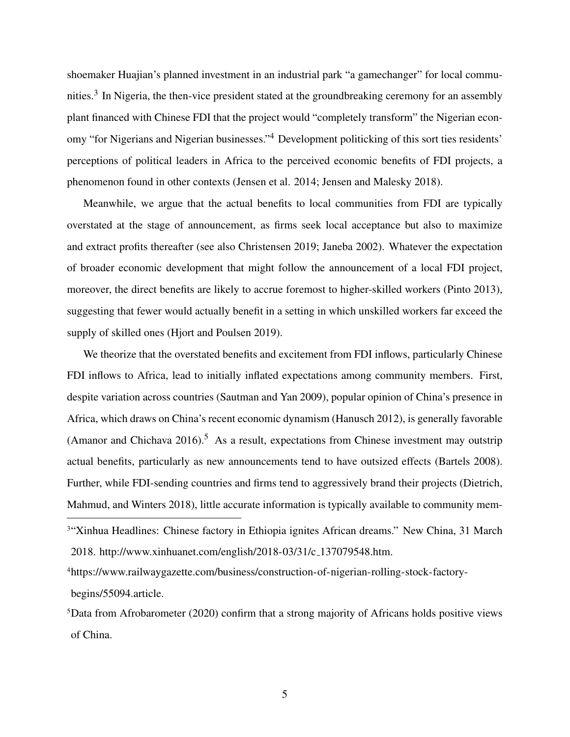shoemaker Huajian's planned investment in an industrial park "a gamechanger" for local communities.[3] In Nigeria, the then-vice president stated at the groundbreaking ceremony for an assembly plant financed with Chinese FDI that the project would "completely transform" the Nigerian economy "for Nigerians and Nigerian businesses."[4] Development politicking of this sort ties residents' perceptions of political leaders in Africa to the perceived economic benefits of FDI projects, a phenomenon found in other contexts (Jensen et al. 2014; Jensen and Malesky 2018).

Meanwhile, we argue that the actual benefits to local communities from FDI are typically overstated at the stage of announcement, as firms seek local acceptance but also to maximize and extract profits thereafter (see also Christensen 2019; Janeba 2002). Whatever the expectation of broader economic development that might follow the announcement of a local FDI project, moreover, the direct benefits are likely to accrue foremost to higher-skilled workers (Pinto 2013), suggesting that fewer would actually benefit in a setting in which unskilled workers far exceed the supply of skilled ones (Hjort and Poulsen 2019).

We theorize that the overstated benefits and excitement from FDI inflows, particularly Chinese FDI inflows to Africa, lead to initially inflated expectations among community members. First, despite variation across countries (Sautman and Yan 2009), popular opinion of China's presence in Africa, which draws on China's recent economic dynamism (Hanusch 2012), is generally favorable (Amanor and Chichava 2016).[5] As a result, expectations from Chinese investment may outstrip actual benefits, particularly as new announcements tend to have outsized effects (Bartels 2008). Further, while FDI-sending countries and firms tend to aggressively brand their projects (Dietrich, Mahmud, and Winters 2018), little accurate information is typically available to community mem-

[3]"Xinhua Headlines: Chinese factory in Ethiopia ignites African dreams." New China, 31 March 2018. http://www.xinhuanet.com/english/2018-03/31/c_137079548.htm.

[4]https://www.railwaygazette.com/business/construction-of-nigerian-rolling-stock-factory-begins/55094.article.

[5]Data from Afrobarometer (2020) confirm that a strong majority of Africans holds positive views of China.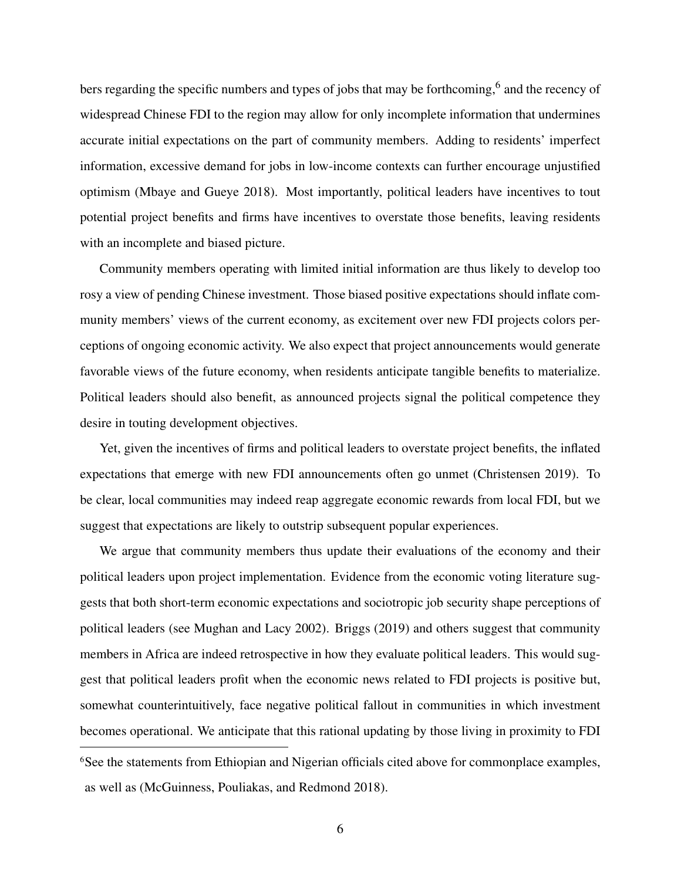bers regarding the specific numbers and types of jobs that may be forthcoming,[6] and the recency of widespread Chinese FDI to the region may allow for only incomplete information that undermines accurate initial expectations on the part of community members. Adding to residents' imperfect information, excessive demand for jobs in low-income contexts can further encourage unjustified optimism (Mbaye and Gueye 2018). Most importantly, political leaders have incentives to tout potential project benefits and firms have incentives to overstate those benefits, leaving residents with an incomplete and biased picture.

Community members operating with limited initial information are thus likely to develop too rosy a view of pending Chinese investment. Those biased positive expectations should inflate community members' views of the current economy, as excitement over new FDI projects colors perceptions of ongoing economic activity. We also expect that project announcements would generate favorable views of the future economy, when residents anticipate tangible benefits to materialize. Political leaders should also benefit, as announced projects signal the political competence they desire in touting development objectives.

Yet, given the incentives of firms and political leaders to overstate project benefits, the inflated expectations that emerge with new FDI announcements often go unmet (Christensen 2019). To be clear, local communities may indeed reap aggregate economic rewards from local FDI, but we suggest that expectations are likely to outstrip subsequent popular experiences.

We argue that community members thus update their evaluations of the economy and their political leaders upon project implementation. Evidence from the economic voting literature suggests that both short-term economic expectations and sociotropic job security shape perceptions of political leaders (see Mughan and Lacy 2002). Briggs (2019) and others suggest that community members in Africa are indeed retrospective in how they evaluate political leaders. This would suggest that political leaders profit when the economic news related to FDI projects is positive but, somewhat counterintuitively, face negative political fallout in communities in which investment becomes operational. We anticipate that this rational updating by those living in proximity to FDI

[6] See the statements from Ethiopian and Nigerian officials cited above for commonplace examples, as well as (McGuinness, Pouliakas, and Redmond 2018).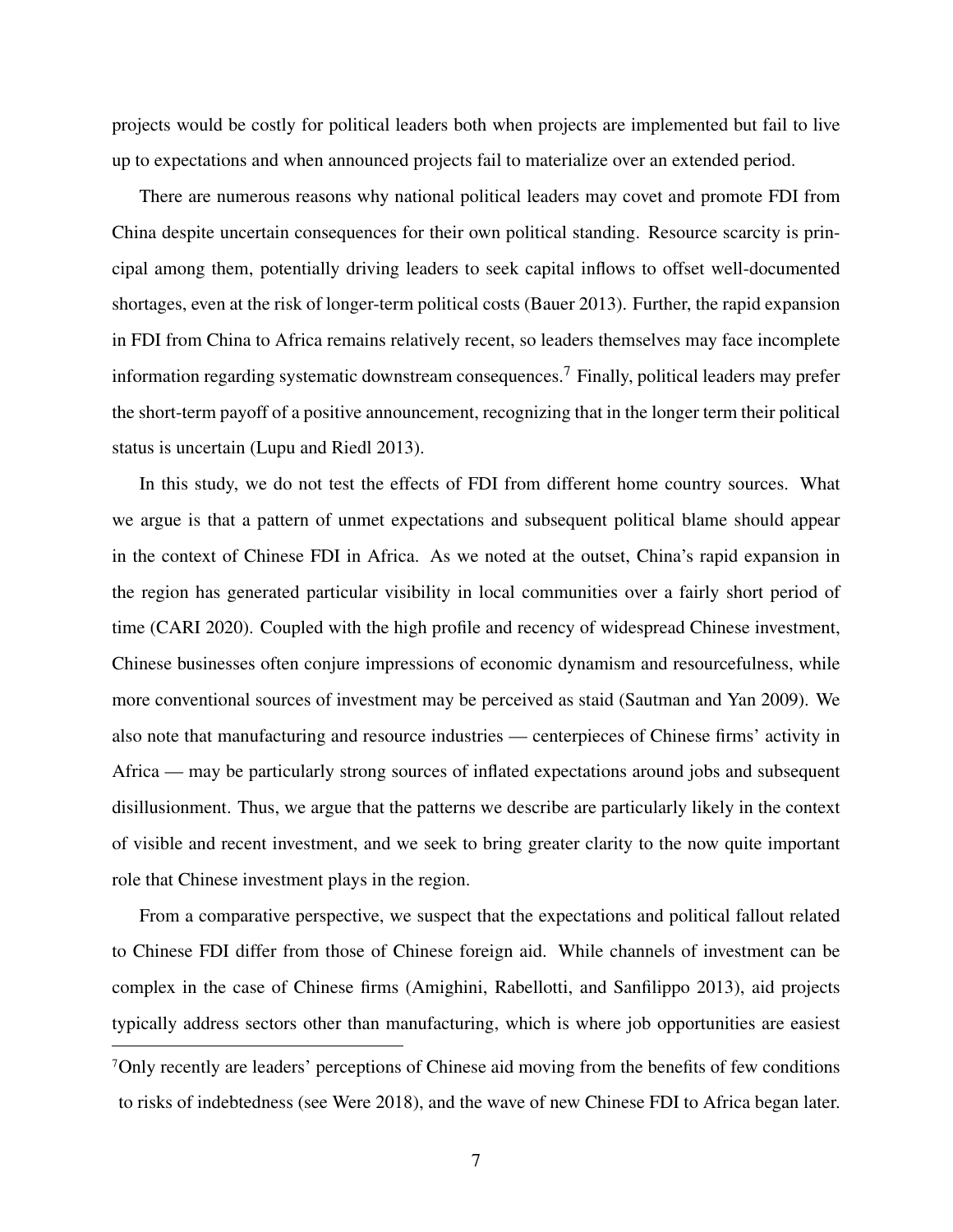projects would be costly for political leaders both when projects are implemented but fail to live up to expectations and when announced projects fail to materialize over an extended period.

There are numerous reasons why national political leaders may covet and promote FDI from China despite uncertain consequences for their own political standing. Resource scarcity is principal among them, potentially driving leaders to seek capital inflows to offset well-documented shortages, even at the risk of longer-term political costs (Bauer 2013). Further, the rapid expansion in FDI from China to Africa remains relatively recent, so leaders themselves may face incomplete information regarding systematic downstream consequences.[7] Finally, political leaders may prefer the short-term payoff of a positive announcement, recognizing that in the longer term their political status is uncertain (Lupu and Riedl 2013).

In this study, we do not test the effects of FDI from different home country sources. What we argue is that a pattern of unmet expectations and subsequent political blame should appear in the context of Chinese FDI in Africa. As we noted at the outset, China's rapid expansion in the region has generated particular visibility in local communities over a fairly short period of time (CARI 2020). Coupled with the high profile and recency of widespread Chinese investment, Chinese businesses often conjure impressions of economic dynamism and resourcefulness, while more conventional sources of investment may be perceived as staid (Sautman and Yan 2009). We also note that manufacturing and resource industries — centerpieces of Chinese firms' activity in Africa — may be particularly strong sources of inflated expectations around jobs and subsequent disillusionment. Thus, we argue that the patterns we describe are particularly likely in the context of visible and recent investment, and we seek to bring greater clarity to the now quite important role that Chinese investment plays in the region.

From a comparative perspective, we suspect that the expectations and political fallout related to Chinese FDI differ from those of Chinese foreign aid. While channels of investment can be complex in the case of Chinese firms (Amighini, Rabellotti, and Sanfilippo 2013), aid projects typically address sectors other than manufacturing, which is where job opportunities are easiest

[7] Only recently are leaders' perceptions of Chinese aid moving from the benefits of few conditions to risks of indebtedness (see Were 2018), and the wave of new Chinese FDI to Africa began later.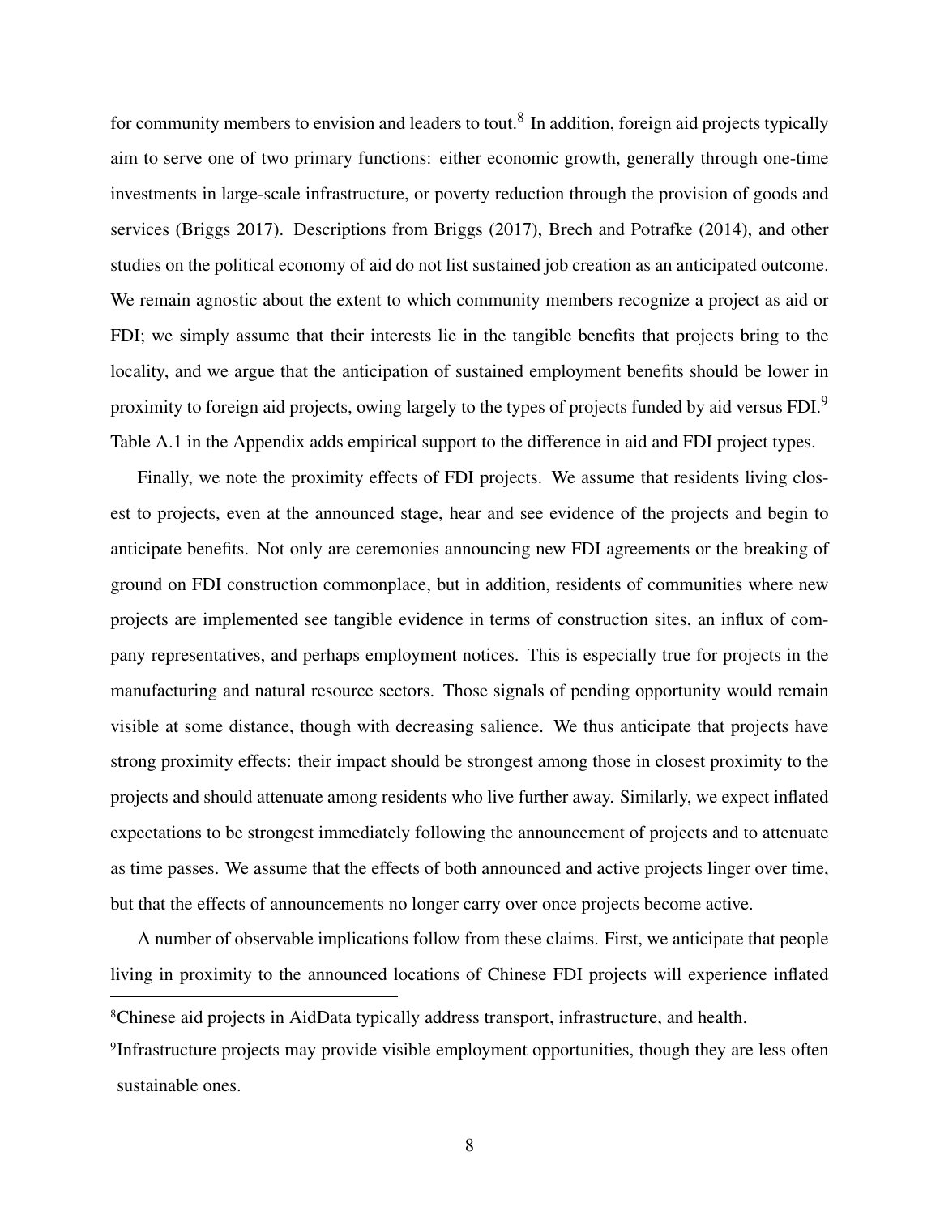for community members to envision and leaders to tout.[8] In addition, foreign aid projects typically aim to serve one of two primary functions: either economic growth, generally through one-time investments in large-scale infrastructure, or poverty reduction through the provision of goods and services (Briggs 2017). Descriptions from Briggs (2017), Brech and Potrafke (2014), and other studies on the political economy of aid do not list sustained job creation as an anticipated outcome. We remain agnostic about the extent to which community members recognize a project as aid or FDI; we simply assume that their interests lie in the tangible benefits that projects bring to the locality, and we argue that the anticipation of sustained employment benefits should be lower in proximity to foreign aid projects, owing largely to the types of projects funded by aid versus FDI.[9] Table A.1 in the Appendix adds empirical support to the difference in aid and FDI project types.

Finally, we note the proximity effects of FDI projects. We assume that residents living closest to projects, even at the announced stage, hear and see evidence of the projects and begin to anticipate benefits. Not only are ceremonies announcing new FDI agreements or the breaking of ground on FDI construction commonplace, but in addition, residents of communities where new projects are implemented see tangible evidence in terms of construction sites, an influx of company representatives, and perhaps employment notices. This is especially true for projects in the manufacturing and natural resource sectors. Those signals of pending opportunity would remain visible at some distance, though with decreasing salience. We thus anticipate that projects have strong proximity effects: their impact should be strongest among those in closest proximity to the projects and should attenuate among residents who live further away. Similarly, we expect inflated expectations to be strongest immediately following the announcement of projects and to attenuate as time passes. We assume that the effects of both announced and active projects linger over time, but that the effects of announcements no longer carry over once projects become active.

A number of observable implications follow from these claims. First, we anticipate that people living in proximity to the announced locations of Chinese FDI projects will experience inflated

[8] Chinese aid projects in AidData typically address transport, infrastructure, and health.

[9] Infrastructure projects may provide visible employment opportunities, though they are less often sustainable ones.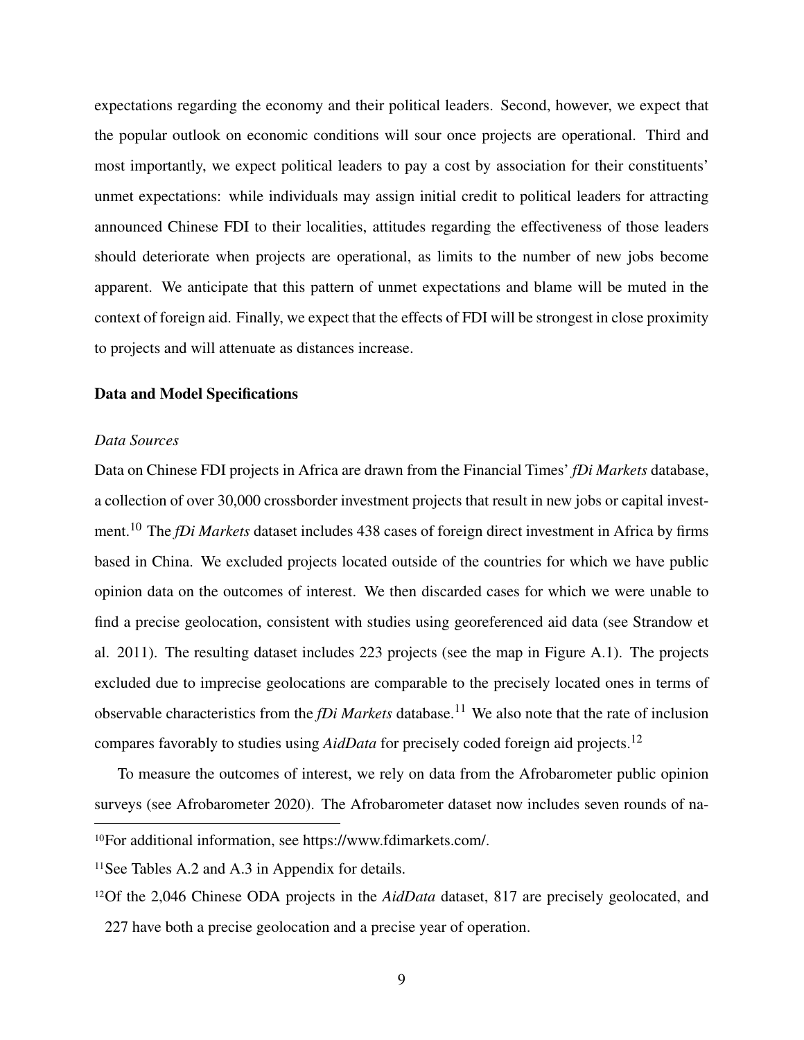expectations regarding the economy and their political leaders. Second, however, we expect that the popular outlook on economic conditions will sour once projects are operational. Third and most importantly, we expect political leaders to pay a cost by association for their constituents' unmet expectations: while individuals may assign initial credit to political leaders for attracting announced Chinese FDI to their localities, attitudes regarding the effectiveness of those leaders should deteriorate when projects are operational, as limits to the number of new jobs become apparent. We anticipate that this pattern of unmet expectations and blame will be muted in the context of foreign aid. Finally, we expect that the effects of FDI will be strongest in close proximity to projects and will attenuate as distances increase.

## Data and Model Specifications

### *Data Sources*

Data on Chinese FDI projects in Africa are drawn from the Financial Times' *fDi Markets* database, a collection of over 30,000 crossborder investment projects that result in new jobs or capital investment.[10] The *fDi Markets* dataset includes 438 cases of foreign direct investment in Africa by firms based in China. We excluded projects located outside of the countries for which we have public opinion data on the outcomes of interest. We then discarded cases for which we were unable to find a precise geolocation, consistent with studies using georeferenced aid data (see Strandow et al. 2011). The resulting dataset includes 223 projects (see the map in Figure A.1). The projects excluded due to imprecise geolocations are comparable to the precisely located ones in terms of observable characteristics from the *fDi Markets* database.[11] We also note that the rate of inclusion compares favorably to studies using *AidData* for precisely coded foreign aid projects.[12]

To measure the outcomes of interest, we rely on data from the Afrobarometer public opinion surveys (see Afrobarometer 2020). The Afrobarometer dataset now includes seven rounds of na-

[10]For additional information, see https://www.fdimarkets.com/.

[11]See Tables A.2 and A.3 in Appendix for details.

[12]Of the 2,046 Chinese ODA projects in the *AidData* dataset, 817 are precisely geolocated, and 227 have both a precise geolocation and a precise year of operation.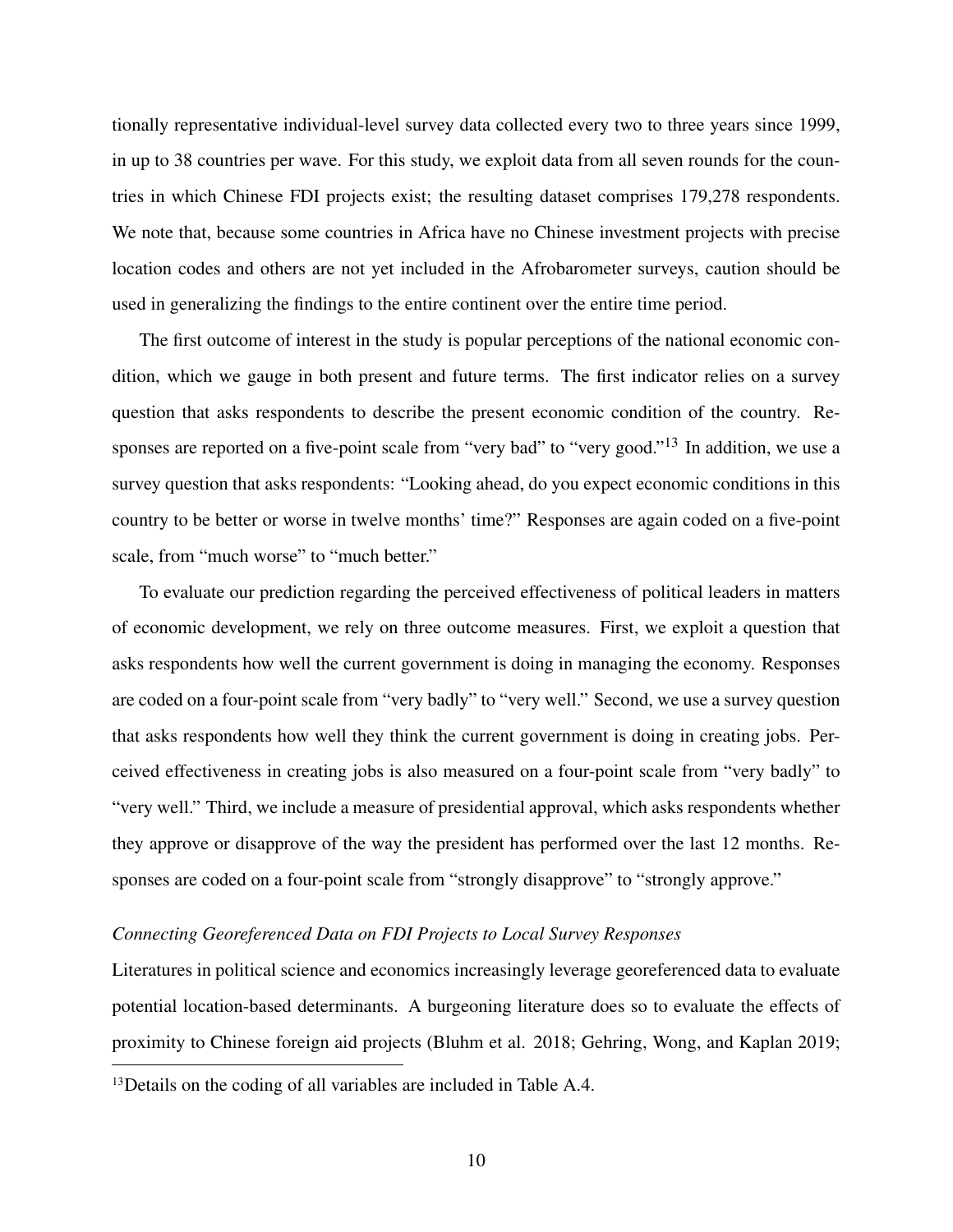tionally representative individual-level survey data collected every two to three years since 1999, in up to 38 countries per wave. For this study, we exploit data from all seven rounds for the countries in which Chinese FDI projects exist; the resulting dataset comprises 179,278 respondents. We note that, because some countries in Africa have no Chinese investment projects with precise location codes and others are not yet included in the Afrobarometer surveys, caution should be used in generalizing the findings to the entire continent over the entire time period.

The first outcome of interest in the study is popular perceptions of the national economic condition, which we gauge in both present and future terms. The first indicator relies on a survey question that asks respondents to describe the present economic condition of the country. Responses are reported on a five-point scale from "very bad" to "very good."[13] In addition, we use a survey question that asks respondents: "Looking ahead, do you expect economic conditions in this country to be better or worse in twelve months' time?" Responses are again coded on a five-point scale, from "much worse" to "much better."

To evaluate our prediction regarding the perceived effectiveness of political leaders in matters of economic development, we rely on three outcome measures. First, we exploit a question that asks respondents how well the current government is doing in managing the economy. Responses are coded on a four-point scale from "very badly" to "very well." Second, we use a survey question that asks respondents how well they think the current government is doing in creating jobs. Perceived effectiveness in creating jobs is also measured on a four-point scale from "very badly" to "very well." Third, we include a measure of presidential approval, which asks respondents whether they approve or disapprove of the way the president has performed over the last 12 months. Responses are coded on a four-point scale from "strongly disapprove" to "strongly approve."

*Connecting Georeferenced Data on FDI Projects to Local Survey Responses*

Literatures in political science and economics increasingly leverage georeferenced data to evaluate potential location-based determinants. A burgeoning literature does so to evaluate the effects of proximity to Chinese foreign aid projects (Bluhm et al. 2018; Gehring, Wong, and Kaplan 2019;

[13] Details on the coding of all variables are included in Table A.4.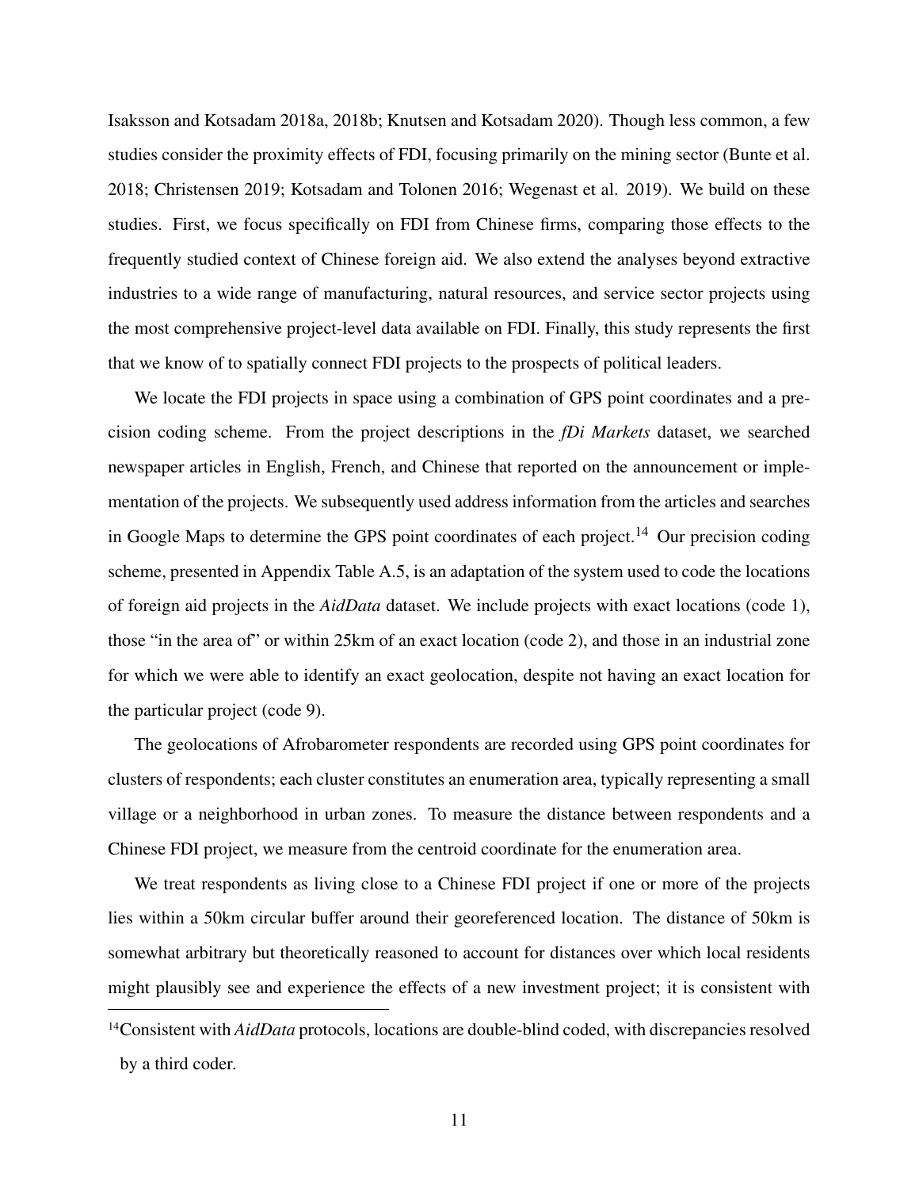Isaksson and Kotsadam 2018a, 2018b; Knutsen and Kotsadam 2020). Though less common, a few studies consider the proximity effects of FDI, focusing primarily on the mining sector (Bunte et al. 2018; Christensen 2019; Kotsadam and Tolonen 2016; Wegenast et al. 2019). We build on these studies. First, we focus specifically on FDI from Chinese firms, comparing those effects to the frequently studied context of Chinese foreign aid. We also extend the analyses beyond extractive industries to a wide range of manufacturing, natural resources, and service sector projects using the most comprehensive project-level data available on FDI. Finally, this study represents the first that we know of to spatially connect FDI projects to the prospects of political leaders.

We locate the FDI projects in space using a combination of GPS point coordinates and a precision coding scheme. From the project descriptions in the *fDi Markets* dataset, we searched newspaper articles in English, French, and Chinese that reported on the announcement or implementation of the projects. We subsequently used address information from the articles and searches in Google Maps to determine the GPS point coordinates of each project.[14] Our precision coding scheme, presented in Appendix Table A.5, is an adaptation of the system used to code the locations of foreign aid projects in the *AidData* dataset. We include projects with exact locations (code 1), those "in the area of" or within 25km of an exact location (code 2), and those in an industrial zone for which we were able to identify an exact geolocation, despite not having an exact location for the particular project (code 9).

The geolocations of Afrobarometer respondents are recorded using GPS point coordinates for clusters of respondents; each cluster constitutes an enumeration area, typically representing a small village or a neighborhood in urban zones. To measure the distance between respondents and a Chinese FDI project, we measure from the centroid coordinate for the enumeration area.

We treat respondents as living close to a Chinese FDI project if one or more of the projects lies within a 50km circular buffer around their georeferenced location. The distance of 50km is somewhat arbitrary but theoretically reasoned to account for distances over which local residents might plausibly see and experience the effects of a new investment project; it is consistent with

[14] Consistent with *AidData* protocols, locations are double-blind coded, with discrepancies resolved by a third coder.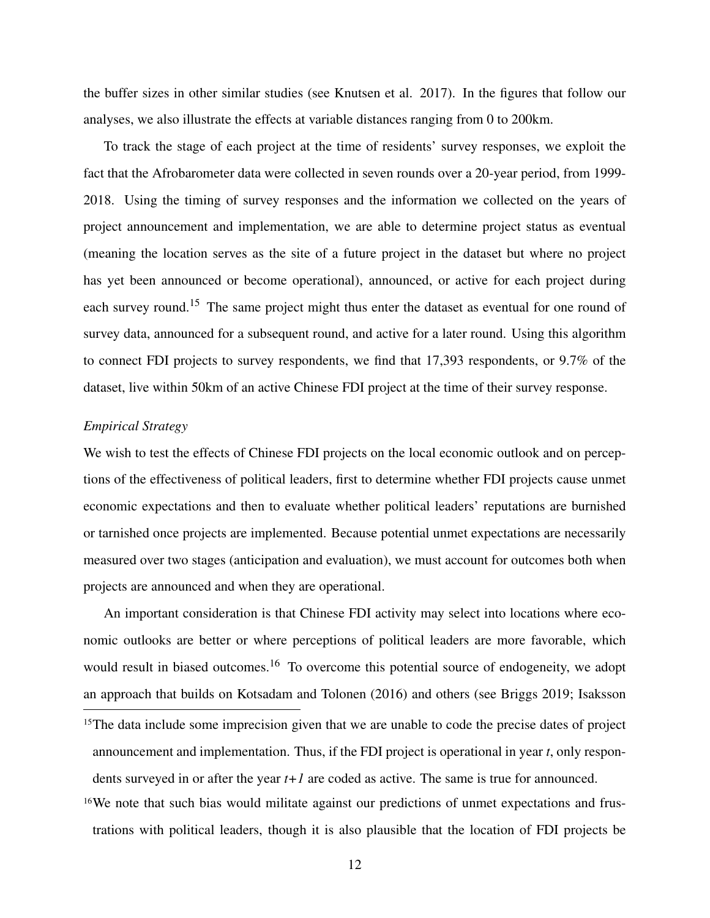the buffer sizes in other similar studies (see Knutsen et al. 2017). In the figures that follow our analyses, we also illustrate the effects at variable distances ranging from 0 to 200km.

To track the stage of each project at the time of residents' survey responses, we exploit the fact that the Afrobarometer data were collected in seven rounds over a 20-year period, from 1999-2018. Using the timing of survey responses and the information we collected on the years of project announcement and implementation, we are able to determine project status as eventual (meaning the location serves as the site of a future project in the dataset but where no project has yet been announced or become operational), announced, or active for each project during each survey round.[15] The same project might thus enter the dataset as eventual for one round of survey data, announced for a subsequent round, and active for a later round. Using this algorithm to connect FDI projects to survey respondents, we find that 17,393 respondents, or 9.7% of the dataset, live within 50km of an active Chinese FDI project at the time of their survey response.

*Empirical Strategy*

We wish to test the effects of Chinese FDI projects on the local economic outlook and on perceptions of the effectiveness of political leaders, first to determine whether FDI projects cause unmet economic expectations and then to evaluate whether political leaders' reputations are burnished or tarnished once projects are implemented. Because potential unmet expectations are necessarily measured over two stages (anticipation and evaluation), we must account for outcomes both when projects are announced and when they are operational.

An important consideration is that Chinese FDI activity may select into locations where economic outlooks are better or where perceptions of political leaders are more favorable, which would result in biased outcomes.[16] To overcome this potential source of endogeneity, we adopt an approach that builds on Kotsadam and Tolonen (2016) and others (see Briggs 2019; Isaksson

[15]The data include some imprecision given that we are unable to code the precise dates of project announcement and implementation. Thus, if the FDI project is operational in year $t$, only respondents surveyed in or after the year $t+1$ are coded as active. The same is true for announced.

[16]We note that such bias would militate against our predictions of unmet expectations and frustrations with political leaders, though it is also plausible that the location of FDI projects be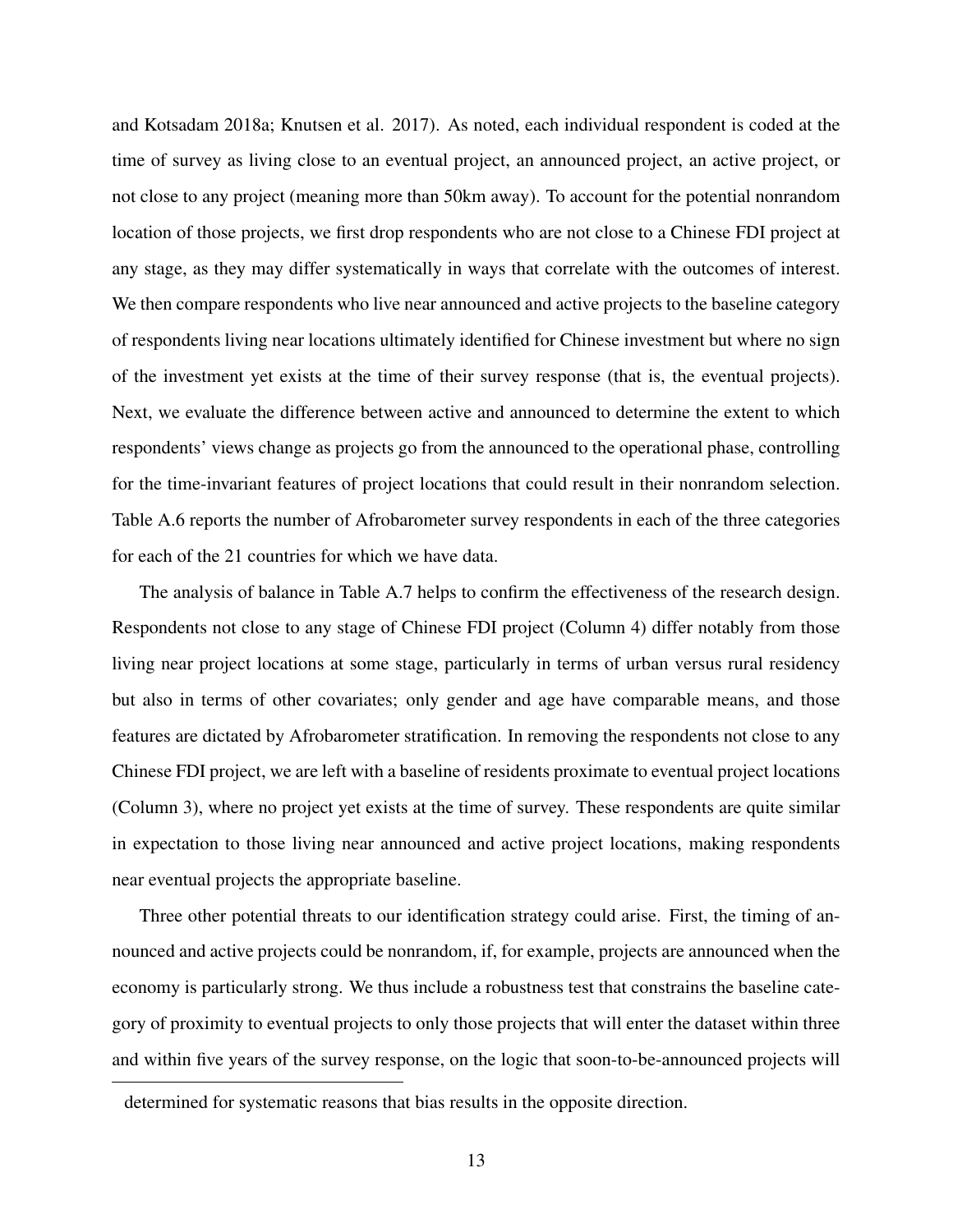and Kotsadam 2018a; Knutsen et al. 2017). As noted, each individual respondent is coded at the time of survey as living close to an eventual project, an announced project, an active project, or not close to any project (meaning more than 50km away). To account for the potential nonrandom location of those projects, we first drop respondents who are not close to a Chinese FDI project at any stage, as they may differ systematically in ways that correlate with the outcomes of interest. We then compare respondents who live near announced and active projects to the baseline category of respondents living near locations ultimately identified for Chinese investment but where no sign of the investment yet exists at the time of their survey response (that is, the eventual projects). Next, we evaluate the difference between active and announced to determine the extent to which respondents' views change as projects go from the announced to the operational phase, controlling for the time-invariant features of project locations that could result in their nonrandom selection. Table A.6 reports the number of Afrobarometer survey respondents in each of the three categories for each of the 21 countries for which we have data.

The analysis of balance in Table A.7 helps to confirm the effectiveness of the research design. Respondents not close to any stage of Chinese FDI project (Column 4) differ notably from those living near project locations at some stage, particularly in terms of urban versus rural residency but also in terms of other covariates; only gender and age have comparable means, and those features are dictated by Afrobarometer stratification. In removing the respondents not close to any Chinese FDI project, we are left with a baseline of residents proximate to eventual project locations (Column 3), where no project yet exists at the time of survey. These respondents are quite similar in expectation to those living near announced and active project locations, making respondents near eventual projects the appropriate baseline.

Three other potential threats to our identification strategy could arise. First, the timing of announced and active projects could be nonrandom, if, for example, projects are announced when the economy is particularly strong. We thus include a robustness test that constrains the baseline category of proximity to eventual projects to only those projects that will enter the dataset within three and within five years of the survey response, on the logic that soon-to-be-announced projects will

---

determined for systematic reasons that bias results in the opposite direction.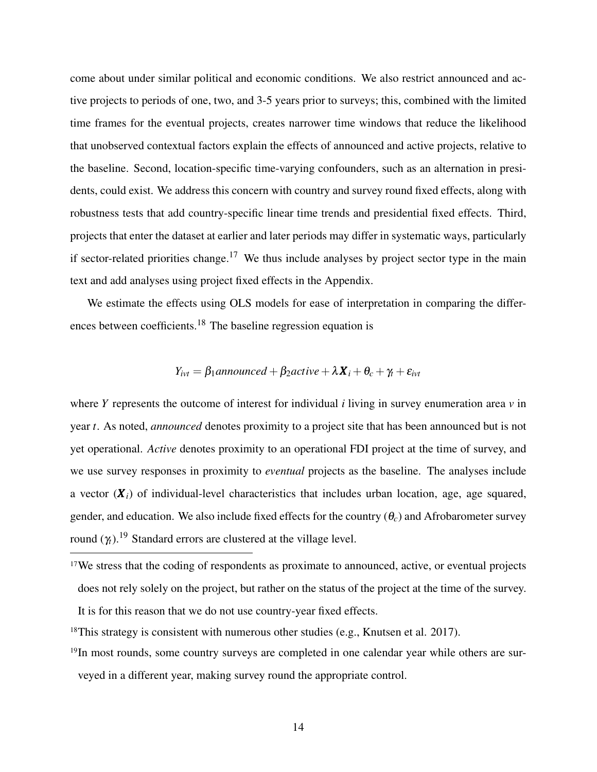come about under similar political and economic conditions. We also restrict announced and active projects to periods of one, two, and 3-5 years prior to surveys; this, combined with the limited time frames for the eventual projects, creates narrower time windows that reduce the likelihood that unobserved contextual factors explain the effects of announced and active projects, relative to the baseline. Second, location-specific time-varying confounders, such as an alternation in presidents, could exist. We address this concern with country and survey round fixed effects, along with robustness tests that add country-specific linear time trends and presidential fixed effects. Third, projects that enter the dataset at earlier and later periods may differ in systematic ways, particularly if sector-related priorities change.[17] We thus include analyses by project sector type in the main text and add analyses using project fixed effects in the Appendix.

We estimate the effects using OLS models for ease of interpretation in comparing the differences between coefficients.[18] The baseline regression equation is

$$Y_{ivt} = \beta_1 announced + \beta_2 active + \lambda \boldsymbol{X}_i + \theta_c + \gamma_t + \varepsilon_{ivt}$$

where $Y$ represents the outcome of interest for individual $i$ living in survey enumeration area $v$ in year $t$. As noted, *announced* denotes proximity to a project site that has been announced but is not yet operational. *Active* denotes proximity to an operational FDI project at the time of survey, and we use survey responses in proximity to *eventual* projects as the baseline. The analyses include a vector ($\boldsymbol{X}_i$) of individual-level characteristics that includes urban location, age, age squared, gender, and education. We also include fixed effects for the country ($\theta_c$) and Afrobarometer survey round ($\gamma_t$).[19] Standard errors are clustered at the village level.

[17] We stress that the coding of respondents as proximate to announced, active, or eventual projects does not rely solely on the project, but rather on the status of the project at the time of the survey. It is for this reason that we do not use country-year fixed effects.

[18] This strategy is consistent with numerous other studies (e.g., Knutsen et al. 2017).

[19] In most rounds, some country surveys are completed in one calendar year while others are surveyed in a different year, making survey round the appropriate control.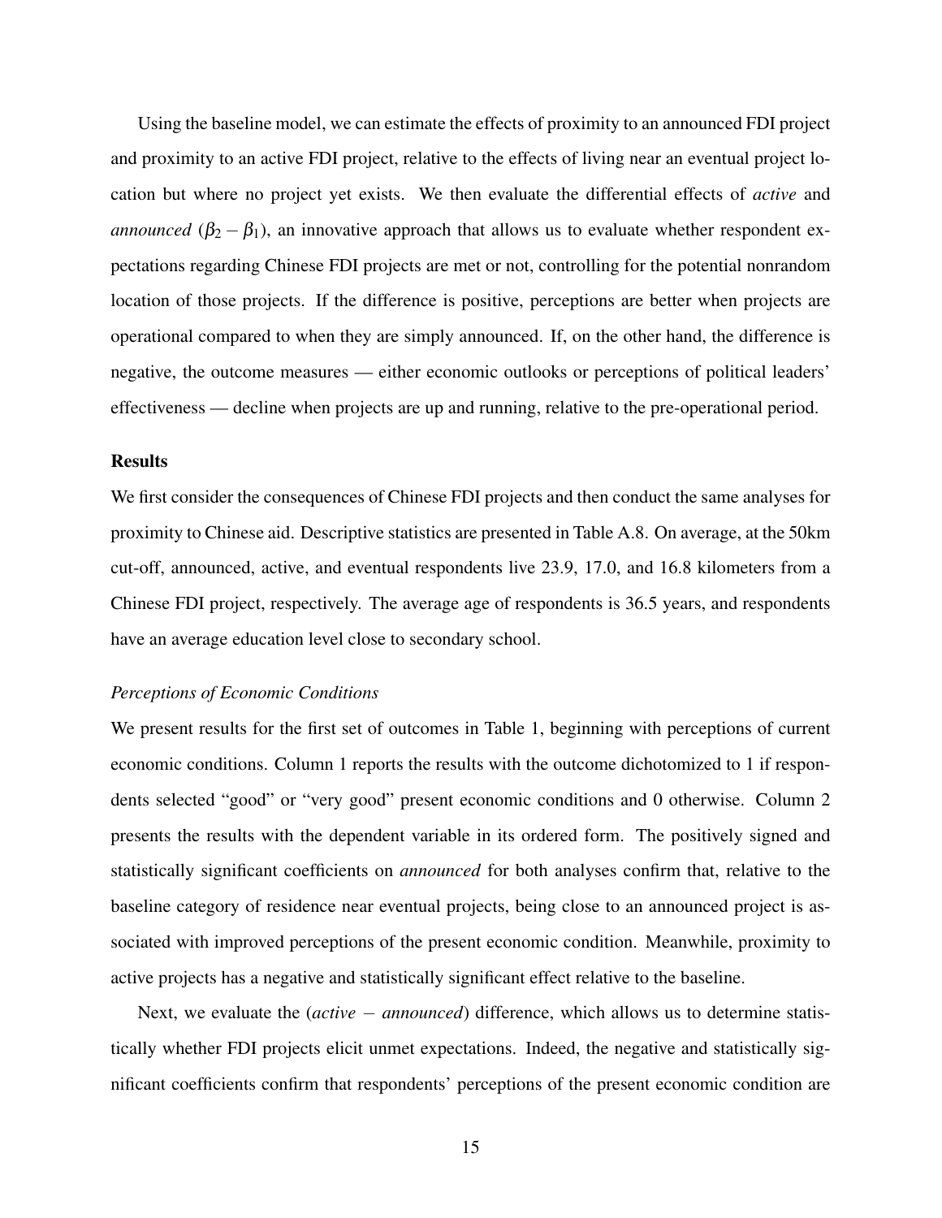Using the baseline model, we can estimate the effects of proximity to an announced FDI project and proximity to an active FDI project, relative to the effects of living near an eventual project location but where no project yet exists. We then evaluate the differential effects of *active* and *announced* ($\beta_2 - \beta_1$), an innovative approach that allows us to evaluate whether respondent expectations regarding Chinese FDI projects are met or not, controlling for the potential nonrandom location of those projects. If the difference is positive, perceptions are better when projects are operational compared to when they are simply announced. If, on the other hand, the difference is negative, the outcome measures — either economic outlooks or perceptions of political leaders' effectiveness — decline when projects are up and running, relative to the pre-operational period.

## Results

We first consider the consequences of Chinese FDI projects and then conduct the same analyses for proximity to Chinese aid. Descriptive statistics are presented in Table A.8. On average, at the 50km cut-off, announced, active, and eventual respondents live 23.9, 17.0, and 16.8 kilometers from a Chinese FDI project, respectively. The average age of respondents is 36.5 years, and respondents have an average education level close to secondary school.

### *Perceptions of Economic Conditions*

We present results for the first set of outcomes in Table 1, beginning with perceptions of current economic conditions. Column 1 reports the results with the outcome dichotomized to 1 if respondents selected "good" or "very good" present economic conditions and 0 otherwise. Column 2 presents the results with the dependent variable in its ordered form. The positively signed and statistically significant coefficients on *announced* for both analyses confirm that, relative to the baseline category of residence near eventual projects, being close to an announced project is associated with improved perceptions of the present economic condition. Meanwhile, proximity to active projects has a negative and statistically significant effect relative to the baseline.

Next, we evaluate the (*active* $-$ *announced*) difference, which allows us to determine statistically whether FDI projects elicit unmet expectations. Indeed, the negative and statistically significant coefficients confirm that respondents' perceptions of the present economic condition are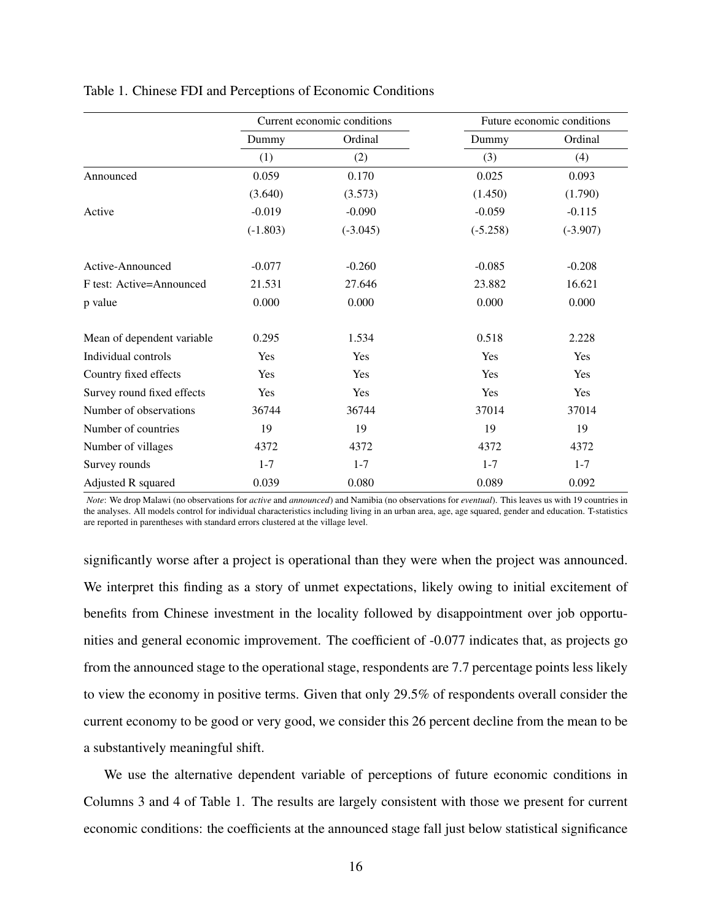Table 1. Chinese FDI and Perceptions of Economic Conditions

| | Current economic conditions | | Future economic conditions | |
|---|---|---|---|---|
| | Dummy | Ordinal | Dummy | Ordinal |
| | (1) | (2) | (3) | (4) |
| Announced | 0.059 | 0.170 | 0.025 | 0.093 |
| | (3.640) | (3.573) | (1.450) | (1.790) |
| Active | -0.019 | -0.090 | -0.059 | -0.115 |
| | (-1.803) | (-3.045) | (-5.258) | (-3.907) |
| Active-Announced | -0.077 | -0.260 | -0.085 | -0.208 |
| F test: Active=Announced | 21.531 | 27.646 | 23.882 | 16.621 |
| p value | 0.000 | 0.000 | 0.000 | 0.000 |
| Mean of dependent variable | 0.295 | 1.534 | 0.518 | 2.228 |
| Individual controls | Yes | Yes | Yes | Yes |
| Country fixed effects | Yes | Yes | Yes | Yes |
| Survey round fixed effects | Yes | Yes | Yes | Yes |
| Number of observations | 36744 | 36744 | 37014 | 37014 |
| Number of countries | 19 | 19 | 19 | 19 |
| Number of villages | 4372 | 4372 | 4372 | 4372 |
| Survey rounds | 1-7 | 1-7 | 1-7 | 1-7 |
| Adjusted R squared | 0.039 | 0.080 | 0.089 | 0.092 |

*Note*: We drop Malawi (no observations for *active* and *announced*) and Namibia (no observations for *eventual*). This leaves us with 19 countries in the analyses. All models control for individual characteristics including living in an urban area, age, age squared, gender and education. T-statistics are reported in parentheses with standard errors clustered at the village level.

significantly worse after a project is operational than they were when the project was announced. We interpret this finding as a story of unmet expectations, likely owing to initial excitement of benefits from Chinese investment in the locality followed by disappointment over job opportunities and general economic improvement. The coefficient of -0.077 indicates that, as projects go from the announced stage to the operational stage, respondents are 7.7 percentage points less likely to view the economy in positive terms. Given that only 29.5% of respondents overall consider the current economy to be good or very good, we consider this 26 percent decline from the mean to be a substantively meaningful shift.

We use the alternative dependent variable of perceptions of future economic conditions in Columns 3 and 4 of Table 1. The results are largely consistent with those we present for current economic conditions: the coefficients at the announced stage fall just below statistical significance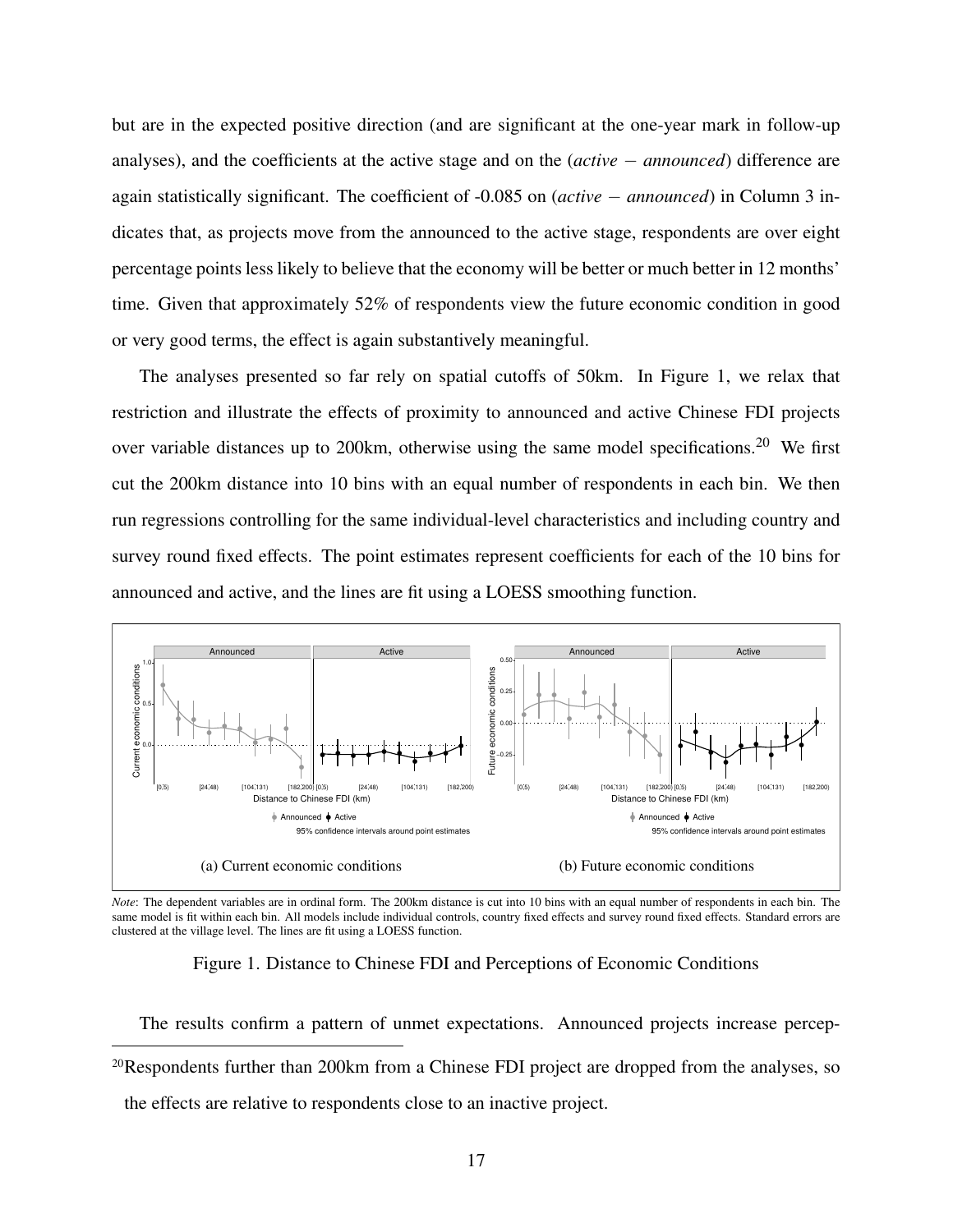but are in the expected positive direction (and are significant at the one-year mark in follow-up analyses), and the coefficients at the active stage and on the (*active* − *announced*) difference are again statistically significant. The coefficient of -0.085 on (*active* − *announced*) in Column 3 indicates that, as projects move from the announced to the active stage, respondents are over eight percentage points less likely to believe that the economy will be better or much better in 12 months' time. Given that approximately 52% of respondents view the future economic condition in good or very good terms, the effect is again substantively meaningful.

The analyses presented so far rely on spatial cutoffs of 50km. In Figure 1, we relax that restriction and illustrate the effects of proximity to announced and active Chinese FDI projects over variable distances up to 200km, otherwise using the same model specifications.[20] We first cut the 200km distance into 10 bins with an equal number of respondents in each bin. We then run regressions controlling for the same individual-level characteristics and including country and survey round fixed effects. The point estimates represent coefficients for each of the 10 bins for announced and active, and the lines are fit using a LOESS smoothing function.

(a) Current economic conditions

(b) Future economic conditions

*Note*: The dependent variables are in ordinal form. The 200km distance is cut into 10 bins with an equal number of respondents in each bin. The same model is fit within each bin. All models include individual controls, country fixed effects and survey round fixed effects. Standard errors are clustered at the village level. The lines are fit using a LOESS function.

Figure 1. Distance to Chinese FDI and Perceptions of Economic Conditions

The results confirm a pattern of unmet expectations. Announced projects increase percep-

[20]Respondents further than 200km from a Chinese FDI project are dropped from the analyses, so the effects are relative to respondents close to an inactive project.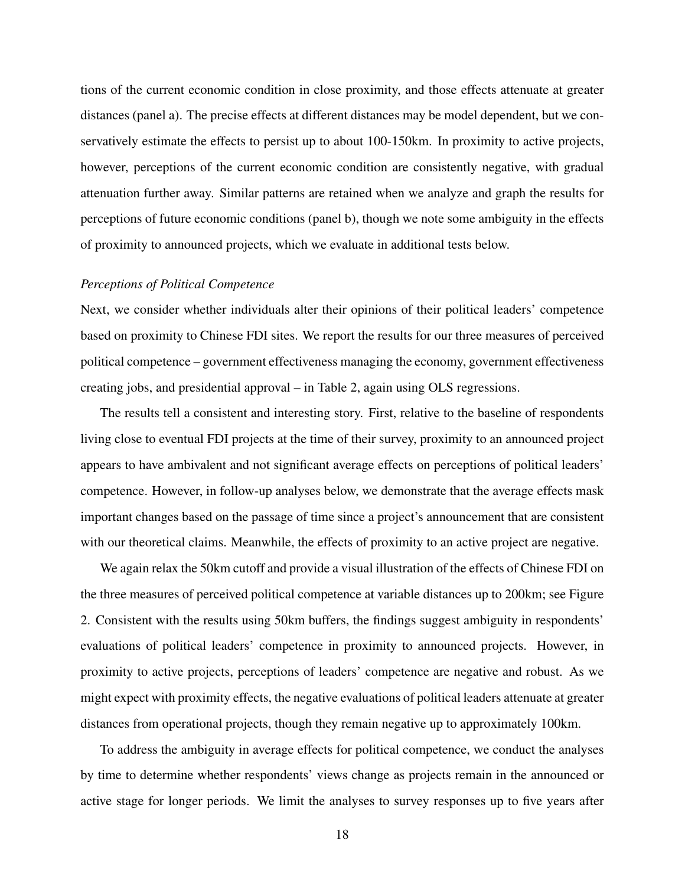tions of the current economic condition in close proximity, and those effects attenuate at greater distances (panel a). The precise effects at different distances may be model dependent, but we conservatively estimate the effects to persist up to about 100-150km. In proximity to active projects, however, perceptions of the current economic condition are consistently negative, with gradual attenuation further away. Similar patterns are retained when we analyze and graph the results for perceptions of future economic conditions (panel b), though we note some ambiguity in the effects of proximity to announced projects, which we evaluate in additional tests below.

*Perceptions of Political Competence*

Next, we consider whether individuals alter their opinions of their political leaders' competence based on proximity to Chinese FDI sites. We report the results for our three measures of perceived political competence – government effectiveness managing the economy, government effectiveness creating jobs, and presidential approval – in Table 2, again using OLS regressions.

The results tell a consistent and interesting story. First, relative to the baseline of respondents living close to eventual FDI projects at the time of their survey, proximity to an announced project appears to have ambivalent and not significant average effects on perceptions of political leaders' competence. However, in follow-up analyses below, we demonstrate that the average effects mask important changes based on the passage of time since a project's announcement that are consistent with our theoretical claims. Meanwhile, the effects of proximity to an active project are negative.

We again relax the 50km cutoff and provide a visual illustration of the effects of Chinese FDI on the three measures of perceived political competence at variable distances up to 200km; see Figure 2. Consistent with the results using 50km buffers, the findings suggest ambiguity in respondents' evaluations of political leaders' competence in proximity to announced projects. However, in proximity to active projects, perceptions of leaders' competence are negative and robust. As we might expect with proximity effects, the negative evaluations of political leaders attenuate at greater distances from operational projects, though they remain negative up to approximately 100km.

To address the ambiguity in average effects for political competence, we conduct the analyses by time to determine whether respondents' views change as projects remain in the announced or active stage for longer periods. We limit the analyses to survey responses up to five years after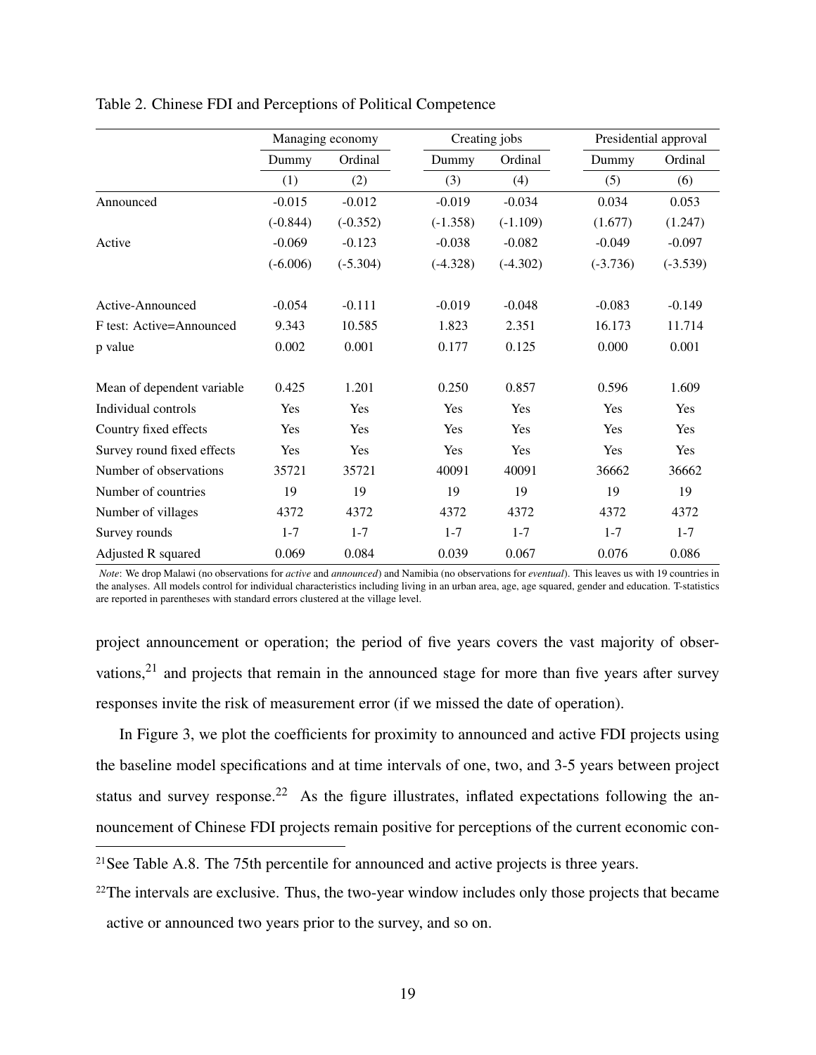Table 2. Chinese FDI and Perceptions of Political Competence

| | Managing economy | | Creating jobs | | Presidential approval | |
|---|---|---|---|---|---|---|
| | Dummy | Ordinal | Dummy | Ordinal | Dummy | Ordinal |
| | (1) | (2) | (3) | (4) | (5) | (6) |
| Announced | -0.015 | -0.012 | -0.019 | -0.034 | 0.034 | 0.053 |
| | (-0.844) | (-0.352) | (-1.358) | (-1.109) | (1.677) | (1.247) |
| Active | -0.069 | -0.123 | -0.038 | -0.082 | -0.049 | -0.097 |
| | (-6.006) | (-5.304) | (-4.328) | (-4.302) | (-3.736) | (-3.539) |
| Active-Announced | -0.054 | -0.111 | -0.019 | -0.048 | -0.083 | -0.149 |
| F test: Active=Announced | 9.343 | 10.585 | 1.823 | 2.351 | 16.173 | 11.714 |
| p value | 0.002 | 0.001 | 0.177 | 0.125 | 0.000 | 0.001 |
| Mean of dependent variable | 0.425 | 1.201 | 0.250 | 0.857 | 0.596 | 1.609 |
| Individual controls | Yes | Yes | Yes | Yes | Yes | Yes |
| Country fixed effects | Yes | Yes | Yes | Yes | Yes | Yes |
| Survey round fixed effects | Yes | Yes | Yes | Yes | Yes | Yes |
| Number of observations | 35721 | 35721 | 40091 | 40091 | 36662 | 36662 |
| Number of countries | 19 | 19 | 19 | 19 | 19 | 19 |
| Number of villages | 4372 | 4372 | 4372 | 4372 | 4372 | 4372 |
| Survey rounds | 1-7 | 1-7 | 1-7 | 1-7 | 1-7 | 1-7 |
| Adjusted R squared | 0.069 | 0.084 | 0.039 | 0.067 | 0.076 | 0.086 |

*Note*: We drop Malawi (no observations for *active* and *announced*) and Namibia (no observations for *eventual*). This leaves us with 19 countries in the analyses. All models control for individual characteristics including living in an urban area, age, age squared, gender and education. T-statistics are reported in parentheses with standard errors clustered at the village level.

project announcement or operation; the period of five years covers the vast majority of observations,[21] and projects that remain in the announced stage for more than five years after survey responses invite the risk of measurement error (if we missed the date of operation).

In Figure 3, we plot the coefficients for proximity to announced and active FDI projects using the baseline model specifications and at time intervals of one, two, and 3-5 years between project status and survey response.[22] As the figure illustrates, inflated expectations following the announcement of Chinese FDI projects remain positive for perceptions of the current economic con-

[21] See Table A.8. The 75th percentile for announced and active projects is three years.

[22] The intervals are exclusive. Thus, the two-year window includes only those projects that became active or announced two years prior to the survey, and so on.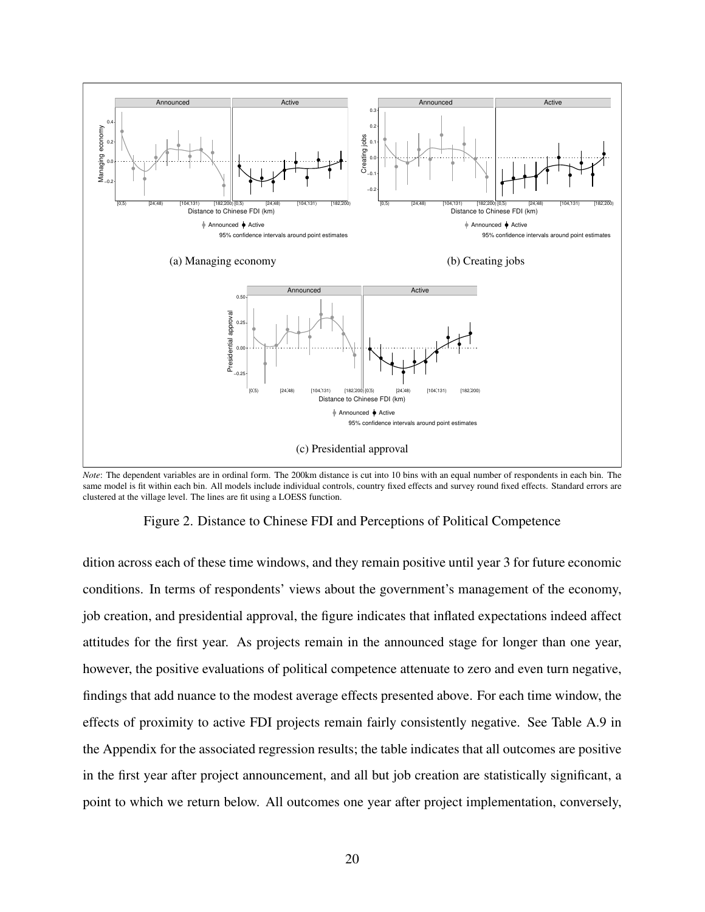(a) Managing economy

(b) Creating jobs

(c) Presidential approval

*Note*: The dependent variables are in ordinal form. The 200km distance is cut into 10 bins with an equal number of respondents in each bin. The same model is fit within each bin. All models include individual controls, country fixed effects and survey round fixed effects. Standard errors are clustered at the village level. The lines are fit using a LOESS function.

Figure 2. Distance to Chinese FDI and Perceptions of Political Competence

dition across each of these time windows, and they remain positive until year 3 for future economic conditions. In terms of respondents' views about the government's management of the economy, job creation, and presidential approval, the figure indicates that inflated expectations indeed affect attitudes for the first year. As projects remain in the announced stage for longer than one year, however, the positive evaluations of political competence attenuate to zero and even turn negative, findings that add nuance to the modest average effects presented above. For each time window, the effects of proximity to active FDI projects remain fairly consistently negative. See Table A.9 in the Appendix for the associated regression results; the table indicates that all outcomes are positive in the first year after project announcement, and all but job creation are statistically significant, a point to which we return below. All outcomes one year after project implementation, conversely,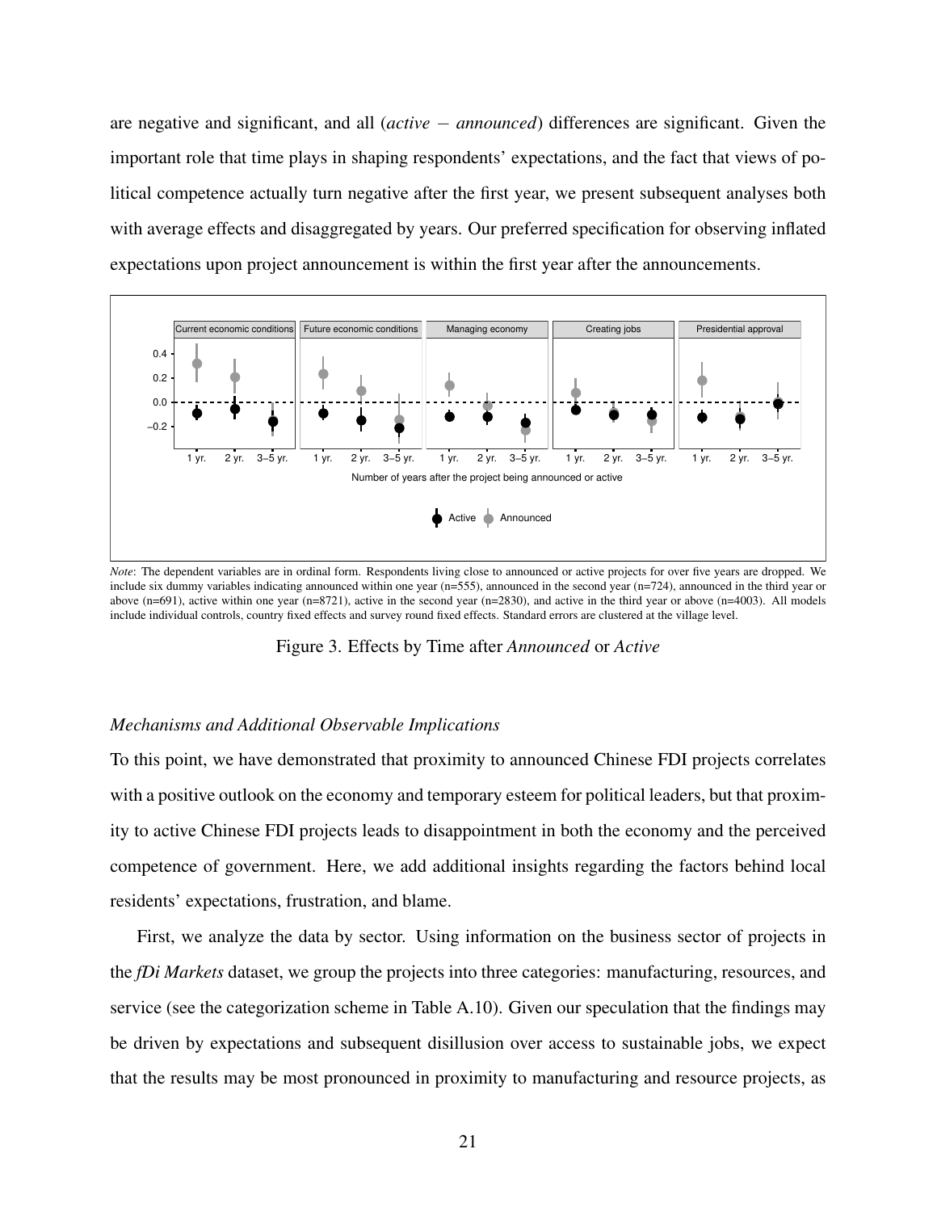are negative and significant, and all (*active* − *announced*) differences are significant. Given the important role that time plays in shaping respondents' expectations, and the fact that views of political competence actually turn negative after the first year, we present subsequent analyses both with average effects and disaggregated by years. Our preferred specification for observing inflated expectations upon project announcement is within the first year after the announcements.

*Note*: The dependent variables are in ordinal form. Respondents living close to announced or active projects for over five years are dropped. We include six dummy variables indicating announced within one year (n=555), announced in the second year (n=724), announced in the third year or above (n=691), active within one year (n=8721), active in the second year (n=2830), and active in the third year or above (n=4003). All models include individual controls, country fixed effects and survey round fixed effects. Standard errors are clustered at the village level.

Figure 3. Effects by Time after *Announced* or *Active*

*Mechanisms and Additional Observable Implications*

To this point, we have demonstrated that proximity to announced Chinese FDI projects correlates with a positive outlook on the economy and temporary esteem for political leaders, but that proximity to active Chinese FDI projects leads to disappointment in both the economy and the perceived competence of government. Here, we add additional insights regarding the factors behind local residents' expectations, frustration, and blame.

First, we analyze the data by sector. Using information on the business sector of projects in the *fDi Markets* dataset, we group the projects into three categories: manufacturing, resources, and service (see the categorization scheme in Table A.10). Given our speculation that the findings may be driven by expectations and subsequent disillusion over access to sustainable jobs, we expect that the results may be most pronounced in proximity to manufacturing and resource projects, as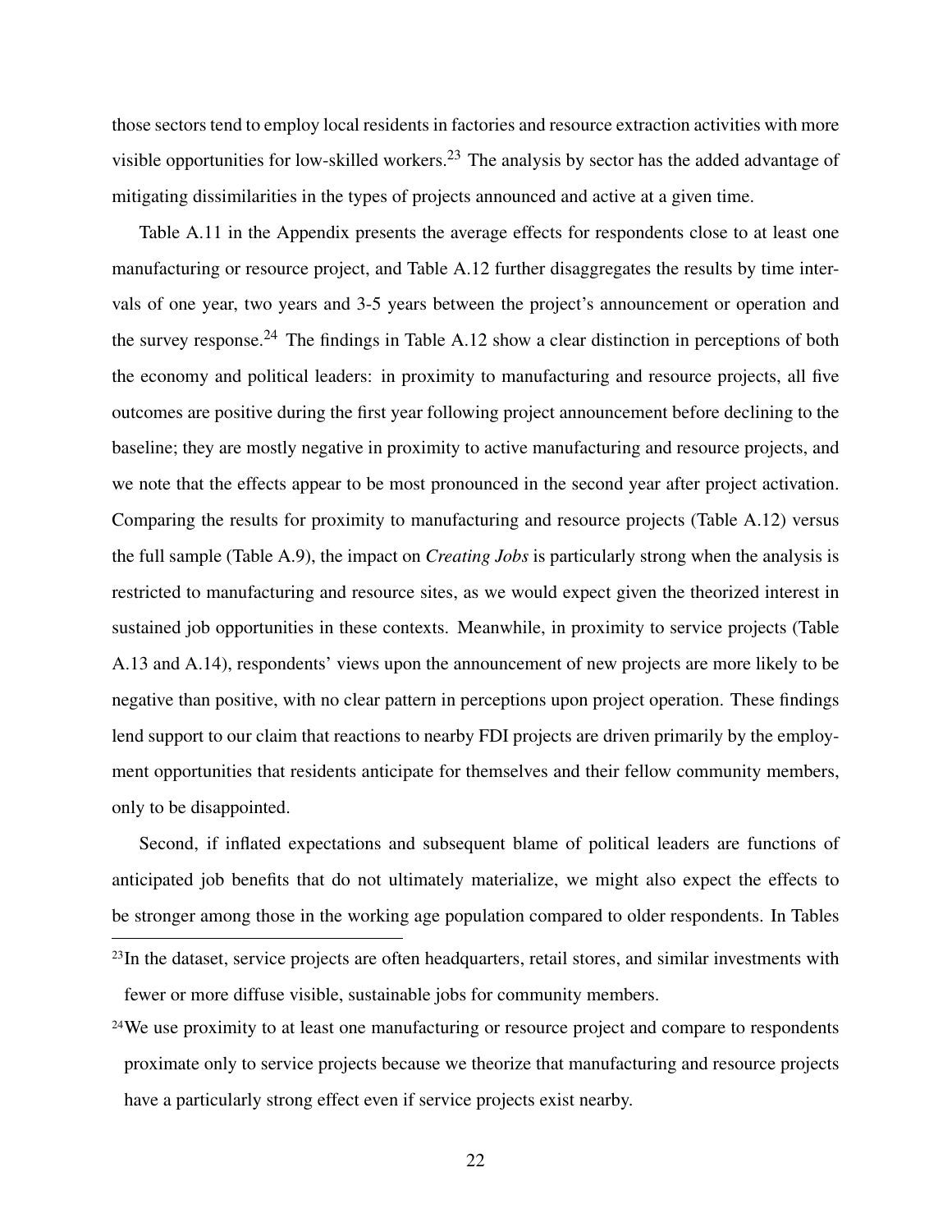those sectors tend to employ local residents in factories and resource extraction activities with more visible opportunities for low-skilled workers.[23] The analysis by sector has the added advantage of mitigating dissimilarities in the types of projects announced and active at a given time.

Table A.11 in the Appendix presents the average effects for respondents close to at least one manufacturing or resource project, and Table A.12 further disaggregates the results by time intervals of one year, two years and 3-5 years between the project's announcement or operation and the survey response.[24] The findings in Table A.12 show a clear distinction in perceptions of both the economy and political leaders: in proximity to manufacturing and resource projects, all five outcomes are positive during the first year following project announcement before declining to the baseline; they are mostly negative in proximity to active manufacturing and resource projects, and we note that the effects appear to be most pronounced in the second year after project activation. Comparing the results for proximity to manufacturing and resource projects (Table A.12) versus the full sample (Table A.9), the impact on *Creating Jobs* is particularly strong when the analysis is restricted to manufacturing and resource sites, as we would expect given the theorized interest in sustained job opportunities in these contexts. Meanwhile, in proximity to service projects (Table A.13 and A.14), respondents' views upon the announcement of new projects are more likely to be negative than positive, with no clear pattern in perceptions upon project operation. These findings lend support to our claim that reactions to nearby FDI projects are driven primarily by the employment opportunities that residents anticipate for themselves and their fellow community members, only to be disappointed.

Second, if inflated expectations and subsequent blame of political leaders are functions of anticipated job benefits that do not ultimately materialize, we might also expect the effects to be stronger among those in the working age population compared to older respondents. In Tables

[23] In the dataset, service projects are often headquarters, retail stores, and similar investments with fewer or more diffuse visible, sustainable jobs for community members.

[24] We use proximity to at least one manufacturing or resource project and compare to respondents proximate only to service projects because we theorize that manufacturing and resource projects have a particularly strong effect even if service projects exist nearby.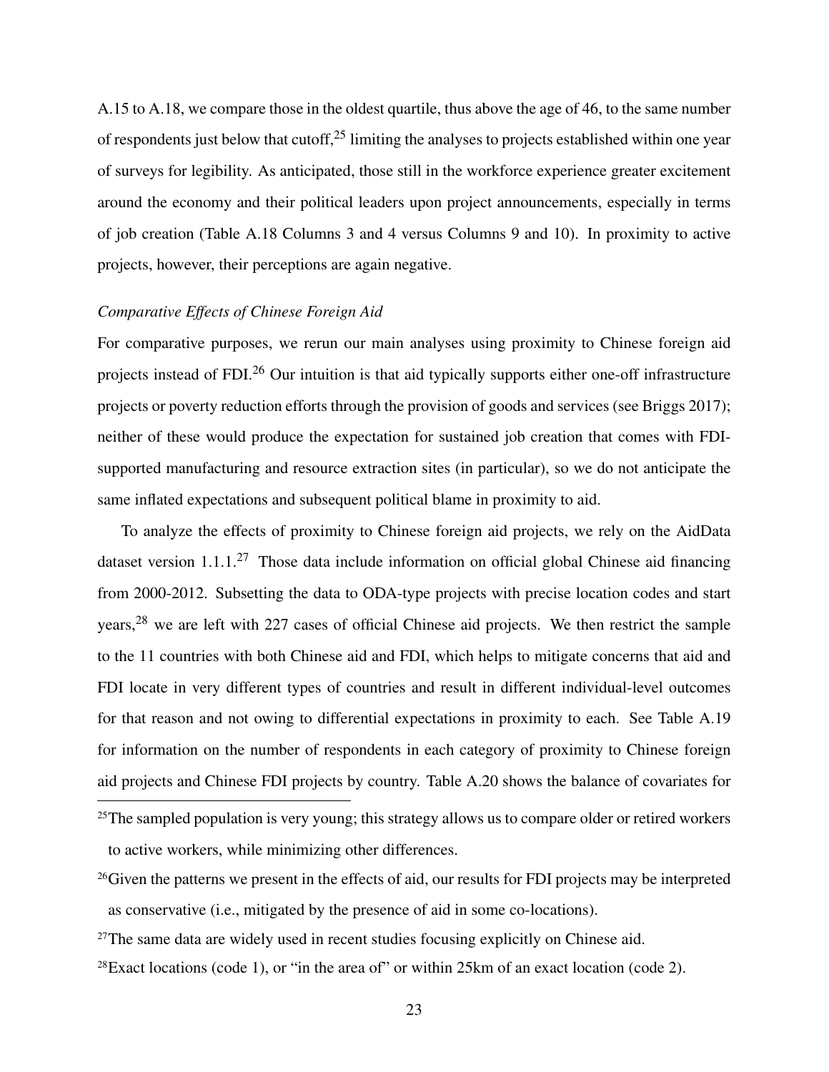A.15 to A.18, we compare those in the oldest quartile, thus above the age of 46, to the same number of respondents just below that cutoff,[25] limiting the analyses to projects established within one year of surveys for legibility. As anticipated, those still in the workforce experience greater excitement around the economy and their political leaders upon project announcements, especially in terms of job creation (Table A.18 Columns 3 and 4 versus Columns 9 and 10). In proximity to active projects, however, their perceptions are again negative.

*Comparative Effects of Chinese Foreign Aid*

For comparative purposes, we rerun our main analyses using proximity to Chinese foreign aid projects instead of FDI.[26] Our intuition is that aid typically supports either one-off infrastructure projects or poverty reduction efforts through the provision of goods and services (see Briggs 2017); neither of these would produce the expectation for sustained job creation that comes with FDI-supported manufacturing and resource extraction sites (in particular), so we do not anticipate the same inflated expectations and subsequent political blame in proximity to aid.

To analyze the effects of proximity to Chinese foreign aid projects, we rely on the AidData dataset version 1.1.1.[27] Those data include information on official global Chinese aid financing from 2000-2012. Subsetting the data to ODA-type projects with precise location codes and start years,[28] we are left with 227 cases of official Chinese aid projects. We then restrict the sample to the 11 countries with both Chinese aid and FDI, which helps to mitigate concerns that aid and FDI locate in very different types of countries and result in different individual-level outcomes for that reason and not owing to differential expectations in proximity to each. See Table A.19 for information on the number of respondents in each category of proximity to Chinese foreign aid projects and Chinese FDI projects by country. Table A.20 shows the balance of covariates for

[25]The sampled population is very young; this strategy allows us to compare older or retired workers to active workers, while minimizing other differences.

[26]Given the patterns we present in the effects of aid, our results for FDI projects may be interpreted as conservative (i.e., mitigated by the presence of aid in some co-locations).

[27]The same data are widely used in recent studies focusing explicitly on Chinese aid.

[28]Exact locations (code 1), or "in the area of" or within 25km of an exact location (code 2).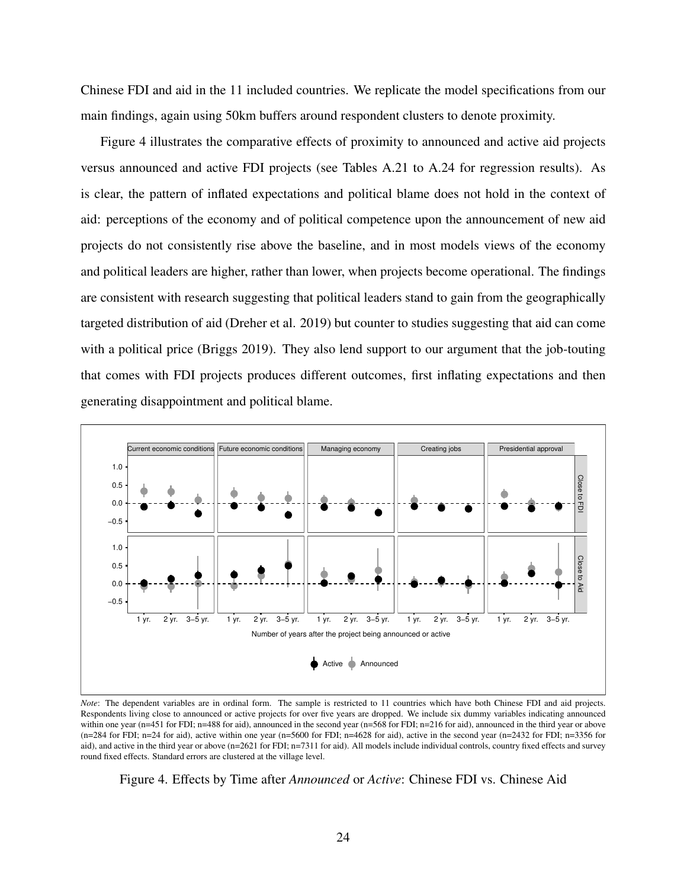Chinese FDI and aid in the 11 included countries. We replicate the model specifications from our main findings, again using 50km buffers around respondent clusters to denote proximity.

Figure 4 illustrates the comparative effects of proximity to announced and active aid projects versus announced and active FDI projects (see Tables A.21 to A.24 for regression results). As is clear, the pattern of inflated expectations and political blame does not hold in the context of aid: perceptions of the economy and of political competence upon the announcement of new aid projects do not consistently rise above the baseline, and in most models views of the economy and political leaders are higher, rather than lower, when projects become operational. The findings are consistent with research suggesting that political leaders stand to gain from the geographically targeted distribution of aid (Dreher et al. 2019) but counter to studies suggesting that aid can come with a political price (Briggs 2019). They also lend support to our argument that the job-touting that comes with FDI projects produces different outcomes, first inflating expectations and then generating disappointment and political blame.

*Note*: The dependent variables are in ordinal form. The sample is restricted to 11 countries which have both Chinese FDI and aid projects. Respondents living close to announced or active projects for over five years are dropped. We include six dummy variables indicating announced within one year (n=451 for FDI; n=488 for aid), announced in the second year (n=568 for FDI; n=216 for aid), announced in the third year or above (n=284 for FDI; n=24 for aid), active within one year (n=5600 for FDI; n=4628 for aid), active in the second year (n=2432 for FDI; n=3356 for aid), and active in the third year or above (n=2621 for FDI; n=7311 for aid). All models include individual controls, country fixed effects and survey round fixed effects. Standard errors are clustered at the village level.

Figure 4. Effects by Time after *Announced* or *Active*: Chinese FDI vs. Chinese Aid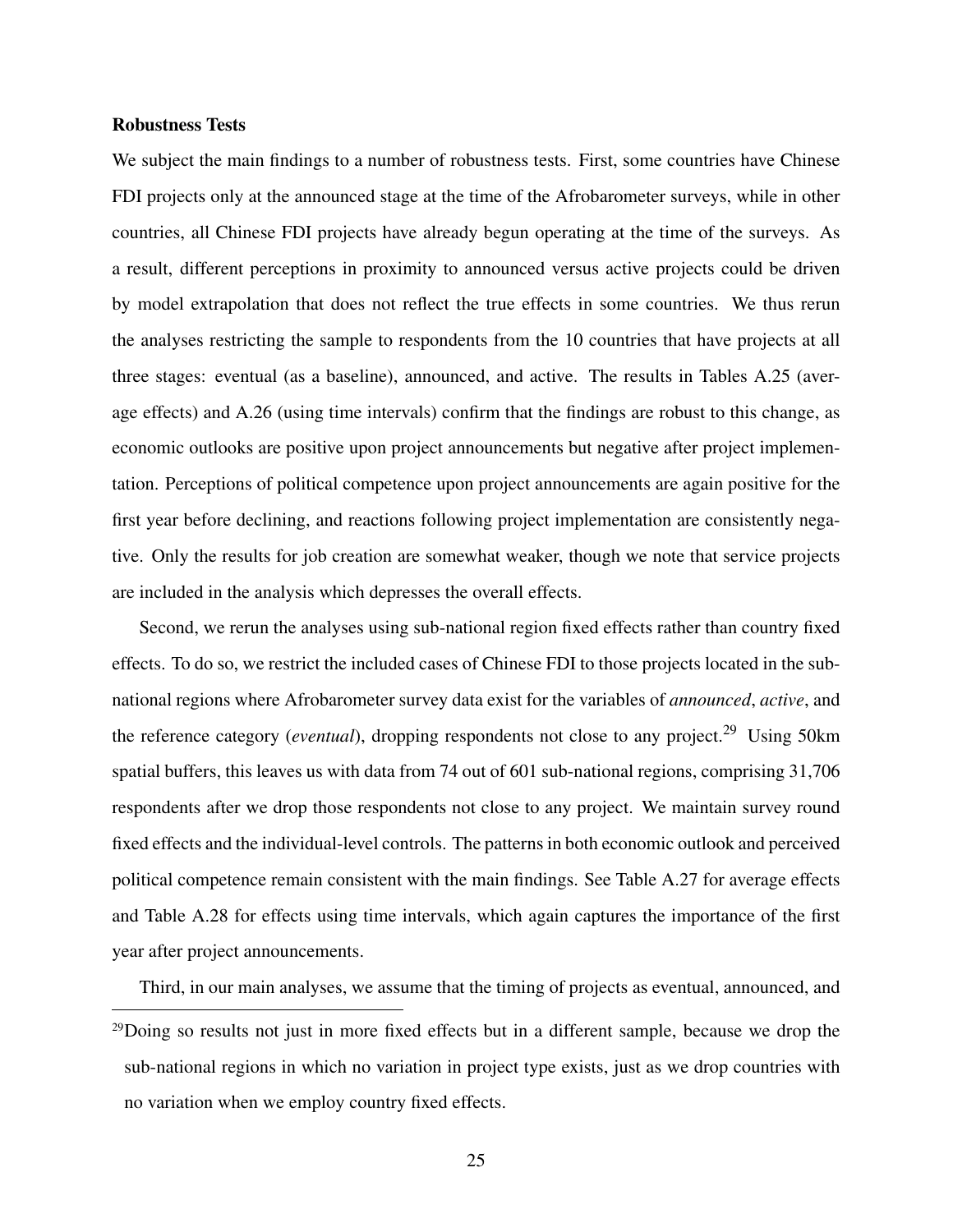### Robustness Tests

We subject the main findings to a number of robustness tests. First, some countries have Chinese FDI projects only at the announced stage at the time of the Afrobarometer surveys, while in other countries, all Chinese FDI projects have already begun operating at the time of the surveys. As a result, different perceptions in proximity to announced versus active projects could be driven by model extrapolation that does not reflect the true effects in some countries. We thus rerun the analyses restricting the sample to respondents from the 10 countries that have projects at all three stages: eventual (as a baseline), announced, and active. The results in Tables A.25 (average effects) and A.26 (using time intervals) confirm that the findings are robust to this change, as economic outlooks are positive upon project announcements but negative after project implementation. Perceptions of political competence upon project announcements are again positive for the first year before declining, and reactions following project implementation are consistently negative. Only the results for job creation are somewhat weaker, though we note that service projects are included in the analysis which depresses the overall effects.

Second, we rerun the analyses using sub-national region fixed effects rather than country fixed effects. To do so, we restrict the included cases of Chinese FDI to those projects located in the sub-national regions where Afrobarometer survey data exist for the variables of *announced*, *active*, and the reference category (*eventual*), dropping respondents not close to any project.[29] Using 50km spatial buffers, this leaves us with data from 74 out of 601 sub-national regions, comprising 31,706 respondents after we drop those respondents not close to any project. We maintain survey round fixed effects and the individual-level controls. The patterns in both economic outlook and perceived political competence remain consistent with the main findings. See Table A.27 for average effects and Table A.28 for effects using time intervals, which again captures the importance of the first year after project announcements.

Third, in our main analyses, we assume that the timing of projects as eventual, announced, and

[29] Doing so results not just in more fixed effects but in a different sample, because we drop the sub-national regions in which no variation in project type exists, just as we drop countries with no variation when we employ country fixed effects.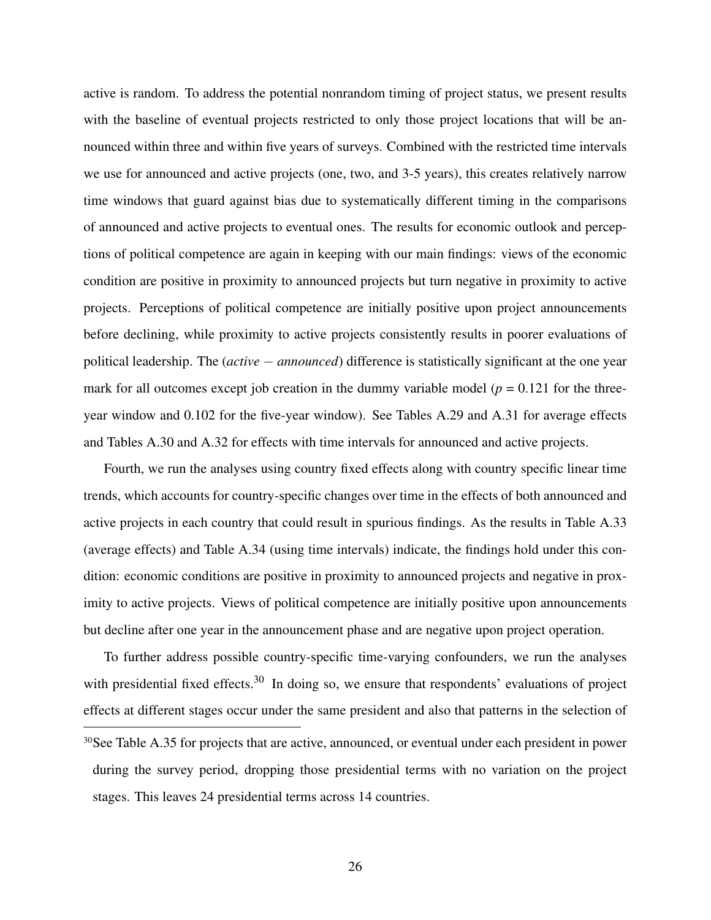active is random. To address the potential nonrandom timing of project status, we present results with the baseline of eventual projects restricted to only those project locations that will be announced within three and within five years of surveys. Combined with the restricted time intervals we use for announced and active projects (one, two, and 3-5 years), this creates relatively narrow time windows that guard against bias due to systematically different timing in the comparisons of announced and active projects to eventual ones. The results for economic outlook and perceptions of political competence are again in keeping with our main findings: views of the economic condition are positive in proximity to announced projects but turn negative in proximity to active projects. Perceptions of political competence are initially positive upon project announcements before declining, while proximity to active projects consistently results in poorer evaluations of political leadership. The (*active* $-$ *announced*) difference is statistically significant at the one year mark for all outcomes except job creation in the dummy variable model ($p = 0.121$ for the three-year window and 0.102 for the five-year window). See Tables A.29 and A.31 for average effects and Tables A.30 and A.32 for effects with time intervals for announced and active projects.

Fourth, we run the analyses using country fixed effects along with country specific linear time trends, which accounts for country-specific changes over time in the effects of both announced and active projects in each country that could result in spurious findings. As the results in Table A.33 (average effects) and Table A.34 (using time intervals) indicate, the findings hold under this condition: economic conditions are positive in proximity to announced projects and negative in proximity to active projects. Views of political competence are initially positive upon announcements but decline after one year in the announcement phase and are negative upon project operation.

To further address possible country-specific time-varying confounders, we run the analyses with presidential fixed effects.[30] In doing so, we ensure that respondents' evaluations of project effects at different stages occur under the same president and also that patterns in the selection of

[30]See Table A.35 for projects that are active, announced, or eventual under each president in power during the survey period, dropping those presidential terms with no variation on the project stages. This leaves 24 presidential terms across 14 countries.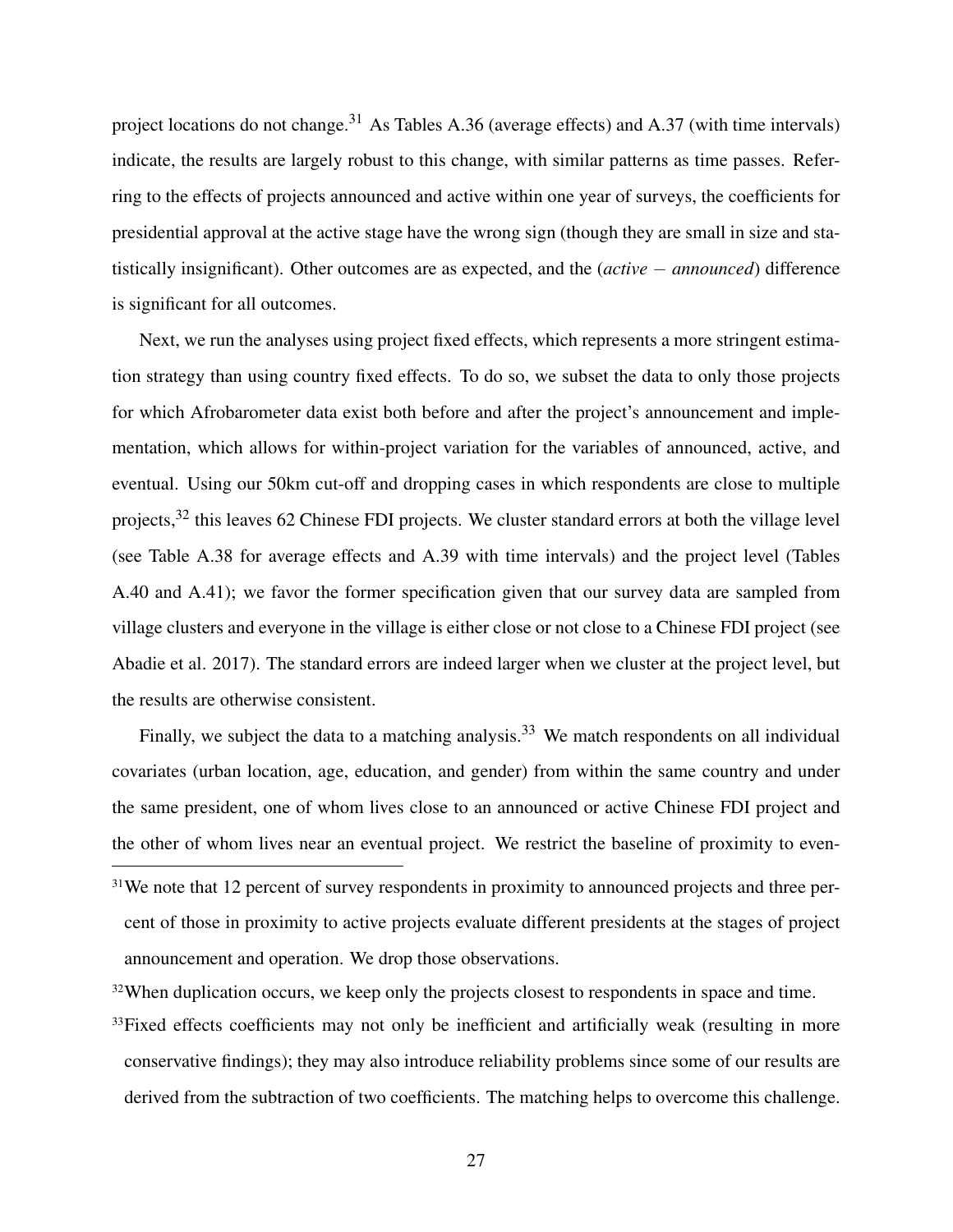project locations do not change.[31] As Tables A.36 (average effects) and A.37 (with time intervals) indicate, the results are largely robust to this change, with similar patterns as time passes. Referring to the effects of projects announced and active within one year of surveys, the coefficients for presidential approval at the active stage have the wrong sign (though they are small in size and statistically insignificant). Other outcomes are as expected, and the (*active* − *announced*) difference is significant for all outcomes.

Next, we run the analyses using project fixed effects, which represents a more stringent estimation strategy than using country fixed effects. To do so, we subset the data to only those projects for which Afrobarometer data exist both before and after the project's announcement and implementation, which allows for within-project variation for the variables of announced, active, and eventual. Using our 50km cut-off and dropping cases in which respondents are close to multiple projects,[32] this leaves 62 Chinese FDI projects. We cluster standard errors at both the village level (see Table A.38 for average effects and A.39 with time intervals) and the project level (Tables A.40 and A.41); we favor the former specification given that our survey data are sampled from village clusters and everyone in the village is either close or not close to a Chinese FDI project (see Abadie et al. 2017). The standard errors are indeed larger when we cluster at the project level, but the results are otherwise consistent.

Finally, we subject the data to a matching analysis.[33] We match respondents on all individual covariates (urban location, age, education, and gender) from within the same country and under the same president, one of whom lives close to an announced or active Chinese FDI project and the other of whom lives near an eventual project. We restrict the baseline of proximity to even-

[31] We note that 12 percent of survey respondents in proximity to announced projects and three percent of those in proximity to active projects evaluate different presidents at the stages of project announcement and operation. We drop those observations.

[32] When duplication occurs, we keep only the projects closest to respondents in space and time.

[33] Fixed effects coefficients may not only be inefficient and artificially weak (resulting in more conservative findings); they may also introduce reliability problems since some of our results are derived from the subtraction of two coefficients. The matching helps to overcome this challenge.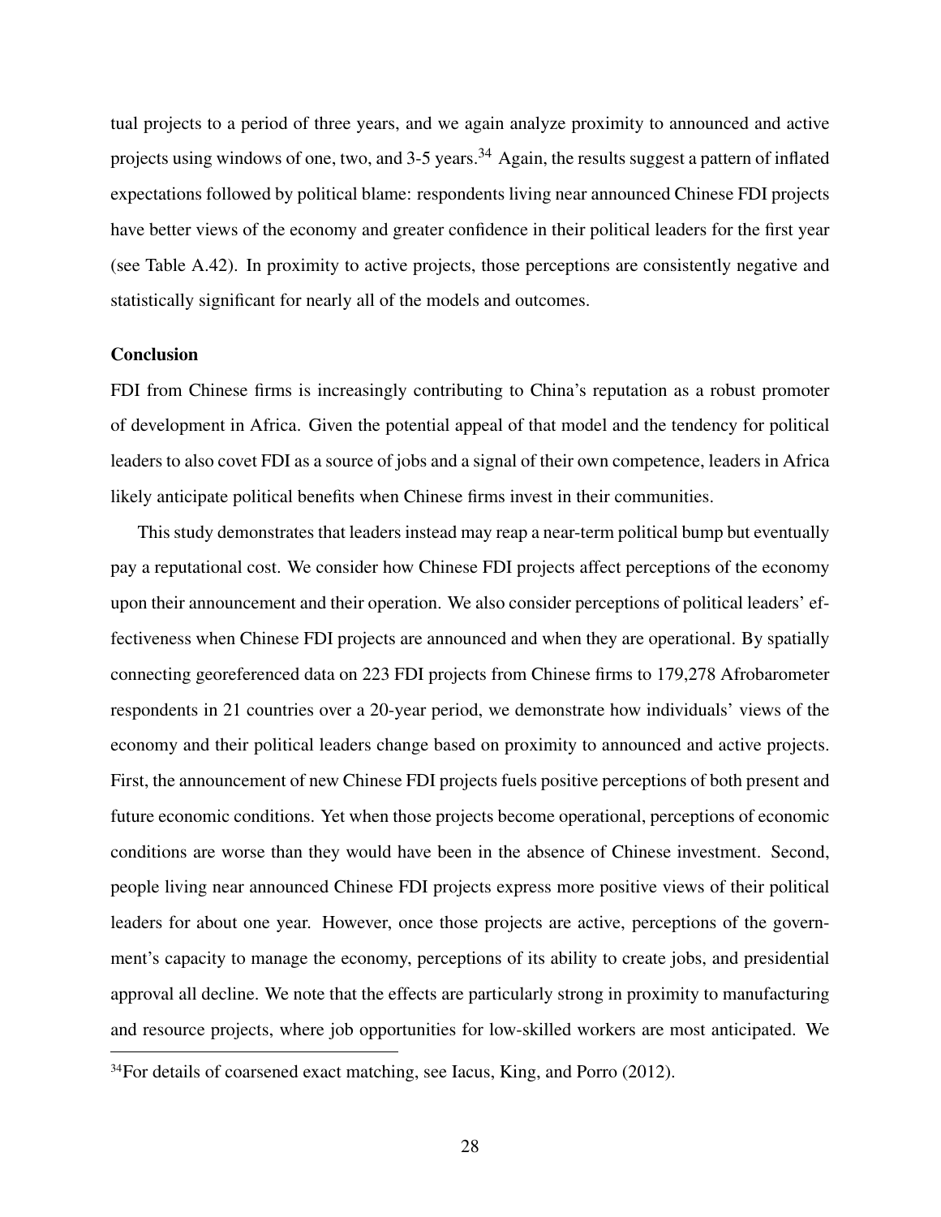tual projects to a period of three years, and we again analyze proximity to announced and active projects using windows of one, two, and 3-5 years.[34] Again, the results suggest a pattern of inflated expectations followed by political blame: respondents living near announced Chinese FDI projects have better views of the economy and greater confidence in their political leaders for the first year (see Table A.42). In proximity to active projects, those perceptions are consistently negative and statistically significant for nearly all of the models and outcomes.

**Conclusion**

FDI from Chinese firms is increasingly contributing to China's reputation as a robust promoter of development in Africa. Given the potential appeal of that model and the tendency for political leaders to also covet FDI as a source of jobs and a signal of their own competence, leaders in Africa likely anticipate political benefits when Chinese firms invest in their communities.

This study demonstrates that leaders instead may reap a near-term political bump but eventually pay a reputational cost. We consider how Chinese FDI projects affect perceptions of the economy upon their announcement and their operation. We also consider perceptions of political leaders' effectiveness when Chinese FDI projects are announced and when they are operational. By spatially connecting georeferenced data on 223 FDI projects from Chinese firms to 179,278 Afrobarometer respondents in 21 countries over a 20-year period, we demonstrate how individuals' views of the economy and their political leaders change based on proximity to announced and active projects. First, the announcement of new Chinese FDI projects fuels positive perceptions of both present and future economic conditions. Yet when those projects become operational, perceptions of economic conditions are worse than they would have been in the absence of Chinese investment. Second, people living near announced Chinese FDI projects express more positive views of their political leaders for about one year. However, once those projects are active, perceptions of the government's capacity to manage the economy, perceptions of its ability to create jobs, and presidential approval all decline. We note that the effects are particularly strong in proximity to manufacturing and resource projects, where job opportunities for low-skilled workers are most anticipated. We

[34] For details of coarsened exact matching, see Iacus, King, and Porro (2012).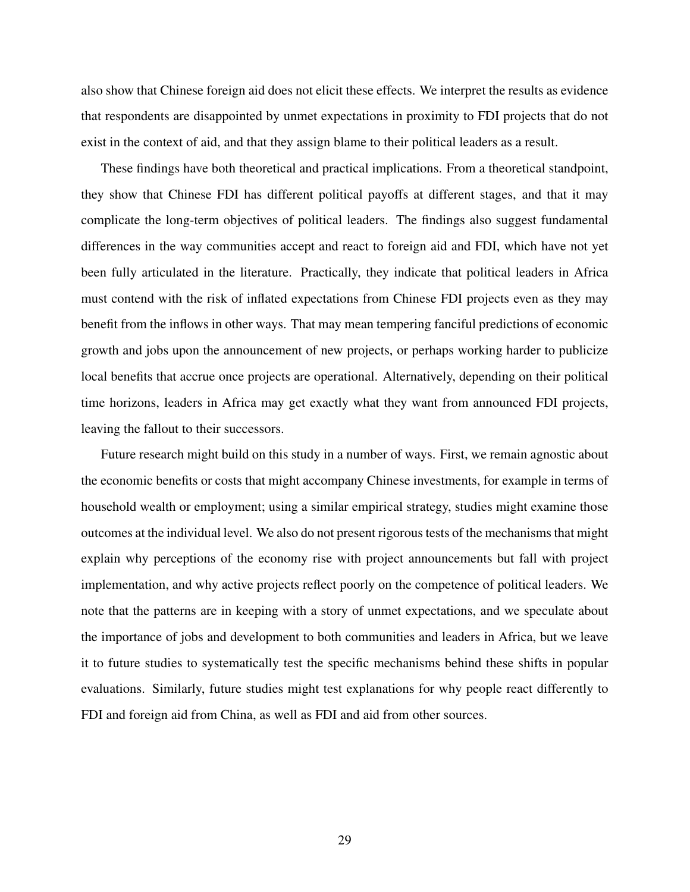also show that Chinese foreign aid does not elicit these effects. We interpret the results as evidence that respondents are disappointed by unmet expectations in proximity to FDI projects that do not exist in the context of aid, and that they assign blame to their political leaders as a result.

These findings have both theoretical and practical implications. From a theoretical standpoint, they show that Chinese FDI has different political payoffs at different stages, and that it may complicate the long-term objectives of political leaders. The findings also suggest fundamental differences in the way communities accept and react to foreign aid and FDI, which have not yet been fully articulated in the literature. Practically, they indicate that political leaders in Africa must contend with the risk of inflated expectations from Chinese FDI projects even as they may benefit from the inflows in other ways. That may mean tempering fanciful predictions of economic growth and jobs upon the announcement of new projects, or perhaps working harder to publicize local benefits that accrue once projects are operational. Alternatively, depending on their political time horizons, leaders in Africa may get exactly what they want from announced FDI projects, leaving the fallout to their successors.

Future research might build on this study in a number of ways. First, we remain agnostic about the economic benefits or costs that might accompany Chinese investments, for example in terms of household wealth or employment; using a similar empirical strategy, studies might examine those outcomes at the individual level. We also do not present rigorous tests of the mechanisms that might explain why perceptions of the economy rise with project announcements but fall with project implementation, and why active projects reflect poorly on the competence of political leaders. We note that the patterns are in keeping with a story of unmet expectations, and we speculate about the importance of jobs and development to both communities and leaders in Africa, but we leave it to future studies to systematically test the specific mechanisms behind these shifts in popular evaluations. Similarly, future studies might test explanations for why people react differently to FDI and foreign aid from China, as well as FDI and aid from other sources.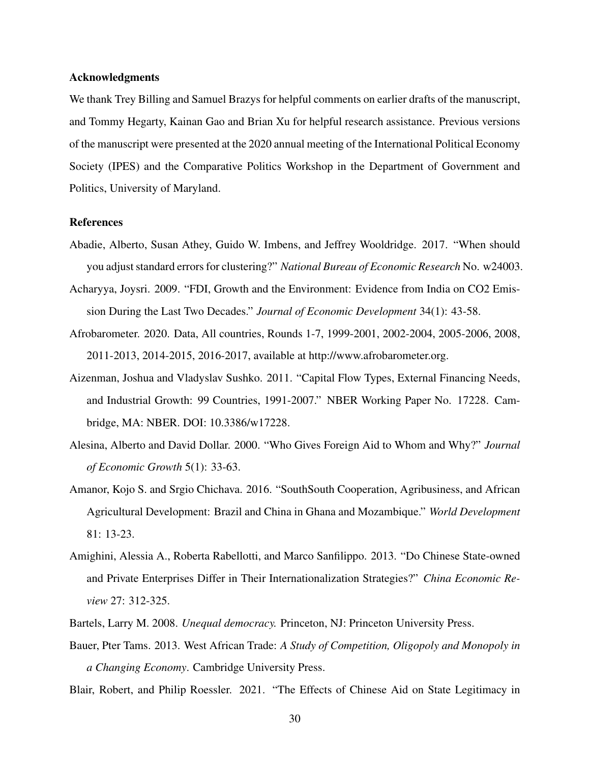### Acknowledgments

We thank Trey Billing and Samuel Brazys for helpful comments on earlier drafts of the manuscript, and Tommy Hegarty, Kainan Gao and Brian Xu for helpful research assistance. Previous versions of the manuscript were presented at the 2020 annual meeting of the International Political Economy Society (IPES) and the Comparative Politics Workshop in the Department of Government and Politics, University of Maryland.

### References

Abadie, Alberto, Susan Athey, Guido W. Imbens, and Jeffrey Wooldridge. 2017. "When should you adjust standard errors for clustering?" *National Bureau of Economic Research* No. w24003.

Acharyya, Joysri. 2009. "FDI, Growth and the Environment: Evidence from India on CO2 Emission During the Last Two Decades." *Journal of Economic Development* 34(1): 43-58.

Afrobarometer. 2020. Data, All countries, Rounds 1-7, 1999-2001, 2002-2004, 2005-2006, 2008, 2011-2013, 2014-2015, 2016-2017, available at http://www.afrobarometer.org.

Aizenman, Joshua and Vladyslav Sushko. 2011. "Capital Flow Types, External Financing Needs, and Industrial Growth: 99 Countries, 1991-2007." NBER Working Paper No. 17228. Cambridge, MA: NBER. DOI: 10.3386/w17228.

Alesina, Alberto and David Dollar. 2000. "Who Gives Foreign Aid to Whom and Why?" *Journal of Economic Growth* 5(1): 33-63.

Amanor, Kojo S. and Srgio Chichava. 2016. "SouthSouth Cooperation, Agribusiness, and African Agricultural Development: Brazil and China in Ghana and Mozambique." *World Development* 81: 13-23.

Amighini, Alessia A., Roberta Rabellotti, and Marco Sanfilippo. 2013. "Do Chinese State-owned and Private Enterprises Differ in Their Internationalization Strategies?" *China Economic Review* 27: 312-325.

Bartels, Larry M. 2008. *Unequal democracy.* Princeton, NJ: Princeton University Press.

Bauer, Pter Tams. 2013. West African Trade: *A Study of Competition, Oligopoly and Monopoly in a Changing Economy*. Cambridge University Press.

Blair, Robert, and Philip Roessler. 2021. "The Effects of Chinese Aid on State Legitimacy in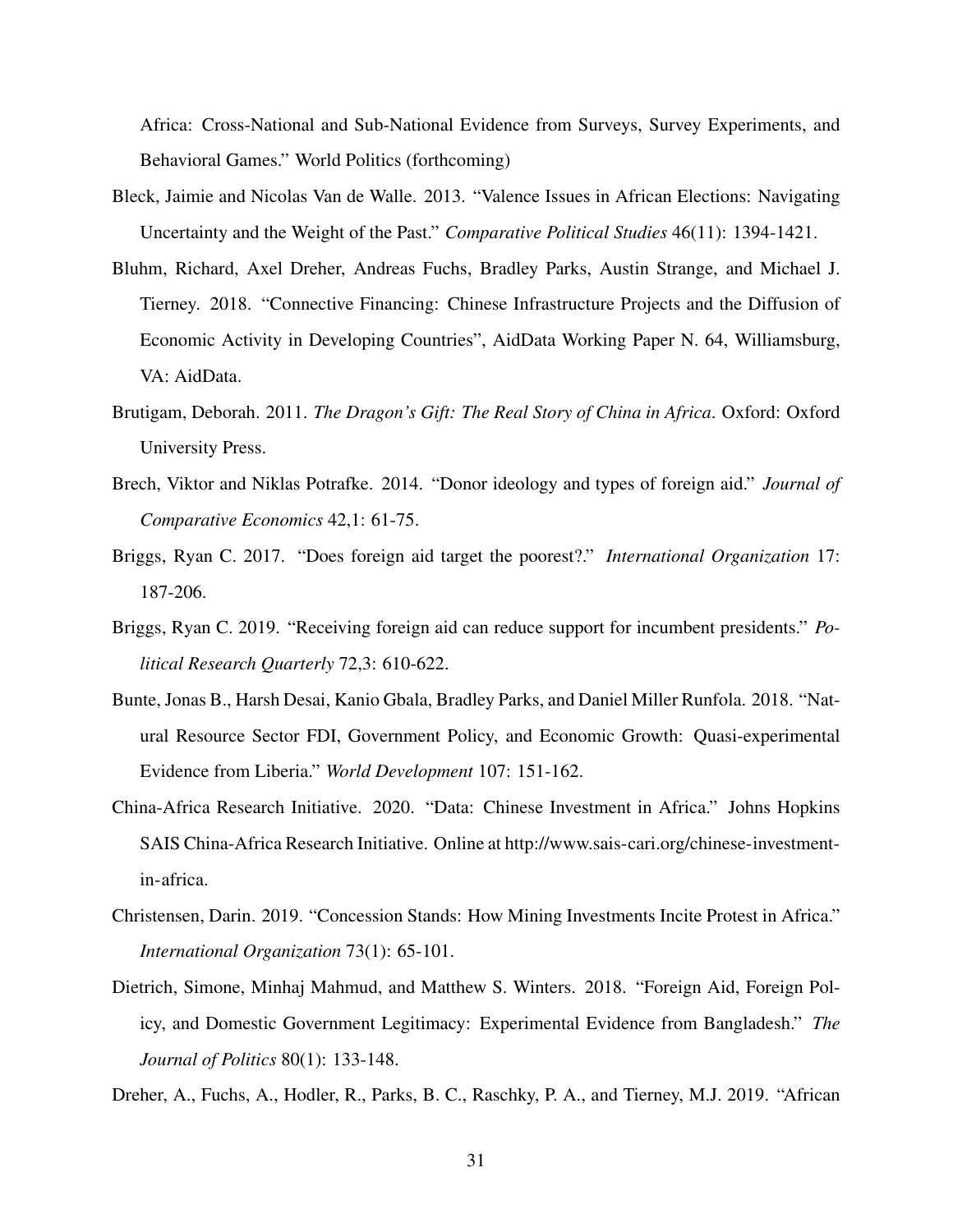Africa: Cross-National and Sub-National Evidence from Surveys, Survey Experiments, and Behavioral Games." World Politics (forthcoming)

Bleck, Jaimie and Nicolas Van de Walle. 2013. "Valence Issues in African Elections: Navigating Uncertainty and the Weight of the Past." *Comparative Political Studies* 46(11): 1394-1421.

Bluhm, Richard, Axel Dreher, Andreas Fuchs, Bradley Parks, Austin Strange, and Michael J. Tierney. 2018. "Connective Financing: Chinese Infrastructure Projects and the Diffusion of Economic Activity in Developing Countries", AidData Working Paper N. 64, Williamsburg, VA: AidData.

Brutigam, Deborah. 2011. *The Dragon's Gift: The Real Story of China in Africa*. Oxford: Oxford University Press.

Brech, Viktor and Niklas Potrafke. 2014. "Donor ideology and types of foreign aid." *Journal of Comparative Economics* 42,1: 61-75.

Briggs, Ryan C. 2017. "Does foreign aid target the poorest?." *International Organization* 17: 187-206.

Briggs, Ryan C. 2019. "Receiving foreign aid can reduce support for incumbent presidents." *Political Research Quarterly* 72,3: 610-622.

Bunte, Jonas B., Harsh Desai, Kanio Gbala, Bradley Parks, and Daniel Miller Runfola. 2018. "Natural Resource Sector FDI, Government Policy, and Economic Growth: Quasi-experimental Evidence from Liberia." *World Development* 107: 151-162.

China-Africa Research Initiative. 2020. "Data: Chinese Investment in Africa." Johns Hopkins SAIS China-Africa Research Initiative. Online at http://www.sais-cari.org/chinese-investment-in-africa.

Christensen, Darin. 2019. "Concession Stands: How Mining Investments Incite Protest in Africa." *International Organization* 73(1): 65-101.

Dietrich, Simone, Minhaj Mahmud, and Matthew S. Winters. 2018. "Foreign Aid, Foreign Policy, and Domestic Government Legitimacy: Experimental Evidence from Bangladesh." *The Journal of Politics* 80(1): 133-148.

Dreher, A., Fuchs, A., Hodler, R., Parks, B. C., Raschky, P. A., and Tierney, M.J. 2019. "African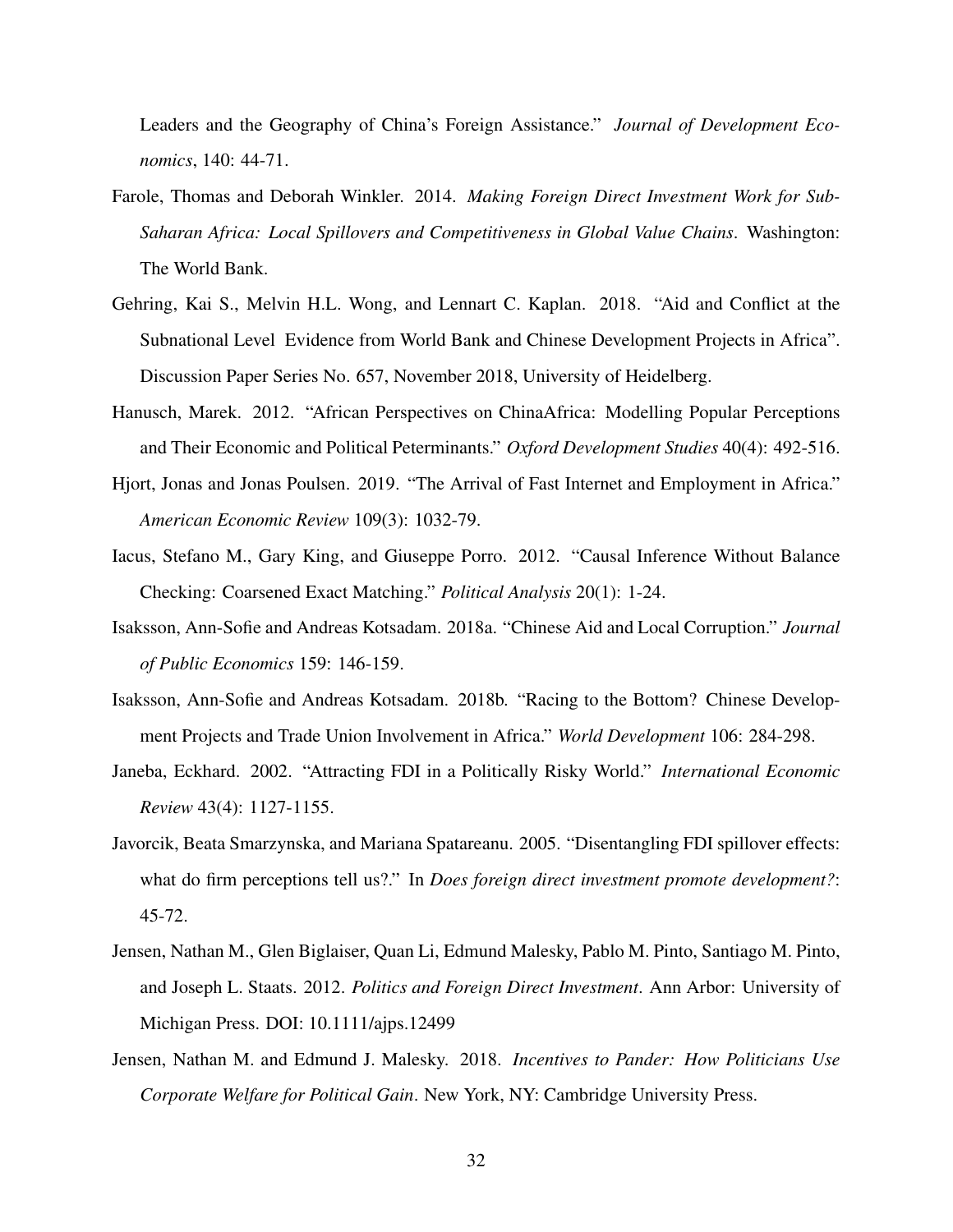Leaders and the Geography of China's Foreign Assistance." *Journal of Development Economics*, 140: 44-71.

Farole, Thomas and Deborah Winkler. 2014. *Making Foreign Direct Investment Work for Sub-Saharan Africa: Local Spillovers and Competitiveness in Global Value Chains*. Washington: The World Bank.

Gehring, Kai S., Melvin H.L. Wong, and Lennart C. Kaplan. 2018. "Aid and Conflict at the Subnational Level Evidence from World Bank and Chinese Development Projects in Africa". Discussion Paper Series No. 657, November 2018, University of Heidelberg.

Hanusch, Marek. 2012. "African Perspectives on ChinaAfrica: Modelling Popular Perceptions and Their Economic and Political Peterminants." *Oxford Development Studies* 40(4): 492-516.

Hjort, Jonas and Jonas Poulsen. 2019. "The Arrival of Fast Internet and Employment in Africa." *American Economic Review* 109(3): 1032-79.

Iacus, Stefano M., Gary King, and Giuseppe Porro. 2012. "Causal Inference Without Balance Checking: Coarsened Exact Matching." *Political Analysis* 20(1): 1-24.

Isaksson, Ann-Sofie and Andreas Kotsadam. 2018a. "Chinese Aid and Local Corruption." *Journal of Public Economics* 159: 146-159.

Isaksson, Ann-Sofie and Andreas Kotsadam. 2018b. "Racing to the Bottom? Chinese Development Projects and Trade Union Involvement in Africa." *World Development* 106: 284-298.

Janeba, Eckhard. 2002. "Attracting FDI in a Politically Risky World." *International Economic Review* 43(4): 1127-1155.

Javorcik, Beata Smarzynska, and Mariana Spatareanu. 2005. "Disentangling FDI spillover effects: what do firm perceptions tell us?." In *Does foreign direct investment promote development?*: 45-72.

Jensen, Nathan M., Glen Biglaiser, Quan Li, Edmund Malesky, Pablo M. Pinto, Santiago M. Pinto, and Joseph L. Staats. 2012. *Politics and Foreign Direct Investment*. Ann Arbor: University of Michigan Press. DOI: 10.1111/ajps.12499

Jensen, Nathan M. and Edmund J. Malesky. 2018. *Incentives to Pander: How Politicians Use Corporate Welfare for Political Gain*. New York, NY: Cambridge University Press.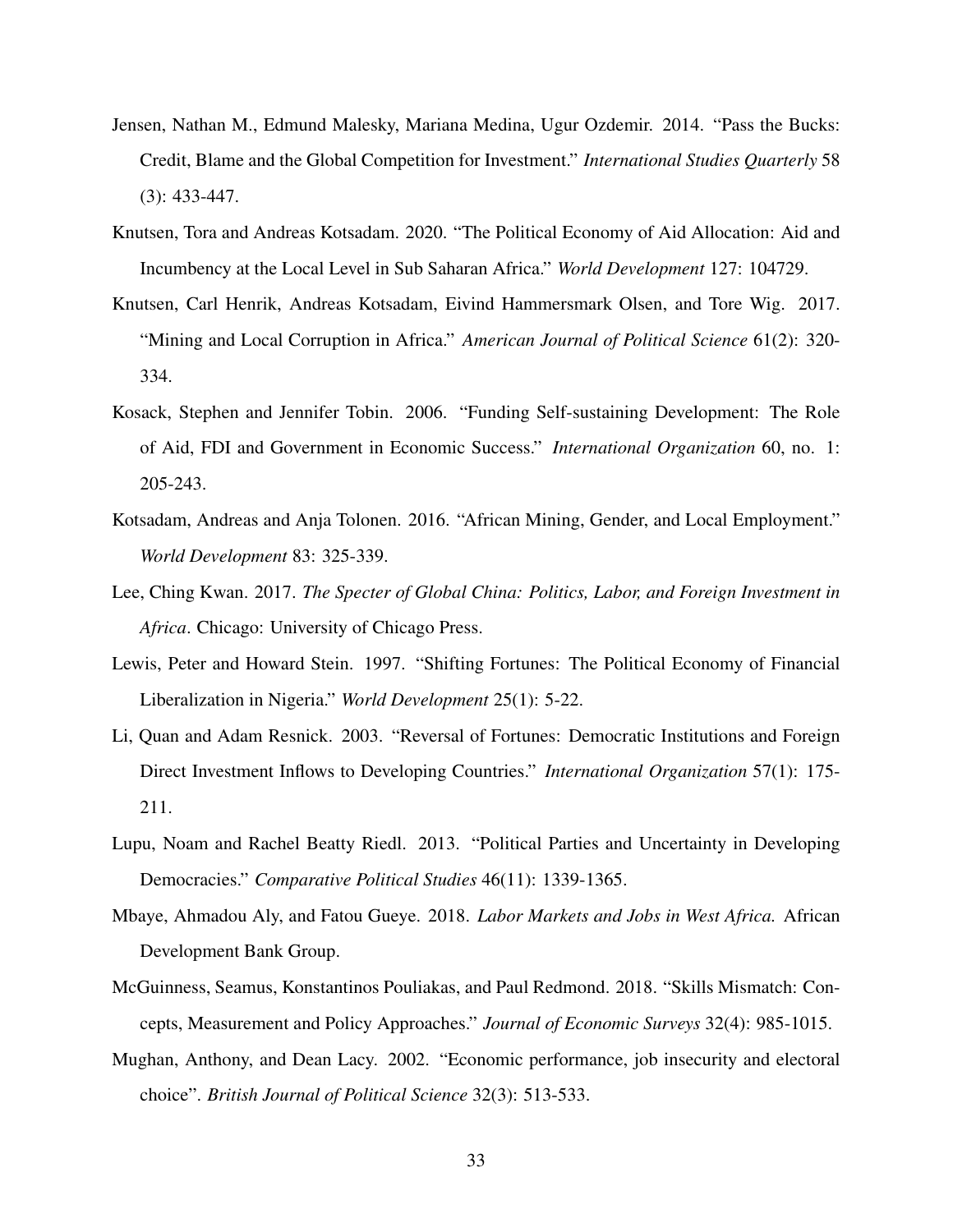Jensen, Nathan M., Edmund Malesky, Mariana Medina, Ugur Ozdemir. 2014. "Pass the Bucks: Credit, Blame and the Global Competition for Investment." *International Studies Quarterly* 58 (3): 433-447.

Knutsen, Tora and Andreas Kotsadam. 2020. "The Political Economy of Aid Allocation: Aid and Incumbency at the Local Level in Sub Saharan Africa." *World Development* 127: 104729.

Knutsen, Carl Henrik, Andreas Kotsadam, Eivind Hammersmark Olsen, and Tore Wig. 2017. "Mining and Local Corruption in Africa." *American Journal of Political Science* 61(2): 320-334.

Kosack, Stephen and Jennifer Tobin. 2006. "Funding Self-sustaining Development: The Role of Aid, FDI and Government in Economic Success." *International Organization* 60, no. 1: 205-243.

Kotsadam, Andreas and Anja Tolonen. 2016. "African Mining, Gender, and Local Employment." *World Development* 83: 325-339.

Lee, Ching Kwan. 2017. *The Specter of Global China: Politics, Labor, and Foreign Investment in Africa*. Chicago: University of Chicago Press.

Lewis, Peter and Howard Stein. 1997. "Shifting Fortunes: The Political Economy of Financial Liberalization in Nigeria." *World Development* 25(1): 5-22.

Li, Quan and Adam Resnick. 2003. "Reversal of Fortunes: Democratic Institutions and Foreign Direct Investment Inflows to Developing Countries." *International Organization* 57(1): 175-211.

Lupu, Noam and Rachel Beatty Riedl. 2013. "Political Parties and Uncertainty in Developing Democracies." *Comparative Political Studies* 46(11): 1339-1365.

Mbaye, Ahmadou Aly, and Fatou Gueye. 2018. *Labor Markets and Jobs in West Africa.* African Development Bank Group.

McGuinness, Seamus, Konstantinos Pouliakas, and Paul Redmond. 2018. "Skills Mismatch: Concepts, Measurement and Policy Approaches." *Journal of Economic Surveys* 32(4): 985-1015.

Mughan, Anthony, and Dean Lacy. 2002. "Economic performance, job insecurity and electoral choice". *British Journal of Political Science* 32(3): 513-533.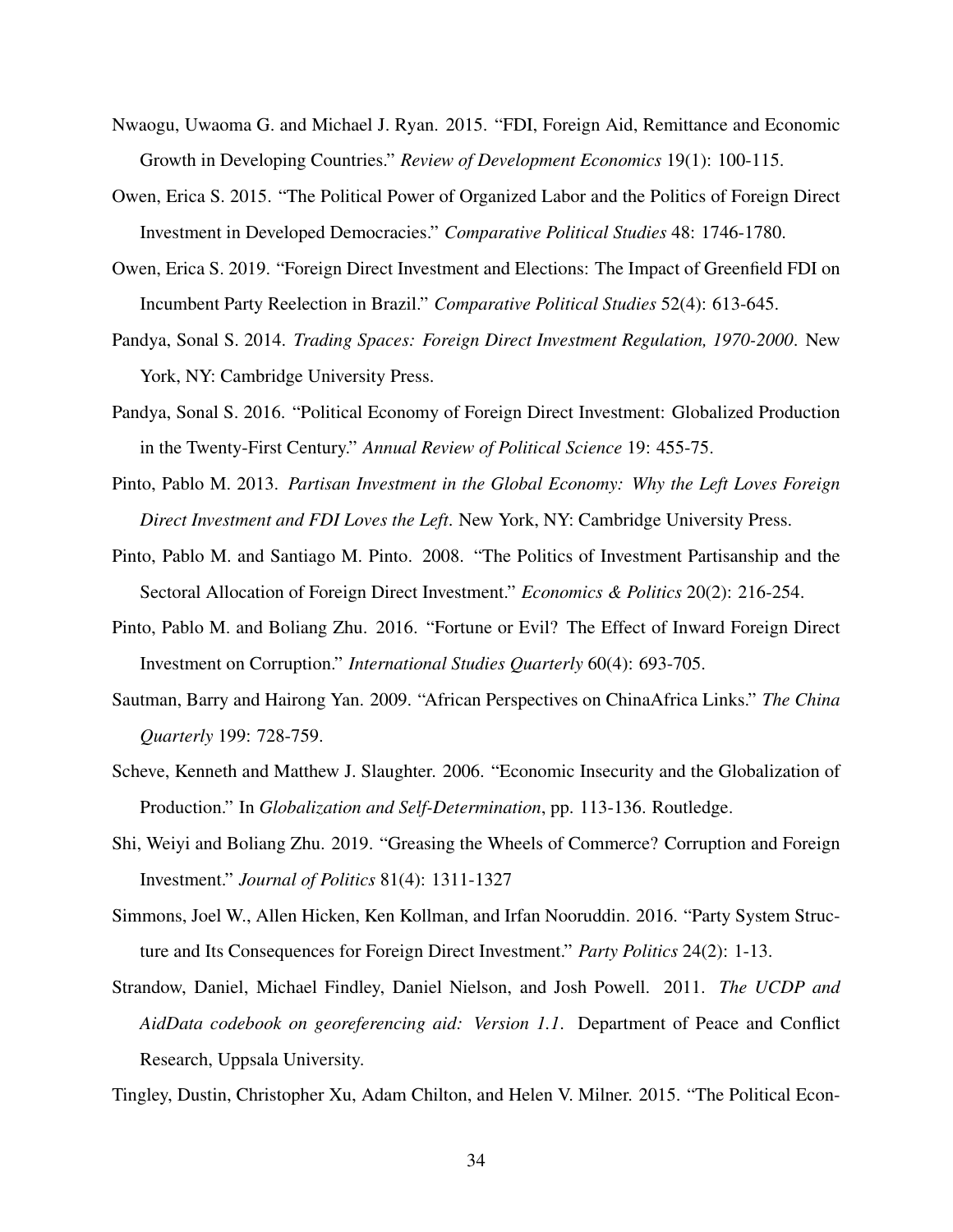Nwaogu, Uwaoma G. and Michael J. Ryan. 2015. "FDI, Foreign Aid, Remittance and Economic Growth in Developing Countries." *Review of Development Economics* 19(1): 100-115.

Owen, Erica S. 2015. "The Political Power of Organized Labor and the Politics of Foreign Direct Investment in Developed Democracies." *Comparative Political Studies* 48: 1746-1780.

Owen, Erica S. 2019. "Foreign Direct Investment and Elections: The Impact of Greenfield FDI on Incumbent Party Reelection in Brazil." *Comparative Political Studies* 52(4): 613-645.

Pandya, Sonal S. 2014. *Trading Spaces: Foreign Direct Investment Regulation, 1970-2000*. New York, NY: Cambridge University Press.

Pandya, Sonal S. 2016. "Political Economy of Foreign Direct Investment: Globalized Production in the Twenty-First Century." *Annual Review of Political Science* 19: 455-75.

Pinto, Pablo M. 2013. *Partisan Investment in the Global Economy: Why the Left Loves Foreign Direct Investment and FDI Loves the Left*. New York, NY: Cambridge University Press.

Pinto, Pablo M. and Santiago M. Pinto. 2008. "The Politics of Investment Partisanship and the Sectoral Allocation of Foreign Direct Investment." *Economics & Politics* 20(2): 216-254.

Pinto, Pablo M. and Boliang Zhu. 2016. "Fortune or Evil? The Effect of Inward Foreign Direct Investment on Corruption." *International Studies Quarterly* 60(4): 693-705.

Sautman, Barry and Hairong Yan. 2009. "African Perspectives on ChinaAfrica Links." *The China Quarterly* 199: 728-759.

Scheve, Kenneth and Matthew J. Slaughter. 2006. "Economic Insecurity and the Globalization of Production." In *Globalization and Self-Determination*, pp. 113-136. Routledge.

Shi, Weiyi and Boliang Zhu. 2019. "Greasing the Wheels of Commerce? Corruption and Foreign Investment." *Journal of Politics* 81(4): 1311-1327

Simmons, Joel W., Allen Hicken, Ken Kollman, and Irfan Nooruddin. 2016. "Party System Structure and Its Consequences for Foreign Direct Investment." *Party Politics* 24(2): 1-13.

Strandow, Daniel, Michael Findley, Daniel Nielson, and Josh Powell. 2011. *The UCDP and AidData codebook on georeferencing aid: Version 1.1*. Department of Peace and Conflict Research, Uppsala University.

Tingley, Dustin, Christopher Xu, Adam Chilton, and Helen V. Milner. 2015. "The Political Econ-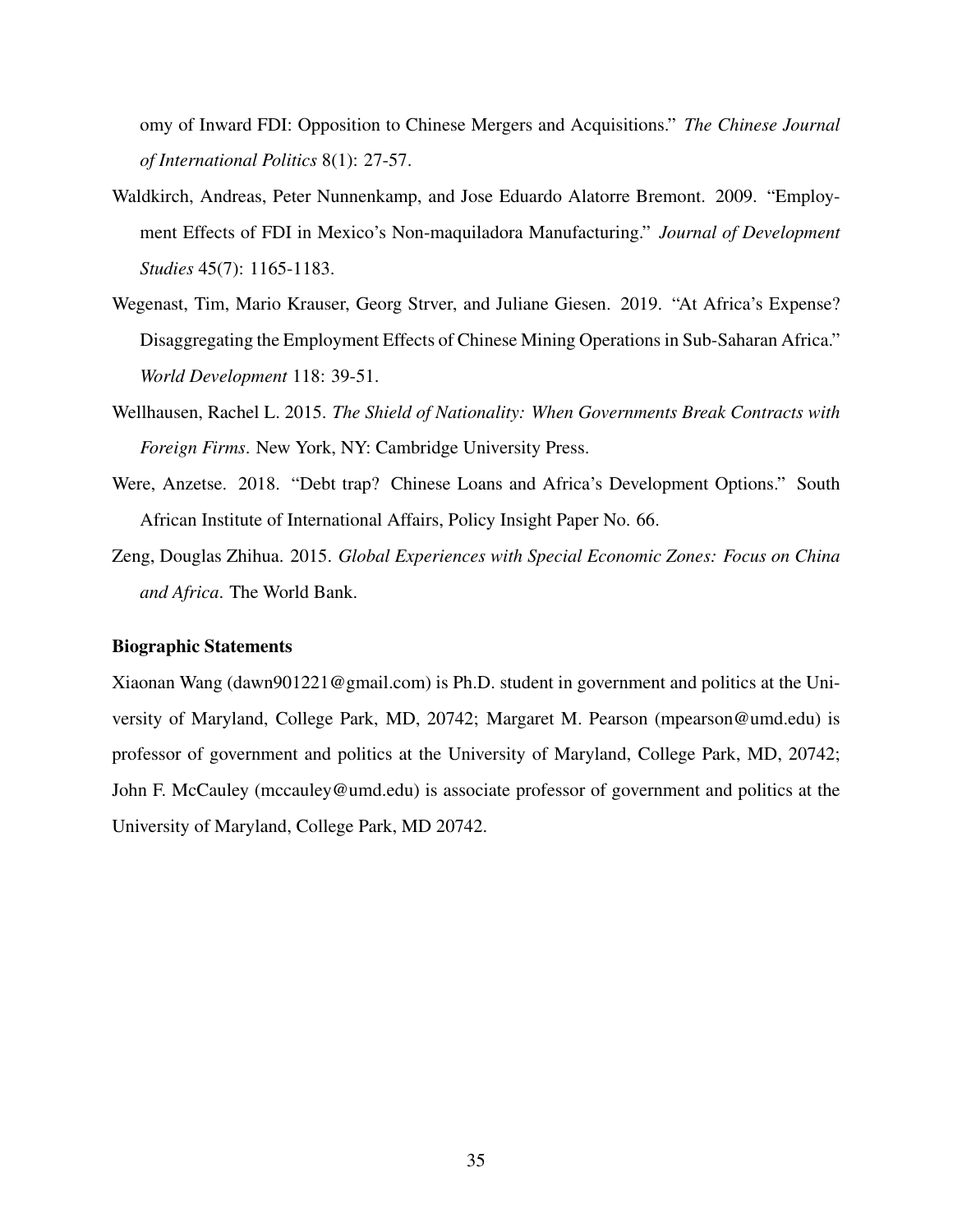omy of Inward FDI: Opposition to Chinese Mergers and Acquisitions." *The Chinese Journal of International Politics* 8(1): 27-57.

Waldkirch, Andreas, Peter Nunnenkamp, and Jose Eduardo Alatorre Bremont. 2009. "Employment Effects of FDI in Mexico's Non-maquiladora Manufacturing." *Journal of Development Studies* 45(7): 1165-1183.

Wegenast, Tim, Mario Krauser, Georg Strver, and Juliane Giesen. 2019. "At Africa's Expense? Disaggregating the Employment Effects of Chinese Mining Operations in Sub-Saharan Africa." *World Development* 118: 39-51.

Wellhausen, Rachel L. 2015. *The Shield of Nationality: When Governments Break Contracts with Foreign Firms*. New York, NY: Cambridge University Press.

Were, Anzetse. 2018. "Debt trap? Chinese Loans and Africa's Development Options." South African Institute of International Affairs, Policy Insight Paper No. 66.

Zeng, Douglas Zhihua. 2015. *Global Experiences with Special Economic Zones: Focus on China and Africa*. The World Bank.

**Biographic Statements**

Xiaonan Wang (dawn901221@gmail.com) is Ph.D. student in government and politics at the University of Maryland, College Park, MD, 20742; Margaret M. Pearson (mpearson@umd.edu) is professor of government and politics at the University of Maryland, College Park, MD, 20742; John F. McCauley (mccauley@umd.edu) is associate professor of government and politics at the University of Maryland, College Park, MD 20742.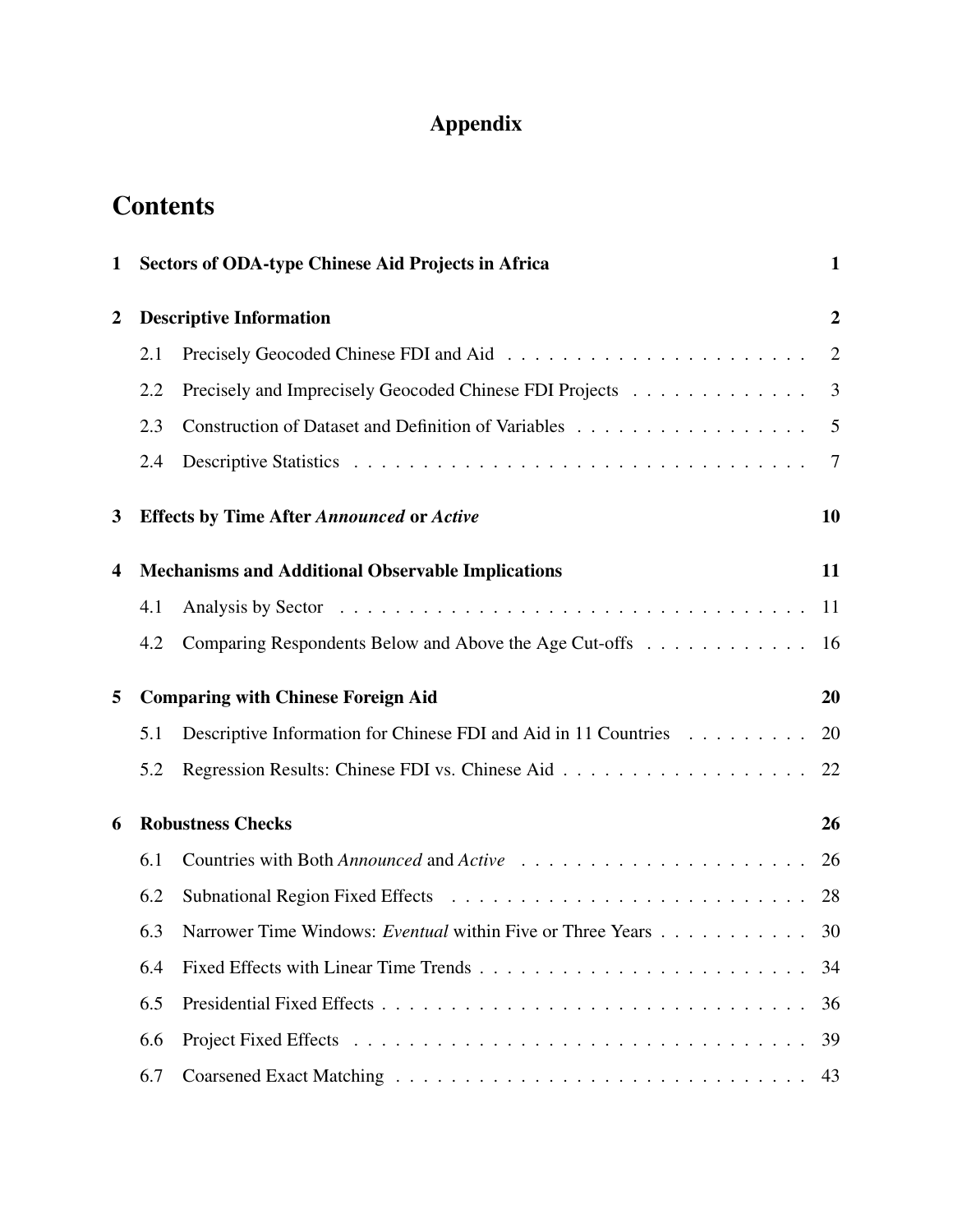# Appendix

## Contents

1 **Sectors of ODA-type Chinese Aid Projects in Africa** 1

2 **Descriptive Information** 2

- 2.1 Precisely Geocoded Chinese FDI and Aid . . . 2
- 2.2 Precisely and Imprecisely Geocoded Chinese FDI Projects . . . 3
- 2.3 Construction of Dataset and Definition of Variables . . . 5
- 2.4 Descriptive Statistics . . . 7

3 **Effects by Time After *Announced* or *Active*** 10

4 **Mechanisms and Additional Observable Implications** 11

- 4.1 Analysis by Sector . . . 11
- 4.2 Comparing Respondents Below and Above the Age Cut-offs . . . 16

5 **Comparing with Chinese Foreign Aid** 20

- 5.1 Descriptive Information for Chinese FDI and Aid in 11 Countries . . . 20
- 5.2 Regression Results: Chinese FDI vs. Chinese Aid . . . 22

6 **Robustness Checks** 26

- 6.1 Countries with Both *Announced* and *Active* . . . 26
- 6.2 Subnational Region Fixed Effects . . . 28
- 6.3 Narrower Time Windows: *Eventual* within Five or Three Years . . . 30
- 6.4 Fixed Effects with Linear Time Trends . . . 34
- 6.5 Presidential Fixed Effects . . . 36
- 6.6 Project Fixed Effects . . . 39
- 6.7 Coarsened Exact Matching . . . 43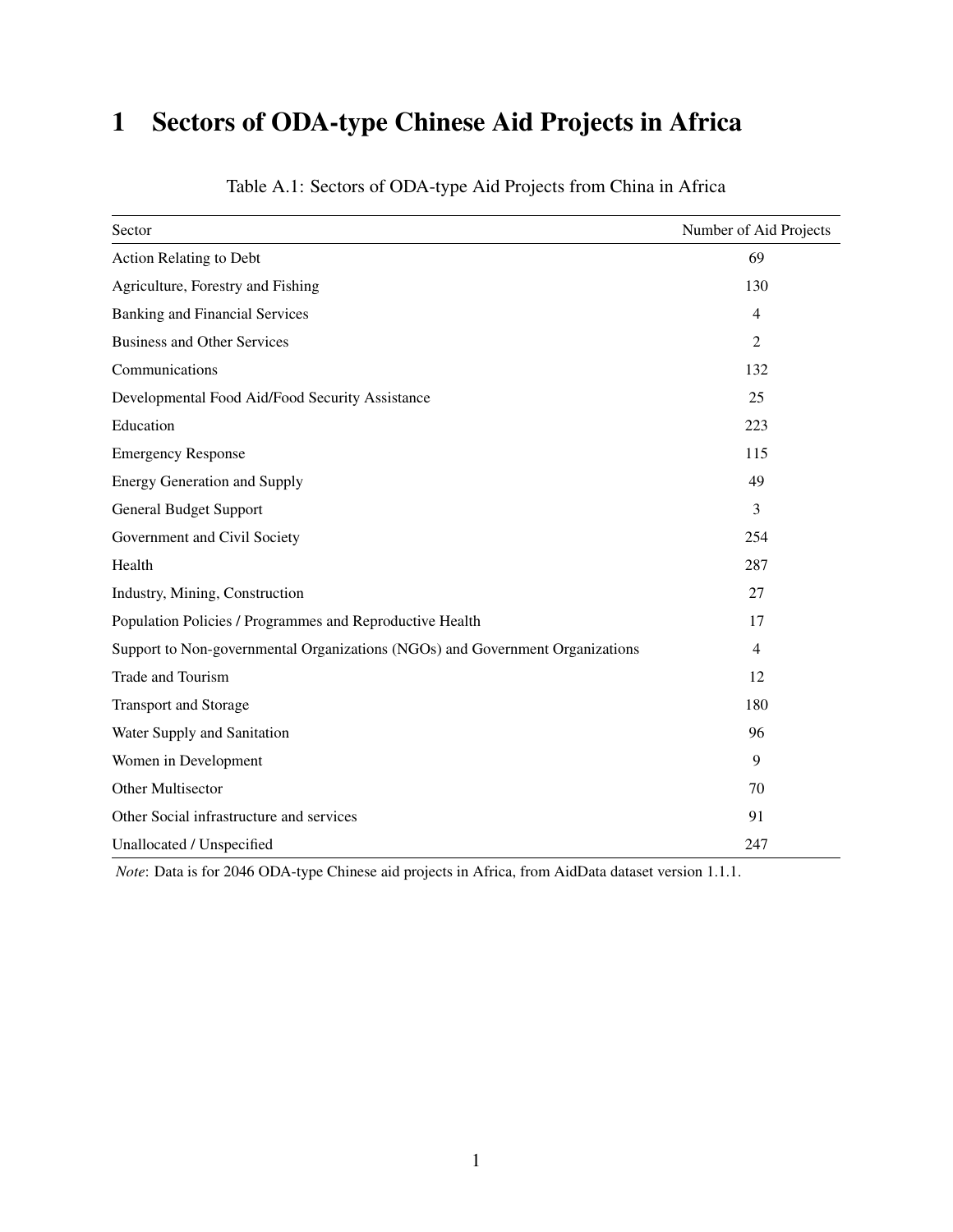# 1 Sectors of ODA-type Chinese Aid Projects in Africa

Table A.1: Sectors of ODA-type Aid Projects from China in Africa

| Sector | Number of Aid Projects |
|---|---|
| Action Relating to Debt | 69 |
| Agriculture, Forestry and Fishing | 130 |
| Banking and Financial Services | 4 |
| Business and Other Services | 2 |
| Communications | 132 |
| Developmental Food Aid/Food Security Assistance | 25 |
| Education | 223 |
| Emergency Response | 115 |
| Energy Generation and Supply | 49 |
| General Budget Support | 3 |
| Government and Civil Society | 254 |
| Health | 287 |
| Industry, Mining, Construction | 27 |
| Population Policies / Programmes and Reproductive Health | 17 |
| Support to Non-governmental Organizations (NGOs) and Government Organizations | 4 |
| Trade and Tourism | 12 |
| Transport and Storage | 180 |
| Water Supply and Sanitation | 96 |
| Women in Development | 9 |
| Other Multisector | 70 |
| Other Social infrastructure and services | 91 |
| Unallocated / Unspecified | 247 |

*Note*: Data is for 2046 ODA-type Chinese aid projects in Africa, from AidData dataset version 1.1.1.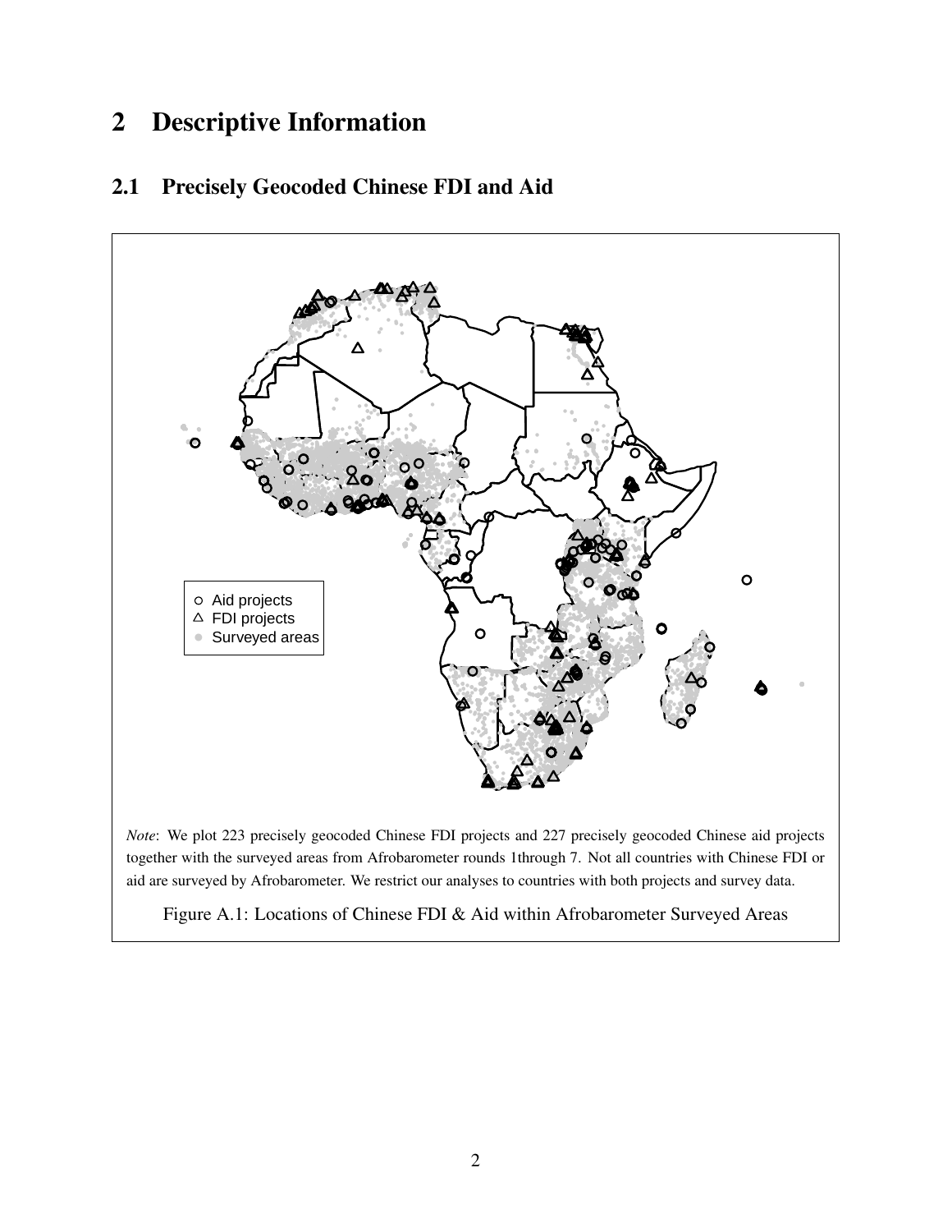# 2 Descriptive Information

## 2.1 Precisely Geocoded Chinese FDI and Aid

*Note*: We plot 223 precisely geocoded Chinese FDI projects and 227 precisely geocoded Chinese aid projects together with the surveyed areas from Afrobarometer rounds 1through 7. Not all countries with Chinese FDI or aid are surveyed by Afrobarometer. We restrict our analyses to countries with both projects and survey data.

Figure A.1: Locations of Chinese FDI & Aid within Afrobarometer Surveyed Areas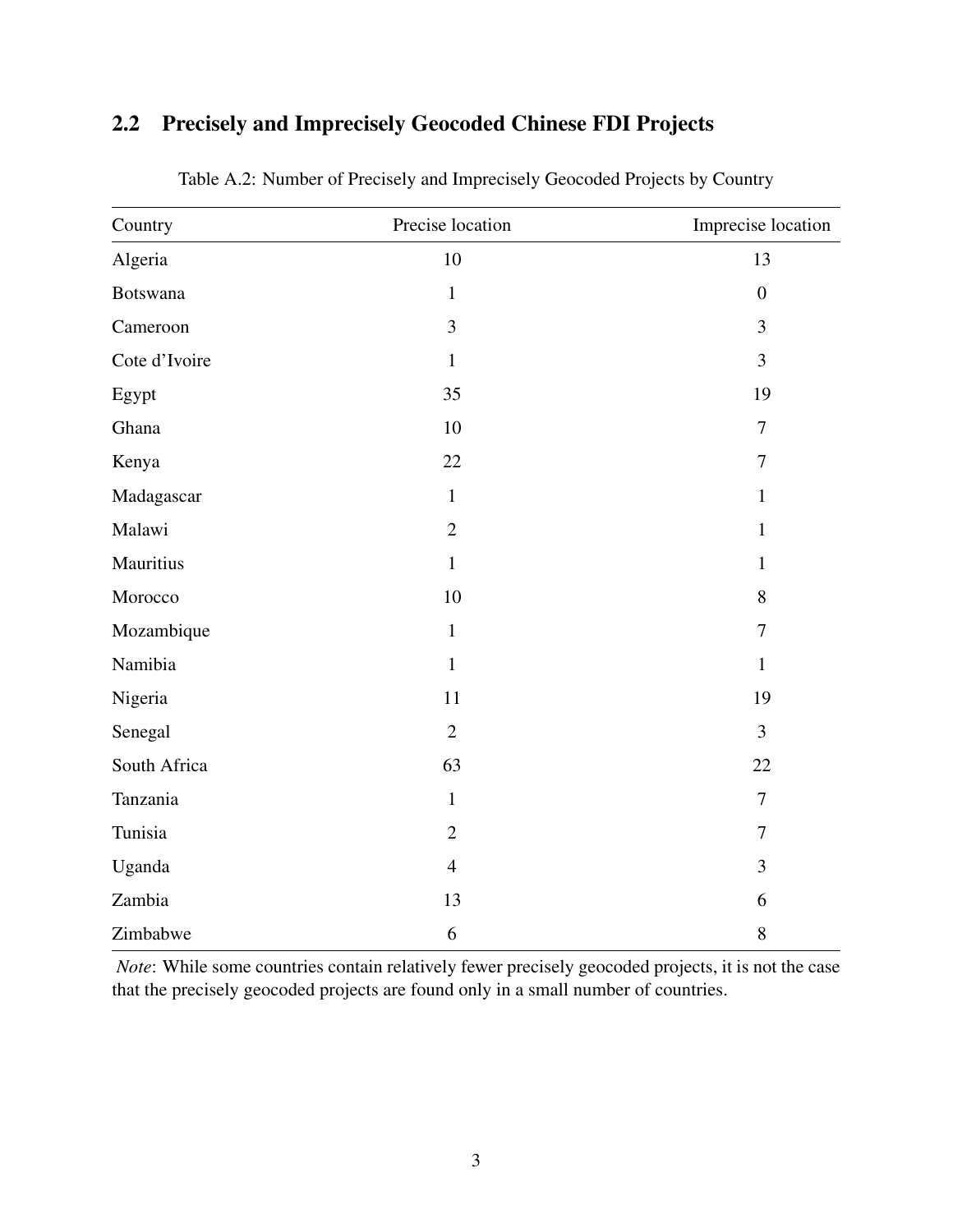## 2.2 Precisely and Imprecisely Geocoded Chinese FDI Projects

Table A.2: Number of Precisely and Imprecisely Geocoded Projects by Country

| Country | Precise location | Imprecise location |
|---|---|---|
| Algeria | 10 | 13 |
| Botswana | 1 | 0 |
| Cameroon | 3 | 3 |
| Cote d'Ivoire | 1 | 3 |
| Egypt | 35 | 19 |
| Ghana | 10 | 7 |
| Kenya | 22 | 7 |
| Madagascar | 1 | 1 |
| Malawi | 2 | 1 |
| Mauritius | 1 | 1 |
| Morocco | 10 | 8 |
| Mozambique | 1 | 7 |
| Namibia | 1 | 1 |
| Nigeria | 11 | 19 |
| Senegal | 2 | 3 |
| South Africa | 63 | 22 |
| Tanzania | 1 | 7 |
| Tunisia | 2 | 7 |
| Uganda | 4 | 3 |
| Zambia | 13 | 6 |
| Zimbabwe | 6 | 8 |

*Note*: While some countries contain relatively fewer precisely geocoded projects, it is not the case that the precisely geocoded projects are found only in a small number of countries.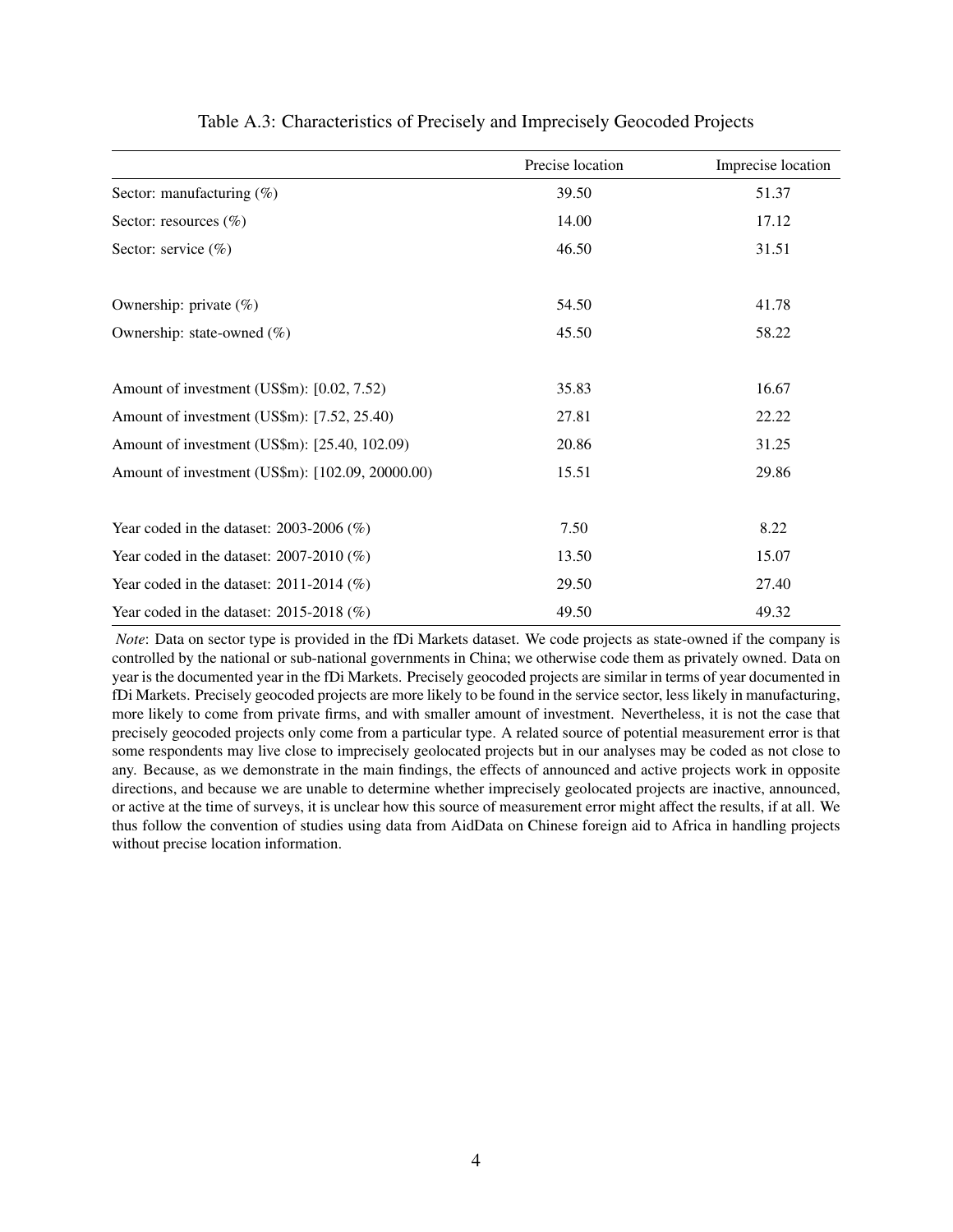Table A.3: Characteristics of Precisely and Imprecisely Geocoded Projects

| | Precise location | Imprecise location |
|---|---|---|
| Sector: manufacturing (%) | 39.50 | 51.37 |
| Sector: resources (%) | 14.00 | 17.12 |
| Sector: service (%) | 46.50 | 31.51 |
| | | |
| Ownership: private (%) | 54.50 | 41.78 |
| Ownership: state-owned (%) | 45.50 | 58.22 |
| | | |
| Amount of investment (US$m): [0.02, 7.52) | 35.83 | 16.67 |
| Amount of investment (US$m): [7.52, 25.40) | 27.81 | 22.22 |
| Amount of investment (US$m): [25.40, 102.09) | 20.86 | 31.25 |
| Amount of investment (US$m): [102.09, 20000.00) | 15.51 | 29.86 |
| | | |
| Year coded in the dataset: 2003-2006 (%) | 7.50 | 8.22 |
| Year coded in the dataset: 2007-2010 (%) | 13.50 | 15.07 |
| Year coded in the dataset: 2011-2014 (%) | 29.50 | 27.40 |
| Year coded in the dataset: 2015-2018 (%) | 49.50 | 49.32 |

*Note*: Data on sector type is provided in the fDi Markets dataset. We code projects as state-owned if the company is controlled by the national or sub-national governments in China; we otherwise code them as privately owned. Data on year is the documented year in the fDi Markets. Precisely geocoded projects are similar in terms of year documented in fDi Markets. Precisely geocoded projects are more likely to be found in the service sector, less likely in manufacturing, more likely to come from private firms, and with smaller amount of investment. Nevertheless, it is not the case that precisely geocoded projects only come from a particular type. A related source of potential measurement error is that some respondents may live close to imprecisely geolocated projects but in our analyses may be coded as not close to any. Because, as we demonstrate in the main findings, the effects of announced and active projects work in opposite directions, and because we are unable to determine whether imprecisely geolocated projects are inactive, announced, or active at the time of surveys, it is unclear how this source of measurement error might affect the results, if at all. We thus follow the convention of studies using data from AidData on Chinese foreign aid to Africa in handling projects without precise location information.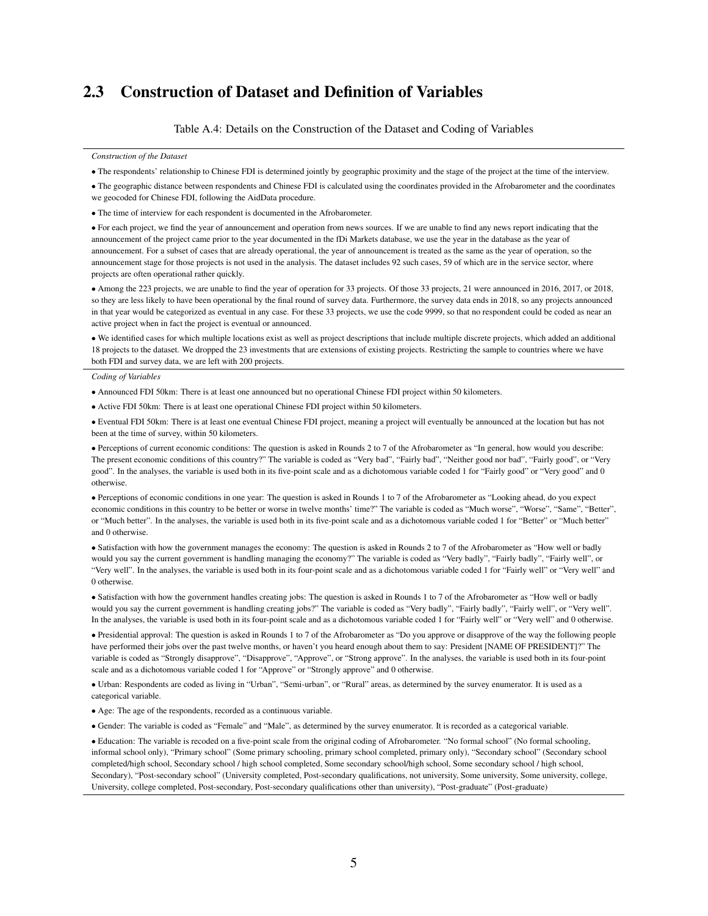## 2.3 Construction of Dataset and Definition of Variables

Table A.4: Details on the Construction of the Dataset and Coding of Variables

*Construction of the Dataset*

• The respondents' relationship to Chinese FDI is determined jointly by geographic proximity and the stage of the project at the time of the interview.

• The geographic distance between respondents and Chinese FDI is calculated using the coordinates provided in the Afrobarometer and the coordinates we geocoded for Chinese FDI, following the AidData procedure.

• The time of interview for each respondent is documented in the Afrobarometer.

• For each project, we find the year of announcement and operation from news sources. If we are unable to find any news report indicating that the announcement of the project came prior to the year documented in the fDi Markets database, we use the year in the database as the year of announcement. For a subset of cases that are already operational, the year of announcement is treated as the same as the year of operation, so the announcement stage for those projects is not used in the analysis. The dataset includes 92 such cases, 59 of which are in the service sector, where projects are often operational rather quickly.

• Among the 223 projects, we are unable to find the year of operation for 33 projects. Of those 33 projects, 21 were announced in 2016, 2017, or 2018, so they are less likely to have been operational by the final round of survey data. Furthermore, the survey data ends in 2018, so any projects announced in that year would be categorized as eventual in any case. For these 33 projects, we use the code 9999, so that no respondent could be coded as near an active project when in fact the project is eventual or announced.

• We identified cases for which multiple locations exist as well as project descriptions that include multiple discrete projects, which added an additional 18 projects to the dataset. We dropped the 23 investments that are extensions of existing projects. Restricting the sample to countries where we have both FDI and survey data, we are left with 200 projects.

*Coding of Variables*

• Announced FDI 50km: There is at least one announced but no operational Chinese FDI project within 50 kilometers.

• Active FDI 50km: There is at least one operational Chinese FDI project within 50 kilometers.

• Eventual FDI 50km: There is at least one eventual Chinese FDI project, meaning a project will eventually be announced at the location but has not been at the time of survey, within 50 kilometers.

• Perceptions of current economic conditions: The question is asked in Rounds 2 to 7 of the Afrobarometer as "In general, how would you describe: The present economic conditions of this country?" The variable is coded as "Very bad", "Fairly bad", "Neither good nor bad", "Fairly good", or "Very good". In the analyses, the variable is used both in its five-point scale and as a dichotomous variable coded 1 for "Fairly good" or "Very good" and 0 otherwise.

• Perceptions of economic conditions in one year: The question is asked in Rounds 1 to 7 of the Afrobarometer as "Looking ahead, do you expect economic conditions in this country to be better or worse in twelve months' time?" The variable is coded as "Much worse", "Worse", "Same", "Better", or "Much better". In the analyses, the variable is used both in its five-point scale and as a dichotomous variable coded 1 for "Better" or "Much better" and 0 otherwise.

• Satisfaction with how the government manages the economy: The question is asked in Rounds 2 to 7 of the Afrobarometer as "How well or badly would you say the current government is handling managing the economy?" The variable is coded as "Very badly", "Fairly badly", "Fairly well", or "Very well". In the analyses, the variable is used both in its four-point scale and as a dichotomous variable coded 1 for "Fairly well" or "Very well" and 0 otherwise.

• Satisfaction with how the government handles creating jobs: The question is asked in Rounds 1 to 7 of the Afrobarometer as "How well or badly would you say the current government is handling creating jobs?" The variable is coded as "Very badly", "Fairly badly", "Fairly well", or "Very well". In the analyses, the variable is used both in its four-point scale and as a dichotomous variable coded 1 for "Fairly well" or "Very well" and 0 otherwise.

• Presidential approval: The question is asked in Rounds 1 to 7 of the Afrobarometer as "Do you approve or disapprove of the way the following people have performed their jobs over the past twelve months, or haven't you heard enough about them to say: President [NAME OF PRESIDENT]?" The variable is coded as "Strongly disapprove", "Disapprove", "Approve", or "Strong approve". In the analyses, the variable is used both in its four-point scale and as a dichotomous variable coded 1 for "Approve" or "Strongly approve" and 0 otherwise.

• Urban: Respondents are coded as living in "Urban", "Semi-urban", or "Rural" areas, as determined by the survey enumerator. It is used as a categorical variable.

• Age: The age of the respondents, recorded as a continuous variable.

• Gender: The variable is coded as "Female" and "Male", as determined by the survey enumerator. It is recorded as a categorical variable.

• Education: The variable is recoded on a five-point scale from the original coding of Afrobarometer. "No formal school" (No formal schooling, informal school only), "Primary school" (Some primary schooling, primary school completed, primary only), "Secondary school" (Secondary school completed/high school, Secondary school / high school completed, Some secondary school/high school, Some secondary school / high school, Secondary), "Post-secondary school" (University completed, Post-secondary qualifications, not university, Some university, Some university, college, University, college completed, Post-secondary, Post-secondary qualifications other than university), "Post-graduate" (Post-graduate)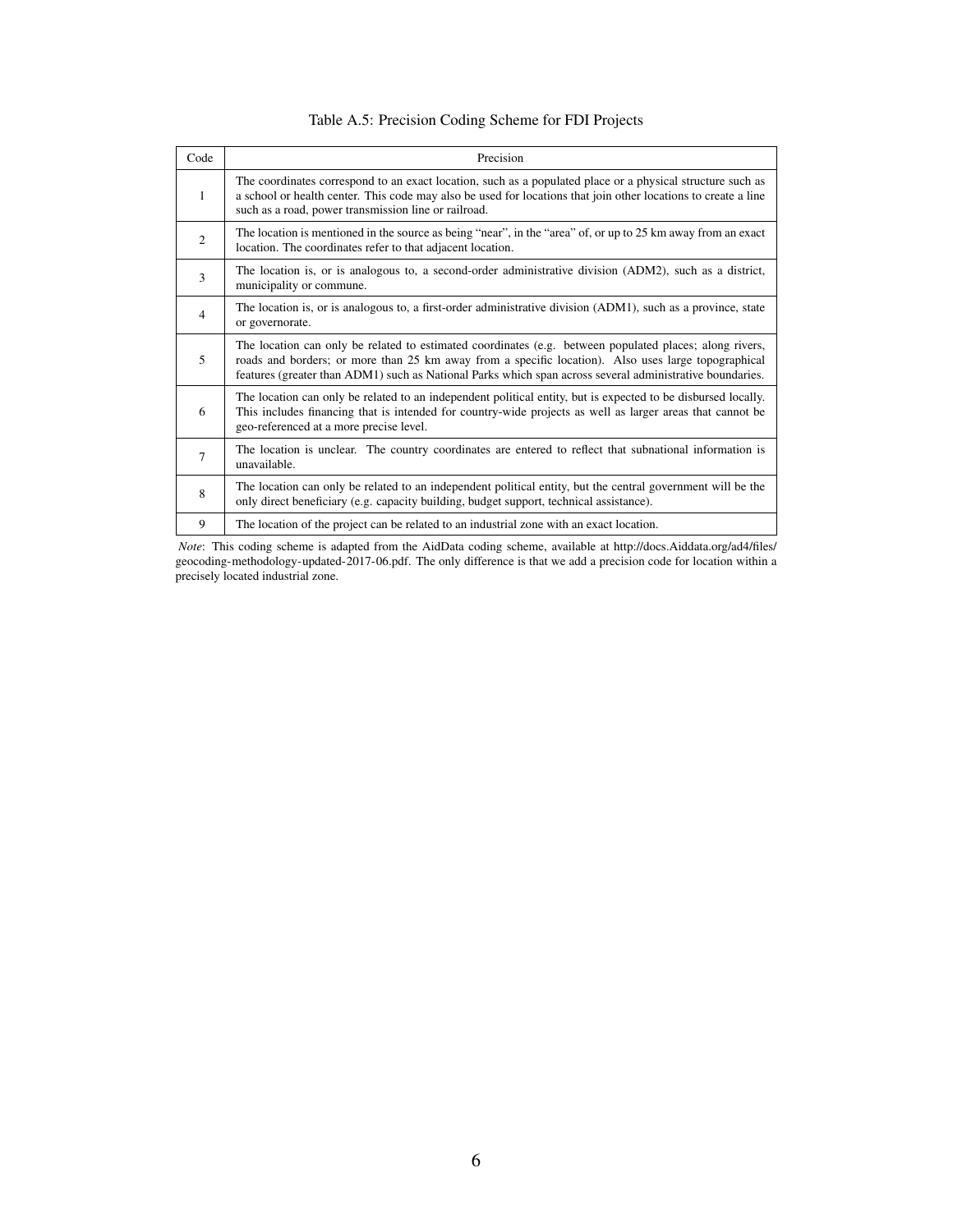Table A.5: Precision Coding Scheme for FDI Projects

| Code | Precision |
|---|---|
| 1 | The coordinates correspond to an exact location, such as a populated place or a physical structure such as a school or health center. This code may also be used for locations that join other locations to create a line such as a road, power transmission line or railroad. |
| 2 | The location is mentioned in the source as being "near", in the "area" of, or up to 25 km away from an exact location. The coordinates refer to that adjacent location. |
| 3 | The location is, or is analogous to, a second-order administrative division (ADM2), such as a district, municipality or commune. |
| 4 | The location is, or is analogous to, a first-order administrative division (ADM1), such as a province, state or governorate. |
| 5 | The location can only be related to estimated coordinates (e.g. between populated places; along rivers, roads and borders; or more than 25 km away from a specific location). Also uses large topographical features (greater than ADM1) such as National Parks which span across several administrative boundaries. |
| 6 | The location can only be related to an independent political entity, but is expected to be disbursed locally. This includes financing that is intended for country-wide projects as well as larger areas that cannot be geo-referenced at a more precise level. |
| 7 | The location is unclear. The country coordinates are entered to reflect that subnational information is unavailable. |
| 8 | The location can only be related to an independent political entity, but the central government will be the only direct beneficiary (e.g. capacity building, budget support, technical assistance). |
| 9 | The location of the project can be related to an industrial zone with an exact location. |

*Note*: This coding scheme is adapted from the AidData coding scheme, available at http://docs.Aiddata.org/ad4/files/geocoding-methodology-updated-2017-06.pdf. The only difference is that we add a precision code for location within a precisely located industrial zone.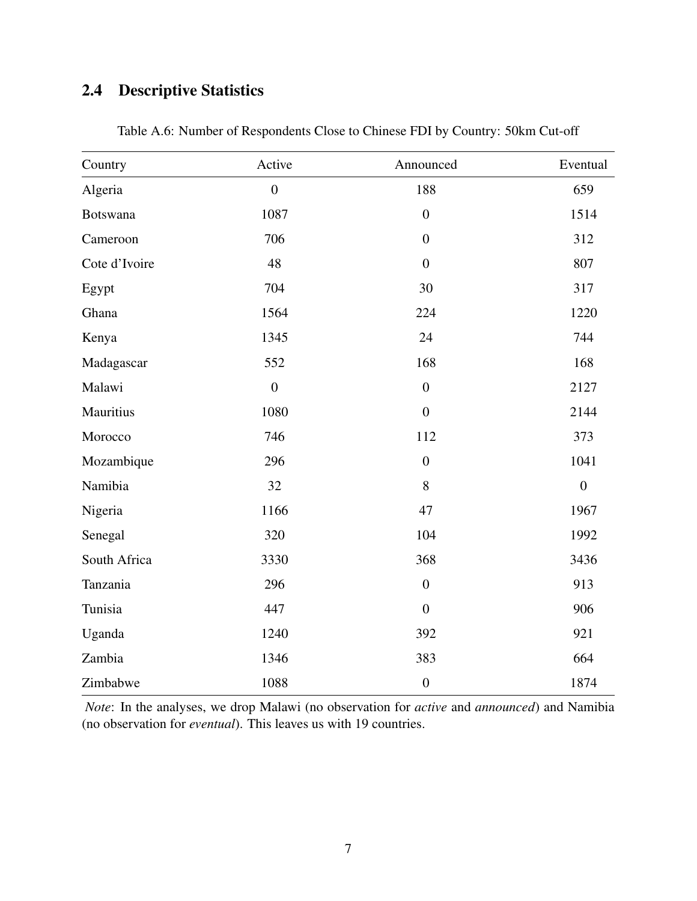## 2.4 Descriptive Statistics

Table A.6: Number of Respondents Close to Chinese FDI by Country: 50km Cut-off

| Country | Active | Announced | Eventual |
|---|---|---|---|
| Algeria | 0 | 188 | 659 |
| Botswana | 1087 | 0 | 1514 |
| Cameroon | 706 | 0 | 312 |
| Cote d'Ivoire | 48 | 0 | 807 |
| Egypt | 704 | 30 | 317 |
| Ghana | 1564 | 224 | 1220 |
| Kenya | 1345 | 24 | 744 |
| Madagascar | 552 | 168 | 168 |
| Malawi | 0 | 0 | 2127 |
| Mauritius | 1080 | 0 | 2144 |
| Morocco | 746 | 112 | 373 |
| Mozambique | 296 | 0 | 1041 |
| Namibia | 32 | 8 | 0 |
| Nigeria | 1166 | 47 | 1967 |
| Senegal | 320 | 104 | 1992 |
| South Africa | 3330 | 368 | 3436 |
| Tanzania | 296 | 0 | 913 |
| Tunisia | 447 | 0 | 906 |
| Uganda | 1240 | 392 | 921 |
| Zambia | 1346 | 383 | 664 |
| Zimbabwe | 1088 | 0 | 1874 |

*Note*: In the analyses, we drop Malawi (no observation for *active* and *announced*) and Namibia (no observation for *eventual*). This leaves us with 19 countries.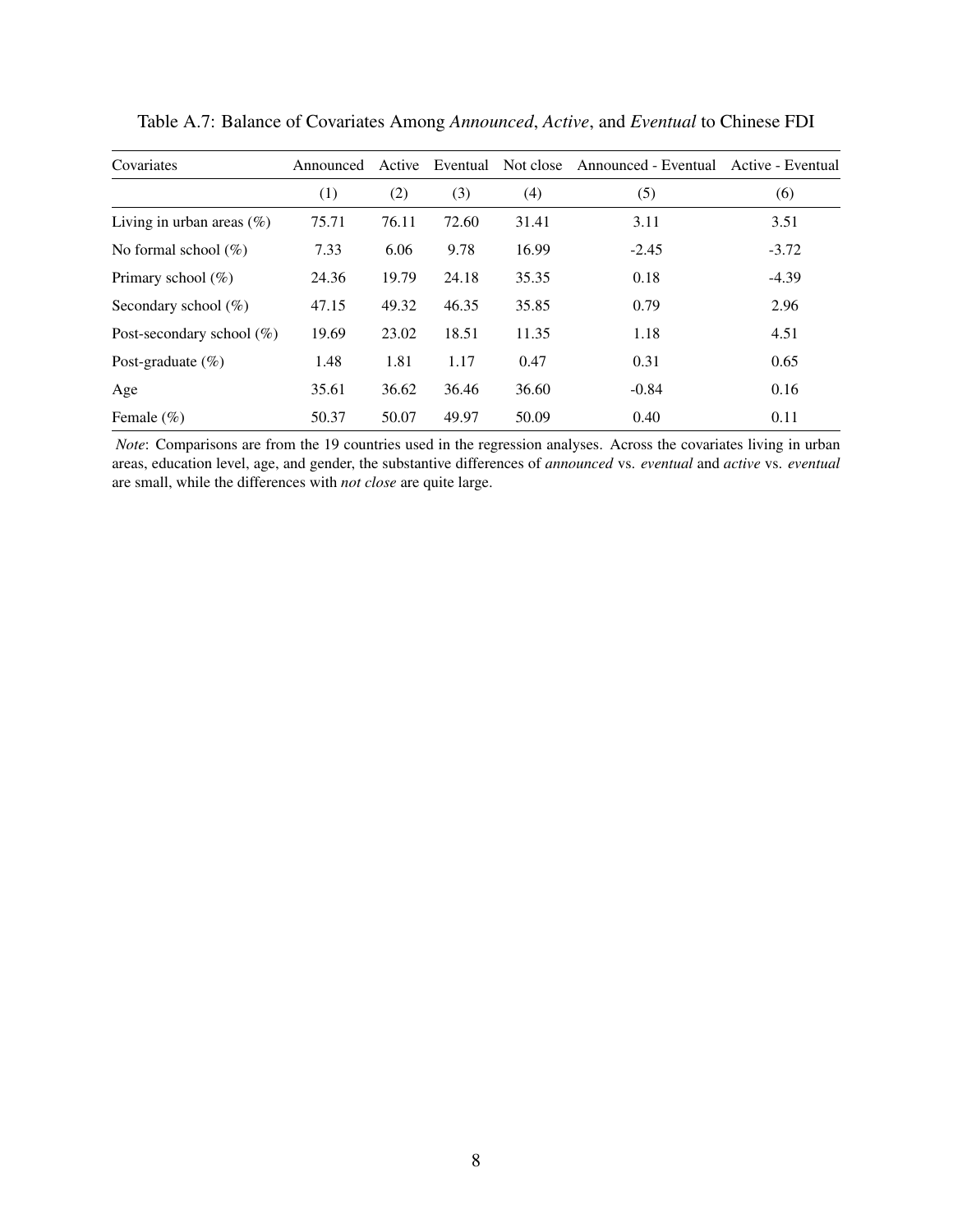Table A.7: Balance of Covariates Among *Announced*, *Active*, and *Eventual* to Chinese FDI

| Covariates | Announced | Active | Eventual | Not close | Announced - Eventual | Active - Eventual |
|---|---|---|---|---|---|---|
| | (1) | (2) | (3) | (4) | (5) | (6) |
| Living in urban areas (%) | 75.71 | 76.11 | 72.60 | 31.41 | 3.11 | 3.51 |
| No formal school (%) | 7.33 | 6.06 | 9.78 | 16.99 | -2.45 | -3.72 |
| Primary school (%) | 24.36 | 19.79 | 24.18 | 35.35 | 0.18 | -4.39 |
| Secondary school (%) | 47.15 | 49.32 | 46.35 | 35.85 | 0.79 | 2.96 |
| Post-secondary school (%) | 19.69 | 23.02 | 18.51 | 11.35 | 1.18 | 4.51 |
| Post-graduate (%) | 1.48 | 1.81 | 1.17 | 0.47 | 0.31 | 0.65 |
| Age | 35.61 | 36.62 | 36.46 | 36.60 | -0.84 | 0.16 |
| Female (%) | 50.37 | 50.07 | 49.97 | 50.09 | 0.40 | 0.11 |

*Note*: Comparisons are from the 19 countries used in the regression analyses. Across the covariates living in urban areas, education level, age, and gender, the substantive differences of *announced* vs. *eventual* and *active* vs. *eventual* are small, while the differences with *not close* are quite large.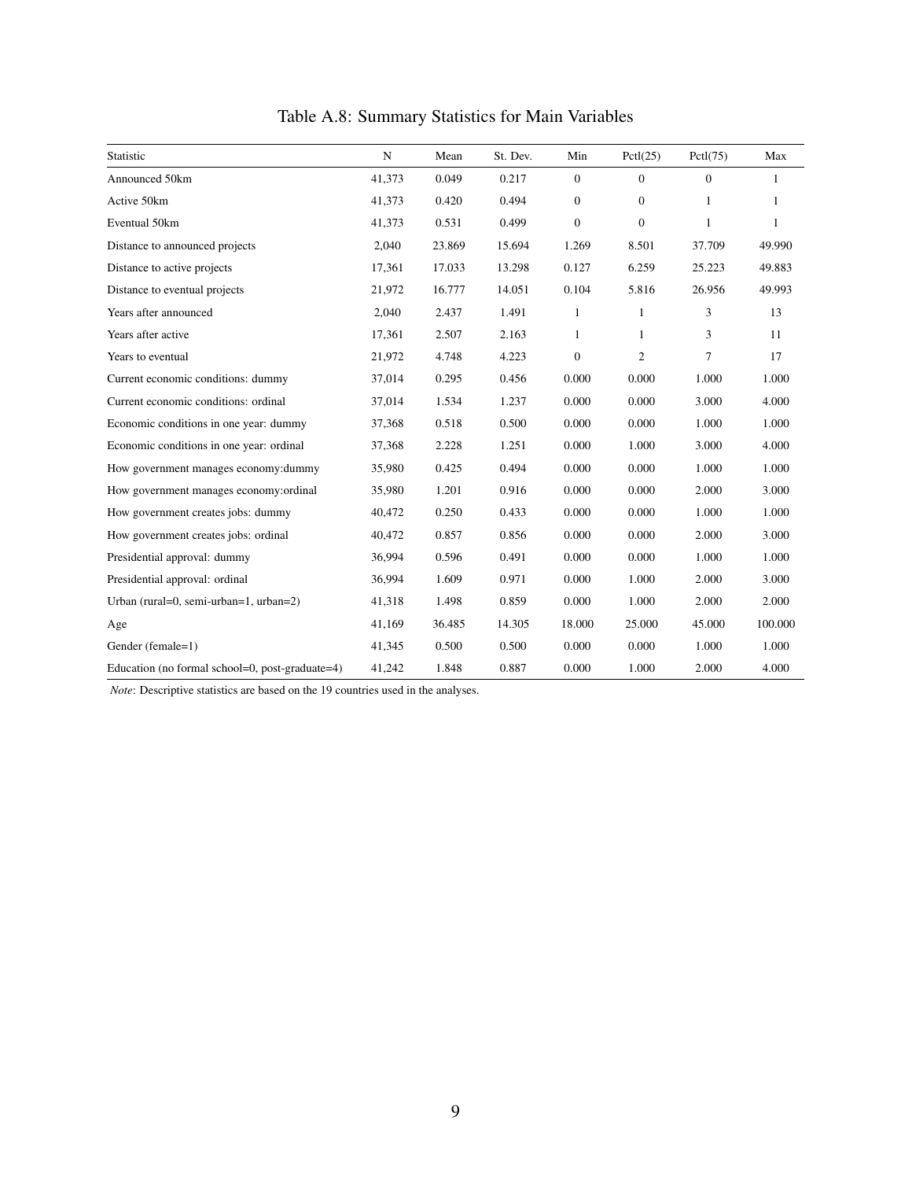# Table A.8: Summary Statistics for Main Variables

| Statistic | N | Mean | St. Dev. | Min | Pctl(25) | Pctl(75) | Max |
|---|---|---|---|---|---|---|---|
| Announced 50km | 41,373 | 0.049 | 0.217 | 0 | 0 | 0 | 1 |
| Active 50km | 41,373 | 0.420 | 0.494 | 0 | 0 | 1 | 1 |
| Eventual 50km | 41,373 | 0.531 | 0.499 | 0 | 0 | 1 | 1 |
| Distance to announced projects | 2,040 | 23.869 | 15.694 | 1.269 | 8.501 | 37.709 | 49.990 |
| Distance to active projects | 17,361 | 17.033 | 13.298 | 0.127 | 6.259 | 25.223 | 49.883 |
| Distance to eventual projects | 21,972 | 16.777 | 14.051 | 0.104 | 5.816 | 26.956 | 49.993 |
| Years after announced | 2,040 | 2.437 | 1.491 | 1 | 1 | 3 | 13 |
| Years after active | 17,361 | 2.507 | 2.163 | 1 | 1 | 3 | 11 |
| Years to eventual | 21,972 | 4.748 | 4.223 | 0 | 2 | 7 | 17 |
| Current economic conditions: dummy | 37,014 | 0.295 | 0.456 | 0.000 | 0.000 | 1.000 | 1.000 |
| Current economic conditions: ordinal | 37,014 | 1.534 | 1.237 | 0.000 | 0.000 | 3.000 | 4.000 |
| Economic conditions in one year: dummy | 37,368 | 0.518 | 0.500 | 0.000 | 0.000 | 1.000 | 1.000 |
| Economic conditions in one year: ordinal | 37,368 | 2.228 | 1.251 | 0.000 | 1.000 | 3.000 | 4.000 |
| How government manages economy:dummy | 35,980 | 0.425 | 0.494 | 0.000 | 0.000 | 1.000 | 1.000 |
| How government manages economy:ordinal | 35,980 | 1.201 | 0.916 | 0.000 | 0.000 | 2.000 | 3.000 |
| How government creates jobs: dummy | 40,472 | 0.250 | 0.433 | 0.000 | 0.000 | 1.000 | 1.000 |
| How government creates jobs: ordinal | 40,472 | 0.857 | 0.856 | 0.000 | 0.000 | 2.000 | 3.000 |
| Presidential approval: dummy | 36,994 | 0.596 | 0.491 | 0.000 | 0.000 | 1.000 | 1.000 |
| Presidential approval: ordinal | 36,994 | 1.609 | 0.971 | 0.000 | 1.000 | 2.000 | 3.000 |
| Urban (rural=0, semi-urban=1, urban=2) | 41,318 | 1.498 | 0.859 | 0.000 | 1.000 | 2.000 | 2.000 |
| Age | 41,169 | 36.485 | 14.305 | 18.000 | 25.000 | 45.000 | 100.000 |
| Gender (female=1) | 41,345 | 0.500 | 0.500 | 0.000 | 0.000 | 1.000 | 1.000 |
| Education (no formal school=0, post-graduate=4) | 41,242 | 1.848 | 0.887 | 0.000 | 1.000 | 2.000 | 4.000 |

*Note*: Descriptive statistics are based on the 19 countries used in the analyses.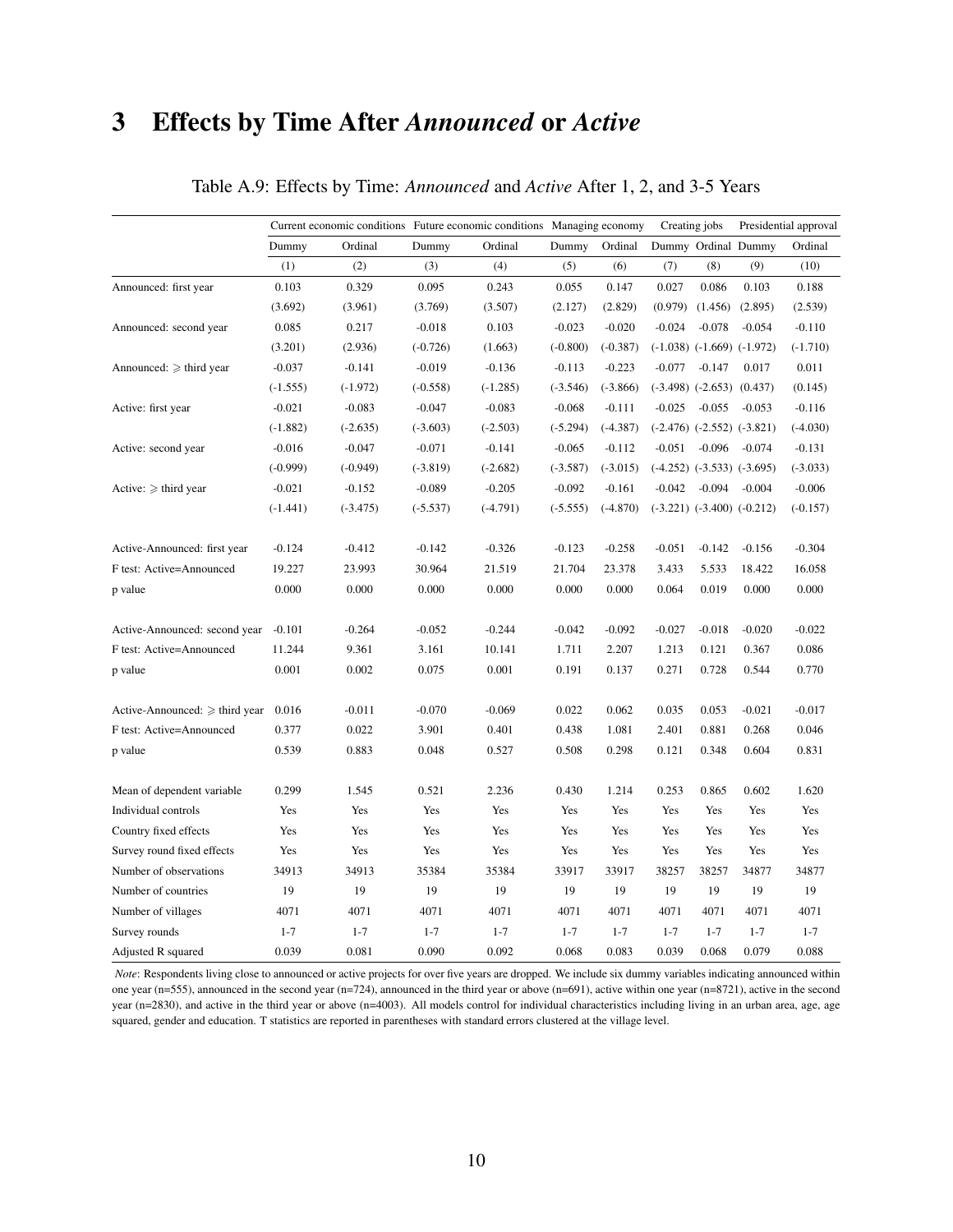# 3 Effects by Time After *Announced* or *Active*

Table A.9: Effects by Time: *Announced* and *Active* After 1, 2, and 3-5 Years

| | Current economic conditions | | Future economic conditions | | Managing economy | | Creating jobs | | Presidential approval | |
|---|---|---|---|---|---|---|---|---|---|---|
| | Dummy | Ordinal | Dummy | Ordinal | Dummy | Ordinal | Dummy | Ordinal | Dummy | Ordinal |
| | (1) | (2) | (3) | (4) | (5) | (6) | (7) | (8) | (9) | (10) |
| Announced: first year | 0.103 | 0.329 | 0.095 | 0.243 | 0.055 | 0.147 | 0.027 | 0.086 | 0.103 | 0.188 |
| | (3.692) | (3.961) | (3.769) | (3.507) | (2.127) | (2.829) | (0.979) | (1.456) | (2.895) | (2.539) |
| Announced: second year | 0.085 | 0.217 | -0.018 | 0.103 | -0.023 | -0.020 | -0.024 | -0.078 | -0.054 | -0.110 |
| | (3.201) | (2.936) | (-0.726) | (1.663) | (-0.800) | (-0.387) | (-1.038) | (-1.669) | (-1.972) | (-1.710) |
| Announced: $\geqslant$ third year | -0.037 | -0.141 | -0.019 | -0.136 | -0.113 | -0.223 | -0.077 | -0.147 | 0.017 | 0.011 |
| | (-1.555) | (-1.972) | (-0.558) | (-1.285) | (-3.546) | (-3.866) | (-3.498) | (-2.653) | (0.437) | (0.145) |
| Active: first year | -0.021 | -0.083 | -0.047 | -0.083 | -0.068 | -0.111 | -0.025 | -0.055 | -0.053 | -0.116 |
| | (-1.882) | (-2.635) | (-3.603) | (-2.503) | (-5.294) | (-4.387) | (-2.476) | (-2.552) | (-3.821) | (-4.030) |
| Active: second year | -0.016 | -0.047 | -0.071 | -0.141 | -0.065 | -0.112 | -0.051 | -0.096 | -0.074 | -0.131 |
| | (-0.999) | (-0.949) | (-3.819) | (-2.682) | (-3.587) | (-3.015) | (-4.252) | (-3.533) | (-3.695) | (-3.033) |
| Active: $\geqslant$ third year | -0.021 | -0.152 | -0.089 | -0.205 | -0.092 | -0.161 | -0.042 | -0.094 | -0.004 | -0.006 |
| | (-1.441) | (-3.475) | (-5.537) | (-4.791) | (-5.555) | (-4.870) | (-3.221) | (-3.400) | (-0.212) | (-0.157) |
| Active-Announced: first year | -0.124 | -0.412 | -0.142 | -0.326 | -0.123 | -0.258 | -0.051 | -0.142 | -0.156 | -0.304 |
| F test: Active=Announced | 19.227 | 23.993 | 30.964 | 21.519 | 21.704 | 23.378 | 3.433 | 5.533 | 18.422 | 16.058 |
| p value | 0.000 | 0.000 | 0.000 | 0.000 | 0.000 | 0.000 | 0.064 | 0.019 | 0.000 | 0.000 |
| Active-Announced: second year | -0.101 | -0.264 | -0.052 | -0.244 | -0.042 | -0.092 | -0.027 | -0.018 | -0.020 | -0.022 |
| F test: Active=Announced | 11.244 | 9.361 | 3.161 | 10.141 | 1.711 | 2.207 | 1.213 | 0.121 | 0.367 | 0.086 |
| p value | 0.001 | 0.002 | 0.075 | 0.001 | 0.191 | 0.137 | 0.271 | 0.728 | 0.544 | 0.770 |
| Active-Announced: $\geqslant$ third year | 0.016 | -0.011 | -0.070 | -0.069 | 0.022 | 0.062 | 0.035 | 0.053 | -0.021 | -0.017 |
| F test: Active=Announced | 0.377 | 0.022 | 3.901 | 0.401 | 0.438 | 1.081 | 2.401 | 0.881 | 0.268 | 0.046 |
| p value | 0.539 | 0.883 | 0.048 | 0.527 | 0.508 | 0.298 | 0.121 | 0.348 | 0.604 | 0.831 |
| Mean of dependent variable | 0.299 | 1.545 | 0.521 | 2.236 | 0.430 | 1.214 | 0.253 | 0.865 | 0.602 | 1.620 |
| Individual controls | Yes | Yes | Yes | Yes | Yes | Yes | Yes | Yes | Yes | Yes |
| Country fixed effects | Yes | Yes | Yes | Yes | Yes | Yes | Yes | Yes | Yes | Yes |
| Survey round fixed effects | Yes | Yes | Yes | Yes | Yes | Yes | Yes | Yes | Yes | Yes |
| Number of observations | 34913 | 34913 | 35384 | 35384 | 33917 | 33917 | 38257 | 38257 | 34877 | 34877 |
| Number of countries | 19 | 19 | 19 | 19 | 19 | 19 | 19 | 19 | 19 | 19 |
| Number of villages | 4071 | 4071 | 4071 | 4071 | 4071 | 4071 | 4071 | 4071 | 4071 | 4071 |
| Survey rounds | 1-7 | 1-7 | 1-7 | 1-7 | 1-7 | 1-7 | 1-7 | 1-7 | 1-7 | 1-7 |
| Adjusted R squared | 0.039 | 0.081 | 0.090 | 0.092 | 0.068 | 0.083 | 0.039 | 0.068 | 0.079 | 0.088 |

*Note*: Respondents living close to announced or active projects for over five years are dropped. We include six dummy variables indicating announced within one year (n=555), announced in the second year (n=724), announced in the third year or above (n=691), active within one year (n=8721), active in the second year (n=2830), and active in the third year or above (n=4003). All models control for individual characteristics including living in an urban area, age, age squared, gender and education. T statistics are reported in parentheses with standard errors clustered at the village level.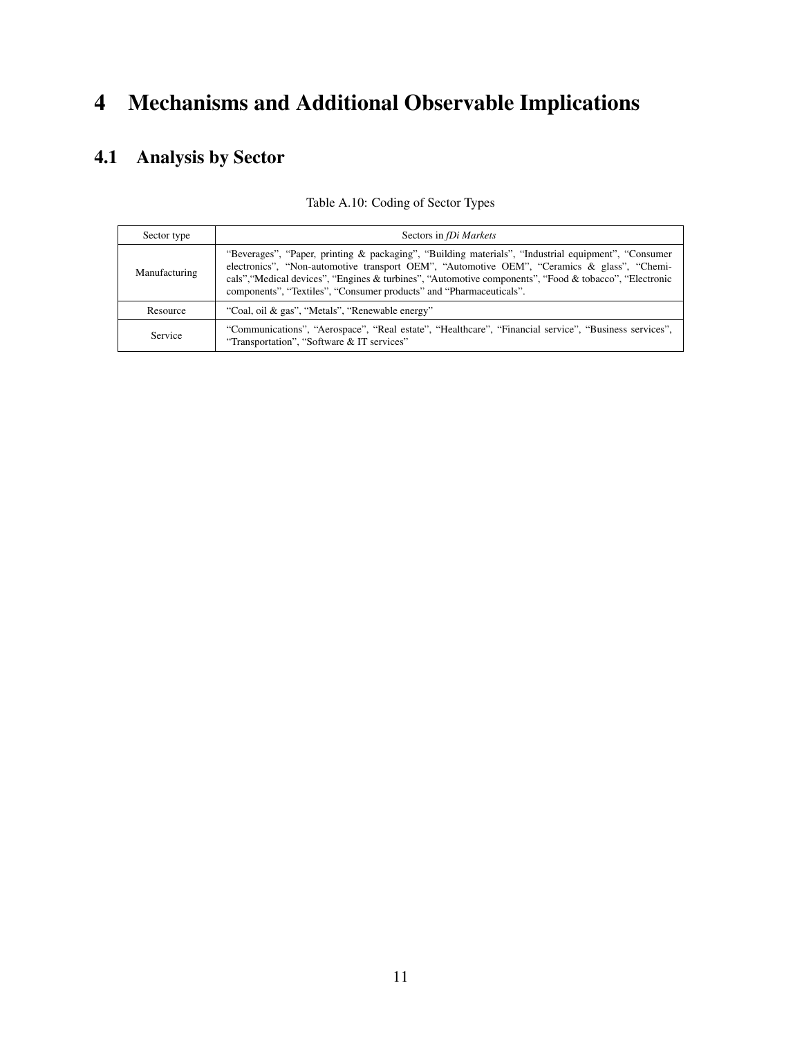# 4 Mechanisms and Additional Observable Implications

## 4.1 Analysis by Sector

Table A.10: Coding of Sector Types

| Sector type | Sectors in *fDi Markets* |
|---|---|
| Manufacturing | "Beverages", "Paper, printing & packaging", "Building materials", "Industrial equipment", "Consumer electronics", "Non-automotive transport OEM", "Automotive OEM", "Ceramics & glass", "Chemicals","Medical devices", "Engines & turbines", "Automotive components", "Food & tobacco", "Electronic components", "Textiles", "Consumer products" and "Pharmaceuticals". |
| Resource | "Coal, oil & gas", "Metals", "Renewable energy" |
| Service | "Communications", "Aerospace", "Real estate", "Healthcare", "Financial service", "Business services", "Transportation", "Software & IT services" |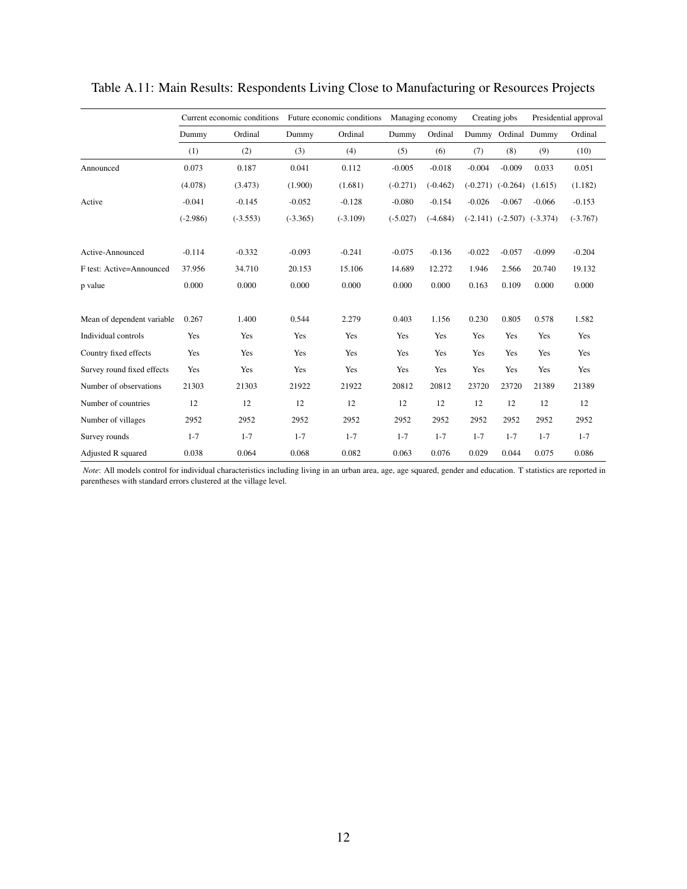# Table A.11: Main Results: Respondents Living Close to Manufacturing or Resources Projects

| | Current economic conditions | | Future economic conditions | | Managing economy | | Creating jobs | | Presidential approval | |
|---|---|---|---|---|---|---|---|---|---|---|
| | Dummy | Ordinal | Dummy | Ordinal | Dummy | Ordinal | Dummy | Ordinal | Dummy | Ordinal |
| | (1) | (2) | (3) | (4) | (5) | (6) | (7) | (8) | (9) | (10) |
| Announced | 0.073 | 0.187 | 0.041 | 0.112 | -0.005 | -0.018 | -0.004 | -0.009 | 0.033 | 0.051 |
| | (4.078) | (3.473) | (1.900) | (1.681) | (-0.271) | (-0.462) | (-0.271) | (-0.264) | (1.615) | (1.182) |
| Active | -0.041 | -0.145 | -0.052 | -0.128 | -0.080 | -0.154 | -0.026 | -0.067 | -0.066 | -0.153 |
| | (-2.986) | (-3.553) | (-3.365) | (-3.109) | (-5.027) | (-4.684) | (-2.141) | (-2.507) | (-3.374) | (-3.767) |
| Active-Announced | -0.114 | -0.332 | -0.093 | -0.241 | -0.075 | -0.136 | -0.022 | -0.057 | -0.099 | -0.204 |
| F test: Active=Announced | 37.956 | 34.710 | 20.153 | 15.106 | 14.689 | 12.272 | 1.946 | 2.566 | 20.740 | 19.132 |
| p value | 0.000 | 0.000 | 0.000 | 0.000 | 0.000 | 0.000 | 0.163 | 0.109 | 0.000 | 0.000 |
| Mean of dependent variable | 0.267 | 1.400 | 0.544 | 2.279 | 0.403 | 1.156 | 0.230 | 0.805 | 0.578 | 1.582 |
| Individual controls | Yes | Yes | Yes | Yes | Yes | Yes | Yes | Yes | Yes | Yes |
| Country fixed effects | Yes | Yes | Yes | Yes | Yes | Yes | Yes | Yes | Yes | Yes |
| Survey round fixed effects | Yes | Yes | Yes | Yes | Yes | Yes | Yes | Yes | Yes | Yes |
| Number of observations | 21303 | 21303 | 21922 | 21922 | 20812 | 20812 | 23720 | 23720 | 21389 | 21389 |
| Number of countries | 12 | 12 | 12 | 12 | 12 | 12 | 12 | 12 | 12 | 12 |
| Number of villages | 2952 | 2952 | 2952 | 2952 | 2952 | 2952 | 2952 | 2952 | 2952 | 2952 |
| Survey rounds | 1-7 | 1-7 | 1-7 | 1-7 | 1-7 | 1-7 | 1-7 | 1-7 | 1-7 | 1-7 |
| Adjusted R squared | 0.038 | 0.064 | 0.068 | 0.082 | 0.063 | 0.076 | 0.029 | 0.044 | 0.075 | 0.086 |

*Note*: All models control for individual characteristics including living in an urban area, age, age squared, gender and education. T statistics are reported in parentheses with standard errors clustered at the village level.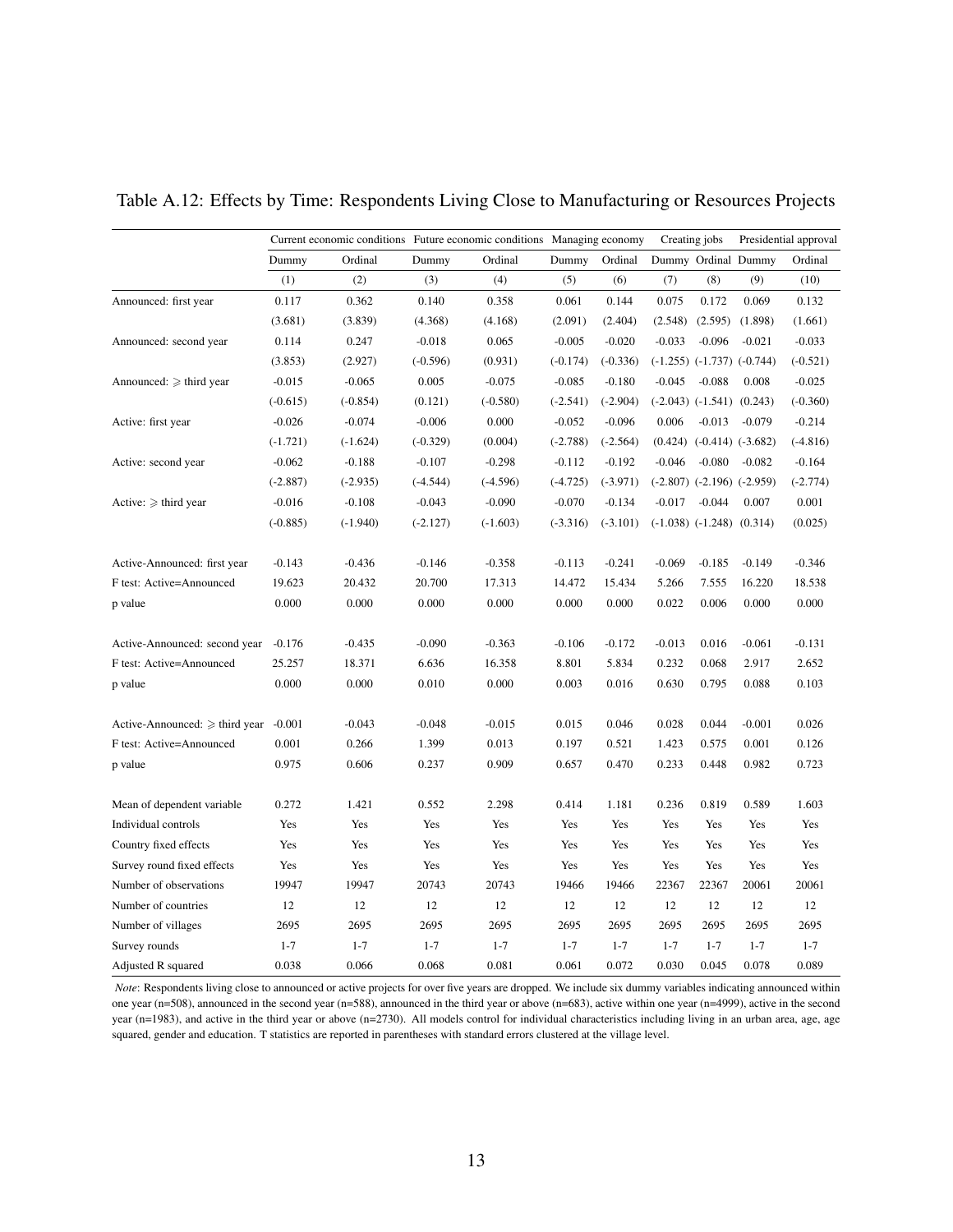Table A.12: Effects by Time: Respondents Living Close to Manufacturing or Resources Projects

| | Current economic conditions | | Future economic conditions | | Managing economy | | Creating jobs | | Presidential approval | |
|---|---|---|---|---|---|---|---|---|---|---|
| | Dummy | Ordinal | Dummy | Ordinal | Dummy | Ordinal | Dummy | Ordinal | Dummy | Ordinal |
| | (1) | (2) | (3) | (4) | (5) | (6) | (7) | (8) | (9) | (10) |
| Announced: first year | 0.117 | 0.362 | 0.140 | 0.358 | 0.061 | 0.144 | 0.075 | 0.172 | 0.069 | 0.132 |
| | (3.681) | (3.839) | (4.368) | (4.168) | (2.091) | (2.404) | (2.548) | (2.595) | (1.898) | (1.661) |
| Announced: second year | 0.114 | 0.247 | -0.018 | 0.065 | -0.005 | -0.020 | -0.033 | -0.096 | -0.021 | -0.033 |
| | (3.853) | (2.927) | (-0.596) | (0.931) | (-0.174) | (-0.336) | (-1.255) | (-1.737) | (-0.744) | (-0.521) |
| Announced: ⩾ third year | -0.015 | -0.065 | 0.005 | -0.075 | -0.085 | -0.180 | -0.045 | -0.088 | 0.008 | -0.025 |
| | (-0.615) | (-0.854) | (0.121) | (-0.580) | (-2.541) | (-2.904) | (-2.043) | (-1.541) | (0.243) | (-0.360) |
| Active: first year | -0.026 | -0.074 | -0.006 | 0.000 | -0.052 | -0.096 | 0.006 | -0.013 | -0.079 | -0.214 |
| | (-1.721) | (-1.624) | (-0.329) | (0.004) | (-2.788) | (-2.564) | (0.424) | (-0.414) | (-3.682) | (-4.816) |
| Active: second year | -0.062 | -0.188 | -0.107 | -0.298 | -0.112 | -0.192 | -0.046 | -0.080 | -0.082 | -0.164 |
| | (-2.887) | (-2.935) | (-4.544) | (-4.596) | (-4.725) | (-3.971) | (-2.807) | (-2.196) | (-2.959) | (-2.774) |
| Active: ⩾ third year | -0.016 | -0.108 | -0.043 | -0.090 | -0.070 | -0.134 | -0.017 | -0.044 | 0.007 | 0.001 |
| | (-0.885) | (-1.940) | (-2.127) | (-1.603) | (-3.316) | (-3.101) | (-1.038) | (-1.248) | (0.314) | (0.025) |
| | | | | | | | | | | |
| Active-Announced: first year | -0.143 | -0.436 | -0.146 | -0.358 | -0.113 | -0.241 | -0.069 | -0.185 | -0.149 | -0.346 |
| F test: Active=Announced | 19.623 | 20.432 | 20.700 | 17.313 | 14.472 | 15.434 | 5.266 | 7.555 | 16.220 | 18.538 |
| p value | 0.000 | 0.000 | 0.000 | 0.000 | 0.000 | 0.000 | 0.022 | 0.006 | 0.000 | 0.000 |
| | | | | | | | | | | |
| Active-Announced: second year | -0.176 | -0.435 | -0.090 | -0.363 | -0.106 | -0.172 | -0.013 | 0.016 | -0.061 | -0.131 |
| F test: Active=Announced | 25.257 | 18.371 | 6.636 | 16.358 | 8.801 | 5.834 | 0.232 | 0.068 | 2.917 | 2.652 |
| p value | 0.000 | 0.000 | 0.010 | 0.000 | 0.003 | 0.016 | 0.630 | 0.795 | 0.088 | 0.103 |
| | | | | | | | | | | |
| Active-Announced: ⩾ third year | -0.001 | -0.043 | -0.048 | -0.015 | 0.015 | 0.046 | 0.028 | 0.044 | -0.001 | 0.026 |
| F test: Active=Announced | 0.001 | 0.266 | 1.399 | 0.013 | 0.197 | 0.521 | 1.423 | 0.575 | 0.001 | 0.126 |
| p value | 0.975 | 0.606 | 0.237 | 0.909 | 0.657 | 0.470 | 0.233 | 0.448 | 0.982 | 0.723 |
| | | | | | | | | | | |
| Mean of dependent variable | 0.272 | 1.421 | 0.552 | 2.298 | 0.414 | 1.181 | 0.236 | 0.819 | 0.589 | 1.603 |
| Individual controls | Yes | Yes | Yes | Yes | Yes | Yes | Yes | Yes | Yes | Yes |
| Country fixed effects | Yes | Yes | Yes | Yes | Yes | Yes | Yes | Yes | Yes | Yes |
| Survey round fixed effects | Yes | Yes | Yes | Yes | Yes | Yes | Yes | Yes | Yes | Yes |
| Number of observations | 19947 | 19947 | 20743 | 20743 | 19466 | 19466 | 22367 | 22367 | 20061 | 20061 |
| Number of countries | 12 | 12 | 12 | 12 | 12 | 12 | 12 | 12 | 12 | 12 |
| Number of villages | 2695 | 2695 | 2695 | 2695 | 2695 | 2695 | 2695 | 2695 | 2695 | 2695 |
| Survey rounds | 1-7 | 1-7 | 1-7 | 1-7 | 1-7 | 1-7 | 1-7 | 1-7 | 1-7 | 1-7 |
| Adjusted R squared | 0.038 | 0.066 | 0.068 | 0.081 | 0.061 | 0.072 | 0.030 | 0.045 | 0.078 | 0.089 |

*Note*: Respondents living close to announced or active projects for over five years are dropped. We include six dummy variables indicating announced within one year (n=508), announced in the second year (n=588), announced in the third year or above (n=683), active within one year (n=4999), active in the second year (n=1983), and active in the third year or above (n=2730). All models control for individual characteristics including living in an urban area, age, age squared, gender and education. T statistics are reported in parentheses with standard errors clustered at the village level.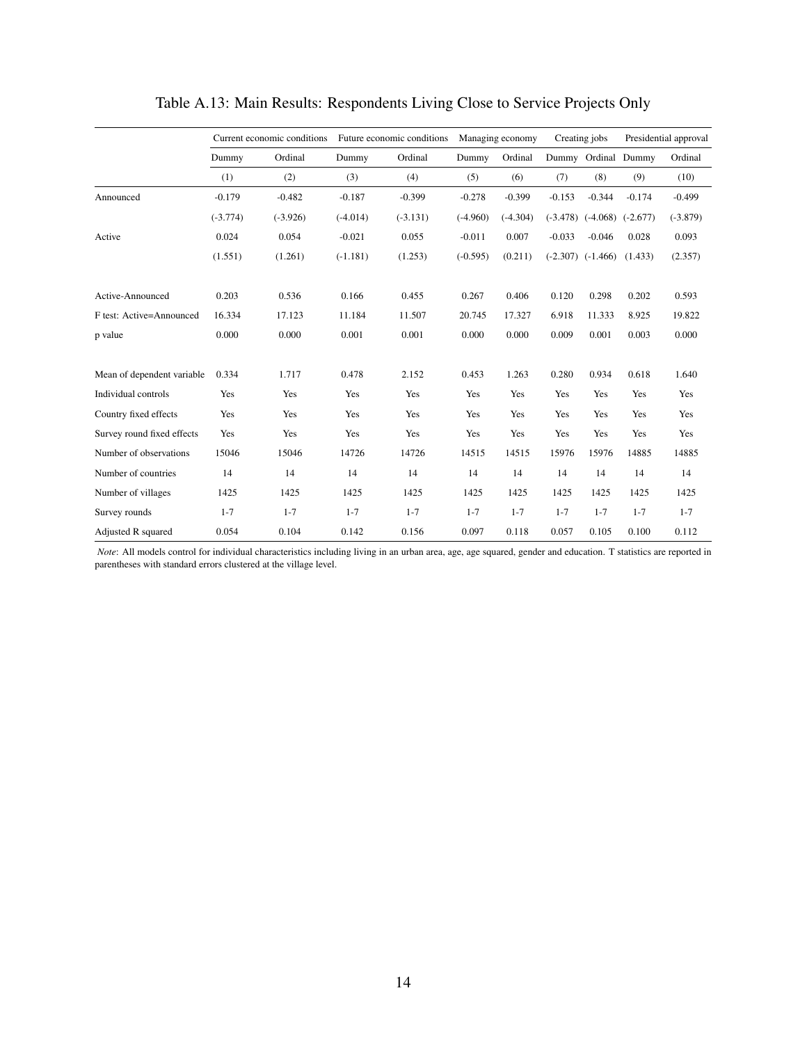# Table A.13: Main Results: Respondents Living Close to Service Projects Only

| | Current economic conditions | | Future economic conditions | | Managing economy | | Creating jobs | | Presidential approval | |
|---|---|---|---|---|---|---|---|---|---|---|
| | Dummy | Ordinal | Dummy | Ordinal | Dummy | Ordinal | Dummy | Ordinal | Dummy | Ordinal |
| | (1) | (2) | (3) | (4) | (5) | (6) | (7) | (8) | (9) | (10) |
| Announced | -0.179 | -0.482 | -0.187 | -0.399 | -0.278 | -0.399 | -0.153 | -0.344 | -0.174 | -0.499 |
| | (-3.774) | (-3.926) | (-4.014) | (-3.131) | (-4.960) | (-4.304) | (-3.478) | (-4.068) | (-2.677) | (-3.879) |
| Active | 0.024 | 0.054 | -0.021 | 0.055 | -0.011 | 0.007 | -0.033 | -0.046 | 0.028 | 0.093 |
| | (1.551) | (1.261) | (-1.181) | (1.253) | (-0.595) | (0.211) | (-2.307) | (-1.466) | (1.433) | (2.357) |
| Active-Announced | 0.203 | 0.536 | 0.166 | 0.455 | 0.267 | 0.406 | 0.120 | 0.298 | 0.202 | 0.593 |
| F test: Active=Announced | 16.334 | 17.123 | 11.184 | 11.507 | 20.745 | 17.327 | 6.918 | 11.333 | 8.925 | 19.822 |
| p value | 0.000 | 0.000 | 0.001 | 0.001 | 0.000 | 0.000 | 0.009 | 0.001 | 0.003 | 0.000 |
| Mean of dependent variable | 0.334 | 1.717 | 0.478 | 2.152 | 0.453 | 1.263 | 0.280 | 0.934 | 0.618 | 1.640 |
| Individual controls | Yes | Yes | Yes | Yes | Yes | Yes | Yes | Yes | Yes | Yes |
| Country fixed effects | Yes | Yes | Yes | Yes | Yes | Yes | Yes | Yes | Yes | Yes |
| Survey round fixed effects | Yes | Yes | Yes | Yes | Yes | Yes | Yes | Yes | Yes | Yes |
| Number of observations | 15046 | 15046 | 14726 | 14726 | 14515 | 14515 | 15976 | 15976 | 14885 | 14885 |
| Number of countries | 14 | 14 | 14 | 14 | 14 | 14 | 14 | 14 | 14 | 14 |
| Number of villages | 1425 | 1425 | 1425 | 1425 | 1425 | 1425 | 1425 | 1425 | 1425 | 1425 |
| Survey rounds | 1-7 | 1-7 | 1-7 | 1-7 | 1-7 | 1-7 | 1-7 | 1-7 | 1-7 | 1-7 |
| Adjusted R squared | 0.054 | 0.104 | 0.142 | 0.156 | 0.097 | 0.118 | 0.057 | 0.105 | 0.100 | 0.112 |

*Note*: All models control for individual characteristics including living in an urban area, age, age squared, gender and education. T statistics are reported in parentheses with standard errors clustered at the village level.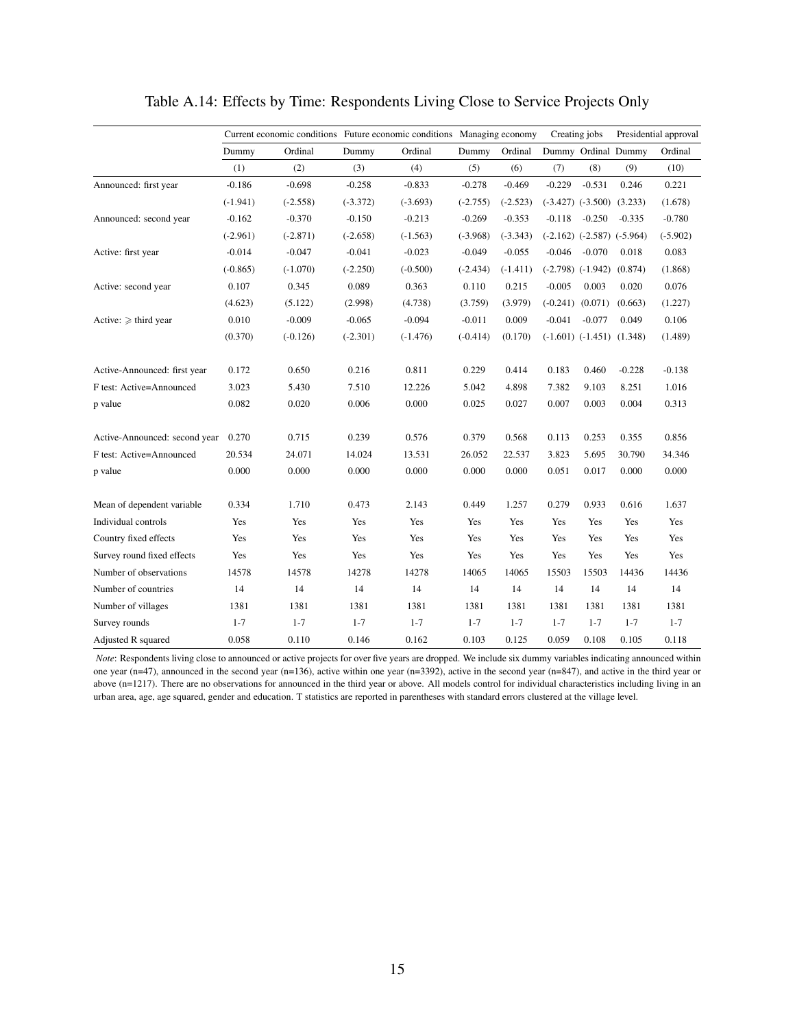Table A.14: Effects by Time: Respondents Living Close to Service Projects Only

| | Current economic conditions | | Future economic conditions | | Managing economy | | Creating jobs | | Presidential approval | |
|---|---|---|---|---|---|---|---|---|---|---|
| | Dummy | Ordinal | Dummy | Ordinal | Dummy | Ordinal | Dummy | Ordinal | Dummy | Ordinal |
| | (1) | (2) | (3) | (4) | (5) | (6) | (7) | (8) | (9) | (10) |
| Announced: first year | -0.186 | -0.698 | -0.258 | -0.833 | -0.278 | -0.469 | -0.229 | -0.531 | 0.246 | 0.221 |
| | (-1.941) | (-2.558) | (-3.372) | (-3.693) | (-2.755) | (-2.523) | (-3.427) | (-3.500) | (3.233) | (1.678) |
| Announced: second year | -0.162 | -0.370 | -0.150 | -0.213 | -0.269 | -0.353 | -0.118 | -0.250 | -0.335 | -0.780 |
| | (-2.961) | (-2.871) | (-2.658) | (-1.563) | (-3.968) | (-3.343) | (-2.162) | (-2.587) | (-5.964) | (-5.902) |
| Active: first year | -0.014 | -0.047 | -0.041 | -0.023 | -0.049 | -0.055 | -0.046 | -0.070 | 0.018 | 0.083 |
| | (-0.865) | (-1.070) | (-2.250) | (-0.500) | (-2.434) | (-1.411) | (-2.798) | (-1.942) | (0.874) | (1.868) |
| Active: second year | 0.107 | 0.345 | 0.089 | 0.363 | 0.110 | 0.215 | -0.005 | 0.003 | 0.020 | 0.076 |
| | (4.623) | (5.122) | (2.998) | (4.738) | (3.759) | (3.979) | (-0.241) | (0.071) | (0.663) | (1.227) |
| Active: $\geqslant$ third year | 0.010 | -0.009 | -0.065 | -0.094 | -0.011 | 0.009 | -0.041 | -0.077 | 0.049 | 0.106 |
| | (0.370) | (-0.126) | (-2.301) | (-1.476) | (-0.414) | (0.170) | (-1.601) | (-1.451) | (1.348) | (1.489) |
| Active-Announced: first year | 0.172 | 0.650 | 0.216 | 0.811 | 0.229 | 0.414 | 0.183 | 0.460 | -0.228 | -0.138 |
| F test: Active=Announced | 3.023 | 5.430 | 7.510 | 12.226 | 5.042 | 4.898 | 7.382 | 9.103 | 8.251 | 1.016 |
| p value | 0.082 | 0.020 | 0.006 | 0.000 | 0.025 | 0.027 | 0.007 | 0.003 | 0.004 | 0.313 |
| Active-Announced: second year | 0.270 | 0.715 | 0.239 | 0.576 | 0.379 | 0.568 | 0.113 | 0.253 | 0.355 | 0.856 |
| F test: Active=Announced | 20.534 | 24.071 | 14.024 | 13.531 | 26.052 | 22.537 | 3.823 | 5.695 | 30.790 | 34.346 |
| p value | 0.000 | 0.000 | 0.000 | 0.000 | 0.000 | 0.000 | 0.051 | 0.017 | 0.000 | 0.000 |
| Mean of dependent variable | 0.334 | 1.710 | 0.473 | 2.143 | 0.449 | 1.257 | 0.279 | 0.933 | 0.616 | 1.637 |
| Individual controls | Yes | Yes | Yes | Yes | Yes | Yes | Yes | Yes | Yes | Yes |
| Country fixed effects | Yes | Yes | Yes | Yes | Yes | Yes | Yes | Yes | Yes | Yes |
| Survey round fixed effects | Yes | Yes | Yes | Yes | Yes | Yes | Yes | Yes | Yes | Yes |
| Number of observations | 14578 | 14578 | 14278 | 14278 | 14065 | 14065 | 15503 | 15503 | 14436 | 14436 |
| Number of countries | 14 | 14 | 14 | 14 | 14 | 14 | 14 | 14 | 14 | 14 |
| Number of villages | 1381 | 1381 | 1381 | 1381 | 1381 | 1381 | 1381 | 1381 | 1381 | 1381 |
| Survey rounds | 1-7 | 1-7 | 1-7 | 1-7 | 1-7 | 1-7 | 1-7 | 1-7 | 1-7 | 1-7 |
| Adjusted R squared | 0.058 | 0.110 | 0.146 | 0.162 | 0.103 | 0.125 | 0.059 | 0.108 | 0.105 | 0.118 |

*Note*: Respondents living close to announced or active projects for over five years are dropped. We include six dummy variables indicating announced within one year (n=47), announced in the second year (n=136), active within one year (n=3392), active in the second year (n=847), and active in the third year or above (n=1217). There are no observations for announced in the third year or above. All models control for individual characteristics including living in an urban area, age, age squared, gender and education. T statistics are reported in parentheses with standard errors clustered at the village level.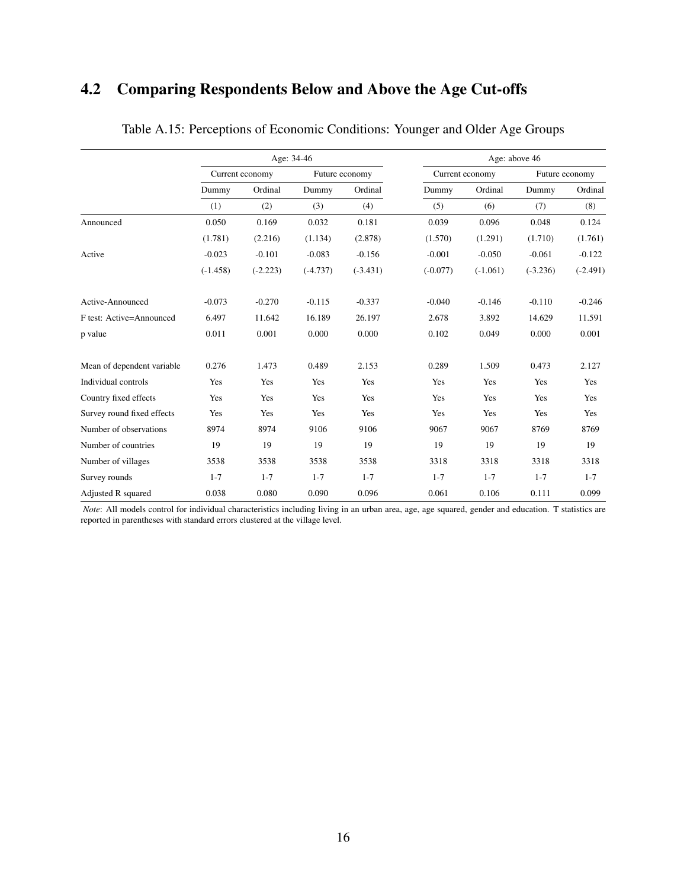## 4.2 Comparing Respondents Below and Above the Age Cut-offs

Table A.15: Perceptions of Economic Conditions: Younger and Older Age Groups

| | Age: 34-46 | | | | Age: above 46 | | | |
|---|---|---|---|---|---|---|---|---|
| | Current economy | | Future economy | | Current economy | | Future economy | |
| | Dummy | Ordinal | Dummy | Ordinal | Dummy | Ordinal | Dummy | Ordinal |
| | (1) | (2) | (3) | (4) | (5) | (6) | (7) | (8) |
| Announced | 0.050 | 0.169 | 0.032 | 0.181 | 0.039 | 0.096 | 0.048 | 0.124 |
| | (1.781) | (2.216) | (1.134) | (2.878) | (1.570) | (1.291) | (1.710) | (1.761) |
| Active | -0.023 | -0.101 | -0.083 | -0.156 | -0.001 | -0.050 | -0.061 | -0.122 |
| | (-1.458) | (-2.223) | (-4.737) | (-3.431) | (-0.077) | (-1.061) | (-3.236) | (-2.491) |
| Active-Announced | -0.073 | -0.270 | -0.115 | -0.337 | -0.040 | -0.146 | -0.110 | -0.246 |
| F test: Active=Announced | 6.497 | 11.642 | 16.189 | 26.197 | 2.678 | 3.892 | 14.629 | 11.591 |
| p value | 0.011 | 0.001 | 0.000 | 0.000 | 0.102 | 0.049 | 0.000 | 0.001 |
| Mean of dependent variable | 0.276 | 1.473 | 0.489 | 2.153 | 0.289 | 1.509 | 0.473 | 2.127 |
| Individual controls | Yes | Yes | Yes | Yes | Yes | Yes | Yes | Yes |
| Country fixed effects | Yes | Yes | Yes | Yes | Yes | Yes | Yes | Yes |
| Survey round fixed effects | Yes | Yes | Yes | Yes | Yes | Yes | Yes | Yes |
| Number of observations | 8974 | 8974 | 9106 | 9106 | 9067 | 9067 | 8769 | 8769 |
| Number of countries | 19 | 19 | 19 | 19 | 19 | 19 | 19 | 19 |
| Number of villages | 3538 | 3538 | 3538 | 3538 | 3318 | 3318 | 3318 | 3318 |
| Survey rounds | 1-7 | 1-7 | 1-7 | 1-7 | 1-7 | 1-7 | 1-7 | 1-7 |
| Adjusted R squared | 0.038 | 0.080 | 0.090 | 0.096 | 0.061 | 0.106 | 0.111 | 0.099 |

*Note*: All models control for individual characteristics including living in an urban area, age, age squared, gender and education. T statistics are reported in parentheses with standard errors clustered at the village level.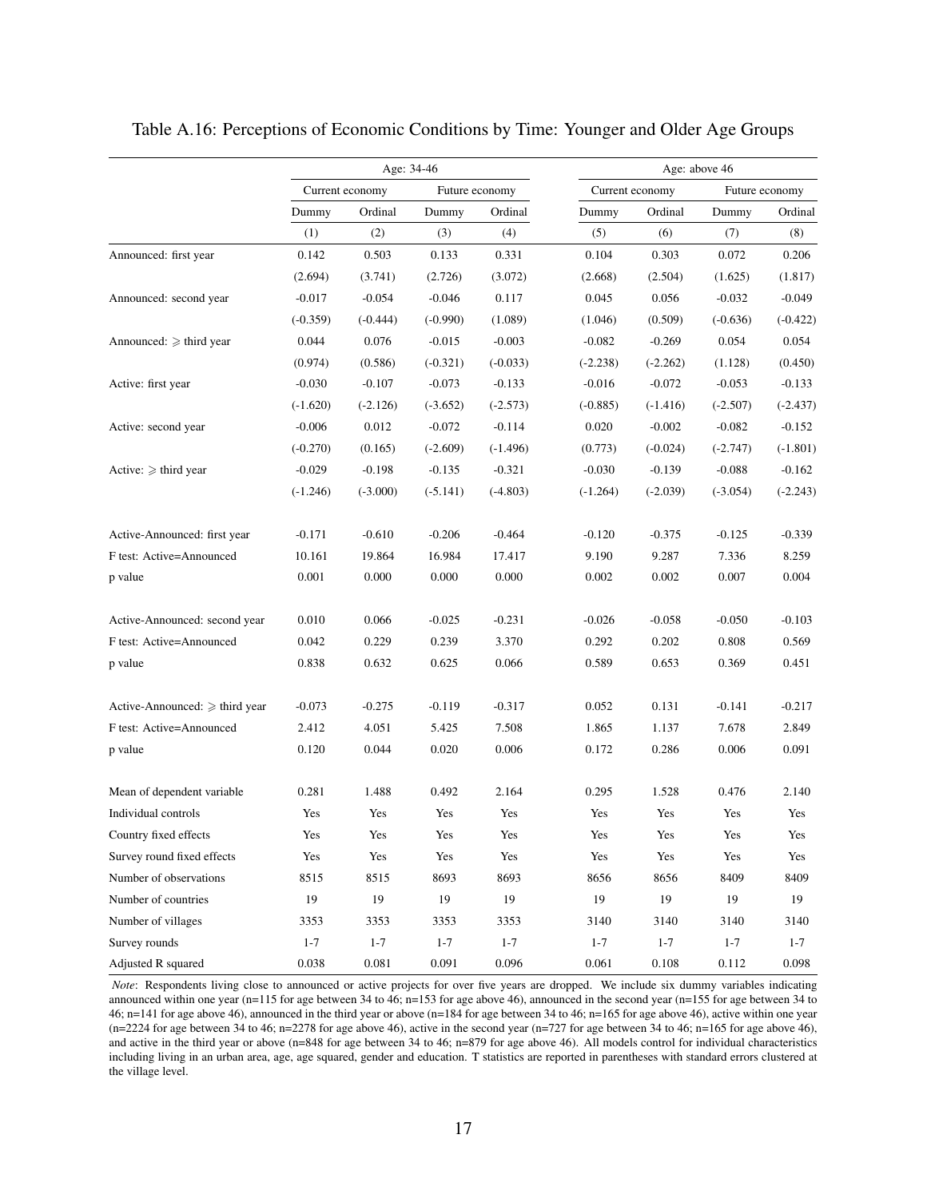Table A.16: Perceptions of Economic Conditions by Time: Younger and Older Age Groups

| | Age: 34-46 | | | | Age: above 46 | | | |
|---|---|---|---|---|---|---|---|---|
| | Current economy | | Future economy | | Current economy | | Future economy | |
| | Dummy | Ordinal | Dummy | Ordinal | Dummy | Ordinal | Dummy | Ordinal |
| | (1) | (2) | (3) | (4) | (5) | (6) | (7) | (8) |
| Announced: first year | 0.142 | 0.503 | 0.133 | 0.331 | 0.104 | 0.303 | 0.072 | 0.206 |
| | (2.694) | (3.741) | (2.726) | (3.072) | (2.668) | (2.504) | (1.625) | (1.817) |
| Announced: second year | -0.017 | -0.054 | -0.046 | 0.117 | 0.045 | 0.056 | -0.032 | -0.049 |
| | (-0.359) | (-0.444) | (-0.990) | (1.089) | (1.046) | (0.509) | (-0.636) | (-0.422) |
| Announced: $\geqslant$ third year | 0.044 | 0.076 | -0.015 | -0.003 | -0.082 | -0.269 | 0.054 | 0.054 |
| | (0.974) | (0.586) | (-0.321) | (-0.033) | (-2.238) | (-2.262) | (1.128) | (0.450) |
| Active: first year | -0.030 | -0.107 | -0.073 | -0.133 | -0.016 | -0.072 | -0.053 | -0.133 |
| | (-1.620) | (-2.126) | (-3.652) | (-2.573) | (-0.885) | (-1.416) | (-2.507) | (-2.437) |
| Active: second year | -0.006 | 0.012 | -0.072 | -0.114 | 0.020 | -0.002 | -0.082 | -0.152 |
| | (-0.270) | (0.165) | (-2.609) | (-1.496) | (0.773) | (-0.024) | (-2.747) | (-1.801) |
| Active: $\geqslant$ third year | -0.029 | -0.198 | -0.135 | -0.321 | -0.030 | -0.139 | -0.088 | -0.162 |
| | (-1.246) | (-3.000) | (-5.141) | (-4.803) | (-1.264) | (-2.039) | (-3.054) | (-2.243) |
| Active-Announced: first year | -0.171 | -0.610 | -0.206 | -0.464 | -0.120 | -0.375 | -0.125 | -0.339 |
| F test: Active=Announced | 10.161 | 19.864 | 16.984 | 17.417 | 9.190 | 9.287 | 7.336 | 8.259 |
| p value | 0.001 | 0.000 | 0.000 | 0.000 | 0.002 | 0.002 | 0.007 | 0.004 |
| Active-Announced: second year | 0.010 | 0.066 | -0.025 | -0.231 | -0.026 | -0.058 | -0.050 | -0.103 |
| F test: Active=Announced | 0.042 | 0.229 | 0.239 | 3.370 | 0.292 | 0.202 | 0.808 | 0.569 |
| p value | 0.838 | 0.632 | 0.625 | 0.066 | 0.589 | 0.653 | 0.369 | 0.451 |
| Active-Announced: $\geqslant$ third year | -0.073 | -0.275 | -0.119 | -0.317 | 0.052 | 0.131 | -0.141 | -0.217 |
| F test: Active=Announced | 2.412 | 4.051 | 5.425 | 7.508 | 1.865 | 1.137 | 7.678 | 2.849 |
| p value | 0.120 | 0.044 | 0.020 | 0.006 | 0.172 | 0.286 | 0.006 | 0.091 |
| Mean of dependent variable | 0.281 | 1.488 | 0.492 | 2.164 | 0.295 | 1.528 | 0.476 | 2.140 |
| Individual controls | Yes | Yes | Yes | Yes | Yes | Yes | Yes | Yes |
| Country fixed effects | Yes | Yes | Yes | Yes | Yes | Yes | Yes | Yes |
| Survey round fixed effects | Yes | Yes | Yes | Yes | Yes | Yes | Yes | Yes |
| Number of observations | 8515 | 8515 | 8693 | 8693 | 8656 | 8656 | 8409 | 8409 |
| Number of countries | 19 | 19 | 19 | 19 | 19 | 19 | 19 | 19 |
| Number of villages | 3353 | 3353 | 3353 | 3353 | 3140 | 3140 | 3140 | 3140 |
| Survey rounds | 1-7 | 1-7 | 1-7 | 1-7 | 1-7 | 1-7 | 1-7 | 1-7 |
| Adjusted R squared | 0.038 | 0.081 | 0.091 | 0.096 | 0.061 | 0.108 | 0.112 | 0.098 |

*Note*: Respondents living close to announced or active projects for over five years are dropped. We include six dummy variables indicating announced within one year (n=115 for age between 34 to 46; n=153 for age above 46), announced in the second year (n=155 for age between 34 to 46; n=141 for age above 46), announced in the third year or above (n=184 for age between 34 to 46; n=165 for age above 46), active within one year (n=2224 for age between 34 to 46; n=2278 for age above 46), active in the second year (n=727 for age between 34 to 46; n=165 for age above 46), and active in the third year or above (n=848 for age between 34 to 46; n=879 for age above 46). All models control for individual characteristics including living in an urban area, age, age squared, gender and education. T statistics are reported in parentheses with standard errors clustered at the village level.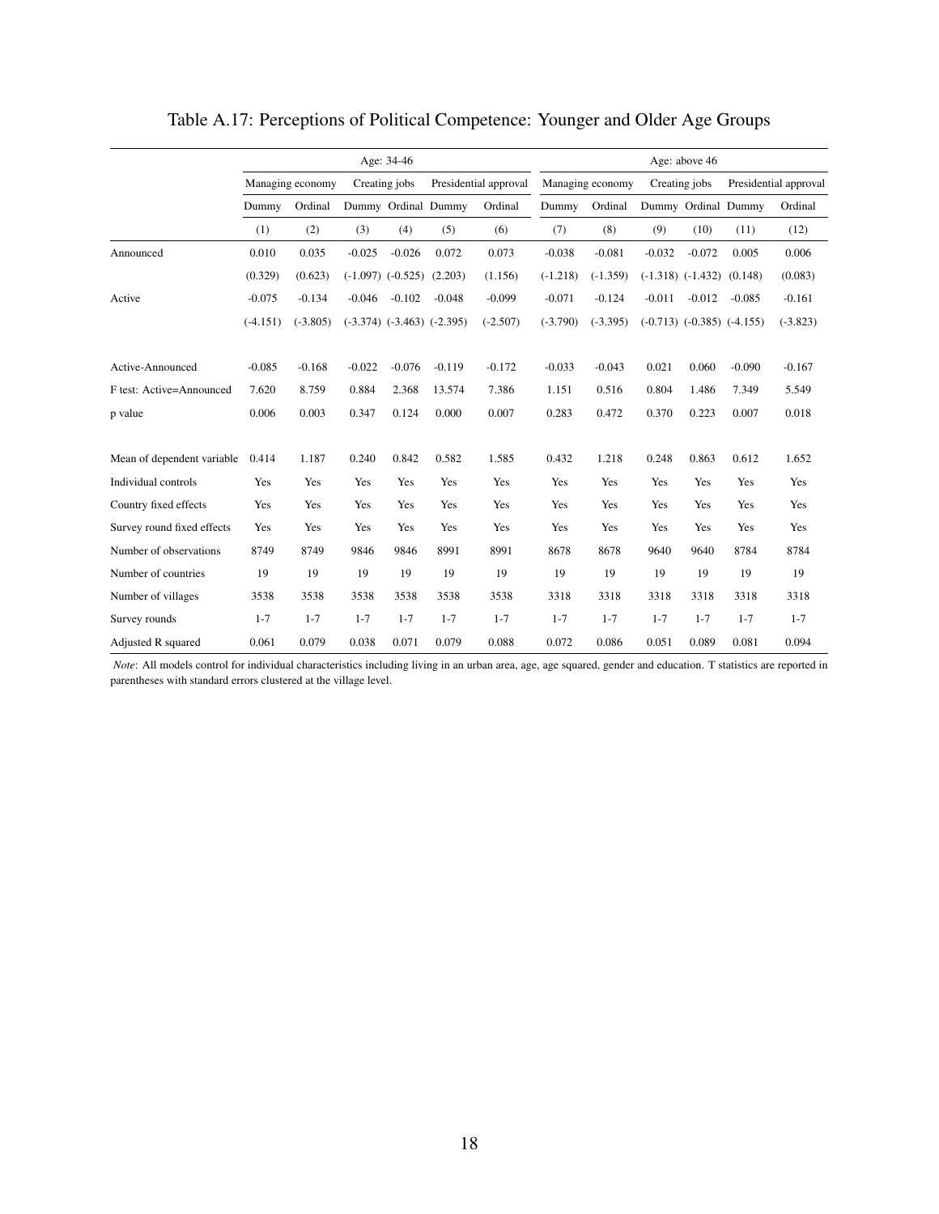# Table A.17: Perceptions of Political Competence: Younger and Older Age Groups

| | Age: 34-46 | | | | | | Age: above 46 | | | | | |
|---|---|---|---|---|---|---|---|---|---|---|---|---|
| | Managing economy | | Creating jobs | | Presidential approval | | Managing economy | | Creating jobs | | Presidential approval | |
| | Dummy | Ordinal | Dummy | Ordinal | Dummy | Ordinal | Dummy | Ordinal | Dummy | Ordinal | Dummy | Ordinal |
| | (1) | (2) | (3) | (4) | (5) | (6) | (7) | (8) | (9) | (10) | (11) | (12) |
| Announced | 0.010 | 0.035 | -0.025 | -0.026 | 0.072 | 0.073 | -0.038 | -0.081 | -0.032 | -0.072 | 0.005 | 0.006 |
| | (0.329) | (0.623) | (-1.097) | (-0.525) | (2.203) | (1.156) | (-1.218) | (-1.359) | (-1.318) | (-1.432) | (0.148) | (0.083) |
| Active | -0.075 | -0.134 | -0.046 | -0.102 | -0.048 | -0.099 | -0.071 | -0.124 | -0.011 | -0.012 | -0.085 | -0.161 |
| | (-4.151) | (-3.805) | (-3.374) | (-3.463) | (-2.395) | (-2.507) | (-3.790) | (-3.395) | (-0.713) | (-0.385) | (-4.155) | (-3.823) |
| Active-Announced | -0.085 | -0.168 | -0.022 | -0.076 | -0.119 | -0.172 | -0.033 | -0.043 | 0.021 | 0.060 | -0.090 | -0.167 |
| F test: Active=Announced | 7.620 | 8.759 | 0.884 | 2.368 | 13.574 | 7.386 | 1.151 | 0.516 | 0.804 | 1.486 | 7.349 | 5.549 |
| p value | 0.006 | 0.003 | 0.347 | 0.124 | 0.000 | 0.007 | 0.283 | 0.472 | 0.370 | 0.223 | 0.007 | 0.018 |
| Mean of dependent variable | 0.414 | 1.187 | 0.240 | 0.842 | 0.582 | 1.585 | 0.432 | 1.218 | 0.248 | 0.863 | 0.612 | 1.652 |
| Individual controls | Yes | Yes | Yes | Yes | Yes | Yes | Yes | Yes | Yes | Yes | Yes | Yes |
| Country fixed effects | Yes | Yes | Yes | Yes | Yes | Yes | Yes | Yes | Yes | Yes | Yes | Yes |
| Survey round fixed effects | Yes | Yes | Yes | Yes | Yes | Yes | Yes | Yes | Yes | Yes | Yes | Yes |
| Number of observations | 8749 | 8749 | 9846 | 9846 | 8991 | 8991 | 8678 | 8678 | 9640 | 9640 | 8784 | 8784 |
| Number of countries | 19 | 19 | 19 | 19 | 19 | 19 | 19 | 19 | 19 | 19 | 19 | 19 |
| Number of villages | 3538 | 3538 | 3538 | 3538 | 3538 | 3538 | 3318 | 3318 | 3318 | 3318 | 3318 | 3318 |
| Survey rounds | 1-7 | 1-7 | 1-7 | 1-7 | 1-7 | 1-7 | 1-7 | 1-7 | 1-7 | 1-7 | 1-7 | 1-7 |
| Adjusted R squared | 0.061 | 0.079 | 0.038 | 0.071 | 0.079 | 0.088 | 0.072 | 0.086 | 0.051 | 0.089 | 0.081 | 0.094 |

*Note*: All models control for individual characteristics including living in an urban area, age, age squared, gender and education. T statistics are reported in parentheses with standard errors clustered at the village level.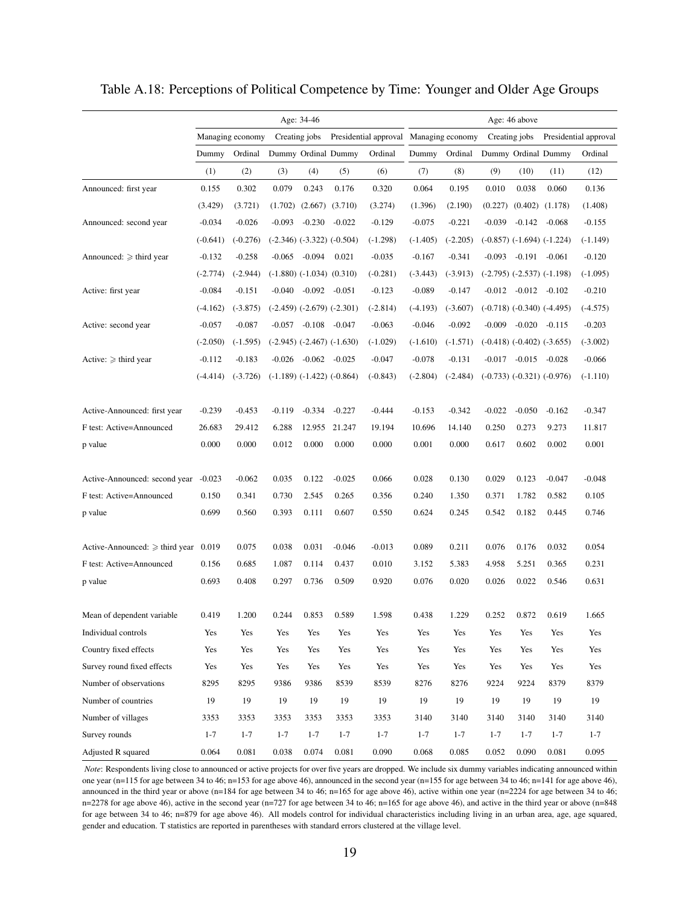# Table A.18: Perceptions of Political Competence by Time: Younger and Older Age Groups

| | Age: 34-46 | | | | | | Age: 46 above | | | | | |
|---|---|---|---|---|---|---|---|---|---|---|---|---|
| | Managing economy | | Creating jobs | | Presidential approval | | Managing economy | | Creating jobs | | Presidential approval | |
| | Dummy | Ordinal | Dummy | Ordinal | Dummy | Ordinal | Dummy | Ordinal | Dummy | Ordinal | Dummy | Ordinal |
| | (1) | (2) | (3) | (4) | (5) | (6) | (7) | (8) | (9) | (10) | (11) | (12) |
| Announced: first year | 0.155 | 0.302 | 0.079 | 0.243 | 0.176 | 0.320 | 0.064 | 0.195 | 0.010 | 0.038 | 0.060 | 0.136 |
| | (3.429) | (3.721) | (1.702) | (2.667) | (3.710) | (3.274) | (1.396) | (2.190) | (0.227) | (0.402) | (1.178) | (1.408) |
| Announced: second year | -0.034 | -0.026 | -0.093 | -0.230 | -0.022 | -0.129 | -0.075 | -0.221 | -0.039 | -0.142 | -0.068 | -0.155 |
| | (-0.641) | (-0.276) | (-2.346) | (-3.322) | (-0.504) | (-1.298) | (-1.405) | (-2.205) | (-0.857) | (-1.694) | (-1.224) | (-1.149) |
| Announced: $\geqslant$ third year | -0.132 | -0.258 | -0.065 | -0.094 | 0.021 | -0.035 | -0.167 | -0.341 | -0.093 | -0.191 | -0.061 | -0.120 |
| | (-2.774) | (-2.944) | (-1.880) | (-1.034) | (0.310) | (-0.281) | (-3.443) | (-3.913) | (-2.795) | (-2.537) | (-1.198) | (-1.095) |
| Active: first year | -0.084 | -0.151 | -0.040 | -0.092 | -0.051 | -0.123 | -0.089 | -0.147 | -0.012 | -0.012 | -0.102 | -0.210 |
| | (-4.162) | (-3.875) | (-2.459) | (-2.679) | (-2.301) | (-2.814) | (-4.193) | (-3.607) | (-0.718) | (-0.340) | (-4.495) | (-4.575) |
| Active: second year | -0.057 | -0.087 | -0.057 | -0.108 | -0.047 | -0.063 | -0.046 | -0.092 | -0.009 | -0.020 | -0.115 | -0.203 |
| | (-2.050) | (-1.595) | (-2.945) | (-2.467) | (-1.630) | (-1.029) | (-1.610) | (-1.571) | (-0.418) | (-0.402) | (-3.655) | (-3.002) |
| Active: $\geqslant$ third year | -0.112 | -0.183 | -0.026 | -0.062 | -0.025 | -0.047 | -0.078 | -0.131 | -0.017 | -0.015 | -0.028 | -0.066 |
| | (-4.414) | (-3.726) | (-1.189) | (-1.422) | (-0.864) | (-0.843) | (-2.804) | (-2.484) | (-0.733) | (-0.321) | (-0.976) | (-1.110) |
| Active-Announced: first year | -0.239 | -0.453 | -0.119 | -0.334 | -0.227 | -0.444 | -0.153 | -0.342 | -0.022 | -0.050 | -0.162 | -0.347 |
| F test: Active=Announced | 26.683 | 29.412 | 6.288 | 12.955 | 21.247 | 19.194 | 10.696 | 14.140 | 0.250 | 0.273 | 9.273 | 11.817 |
| p value | 0.000 | 0.000 | 0.012 | 0.000 | 0.000 | 0.000 | 0.001 | 0.000 | 0.617 | 0.602 | 0.002 | 0.001 |
| Active-Announced: second year | -0.023 | -0.062 | 0.035 | 0.122 | -0.025 | 0.066 | 0.028 | 0.130 | 0.029 | 0.123 | -0.047 | -0.048 |
| F test: Active=Announced | 0.150 | 0.341 | 0.730 | 2.545 | 0.265 | 0.356 | 0.240 | 1.350 | 0.371 | 1.782 | 0.582 | 0.105 |
| p value | 0.699 | 0.560 | 0.393 | 0.111 | 0.607 | 0.550 | 0.624 | 0.245 | 0.542 | 0.182 | 0.445 | 0.746 |
| Active-Announced: $\geqslant$ third year | 0.019 | 0.075 | 0.038 | 0.031 | -0.046 | -0.013 | 0.089 | 0.211 | 0.076 | 0.176 | 0.032 | 0.054 |
| F test: Active=Announced | 0.156 | 0.685 | 1.087 | 0.114 | 0.437 | 0.010 | 3.152 | 5.383 | 4.958 | 5.251 | 0.365 | 0.231 |
| p value | 0.693 | 0.408 | 0.297 | 0.736 | 0.509 | 0.920 | 0.076 | 0.020 | 0.026 | 0.022 | 0.546 | 0.631 |
| Mean of dependent variable | 0.419 | 1.200 | 0.244 | 0.853 | 0.589 | 1.598 | 0.438 | 1.229 | 0.252 | 0.872 | 0.619 | 1.665 |
| Individual controls | Yes | Yes | Yes | Yes | Yes | Yes | Yes | Yes | Yes | Yes | Yes | Yes |
| Country fixed effects | Yes | Yes | Yes | Yes | Yes | Yes | Yes | Yes | Yes | Yes | Yes | Yes |
| Survey round fixed effects | Yes | Yes | Yes | Yes | Yes | Yes | Yes | Yes | Yes | Yes | Yes | Yes |
| Number of observations | 8295 | 8295 | 9386 | 9386 | 8539 | 8539 | 8276 | 8276 | 9224 | 9224 | 8379 | 8379 |
| Number of countries | 19 | 19 | 19 | 19 | 19 | 19 | 19 | 19 | 19 | 19 | 19 | 19 |
| Number of villages | 3353 | 3353 | 3353 | 3353 | 3353 | 3353 | 3140 | 3140 | 3140 | 3140 | 3140 | 3140 |
| Survey rounds | 1-7 | 1-7 | 1-7 | 1-7 | 1-7 | 1-7 | 1-7 | 1-7 | 1-7 | 1-7 | 1-7 | 1-7 |
| Adjusted R squared | 0.064 | 0.081 | 0.038 | 0.074 | 0.081 | 0.090 | 0.068 | 0.085 | 0.052 | 0.090 | 0.081 | 0.095 |

*Note*: Respondents living close to announced or active projects for over five years are dropped. We include six dummy variables indicating announced within one year (n=115 for age between 34 to 46; n=153 for age above 46), announced in the second year (n=155 for age between 34 to 46; n=141 for age above 46), announced in the third year or above (n=184 for age between 34 to 46; n=165 for age above 46), active within one year (n=2224 for age between 34 to 46; n=2278 for age above 46), active in the second year (n=727 for age between 34 to 46; n=165 for age above 46), and active in the third year or above (n=848 for age between 34 to 46; n=879 for age above 46). All models control for individual characteristics including living in an urban area, age, age squared, gender and education. T statistics are reported in parentheses with standard errors clustered at the village level.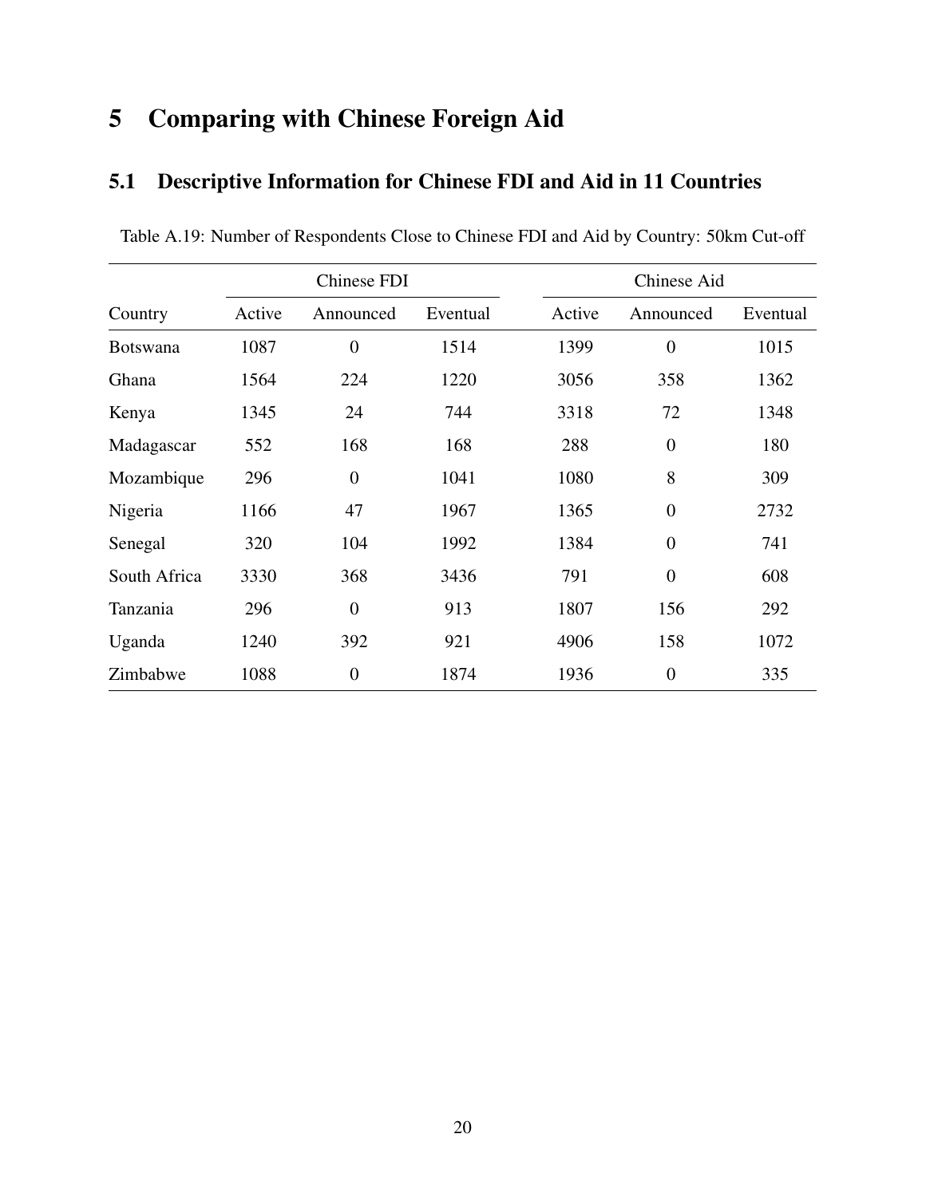# 5 Comparing with Chinese Foreign Aid

## 5.1 Descriptive Information for Chinese FDI and Aid in 11 Countries

Table A.19: Number of Respondents Close to Chinese FDI and Aid by Country: 50km Cut-off

| | Chinese FDI | | | Chinese Aid | | |
|---|---|---|---|---|---|---|
| Country | Active | Announced | Eventual | Active | Announced | Eventual |
| Botswana | 1087 | 0 | 1514 | 1399 | 0 | 1015 |
| Ghana | 1564 | 224 | 1220 | 3056 | 358 | 1362 |
| Kenya | 1345 | 24 | 744 | 3318 | 72 | 1348 |
| Madagascar | 552 | 168 | 168 | 288 | 0 | 180 |
| Mozambique | 296 | 0 | 1041 | 1080 | 8 | 309 |
| Nigeria | 1166 | 47 | 1967 | 1365 | 0 | 2732 |
| Senegal | 320 | 104 | 1992 | 1384 | 0 | 741 |
| South Africa | 3330 | 368 | 3436 | 791 | 0 | 608 |
| Tanzania | 296 | 0 | 913 | 1807 | 156 | 292 |
| Uganda | 1240 | 392 | 921 | 4906 | 158 | 1072 |
| Zimbabwe | 1088 | 0 | 1874 | 1936 | 0 | 335 |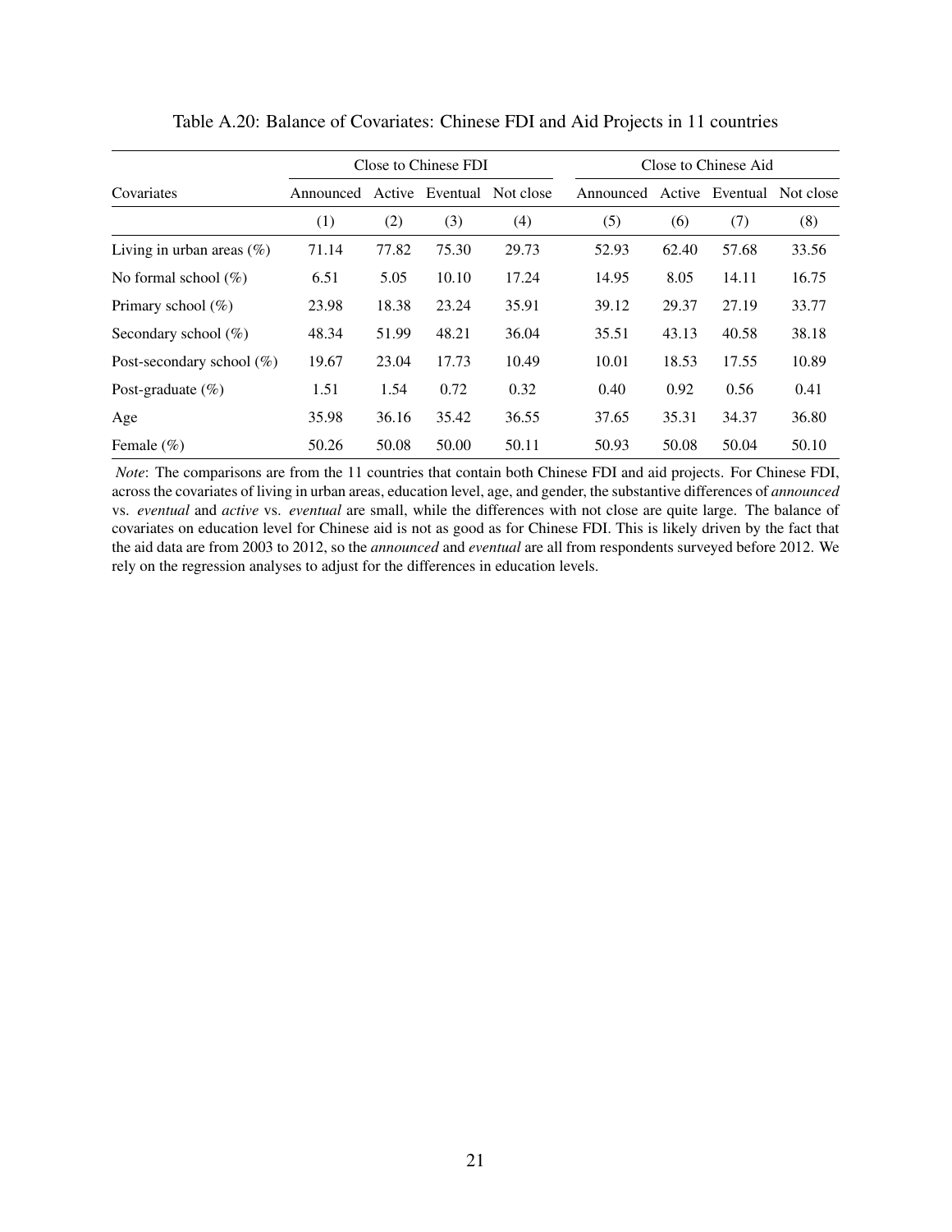Table A.20: Balance of Covariates: Chinese FDI and Aid Projects in 11 countries

| Covariates | Close to Chinese FDI | | | | Close to Chinese Aid | | | |
|---|---|---|---|---|---|---|---|---|
| | Announced | Active | Eventual | Not close | Announced | Active | Eventual | Not close |
| | (1) | (2) | (3) | (4) | (5) | (6) | (7) | (8) |
| Living in urban areas (%) | 71.14 | 77.82 | 75.30 | 29.73 | 52.93 | 62.40 | 57.68 | 33.56 |
| No formal school (%) | 6.51 | 5.05 | 10.10 | 17.24 | 14.95 | 8.05 | 14.11 | 16.75 |
| Primary school (%) | 23.98 | 18.38 | 23.24 | 35.91 | 39.12 | 29.37 | 27.19 | 33.77 |
| Secondary school (%) | 48.34 | 51.99 | 48.21 | 36.04 | 35.51 | 43.13 | 40.58 | 38.18 |
| Post-secondary school (%) | 19.67 | 23.04 | 17.73 | 10.49 | 10.01 | 18.53 | 17.55 | 10.89 |
| Post-graduate (%) | 1.51 | 1.54 | 0.72 | 0.32 | 0.40 | 0.92 | 0.56 | 0.41 |
| Age | 35.98 | 36.16 | 35.42 | 36.55 | 37.65 | 35.31 | 34.37 | 36.80 |
| Female (%) | 50.26 | 50.08 | 50.00 | 50.11 | 50.93 | 50.08 | 50.04 | 50.10 |

*Note*: The comparisons are from the 11 countries that contain both Chinese FDI and aid projects. For Chinese FDI, across the covariates of living in urban areas, education level, age, and gender, the substantive differences of *announced* vs. *eventual* and *active* vs. *eventual* are small, while the differences with not close are quite large. The balance of covariates on education level for Chinese aid is not as good as for Chinese FDI. This is likely driven by the fact that the aid data are from 2003 to 2012, so the *announced* and *eventual* are all from respondents surveyed before 2012. We rely on the regression analyses to adjust for the differences in education levels.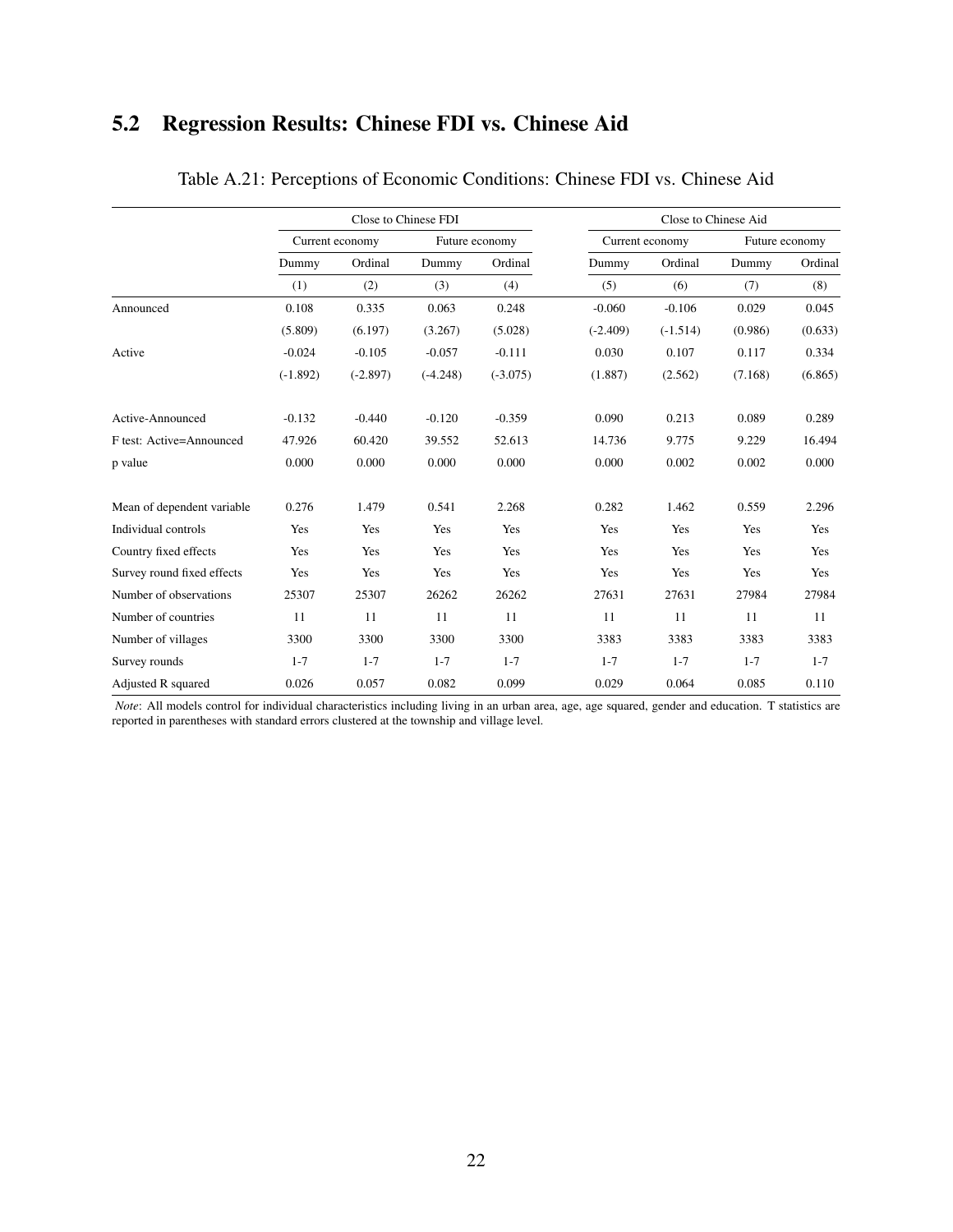## 5.2 Regression Results: Chinese FDI vs. Chinese Aid

Table A.21: Perceptions of Economic Conditions: Chinese FDI vs. Chinese Aid

| | Close to Chinese FDI | | | | Close to Chinese Aid | | | |
|---|---|---|---|---|---|---|---|---|
| | Current economy | | Future economy | | Current economy | | Future economy | |
| | Dummy | Ordinal | Dummy | Ordinal | Dummy | Ordinal | Dummy | Ordinal |
| | (1) | (2) | (3) | (4) | (5) | (6) | (7) | (8) |
| Announced | 0.108 | 0.335 | 0.063 | 0.248 | -0.060 | -0.106 | 0.029 | 0.045 |
| | (5.809) | (6.197) | (3.267) | (5.028) | (-2.409) | (-1.514) | (0.986) | (0.633) |
| Active | -0.024 | -0.105 | -0.057 | -0.111 | 0.030 | 0.107 | 0.117 | 0.334 |
| | (-1.892) | (-2.897) | (-4.248) | (-3.075) | (1.887) | (2.562) | (7.168) | (6.865) |
| Active-Announced | -0.132 | -0.440 | -0.120 | -0.359 | 0.090 | 0.213 | 0.089 | 0.289 |
| F test: Active=Announced | 47.926 | 60.420 | 39.552 | 52.613 | 14.736 | 9.775 | 9.229 | 16.494 |
| p value | 0.000 | 0.000 | 0.000 | 0.000 | 0.000 | 0.002 | 0.002 | 0.000 |
| Mean of dependent variable | 0.276 | 1.479 | 0.541 | 2.268 | 0.282 | 1.462 | 0.559 | 2.296 |
| Individual controls | Yes | Yes | Yes | Yes | Yes | Yes | Yes | Yes |
| Country fixed effects | Yes | Yes | Yes | Yes | Yes | Yes | Yes | Yes |
| Survey round fixed effects | Yes | Yes | Yes | Yes | Yes | Yes | Yes | Yes |
| Number of observations | 25307 | 25307 | 26262 | 26262 | 27631 | 27631 | 27984 | 27984 |
| Number of countries | 11 | 11 | 11 | 11 | 11 | 11 | 11 | 11 |
| Number of villages | 3300 | 3300 | 3300 | 3300 | 3383 | 3383 | 3383 | 3383 |
| Survey rounds | 1-7 | 1-7 | 1-7 | 1-7 | 1-7 | 1-7 | 1-7 | 1-7 |
| Adjusted R squared | 0.026 | 0.057 | 0.082 | 0.099 | 0.029 | 0.064 | 0.085 | 0.110 |

*Note*: All models control for individual characteristics including living in an urban area, age, age squared, gender and education. T statistics are reported in parentheses with standard errors clustered at the township and village level.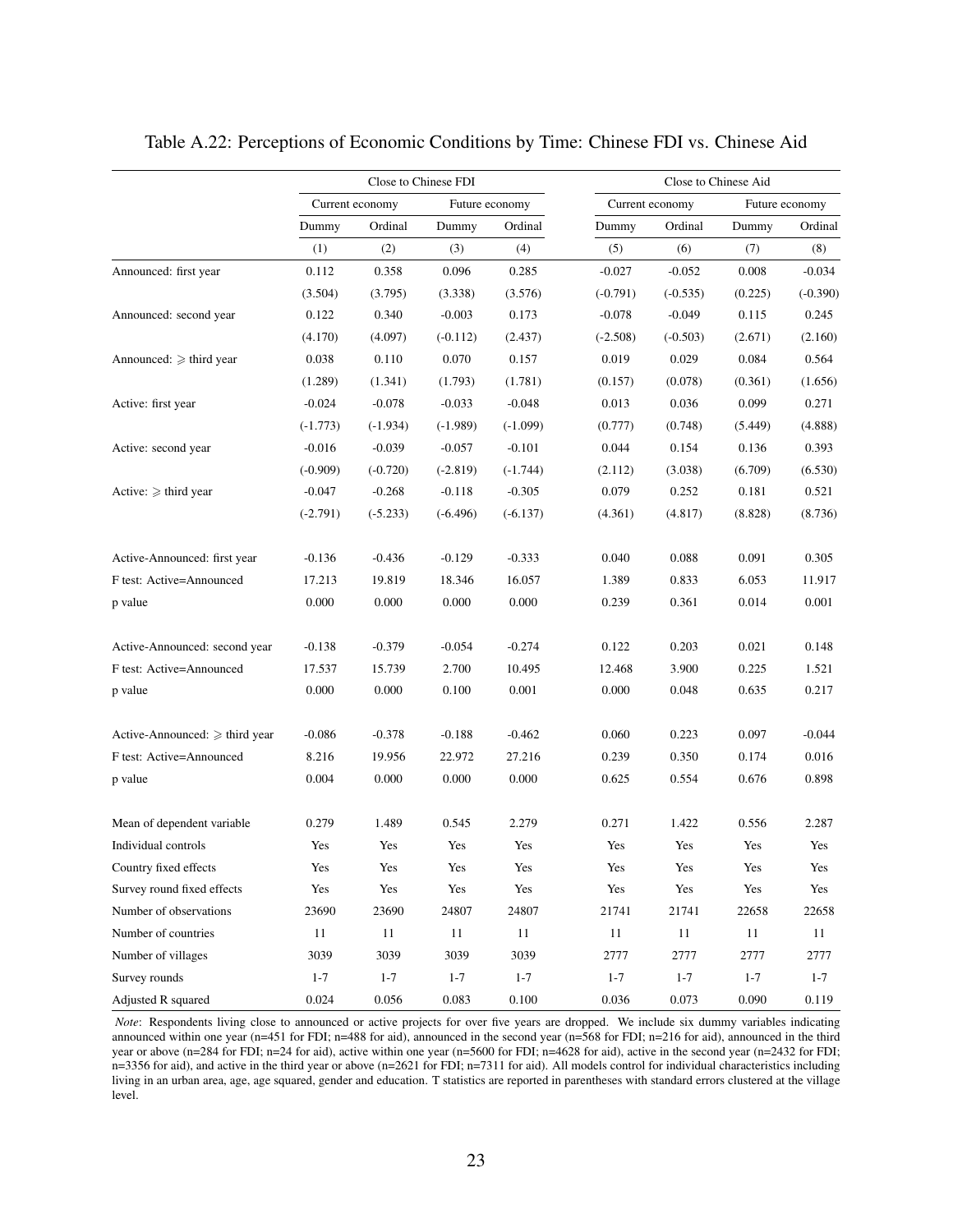Table A.22: Perceptions of Economic Conditions by Time: Chinese FDI vs. Chinese Aid

| | Close to Chinese FDI | | | | Close to Chinese Aid | | | |
|---|---|---|---|---|---|---|---|---|
| | Current economy | | Future economy | | Current economy | | Future economy | |
| | Dummy | Ordinal | Dummy | Ordinal | Dummy | Ordinal | Dummy | Ordinal |
| | (1) | (2) | (3) | (4) | (5) | (6) | (7) | (8) |
| Announced: first year | 0.112 | 0.358 | 0.096 | 0.285 | -0.027 | -0.052 | 0.008 | -0.034 |
| | (3.504) | (3.795) | (3.338) | (3.576) | (-0.791) | (-0.535) | (0.225) | (-0.390) |
| Announced: second year | 0.122 | 0.340 | -0.003 | 0.173 | -0.078 | -0.049 | 0.115 | 0.245 |
| | (4.170) | (4.097) | (-0.112) | (2.437) | (-2.508) | (-0.503) | (2.671) | (2.160) |
| Announced: $\geqslant$ third year | 0.038 | 0.110 | 0.070 | 0.157 | 0.019 | 0.029 | 0.084 | 0.564 |
| | (1.289) | (1.341) | (1.793) | (1.781) | (0.157) | (0.078) | (0.361) | (1.656) |
| Active: first year | -0.024 | -0.078 | -0.033 | -0.048 | 0.013 | 0.036 | 0.099 | 0.271 |
| | (-1.773) | (-1.934) | (-1.989) | (-1.099) | (0.777) | (0.748) | (5.449) | (4.888) |
| Active: second year | -0.016 | -0.039 | -0.057 | -0.101 | 0.044 | 0.154 | 0.136 | 0.393 |
| | (-0.909) | (-0.720) | (-2.819) | (-1.744) | (2.112) | (3.038) | (6.709) | (6.530) |
| Active: $\geqslant$ third year | -0.047 | -0.268 | -0.118 | -0.305 | 0.079 | 0.252 | 0.181 | 0.521 |
| | (-2.791) | (-5.233) | (-6.496) | (-6.137) | (4.361) | (4.817) | (8.828) | (8.736) |
| Active-Announced: first year | -0.136 | -0.436 | -0.129 | -0.333 | 0.040 | 0.088 | 0.091 | 0.305 |
| F test: Active=Announced | 17.213 | 19.819 | 18.346 | 16.057 | 1.389 | 0.833 | 6.053 | 11.917 |
| p value | 0.000 | 0.000 | 0.000 | 0.000 | 0.239 | 0.361 | 0.014 | 0.001 |
| Active-Announced: second year | -0.138 | -0.379 | -0.054 | -0.274 | 0.122 | 0.203 | 0.021 | 0.148 |
| F test: Active=Announced | 17.537 | 15.739 | 2.700 | 10.495 | 12.468 | 3.900 | 0.225 | 1.521 |
| p value | 0.000 | 0.000 | 0.100 | 0.001 | 0.000 | 0.048 | 0.635 | 0.217 |
| Active-Announced: $\geqslant$ third year | -0.086 | -0.378 | -0.188 | -0.462 | 0.060 | 0.223 | 0.097 | -0.044 |
| F test: Active=Announced | 8.216 | 19.956 | 22.972 | 27.216 | 0.239 | 0.350 | 0.174 | 0.016 |
| p value | 0.004 | 0.000 | 0.000 | 0.000 | 0.625 | 0.554 | 0.676 | 0.898 |
| Mean of dependent variable | 0.279 | 1.489 | 0.545 | 2.279 | 0.271 | 1.422 | 0.556 | 2.287 |
| Individual controls | Yes | Yes | Yes | Yes | Yes | Yes | Yes | Yes |
| Country fixed effects | Yes | Yes | Yes | Yes | Yes | Yes | Yes | Yes |
| Survey round fixed effects | Yes | Yes | Yes | Yes | Yes | Yes | Yes | Yes |
| Number of observations | 23690 | 23690 | 24807 | 24807 | 21741 | 21741 | 22658 | 22658 |
| Number of countries | 11 | 11 | 11 | 11 | 11 | 11 | 11 | 11 |
| Number of villages | 3039 | 3039 | 3039 | 3039 | 2777 | 2777 | 2777 | 2777 |
| Survey rounds | 1-7 | 1-7 | 1-7 | 1-7 | 1-7 | 1-7 | 1-7 | 1-7 |
| Adjusted R squared | 0.024 | 0.056 | 0.083 | 0.100 | 0.036 | 0.073 | 0.090 | 0.119 |

*Note*: Respondents living close to announced or active projects for over five years are dropped. We include six dummy variables indicating announced within one year (n=451 for FDI; n=488 for aid), announced in the second year (n=568 for FDI; n=216 for aid), announced in the third year or above (n=284 for FDI; n=24 for aid), active within one year (n=5600 for FDI; n=4628 for aid), active in the second year (n=2432 for FDI; n=3356 for aid), and active in the third year or above (n=2621 for FDI; n=7311 for aid). All models control for individual characteristics including living in an urban area, age, age squared, gender and education. T statistics are reported in parentheses with standard errors clustered at the village level.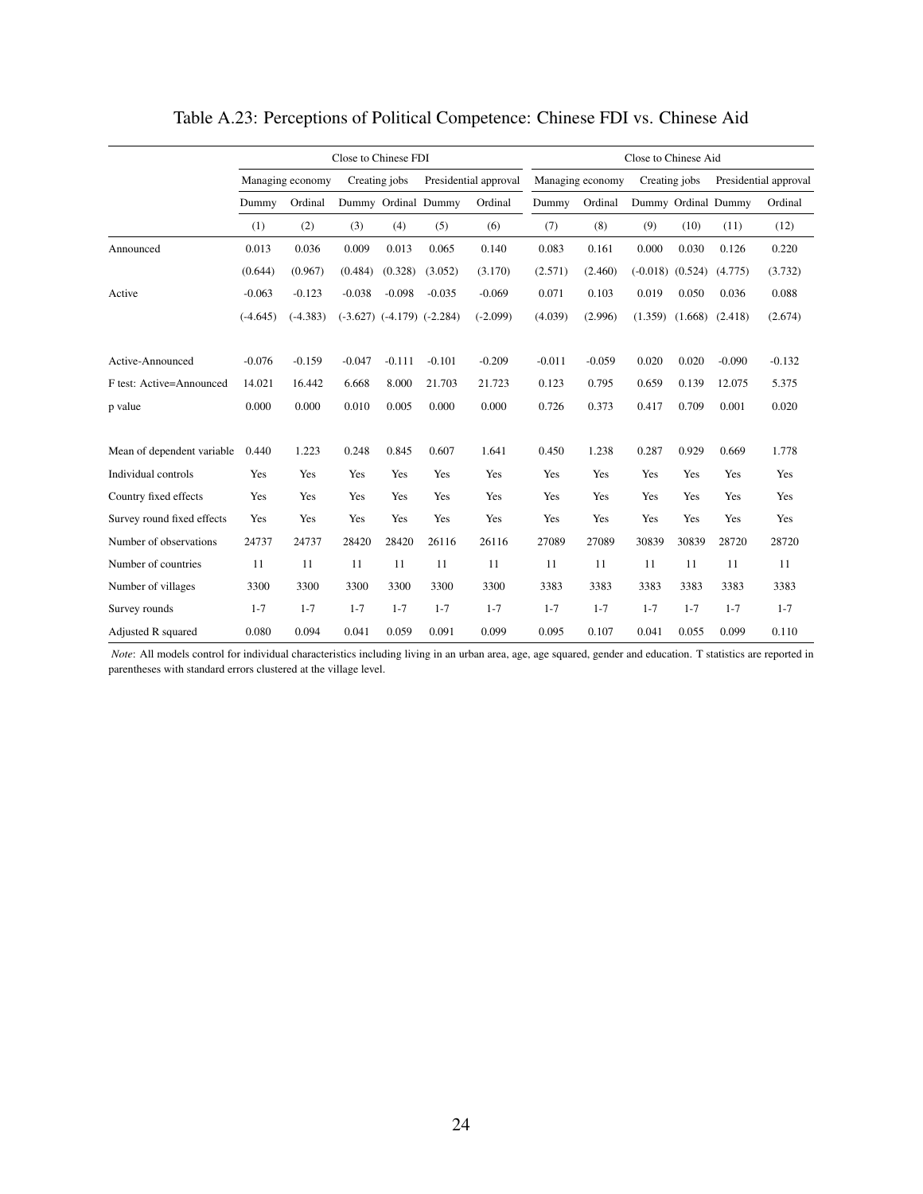# Table A.23: Perceptions of Political Competence: Chinese FDI vs. Chinese Aid

| | Close to Chinese FDI | | | | | | Close to Chinese Aid | | | | | |
|---|---|---|---|---|---|---|---|---|---|---|---|---|
| | Managing economy | | Creating jobs | | Presidential approval | | Managing economy | | Creating jobs | | Presidential approval | |
| | Dummy | Ordinal | Dummy | Ordinal | Dummy | Ordinal | Dummy | Ordinal | Dummy | Ordinal | Dummy | Ordinal |
| | (1) | (2) | (3) | (4) | (5) | (6) | (7) | (8) | (9) | (10) | (11) | (12) |
| Announced | 0.013 | 0.036 | 0.009 | 0.013 | 0.065 | 0.140 | 0.083 | 0.161 | 0.000 | 0.030 | 0.126 | 0.220 |
| | (0.644) | (0.967) | (0.484) | (0.328) | (3.052) | (3.170) | (2.571) | (2.460) | (-0.018) | (0.524) | (4.775) | (3.732) |
| Active | -0.063 | -0.123 | -0.038 | -0.098 | -0.035 | -0.069 | 0.071 | 0.103 | 0.019 | 0.050 | 0.036 | 0.088 |
| | (-4.645) | (-4.383) | (-3.627) | (-4.179) | (-2.284) | (-2.099) | (4.039) | (2.996) | (1.359) | (1.668) | (2.418) | (2.674) |
| Active-Announced | -0.076 | -0.159 | -0.047 | -0.111 | -0.101 | -0.209 | -0.011 | -0.059 | 0.020 | 0.020 | -0.090 | -0.132 |
| F test: Active=Announced | 14.021 | 16.442 | 6.668 | 8.000 | 21.703 | 21.723 | 0.123 | 0.795 | 0.659 | 0.139 | 12.075 | 5.375 |
| p value | 0.000 | 0.000 | 0.010 | 0.005 | 0.000 | 0.000 | 0.726 | 0.373 | 0.417 | 0.709 | 0.001 | 0.020 |
| Mean of dependent variable | 0.440 | 1.223 | 0.248 | 0.845 | 0.607 | 1.641 | 0.450 | 1.238 | 0.287 | 0.929 | 0.669 | 1.778 |
| Individual controls | Yes | Yes | Yes | Yes | Yes | Yes | Yes | Yes | Yes | Yes | Yes | Yes |
| Country fixed effects | Yes | Yes | Yes | Yes | Yes | Yes | Yes | Yes | Yes | Yes | Yes | Yes |
| Survey round fixed effects | Yes | Yes | Yes | Yes | Yes | Yes | Yes | Yes | Yes | Yes | Yes | Yes |
| Number of observations | 24737 | 24737 | 28420 | 28420 | 26116 | 26116 | 27089 | 27089 | 30839 | 30839 | 28720 | 28720 |
| Number of countries | 11 | 11 | 11 | 11 | 11 | 11 | 11 | 11 | 11 | 11 | 11 | 11 |
| Number of villages | 3300 | 3300 | 3300 | 3300 | 3300 | 3300 | 3383 | 3383 | 3383 | 3383 | 3383 | 3383 |
| Survey rounds | 1-7 | 1-7 | 1-7 | 1-7 | 1-7 | 1-7 | 1-7 | 1-7 | 1-7 | 1-7 | 1-7 | 1-7 |
| Adjusted R squared | 0.080 | 0.094 | 0.041 | 0.059 | 0.091 | 0.099 | 0.095 | 0.107 | 0.041 | 0.055 | 0.099 | 0.110 |

*Note*: All models control for individual characteristics including living in an urban area, age, age squared, gender and education. T statistics are reported in parentheses with standard errors clustered at the village level.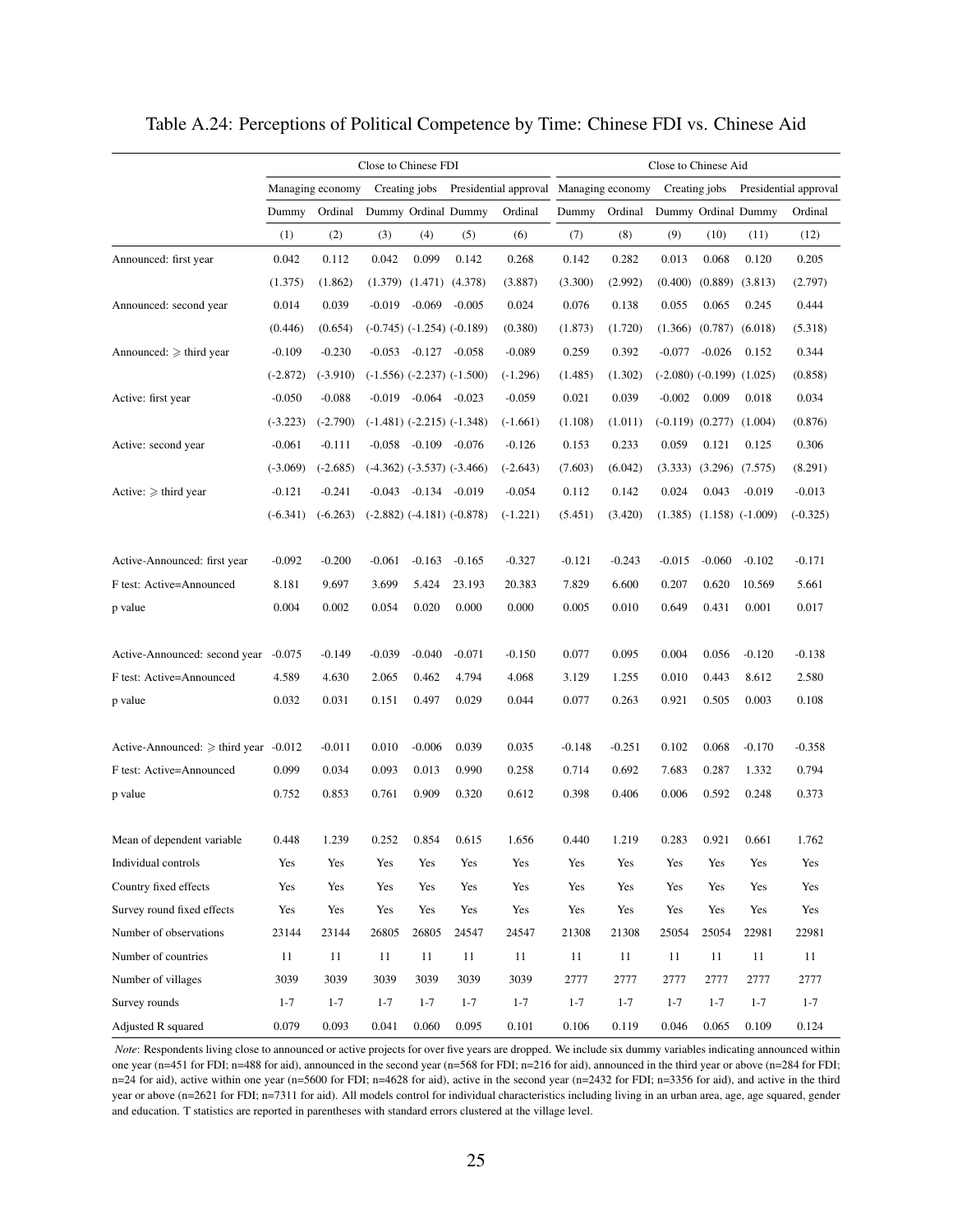# Table A.24: Perceptions of Political Competence by Time: Chinese FDI vs. Chinese Aid

| | Close to Chinese FDI | | | | | | Close to Chinese Aid | | | | | |
|---|---|---|---|---|---|---|---|---|---|---|---|---|
| | Managing economy | | Creating jobs | | Presidential approval | | Managing economy | | Creating jobs | | Presidential approval | |
| | Dummy | Ordinal | Dummy | Ordinal | Dummy | Ordinal | Dummy | Ordinal | Dummy | Ordinal | Dummy | Ordinal |
| | (1) | (2) | (3) | (4) | (5) | (6) | (7) | (8) | (9) | (10) | (11) | (12) |
| Announced: first year | 0.042 | 0.112 | 0.042 | 0.099 | 0.142 | 0.268 | 0.142 | 0.282 | 0.013 | 0.068 | 0.120 | 0.205 |
| | (1.375) | (1.862) | (1.379) | (1.471) | (4.378) | (3.887) | (3.300) | (2.992) | (0.400) | (0.889) | (3.813) | (2.797) |
| Announced: second year | 0.014 | 0.039 | -0.019 | -0.069 | -0.005 | 0.024 | 0.076 | 0.138 | 0.055 | 0.065 | 0.245 | 0.444 |
| | (0.446) | (0.654) | (-0.745) | (-1.254) | (-0.189) | (0.380) | (1.873) | (1.720) | (1.366) | (0.787) | (6.018) | (5.318) |
| Announced: $\geqslant$ third year | -0.109 | -0.230 | -0.053 | -0.127 | -0.058 | -0.089 | 0.259 | 0.392 | -0.077 | -0.026 | 0.152 | 0.344 |
| | (-2.872) | (-3.910) | (-1.556) | (-2.237) | (-1.500) | (-1.296) | (1.485) | (1.302) | (-2.080) | (-0.199) | (1.025) | (0.858) |
| Active: first year | -0.050 | -0.088 | -0.019 | -0.064 | -0.023 | -0.059 | 0.021 | 0.039 | -0.002 | 0.009 | 0.018 | 0.034 |
| | (-3.223) | (-2.790) | (-1.481) | (-2.215) | (-1.348) | (-1.661) | (1.108) | (1.011) | (-0.119) | (0.277) | (1.004) | (0.876) |
| Active: second year | -0.061 | -0.111 | -0.058 | -0.109 | -0.076 | -0.126 | 0.153 | 0.233 | 0.059 | 0.121 | 0.125 | 0.306 |
| | (-3.069) | (-2.685) | (-4.362) | (-3.537) | (-3.466) | (-2.643) | (7.603) | (6.042) | (3.333) | (3.296) | (7.575) | (8.291) |
| Active: $\geqslant$ third year | -0.121 | -0.241 | -0.043 | -0.134 | -0.019 | -0.054 | 0.112 | 0.142 | 0.024 | 0.043 | -0.019 | -0.013 |
| | (-6.341) | (-6.263) | (-2.882) | (-4.181) | (-0.878) | (-1.221) | (5.451) | (3.420) | (1.385) | (1.158) | (-1.009) | (-0.325) |
| Active-Announced: first year | -0.092 | -0.200 | -0.061 | -0.163 | -0.165 | -0.327 | -0.121 | -0.243 | -0.015 | -0.060 | -0.102 | -0.171 |
| F test: Active=Announced | 8.181 | 9.697 | 3.699 | 5.424 | 23.193 | 20.383 | 7.829 | 6.600 | 0.207 | 0.620 | 10.569 | 5.661 |
| p value | 0.004 | 0.002 | 0.054 | 0.020 | 0.000 | 0.000 | 0.005 | 0.010 | 0.649 | 0.431 | 0.001 | 0.017 |
| Active-Announced: second year | -0.075 | -0.149 | -0.039 | -0.040 | -0.071 | -0.150 | 0.077 | 0.095 | 0.004 | 0.056 | -0.120 | -0.138 |
| F test: Active=Announced | 4.589 | 4.630 | 2.065 | 0.462 | 4.794 | 4.068 | 3.129 | 1.255 | 0.010 | 0.443 | 8.612 | 2.580 |
| p value | 0.032 | 0.031 | 0.151 | 0.497 | 0.029 | 0.044 | 0.077 | 0.263 | 0.921 | 0.505 | 0.003 | 0.108 |
| Active-Announced: $\geqslant$ third year | -0.012 | -0.011 | 0.010 | -0.006 | 0.039 | 0.035 | -0.148 | -0.251 | 0.102 | 0.068 | -0.170 | -0.358 |
| F test: Active=Announced | 0.099 | 0.034 | 0.093 | 0.013 | 0.990 | 0.258 | 0.714 | 0.692 | 7.683 | 0.287 | 1.332 | 0.794 |
| p value | 0.752 | 0.853 | 0.761 | 0.909 | 0.320 | 0.612 | 0.398 | 0.406 | 0.006 | 0.592 | 0.248 | 0.373 |
| Mean of dependent variable | 0.448 | 1.239 | 0.252 | 0.854 | 0.615 | 1.656 | 0.440 | 1.219 | 0.283 | 0.921 | 0.661 | 1.762 |
| Individual controls | Yes | Yes | Yes | Yes | Yes | Yes | Yes | Yes | Yes | Yes | Yes | Yes |
| Country fixed effects | Yes | Yes | Yes | Yes | Yes | Yes | Yes | Yes | Yes | Yes | Yes | Yes |
| Survey round fixed effects | Yes | Yes | Yes | Yes | Yes | Yes | Yes | Yes | Yes | Yes | Yes | Yes |
| Number of observations | 23144 | 23144 | 26805 | 26805 | 24547 | 24547 | 21308 | 21308 | 25054 | 25054 | 22981 | 22981 |
| Number of countries | 11 | 11 | 11 | 11 | 11 | 11 | 11 | 11 | 11 | 11 | 11 | 11 |
| Number of villages | 3039 | 3039 | 3039 | 3039 | 3039 | 3039 | 2777 | 2777 | 2777 | 2777 | 2777 | 2777 |
| Survey rounds | 1-7 | 1-7 | 1-7 | 1-7 | 1-7 | 1-7 | 1-7 | 1-7 | 1-7 | 1-7 | 1-7 | 1-7 |
| Adjusted R squared | 0.079 | 0.093 | 0.041 | 0.060 | 0.095 | 0.101 | 0.106 | 0.119 | 0.046 | 0.065 | 0.109 | 0.124 |

*Note*: Respondents living close to announced or active projects for over five years are dropped. We include six dummy variables indicating announced within one year (n=451 for FDI; n=488 for aid), announced in the second year (n=568 for FDI; n=216 for aid), announced in the third year or above (n=284 for FDI; n=24 for aid), active within one year (n=5600 for FDI; n=4628 for aid), active in the second year (n=2432 for FDI; n=3356 for aid), and active in the third year or above (n=2621 for FDI; n=7311 for aid). All models control for individual characteristics including living in an urban area, age, age squared, gender and education. T statistics are reported in parentheses with standard errors clustered at the village level.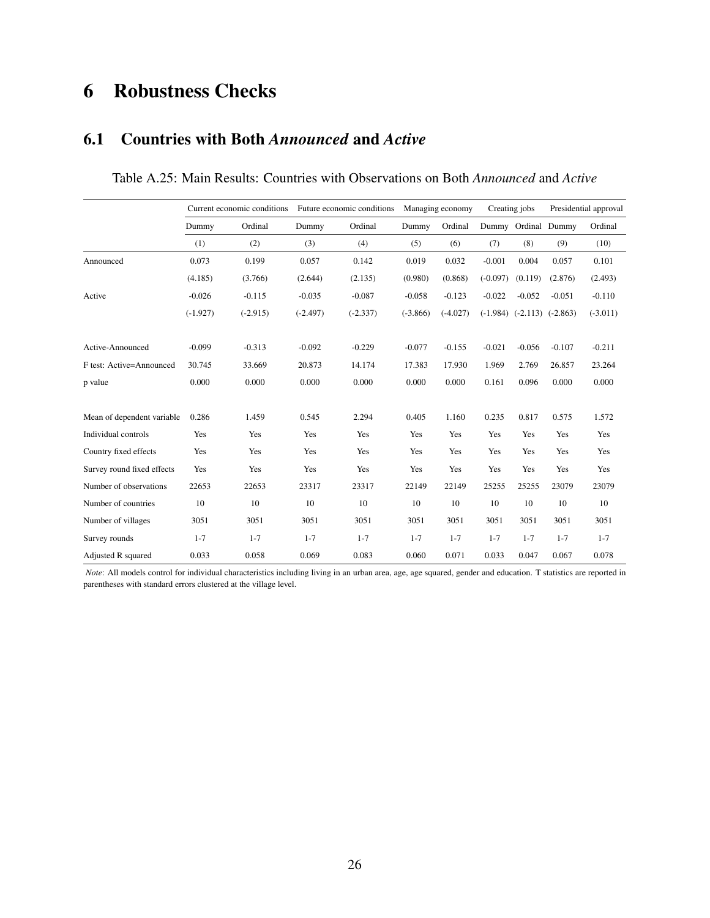# 6 Robustness Checks

## 6.1 Countries with Both *Announced* and *Active*

Table A.25: Main Results: Countries with Observations on Both *Announced* and *Active*

| | Current economic conditions | | Future economic conditions | | Managing economy | | Creating jobs | | Presidential approval | |
|---|---|---|---|---|---|---|---|---|---|---|
| | Dummy | Ordinal | Dummy | Ordinal | Dummy | Ordinal | Dummy | Ordinal | Dummy | Ordinal |
| | (1) | (2) | (3) | (4) | (5) | (6) | (7) | (8) | (9) | (10) |
| Announced | 0.073 | 0.199 | 0.057 | 0.142 | 0.019 | 0.032 | -0.001 | 0.004 | 0.057 | 0.101 |
| | (4.185) | (3.766) | (2.644) | (2.135) | (0.980) | (0.868) | (-0.097) | (0.119) | (2.876) | (2.493) |
| Active | -0.026 | -0.115 | -0.035 | -0.087 | -0.058 | -0.123 | -0.022 | -0.052 | -0.051 | -0.110 |
| | (-1.927) | (-2.915) | (-2.497) | (-2.337) | (-3.866) | (-4.027) | (-1.984) | (-2.113) | (-2.863) | (-3.011) |
| Active-Announced | -0.099 | -0.313 | -0.092 | -0.229 | -0.077 | -0.155 | -0.021 | -0.056 | -0.107 | -0.211 |
| F test: Active=Announced | 30.745 | 33.669 | 20.873 | 14.174 | 17.383 | 17.930 | 1.969 | 2.769 | 26.857 | 23.264 |
| p value | 0.000 | 0.000 | 0.000 | 0.000 | 0.000 | 0.000 | 0.161 | 0.096 | 0.000 | 0.000 |
| Mean of dependent variable | 0.286 | 1.459 | 0.545 | 2.294 | 0.405 | 1.160 | 0.235 | 0.817 | 0.575 | 1.572 |
| Individual controls | Yes | Yes | Yes | Yes | Yes | Yes | Yes | Yes | Yes | Yes |
| Country fixed effects | Yes | Yes | Yes | Yes | Yes | Yes | Yes | Yes | Yes | Yes |
| Survey round fixed effects | Yes | Yes | Yes | Yes | Yes | Yes | Yes | Yes | Yes | Yes |
| Number of observations | 22653 | 22653 | 23317 | 23317 | 22149 | 22149 | 25255 | 25255 | 23079 | 23079 |
| Number of countries | 10 | 10 | 10 | 10 | 10 | 10 | 10 | 10 | 10 | 10 |
| Number of villages | 3051 | 3051 | 3051 | 3051 | 3051 | 3051 | 3051 | 3051 | 3051 | 3051 |
| Survey rounds | 1-7 | 1-7 | 1-7 | 1-7 | 1-7 | 1-7 | 1-7 | 1-7 | 1-7 | 1-7 |
| Adjusted R squared | 0.033 | 0.058 | 0.069 | 0.083 | 0.060 | 0.071 | 0.033 | 0.047 | 0.067 | 0.078 |

*Note*: All models control for individual characteristics including living in an urban area, age, age squared, gender and education. T statistics are reported in parentheses with standard errors clustered at the village level.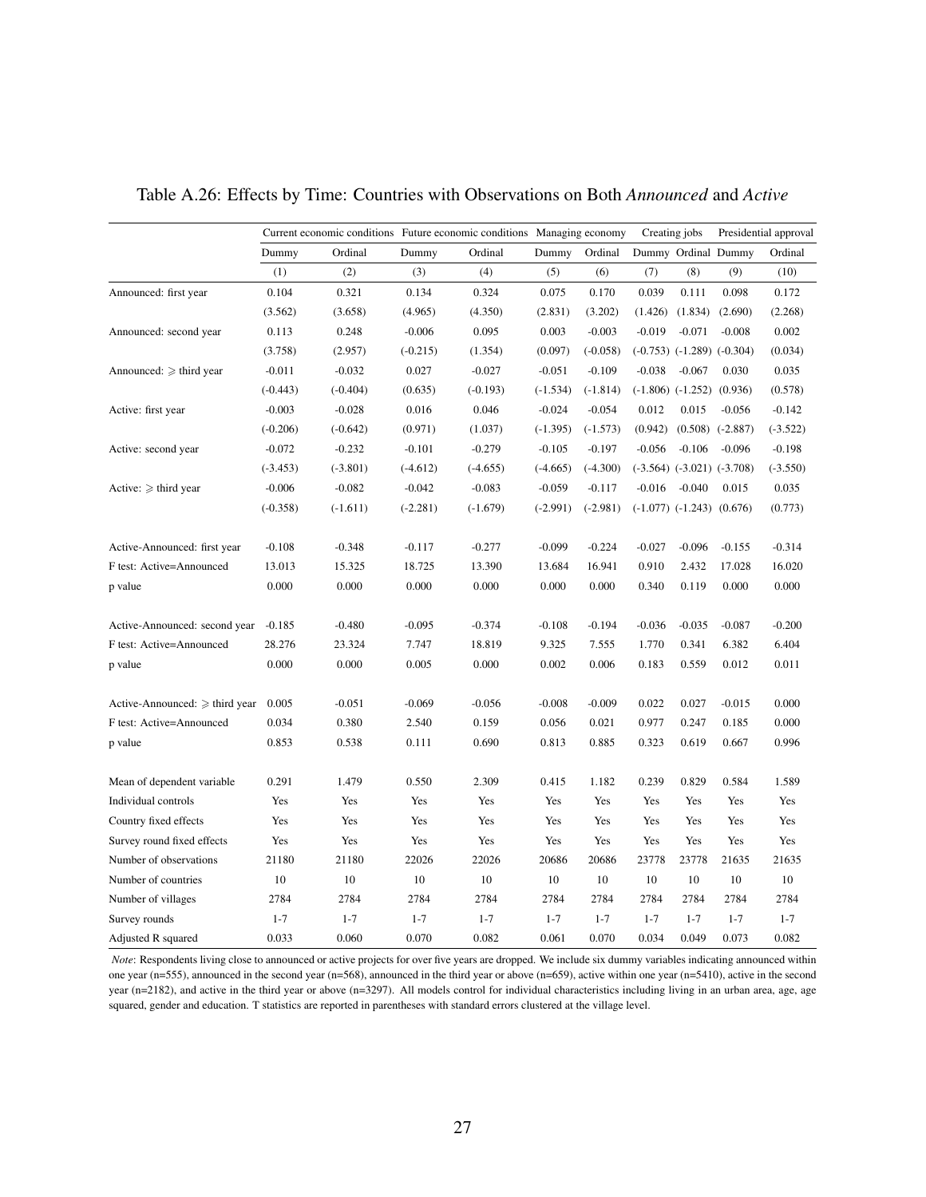Table A.26: Effects by Time: Countries with Observations on Both *Announced* and *Active*

| | Current economic conditions | | Future economic conditions | | Managing economy | | Creating jobs | | Presidential approval | |
|---|---|---|---|---|---|---|---|---|---|---|
| | Dummy | Ordinal | Dummy | Ordinal | Dummy | Ordinal | Dummy | Ordinal | Dummy | Ordinal |
| | (1) | (2) | (3) | (4) | (5) | (6) | (7) | (8) | (9) | (10) |
| Announced: first year | 0.104 | 0.321 | 0.134 | 0.324 | 0.075 | 0.170 | 0.039 | 0.111 | 0.098 | 0.172 |
| | (3.562) | (3.658) | (4.965) | (4.350) | (2.831) | (3.202) | (1.426) | (1.834) | (2.690) | (2.268) |
| Announced: second year | 0.113 | 0.248 | -0.006 | 0.095 | 0.003 | -0.003 | -0.019 | -0.071 | -0.008 | 0.002 |
| | (3.758) | (2.957) | (-0.215) | (1.354) | (0.097) | (-0.058) | (-0.753) | (-1.289) | (-0.304) | (0.034) |
| Announced: $\geqslant$ third year | -0.011 | -0.032 | 0.027 | -0.027 | -0.051 | -0.109 | -0.038 | -0.067 | 0.030 | 0.035 |
| | (-0.443) | (-0.404) | (0.635) | (-0.193) | (-1.534) | (-1.814) | (-1.806) | (-1.252) | (0.936) | (0.578) |
| Active: first year | -0.003 | -0.028 | 0.016 | 0.046 | -0.024 | -0.054 | 0.012 | 0.015 | -0.056 | -0.142 |
| | (-0.206) | (-0.642) | (0.971) | (1.037) | (-1.395) | (-1.573) | (0.942) | (0.508) | (-2.887) | (-3.522) |
| Active: second year | -0.072 | -0.232 | -0.101 | -0.279 | -0.105 | -0.197 | -0.056 | -0.106 | -0.096 | -0.198 |
| | (-3.453) | (-3.801) | (-4.612) | (-4.655) | (-4.665) | (-4.300) | (-3.564) | (-3.021) | (-3.708) | (-3.550) |
| Active: $\geqslant$ third year | -0.006 | -0.082 | -0.042 | -0.083 | -0.059 | -0.117 | -0.016 | -0.040 | 0.015 | 0.035 |
| | (-0.358) | (-1.611) | (-2.281) | (-1.679) | (-2.991) | (-2.981) | (-1.077) | (-1.243) | (0.676) | (0.773) |
| Active-Announced: first year | -0.108 | -0.348 | -0.117 | -0.277 | -0.099 | -0.224 | -0.027 | -0.096 | -0.155 | -0.314 |
| F test: Active=Announced | 13.013 | 15.325 | 18.725 | 13.390 | 13.684 | 16.941 | 0.910 | 2.432 | 17.028 | 16.020 |
| p value | 0.000 | 0.000 | 0.000 | 0.000 | 0.000 | 0.000 | 0.340 | 0.119 | 0.000 | 0.000 |
| Active-Announced: second year | -0.185 | -0.480 | -0.095 | -0.374 | -0.108 | -0.194 | -0.036 | -0.035 | -0.087 | -0.200 |
| F test: Active=Announced | 28.276 | 23.324 | 7.747 | 18.819 | 9.325 | 7.555 | 1.770 | 0.341 | 6.382 | 6.404 |
| p value | 0.000 | 0.000 | 0.005 | 0.000 | 0.002 | 0.006 | 0.183 | 0.559 | 0.012 | 0.011 |
| Active-Announced: $\geqslant$ third year | 0.005 | -0.051 | -0.069 | -0.056 | -0.008 | -0.009 | 0.022 | 0.027 | -0.015 | 0.000 |
| F test: Active=Announced | 0.034 | 0.380 | 2.540 | 0.159 | 0.056 | 0.021 | 0.977 | 0.247 | 0.185 | 0.000 |
| p value | 0.853 | 0.538 | 0.111 | 0.690 | 0.813 | 0.885 | 0.323 | 0.619 | 0.667 | 0.996 |
| Mean of dependent variable | 0.291 | 1.479 | 0.550 | 2.309 | 0.415 | 1.182 | 0.239 | 0.829 | 0.584 | 1.589 |
| Individual controls | Yes | Yes | Yes | Yes | Yes | Yes | Yes | Yes | Yes | Yes |
| Country fixed effects | Yes | Yes | Yes | Yes | Yes | Yes | Yes | Yes | Yes | Yes |
| Survey round fixed effects | Yes | Yes | Yes | Yes | Yes | Yes | Yes | Yes | Yes | Yes |
| Number of observations | 21180 | 21180 | 22026 | 22026 | 20686 | 20686 | 23778 | 23778 | 21635 | 21635 |
| Number of countries | 10 | 10 | 10 | 10 | 10 | 10 | 10 | 10 | 10 | 10 |
| Number of villages | 2784 | 2784 | 2784 | 2784 | 2784 | 2784 | 2784 | 2784 | 2784 | 2784 |
| Survey rounds | 1-7 | 1-7 | 1-7 | 1-7 | 1-7 | 1-7 | 1-7 | 1-7 | 1-7 | 1-7 |
| Adjusted R squared | 0.033 | 0.060 | 0.070 | 0.082 | 0.061 | 0.070 | 0.034 | 0.049 | 0.073 | 0.082 |

*Note*: Respondents living close to announced or active projects for over five years are dropped. We include six dummy variables indicating announced within one year (n=555), announced in the second year (n=568), announced in the third year or above (n=659), active within one year (n=5410), active in the second year (n=2182), and active in the third year or above (n=3297). All models control for individual characteristics including living in an urban area, age, age squared, gender and education. T statistics are reported in parentheses with standard errors clustered at the village level.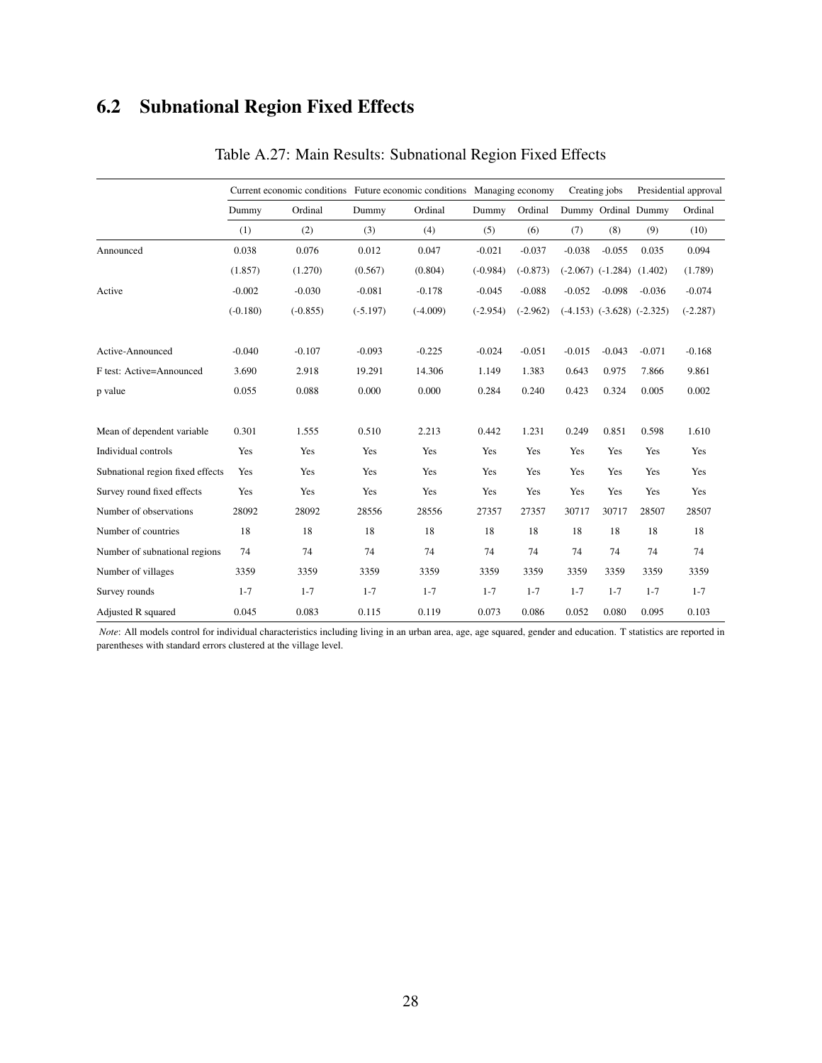## 6.2 Subnational Region Fixed Effects

Table A.27: Main Results: Subnational Region Fixed Effects

| | Current economic conditions | | Future economic conditions | | Managing economy | | Creating jobs | | Presidential approval | |
|---|---|---|---|---|---|---|---|---|---|---|
| | Dummy | Ordinal | Dummy | Ordinal | Dummy | Ordinal | Dummy | Ordinal | Dummy | Ordinal |
| | (1) | (2) | (3) | (4) | (5) | (6) | (7) | (8) | (9) | (10) |
| Announced | 0.038 | 0.076 | 0.012 | 0.047 | -0.021 | -0.037 | -0.038 | -0.055 | 0.035 | 0.094 |
| | (1.857) | (1.270) | (0.567) | (0.804) | (-0.984) | (-0.873) | (-2.067) | (-1.284) | (1.402) | (1.789) |
| Active | -0.002 | -0.030 | -0.081 | -0.178 | -0.045 | -0.088 | -0.052 | -0.098 | -0.036 | -0.074 |
| | (-0.180) | (-0.855) | (-5.197) | (-4.009) | (-2.954) | (-2.962) | (-4.153) | (-3.628) | (-2.325) | (-2.287) |
| Active-Announced | -0.040 | -0.107 | -0.093 | -0.225 | -0.024 | -0.051 | -0.015 | -0.043 | -0.071 | -0.168 |
| F test: Active=Announced | 3.690 | 2.918 | 19.291 | 14.306 | 1.149 | 1.383 | 0.643 | 0.975 | 7.866 | 9.861 |
| p value | 0.055 | 0.088 | 0.000 | 0.000 | 0.284 | 0.240 | 0.423 | 0.324 | 0.005 | 0.002 |
| Mean of dependent variable | 0.301 | 1.555 | 0.510 | 2.213 | 0.442 | 1.231 | 0.249 | 0.851 | 0.598 | 1.610 |
| Individual controls | Yes | Yes | Yes | Yes | Yes | Yes | Yes | Yes | Yes | Yes |
| Subnational region fixed effects | Yes | Yes | Yes | Yes | Yes | Yes | Yes | Yes | Yes | Yes |
| Survey round fixed effects | Yes | Yes | Yes | Yes | Yes | Yes | Yes | Yes | Yes | Yes |
| Number of observations | 28092 | 28092 | 28556 | 28556 | 27357 | 27357 | 30717 | 30717 | 28507 | 28507 |
| Number of countries | 18 | 18 | 18 | 18 | 18 | 18 | 18 | 18 | 18 | 18 |
| Number of subnational regions | 74 | 74 | 74 | 74 | 74 | 74 | 74 | 74 | 74 | 74 |
| Number of villages | 3359 | 3359 | 3359 | 3359 | 3359 | 3359 | 3359 | 3359 | 3359 | 3359 |
| Survey rounds | 1-7 | 1-7 | 1-7 | 1-7 | 1-7 | 1-7 | 1-7 | 1-7 | 1-7 | 1-7 |
| Adjusted R squared | 0.045 | 0.083 | 0.115 | 0.119 | 0.073 | 0.086 | 0.052 | 0.080 | 0.095 | 0.103 |

*Note*: All models control for individual characteristics including living in an urban area, age, age squared, gender and education. T statistics are reported in parentheses with standard errors clustered at the village level.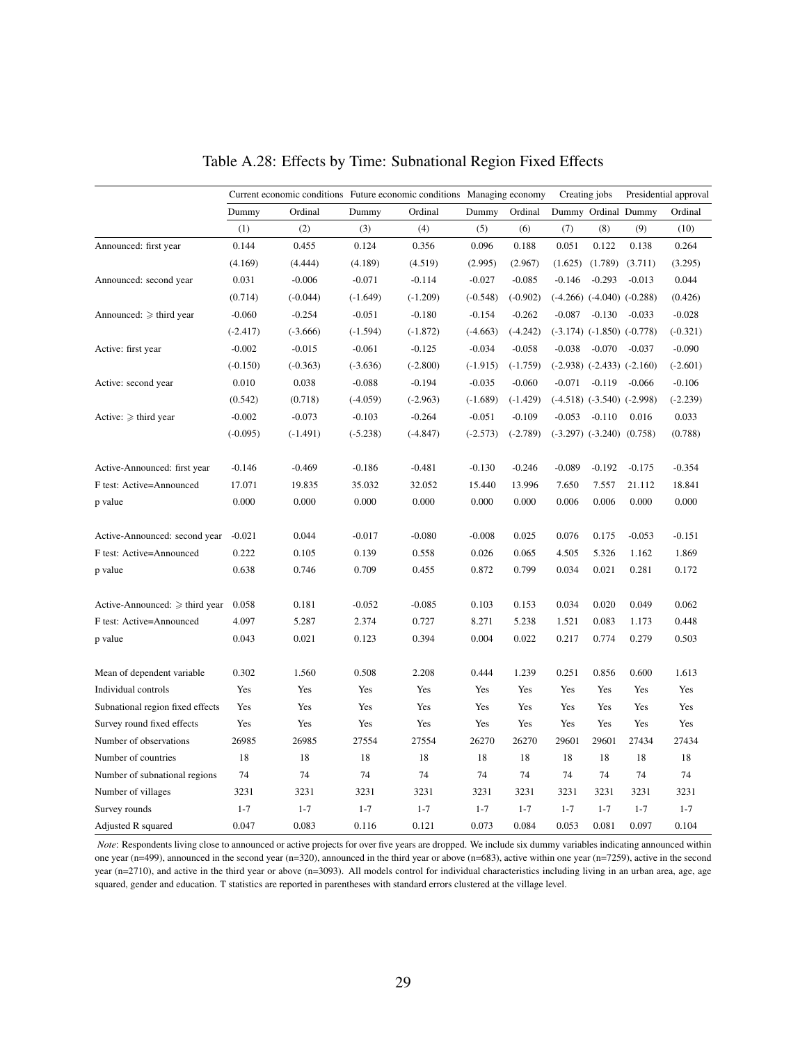# Table A.28: Effects by Time: Subnational Region Fixed Effects

| | Current economic conditions | | Future economic conditions | | Managing economy | | Creating jobs | | Presidential approval | |
|---|---|---|---|---|---|---|---|---|---|---|
| | Dummy | Ordinal | Dummy | Ordinal | Dummy | Ordinal | Dummy | Ordinal | Dummy | Ordinal |
| | (1) | (2) | (3) | (4) | (5) | (6) | (7) | (8) | (9) | (10) |
| Announced: first year | 0.144 | 0.455 | 0.124 | 0.356 | 0.096 | 0.188 | 0.051 | 0.122 | 0.138 | 0.264 |
| | (4.169) | (4.444) | (4.189) | (4.519) | (2.995) | (2.967) | (1.625) | (1.789) | (3.711) | (3.295) |
| Announced: second year | 0.031 | -0.006 | -0.071 | -0.114 | -0.027 | -0.085 | -0.146 | -0.293 | -0.013 | 0.044 |
| | (0.714) | (-0.044) | (-1.649) | (-1.209) | (-0.548) | (-0.902) | (-4.266) | (-4.040) | (-0.288) | (0.426) |
| Announced: ⩾ third year | -0.060 | -0.254 | -0.051 | -0.180 | -0.154 | -0.262 | -0.087 | -0.130 | -0.033 | -0.028 |
| | (-2.417) | (-3.666) | (-1.594) | (-1.872) | (-4.663) | (-4.242) | (-3.174) | (-1.850) | (-0.778) | (-0.321) |
| Active: first year | -0.002 | -0.015 | -0.061 | -0.125 | -0.034 | -0.058 | -0.038 | -0.070 | -0.037 | -0.090 |
| | (-0.150) | (-0.363) | (-3.636) | (-2.800) | (-1.915) | (-1.759) | (-2.938) | (-2.433) | (-2.160) | (-2.601) |
| Active: second year | 0.010 | 0.038 | -0.088 | -0.194 | -0.035 | -0.060 | -0.071 | -0.119 | -0.066 | -0.106 |
| | (0.542) | (0.718) | (-4.059) | (-2.963) | (-1.689) | (-1.429) | (-4.518) | (-3.540) | (-2.998) | (-2.239) |
| Active: ⩾ third year | -0.002 | -0.073 | -0.103 | -0.264 | -0.051 | -0.109 | -0.053 | -0.110 | 0.016 | 0.033 |
| | (-0.095) | (-1.491) | (-5.238) | (-4.847) | (-2.573) | (-2.789) | (-3.297) | (-3.240) | (0.758) | (0.788) |
| Active-Announced: first year | -0.146 | -0.469 | -0.186 | -0.481 | -0.130 | -0.246 | -0.089 | -0.192 | -0.175 | -0.354 |
| F test: Active=Announced | 17.071 | 19.835 | 35.032 | 32.052 | 15.440 | 13.996 | 7.650 | 7.557 | 21.112 | 18.841 |
| p value | 0.000 | 0.000 | 0.000 | 0.000 | 0.000 | 0.000 | 0.006 | 0.006 | 0.000 | 0.000 |
| Active-Announced: second year | -0.021 | 0.044 | -0.017 | -0.080 | -0.008 | 0.025 | 0.076 | 0.175 | -0.053 | -0.151 |
| F test: Active=Announced | 0.222 | 0.105 | 0.139 | 0.558 | 0.026 | 0.065 | 4.505 | 5.326 | 1.162 | 1.869 |
| p value | 0.638 | 0.746 | 0.709 | 0.455 | 0.872 | 0.799 | 0.034 | 0.021 | 0.281 | 0.172 |
| Active-Announced: ⩾ third year | 0.058 | 0.181 | -0.052 | -0.085 | 0.103 | 0.153 | 0.034 | 0.020 | 0.049 | 0.062 |
| F test: Active=Announced | 4.097 | 5.287 | 2.374 | 0.727 | 8.271 | 5.238 | 1.521 | 0.083 | 1.173 | 0.448 |
| p value | 0.043 | 0.021 | 0.123 | 0.394 | 0.004 | 0.022 | 0.217 | 0.774 | 0.279 | 0.503 |
| Mean of dependent variable | 0.302 | 1.560 | 0.508 | 2.208 | 0.444 | 1.239 | 0.251 | 0.856 | 0.600 | 1.613 |
| Individual controls | Yes | Yes | Yes | Yes | Yes | Yes | Yes | Yes | Yes | Yes |
| Subnational region fixed effects | Yes | Yes | Yes | Yes | Yes | Yes | Yes | Yes | Yes | Yes |
| Survey round fixed effects | Yes | Yes | Yes | Yes | Yes | Yes | Yes | Yes | Yes | Yes |
| Number of observations | 26985 | 26985 | 27554 | 27554 | 26270 | 26270 | 29601 | 29601 | 27434 | 27434 |
| Number of countries | 18 | 18 | 18 | 18 | 18 | 18 | 18 | 18 | 18 | 18 |
| Number of subnational regions | 74 | 74 | 74 | 74 | 74 | 74 | 74 | 74 | 74 | 74 |
| Number of villages | 3231 | 3231 | 3231 | 3231 | 3231 | 3231 | 3231 | 3231 | 3231 | 3231 |
| Survey rounds | 1-7 | 1-7 | 1-7 | 1-7 | 1-7 | 1-7 | 1-7 | 1-7 | 1-7 | 1-7 |
| Adjusted R squared | 0.047 | 0.083 | 0.116 | 0.121 | 0.073 | 0.084 | 0.053 | 0.081 | 0.097 | 0.104 |

*Note*: Respondents living close to announced or active projects for over five years are dropped. We include six dummy variables indicating announced within one year (n=499), announced in the second year (n=320), announced in the third year or above (n=683), active within one year (n=7259), active in the second year (n=2710), and active in the third year or above (n=3093). All models control for individual characteristics including living in an urban area, age, age squared, gender and education. T statistics are reported in parentheses with standard errors clustered at the village level.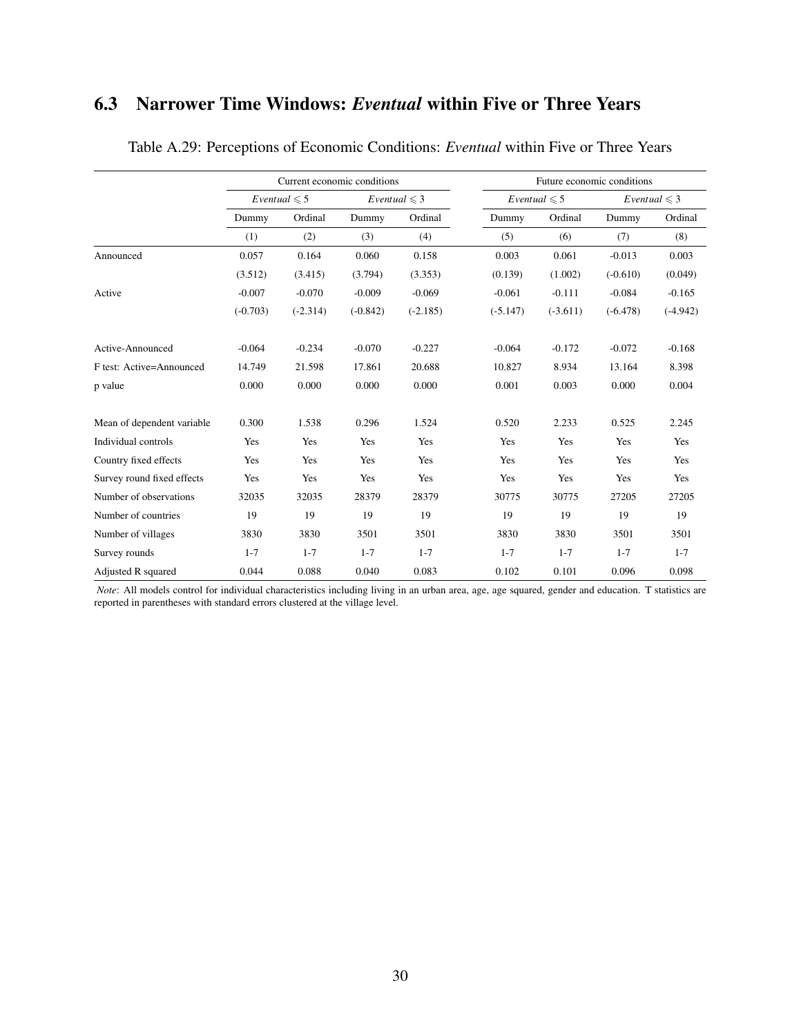## 6.3 Narrower Time Windows: *Eventual* within Five or Three Years

Table A.29: Perceptions of Economic Conditions: *Eventual* within Five or Three Years

| | Current economic conditions | | | | Future economic conditions | | | |
|---|---|---|---|---|---|---|---|---|
| | $Eventual \leqslant 5$ | | $Eventual \leqslant 3$ | | $Eventual \leqslant 5$ | | $Eventual \leqslant 3$ | |
| | Dummy | Ordinal | Dummy | Ordinal | Dummy | Ordinal | Dummy | Ordinal |
| | (1) | (2) | (3) | (4) | (5) | (6) | (7) | (8) |
| Announced | 0.057 | 0.164 | 0.060 | 0.158 | 0.003 | 0.061 | -0.013 | 0.003 |
| | (3.512) | (3.415) | (3.794) | (3.353) | (0.139) | (1.002) | (-0.610) | (0.049) |
| Active | -0.007 | -0.070 | -0.009 | -0.069 | -0.061 | -0.111 | -0.084 | -0.165 |
| | (-0.703) | (-2.314) | (-0.842) | (-2.185) | (-5.147) | (-3.611) | (-6.478) | (-4.942) |
| Active-Announced | -0.064 | -0.234 | -0.070 | -0.227 | -0.064 | -0.172 | -0.072 | -0.168 |
| F test: Active=Announced | 14.749 | 21.598 | 17.861 | 20.688 | 10.827 | 8.934 | 13.164 | 8.398 |
| p value | 0.000 | 0.000 | 0.000 | 0.000 | 0.001 | 0.003 | 0.000 | 0.004 |
| Mean of dependent variable | 0.300 | 1.538 | 0.296 | 1.524 | 0.520 | 2.233 | 0.525 | 2.245 |
| Individual controls | Yes | Yes | Yes | Yes | Yes | Yes | Yes | Yes |
| Country fixed effects | Yes | Yes | Yes | Yes | Yes | Yes | Yes | Yes |
| Survey round fixed effects | Yes | Yes | Yes | Yes | Yes | Yes | Yes | Yes |
| Number of observations | 32035 | 32035 | 28379 | 28379 | 30775 | 30775 | 27205 | 27205 |
| Number of countries | 19 | 19 | 19 | 19 | 19 | 19 | 19 | 19 |
| Number of villages | 3830 | 3830 | 3501 | 3501 | 3830 | 3830 | 3501 | 3501 |
| Survey rounds | 1-7 | 1-7 | 1-7 | 1-7 | 1-7 | 1-7 | 1-7 | 1-7 |
| Adjusted R squared | 0.044 | 0.088 | 0.040 | 0.083 | 0.102 | 0.101 | 0.096 | 0.098 |

*Note*: All models control for individual characteristics including living in an urban area, age, age squared, gender and education. T statistics are reported in parentheses with standard errors clustered at the village level.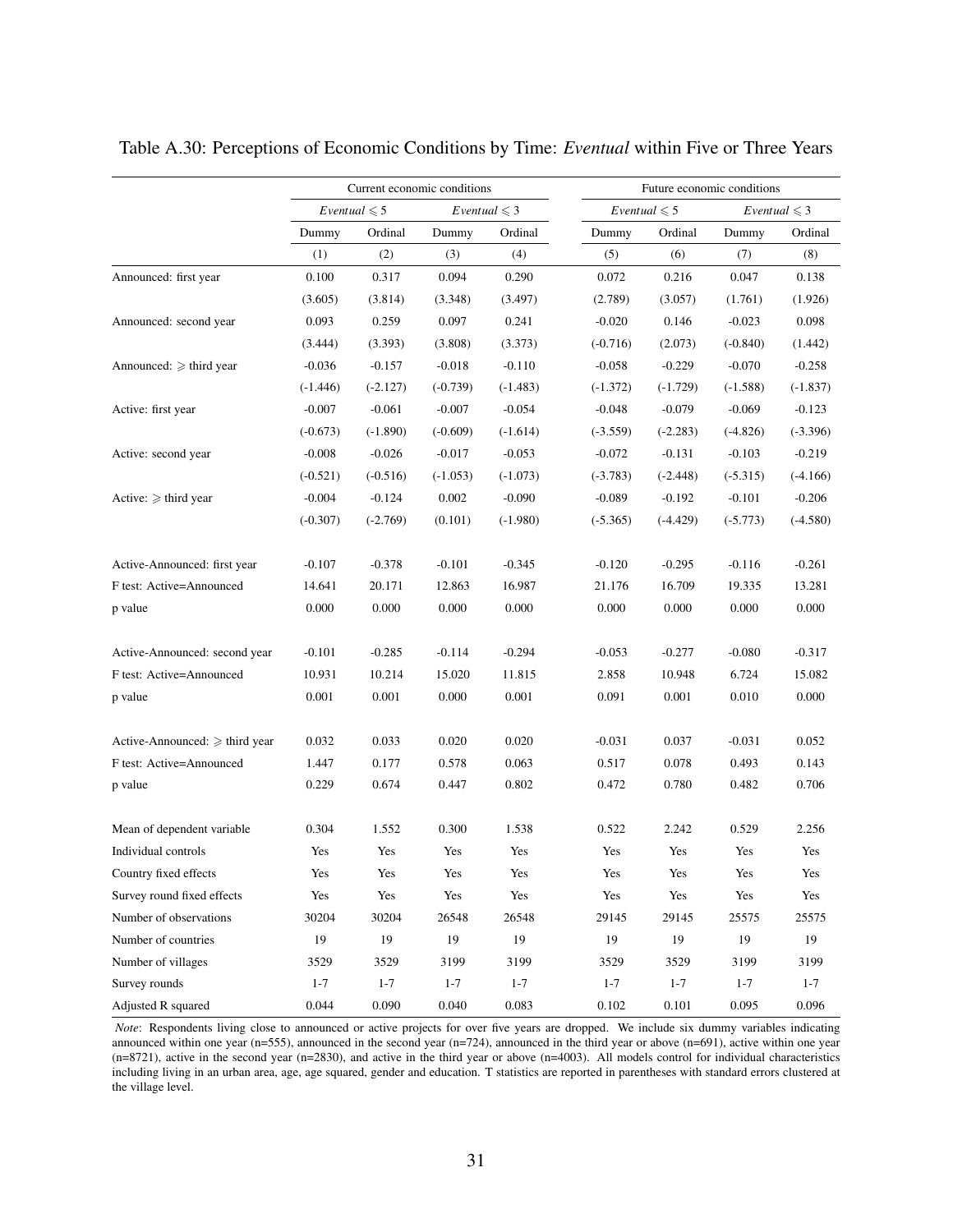Table A.30: Perceptions of Economic Conditions by Time: *Eventual* within Five or Three Years

| | Current economic conditions | | | | Future economic conditions | | | |
|---|---|---|---|---|---|---|---|---|
| | *Eventual* $\leqslant 5$ | | *Eventual* $\leqslant 3$ | | *Eventual* $\leqslant 5$ | | *Eventual* $\leqslant 3$ | |
| | Dummy | Ordinal | Dummy | Ordinal | Dummy | Ordinal | Dummy | Ordinal |
| | (1) | (2) | (3) | (4) | (5) | (6) | (7) | (8) |
| Announced: first year | 0.100 | 0.317 | 0.094 | 0.290 | 0.072 | 0.216 | 0.047 | 0.138 |
| | (3.605) | (3.814) | (3.348) | (3.497) | (2.789) | (3.057) | (1.761) | (1.926) |
| Announced: second year | 0.093 | 0.259 | 0.097 | 0.241 | -0.020 | 0.146 | -0.023 | 0.098 |
| | (3.444) | (3.393) | (3.808) | (3.373) | (-0.716) | (2.073) | (-0.840) | (1.442) |
| Announced: $\geqslant$ third year | -0.036 | -0.157 | -0.018 | -0.110 | -0.058 | -0.229 | -0.070 | -0.258 |
| | (-1.446) | (-2.127) | (-0.739) | (-1.483) | (-1.372) | (-1.729) | (-1.588) | (-1.837) |
| Active: first year | -0.007 | -0.061 | -0.007 | -0.054 | -0.048 | -0.079 | -0.069 | -0.123 |
| | (-0.673) | (-1.890) | (-0.609) | (-1.614) | (-3.559) | (-2.283) | (-4.826) | (-3.396) |
| Active: second year | -0.008 | -0.026 | -0.017 | -0.053 | -0.072 | -0.131 | -0.103 | -0.219 |
| | (-0.521) | (-0.516) | (-1.053) | (-1.073) | (-3.783) | (-2.448) | (-5.315) | (-4.166) |
| Active: $\geqslant$ third year | -0.004 | -0.124 | 0.002 | -0.090 | -0.089 | -0.192 | -0.101 | -0.206 |
| | (-0.307) | (-2.769) | (0.101) | (-1.980) | (-5.365) | (-4.429) | (-5.773) | (-4.580) |
| Active-Announced: first year | -0.107 | -0.378 | -0.101 | -0.345 | -0.120 | -0.295 | -0.116 | -0.261 |
| F test: Active=Announced | 14.641 | 20.171 | 12.863 | 16.987 | 21.176 | 16.709 | 19.335 | 13.281 |
| p value | 0.000 | 0.000 | 0.000 | 0.000 | 0.000 | 0.000 | 0.000 | 0.000 |
| Active-Announced: second year | -0.101 | -0.285 | -0.114 | -0.294 | -0.053 | -0.277 | -0.080 | -0.317 |
| F test: Active=Announced | 10.931 | 10.214 | 15.020 | 11.815 | 2.858 | 10.948 | 6.724 | 15.082 |
| p value | 0.001 | 0.001 | 0.000 | 0.001 | 0.091 | 0.001 | 0.010 | 0.000 |
| Active-Announced: $\geqslant$ third year | 0.032 | 0.033 | 0.020 | 0.020 | -0.031 | 0.037 | -0.031 | 0.052 |
| F test: Active=Announced | 1.447 | 0.177 | 0.578 | 0.063 | 0.517 | 0.078 | 0.493 | 0.143 |
| p value | 0.229 | 0.674 | 0.447 | 0.802 | 0.472 | 0.780 | 0.482 | 0.706 |
| Mean of dependent variable | 0.304 | 1.552 | 0.300 | 1.538 | 0.522 | 2.242 | 0.529 | 2.256 |
| Individual controls | Yes | Yes | Yes | Yes | Yes | Yes | Yes | Yes |
| Country fixed effects | Yes | Yes | Yes | Yes | Yes | Yes | Yes | Yes |
| Survey round fixed effects | Yes | Yes | Yes | Yes | Yes | Yes | Yes | Yes |
| Number of observations | 30204 | 30204 | 26548 | 26548 | 29145 | 29145 | 25575 | 25575 |
| Number of countries | 19 | 19 | 19 | 19 | 19 | 19 | 19 | 19 |
| Number of villages | 3529 | 3529 | 3199 | 3199 | 3529 | 3529 | 3199 | 3199 |
| Survey rounds | 1-7 | 1-7 | 1-7 | 1-7 | 1-7 | 1-7 | 1-7 | 1-7 |
| Adjusted R squared | 0.044 | 0.090 | 0.040 | 0.083 | 0.102 | 0.101 | 0.095 | 0.096 |

*Note*: Respondents living close to announced or active projects for over five years are dropped. We include six dummy variables indicating announced within one year (n=555), announced in the second year (n=724), announced in the third year or above (n=691), active within one year (n=8721), active in the second year (n=2830), and active in the third year or above (n=4003). All models control for individual characteristics including living in an urban area, age, age squared, gender and education. T statistics are reported in parentheses with standard errors clustered at the village level.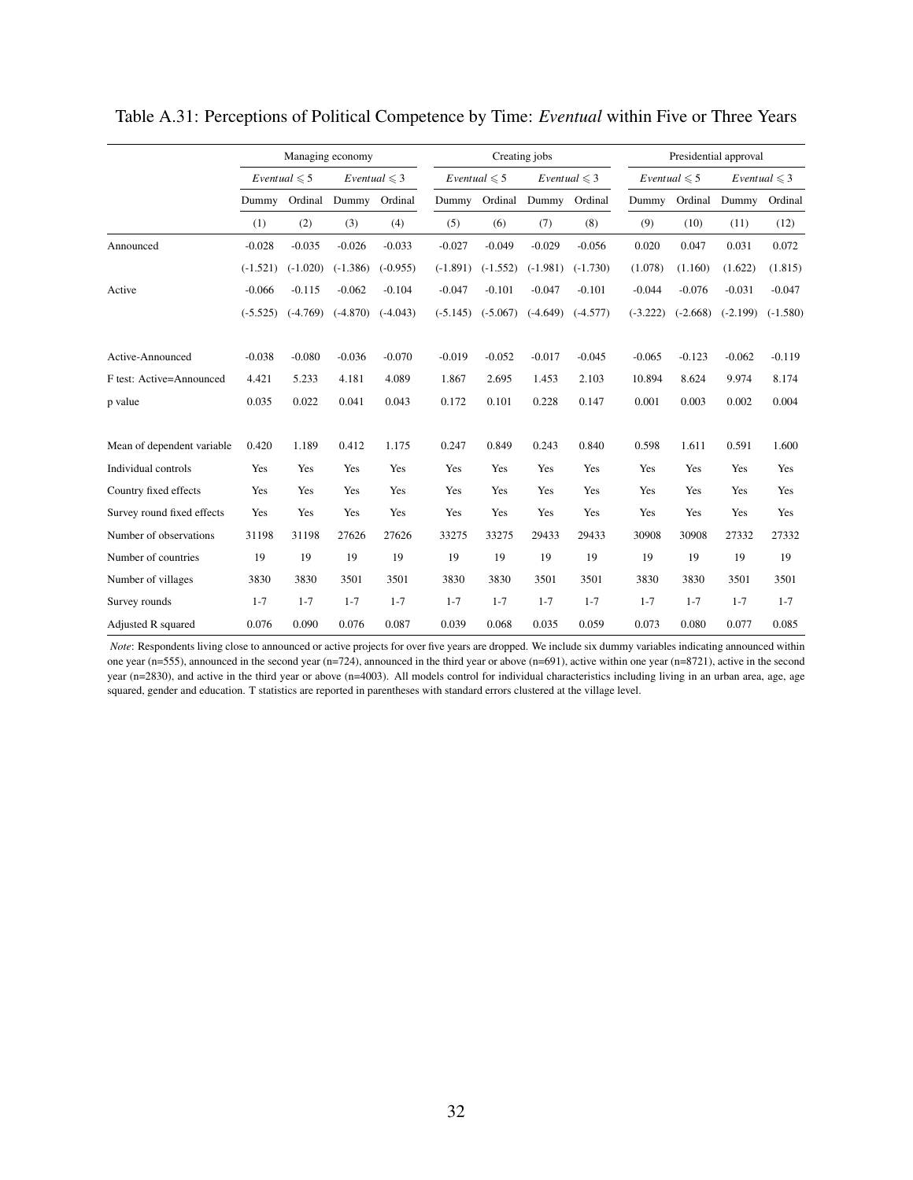Table A.31: Perceptions of Political Competence by Time: *Eventual* within Five or Three Years

| | Managing economy | | | | Creating jobs | | | | Presidential approval | | | |
|---|---|---|---|---|---|---|---|---|---|---|---|---|
| | *Eventual* $\leqslant 5$ | | *Eventual* $\leqslant 3$ | | *Eventual* $\leqslant 5$ | | *Eventual* $\leqslant 3$ | | *Eventual* $\leqslant 5$ | | *Eventual* $\leqslant 3$ | |
| | Dummy | Ordinal | Dummy | Ordinal | Dummy | Ordinal | Dummy | Ordinal | Dummy | Ordinal | Dummy | Ordinal |
| | (1) | (2) | (3) | (4) | (5) | (6) | (7) | (8) | (9) | (10) | (11) | (12) |
| Announced | -0.028 | -0.035 | -0.026 | -0.033 | -0.027 | -0.049 | -0.029 | -0.056 | 0.020 | 0.047 | 0.031 | 0.072 |
| | (-1.521) | (-1.020) | (-1.386) | (-0.955) | (-1.891) | (-1.552) | (-1.981) | (-1.730) | (1.078) | (1.160) | (1.622) | (1.815) |
| Active | -0.066 | -0.115 | -0.062 | -0.104 | -0.047 | -0.101 | -0.047 | -0.101 | -0.044 | -0.076 | -0.031 | -0.047 |
| | (-5.525) | (-4.769) | (-4.870) | (-4.043) | (-5.145) | (-5.067) | (-4.649) | (-4.577) | (-3.222) | (-2.668) | (-2.199) | (-1.580) |
| Active-Announced | -0.038 | -0.080 | -0.036 | -0.070 | -0.019 | -0.052 | -0.017 | -0.045 | -0.065 | -0.123 | -0.062 | -0.119 |
| F test: Active=Announced | 4.421 | 5.233 | 4.181 | 4.089 | 1.867 | 2.695 | 1.453 | 2.103 | 10.894 | 8.624 | 9.974 | 8.174 |
| p value | 0.035 | 0.022 | 0.041 | 0.043 | 0.172 | 0.101 | 0.228 | 0.147 | 0.001 | 0.003 | 0.002 | 0.004 |
| Mean of dependent variable | 0.420 | 1.189 | 0.412 | 1.175 | 0.247 | 0.849 | 0.243 | 0.840 | 0.598 | 1.611 | 0.591 | 1.600 |
| Individual controls | Yes | Yes | Yes | Yes | Yes | Yes | Yes | Yes | Yes | Yes | Yes | Yes |
| Country fixed effects | Yes | Yes | Yes | Yes | Yes | Yes | Yes | Yes | Yes | Yes | Yes | Yes |
| Survey round fixed effects | Yes | Yes | Yes | Yes | Yes | Yes | Yes | Yes | Yes | Yes | Yes | Yes |
| Number of observations | 31198 | 31198 | 27626 | 27626 | 33275 | 33275 | 29433 | 29433 | 30908 | 30908 | 27332 | 27332 |
| Number of countries | 19 | 19 | 19 | 19 | 19 | 19 | 19 | 19 | 19 | 19 | 19 | 19 |
| Number of villages | 3830 | 3830 | 3501 | 3501 | 3830 | 3830 | 3501 | 3501 | 3830 | 3830 | 3501 | 3501 |
| Survey rounds | 1-7 | 1-7 | 1-7 | 1-7 | 1-7 | 1-7 | 1-7 | 1-7 | 1-7 | 1-7 | 1-7 | 1-7 |
| Adjusted R squared | 0.076 | 0.090 | 0.076 | 0.087 | 0.039 | 0.068 | 0.035 | 0.059 | 0.073 | 0.080 | 0.077 | 0.085 |

*Note*: Respondents living close to announced or active projects for over five years are dropped. We include six dummy variables indicating announced within one year (n=555), announced in the second year (n=724), announced in the third year or above (n=691), active within one year (n=8721), active in the second year (n=2830), and active in the third year or above (n=4003). All models control for individual characteristics including living in an urban area, age, age squared, gender and education. T statistics are reported in parentheses with standard errors clustered at the village level.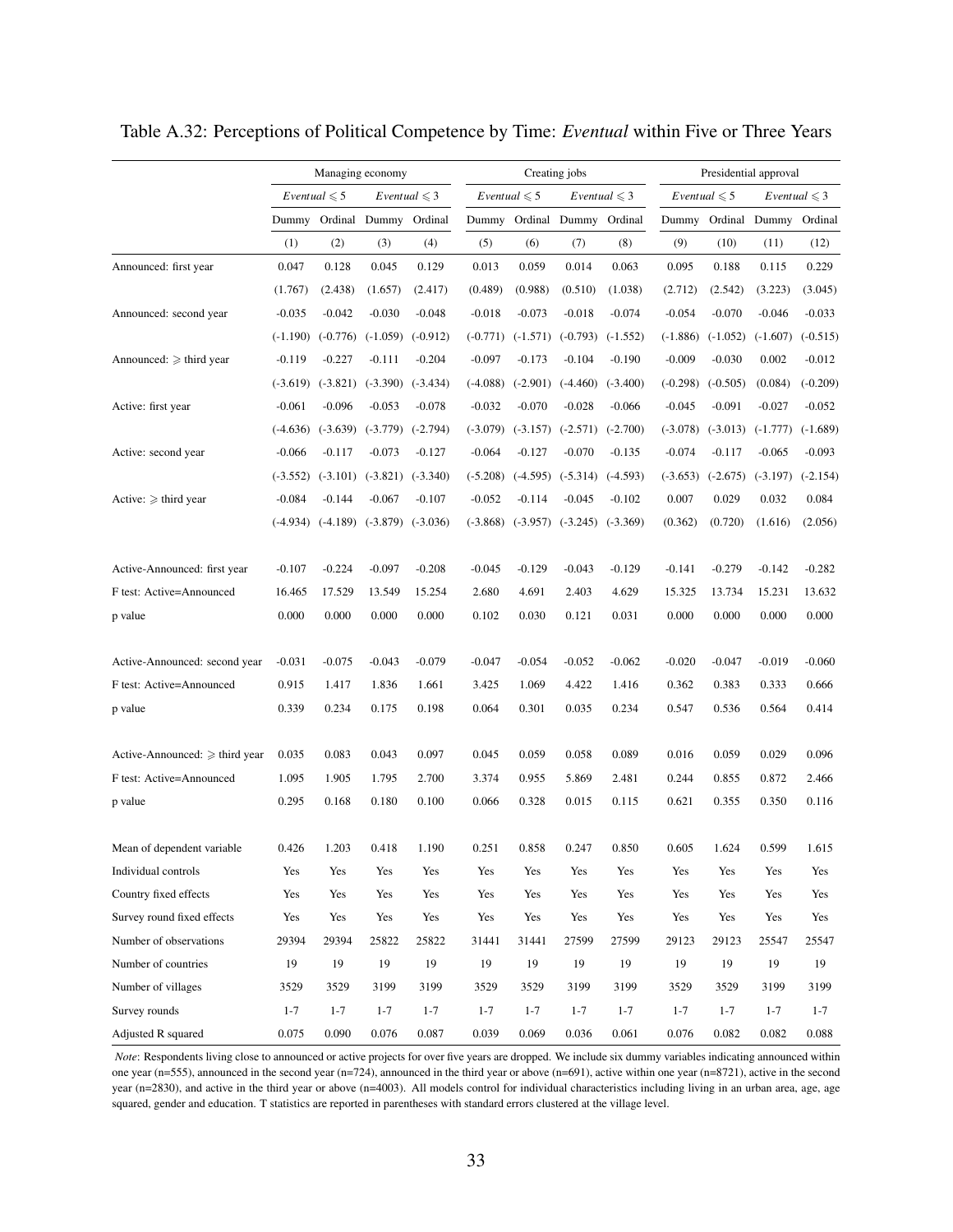Table A.32: Perceptions of Political Competence by Time: *Eventual* within Five or Three Years

| | Managing economy | | | | Creating jobs | | | | Presidential approval | | | |
|---|---|---|---|---|---|---|---|---|---|---|---|---|
| | *Eventual* $\leqslant 5$ | | *Eventual* $\leqslant 3$ | | *Eventual* $\leqslant 5$ | | *Eventual* $\leqslant 3$ | | *Eventual* $\leqslant 5$ | | *Eventual* $\leqslant 3$ | |
| | Dummy | Ordinal | Dummy | Ordinal | Dummy | Ordinal | Dummy | Ordinal | Dummy | Ordinal | Dummy | Ordinal |
| | (1) | (2) | (3) | (4) | (5) | (6) | (7) | (8) | (9) | (10) | (11) | (12) |
| Announced: first year | 0.047 | 0.128 | 0.045 | 0.129 | 0.013 | 0.059 | 0.014 | 0.063 | 0.095 | 0.188 | 0.115 | 0.229 |
| | (1.767) | (2.438) | (1.657) | (2.417) | (0.489) | (0.988) | (0.510) | (1.038) | (2.712) | (2.542) | (3.223) | (3.045) |
| Announced: second year | -0.035 | -0.042 | -0.030 | -0.048 | -0.018 | -0.073 | -0.018 | -0.074 | -0.054 | -0.070 | -0.046 | -0.033 |
| | (-1.190) | (-0.776) | (-1.059) | (-0.912) | (-0.771) | (-1.571) | (-0.793) | (-1.552) | (-1.886) | (-1.052) | (-1.607) | (-0.515) |
| Announced: $\geqslant$ third year | -0.119 | -0.227 | -0.111 | -0.204 | -0.097 | -0.173 | -0.104 | -0.190 | -0.009 | -0.030 | 0.002 | -0.012 |
| | (-3.619) | (-3.821) | (-3.390) | (-3.434) | (-4.088) | (-2.901) | (-4.460) | (-3.400) | (-0.298) | (-0.505) | (0.084) | (-0.209) |
| Active: first year | -0.061 | -0.096 | -0.053 | -0.078 | -0.032 | -0.070 | -0.028 | -0.066 | -0.045 | -0.091 | -0.027 | -0.052 |
| | (-4.636) | (-3.639) | (-3.779) | (-2.794) | (-3.079) | (-3.157) | (-2.571) | (-2.700) | (-3.078) | (-3.013) | (-1.777) | (-1.689) |
| Active: second year | -0.066 | -0.117 | -0.073 | -0.127 | -0.064 | -0.127 | -0.070 | -0.135 | -0.074 | -0.117 | -0.065 | -0.093 |
| | (-3.552) | (-3.101) | (-3.821) | (-3.340) | (-5.208) | (-4.595) | (-5.314) | (-4.593) | (-3.653) | (-2.675) | (-3.197) | (-2.154) |
| Active: $\geqslant$ third year | -0.084 | -0.144 | -0.067 | -0.107 | -0.052 | -0.114 | -0.045 | -0.102 | 0.007 | 0.029 | 0.032 | 0.084 |
| | (-4.934) | (-4.189) | (-3.879) | (-3.036) | (-3.868) | (-3.957) | (-3.245) | (-3.369) | (0.362) | (0.720) | (1.616) | (2.056) |
| Active-Announced: first year | -0.107 | -0.224 | -0.097 | -0.208 | -0.045 | -0.129 | -0.043 | -0.129 | -0.141 | -0.279 | -0.142 | -0.282 |
| F test: Active=Announced | 16.465 | 17.529 | 13.549 | 15.254 | 2.680 | 4.691 | 2.403 | 4.629 | 15.325 | 13.734 | 15.231 | 13.632 |
| p value | 0.000 | 0.000 | 0.000 | 0.000 | 0.102 | 0.030 | 0.121 | 0.031 | 0.000 | 0.000 | 0.000 | 0.000 |
| Active-Announced: second year | -0.031 | -0.075 | -0.043 | -0.079 | -0.047 | -0.054 | -0.052 | -0.062 | -0.020 | -0.047 | -0.019 | -0.060 |
| F test: Active=Announced | 0.915 | 1.417 | 1.836 | 1.661 | 3.425 | 1.069 | 4.422 | 1.416 | 0.362 | 0.383 | 0.333 | 0.666 |
| p value | 0.339 | 0.234 | 0.175 | 0.198 | 0.064 | 0.301 | 0.035 | 0.234 | 0.547 | 0.536 | 0.564 | 0.414 |
| Active-Announced: $\geqslant$ third year | 0.035 | 0.083 | 0.043 | 0.097 | 0.045 | 0.059 | 0.058 | 0.089 | 0.016 | 0.059 | 0.029 | 0.096 |
| F test: Active=Announced | 1.095 | 1.905 | 1.795 | 2.700 | 3.374 | 0.955 | 5.869 | 2.481 | 0.244 | 0.855 | 0.872 | 2.466 |
| p value | 0.295 | 0.168 | 0.180 | 0.100 | 0.066 | 0.328 | 0.015 | 0.115 | 0.621 | 0.355 | 0.350 | 0.116 |
| Mean of dependent variable | 0.426 | 1.203 | 0.418 | 1.190 | 0.251 | 0.858 | 0.247 | 0.850 | 0.605 | 1.624 | 0.599 | 1.615 |
| Individual controls | Yes | Yes | Yes | Yes | Yes | Yes | Yes | Yes | Yes | Yes | Yes | Yes |
| Country fixed effects | Yes | Yes | Yes | Yes | Yes | Yes | Yes | Yes | Yes | Yes | Yes | Yes |
| Survey round fixed effects | Yes | Yes | Yes | Yes | Yes | Yes | Yes | Yes | Yes | Yes | Yes | Yes |
| Number of observations | 29394 | 29394 | 25822 | 25822 | 31441 | 31441 | 27599 | 27599 | 29123 | 29123 | 25547 | 25547 |
| Number of countries | 19 | 19 | 19 | 19 | 19 | 19 | 19 | 19 | 19 | 19 | 19 | 19 |
| Number of villages | 3529 | 3529 | 3199 | 3199 | 3529 | 3529 | 3199 | 3199 | 3529 | 3529 | 3199 | 3199 |
| Survey rounds | 1-7 | 1-7 | 1-7 | 1-7 | 1-7 | 1-7 | 1-7 | 1-7 | 1-7 | 1-7 | 1-7 | 1-7 |
| Adjusted R squared | 0.075 | 0.090 | 0.076 | 0.087 | 0.039 | 0.069 | 0.036 | 0.061 | 0.076 | 0.082 | 0.082 | 0.088 |

*Note*: Respondents living close to announced or active projects for over five years are dropped. We include six dummy variables indicating announced within one year (n=555), announced in the second year (n=724), announced in the third year or above (n=691), active within one year (n=8721), active in the second year (n=2830), and active in the third year or above (n=4003). All models control for individual characteristics including living in an urban area, age, age squared, gender and education. T statistics are reported in parentheses with standard errors clustered at the village level.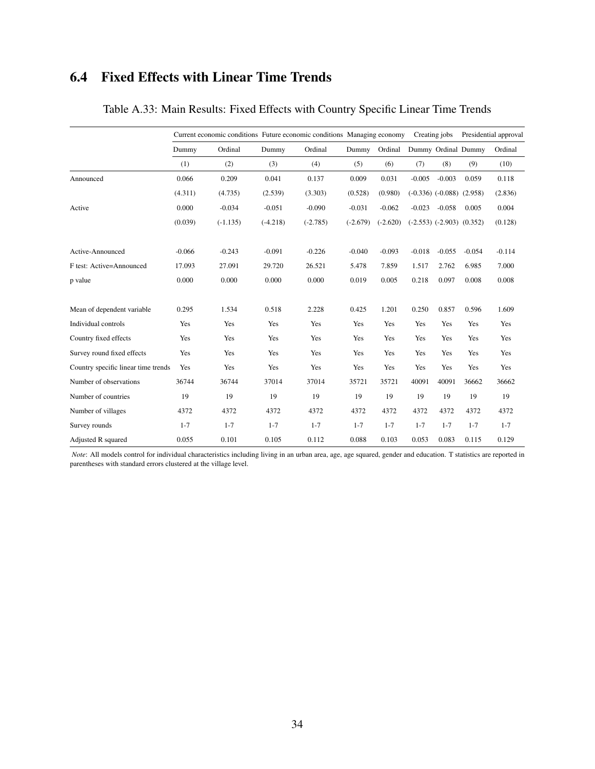## 6.4 Fixed Effects with Linear Time Trends

Table A.33: Main Results: Fixed Effects with Country Specific Linear Time Trends

| | Current economic conditions | | Future economic conditions | | Managing economy | | Creating jobs | | Presidential approval | |
|---|---|---|---|---|---|---|---|---|---|---|
| | Dummy | Ordinal | Dummy | Ordinal | Dummy | Ordinal | Dummy | Ordinal | Dummy | Ordinal |
| | (1) | (2) | (3) | (4) | (5) | (6) | (7) | (8) | (9) | (10) |
| Announced | 0.066 | 0.209 | 0.041 | 0.137 | 0.009 | 0.031 | -0.005 | -0.003 | 0.059 | 0.118 |
| | (4.311) | (4.735) | (2.539) | (3.303) | (0.528) | (0.980) | (-0.336) | (-0.088) | (2.958) | (2.836) |
| Active | 0.000 | -0.034 | -0.051 | -0.090 | -0.031 | -0.062 | -0.023 | -0.058 | 0.005 | 0.004 |
| | (0.039) | (-1.135) | (-4.218) | (-2.785) | (-2.679) | (-2.620) | (-2.553) | (-2.903) | (0.352) | (0.128) |
| Active-Announced | -0.066 | -0.243 | -0.091 | -0.226 | -0.040 | -0.093 | -0.018 | -0.055 | -0.054 | -0.114 |
| F test: Active=Announced | 17.093 | 27.091 | 29.720 | 26.521 | 5.478 | 7.859 | 1.517 | 2.762 | 6.985 | 7.000 |
| p value | 0.000 | 0.000 | 0.000 | 0.000 | 0.019 | 0.005 | 0.218 | 0.097 | 0.008 | 0.008 |
| Mean of dependent variable | 0.295 | 1.534 | 0.518 | 2.228 | 0.425 | 1.201 | 0.250 | 0.857 | 0.596 | 1.609 |
| Individual controls | Yes | Yes | Yes | Yes | Yes | Yes | Yes | Yes | Yes | Yes |
| Country fixed effects | Yes | Yes | Yes | Yes | Yes | Yes | Yes | Yes | Yes | Yes |
| Survey round fixed effects | Yes | Yes | Yes | Yes | Yes | Yes | Yes | Yes | Yes | Yes |
| Country specific linear time trends | Yes | Yes | Yes | Yes | Yes | Yes | Yes | Yes | Yes | Yes |
| Number of observations | 36744 | 36744 | 37014 | 37014 | 35721 | 35721 | 40091 | 40091 | 36662 | 36662 |
| Number of countries | 19 | 19 | 19 | 19 | 19 | 19 | 19 | 19 | 19 | 19 |
| Number of villages | 4372 | 4372 | 4372 | 4372 | 4372 | 4372 | 4372 | 4372 | 4372 | 4372 |
| Survey rounds | 1-7 | 1-7 | 1-7 | 1-7 | 1-7 | 1-7 | 1-7 | 1-7 | 1-7 | 1-7 |
| Adjusted R squared | 0.055 | 0.101 | 0.105 | 0.112 | 0.088 | 0.103 | 0.053 | 0.083 | 0.115 | 0.129 |

*Note*: All models control for individual characteristics including living in an urban area, age, age squared, gender and education. T statistics are reported in parentheses with standard errors clustered at the village level.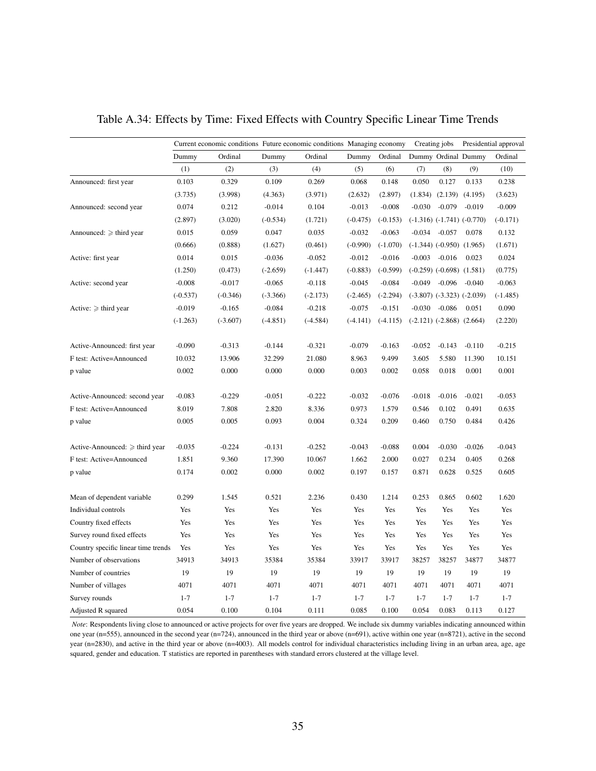# Table A.34: Effects by Time: Fixed Effects with Country Specific Linear Time Trends

| | Current economic conditions | | Future economic conditions | | Managing economy | | Creating jobs | | Presidential approval | |
|---|---|---|---|---|---|---|---|---|---|---|
| | Dummy | Ordinal | Dummy | Ordinal | Dummy | Ordinal | Dummy | Ordinal | Dummy | Ordinal |
| | (1) | (2) | (3) | (4) | (5) | (6) | (7) | (8) | (9) | (10) |
| Announced: first year | 0.103 | 0.329 | 0.109 | 0.269 | 0.068 | 0.148 | 0.050 | 0.127 | 0.133 | 0.238 |
| | (3.735) | (3.998) | (4.363) | (3.971) | (2.632) | (2.897) | (1.834) | (2.139) | (4.195) | (3.623) |
| Announced: second year | 0.074 | 0.212 | -0.014 | 0.104 | -0.013 | -0.008 | -0.030 | -0.079 | -0.019 | -0.009 |
| | (2.897) | (3.020) | (-0.534) | (1.721) | (-0.475) | (-0.153) | (-1.316) | (-1.741) | (-0.770) | (-0.171) |
| Announced: $\geqslant$ third year | 0.015 | 0.059 | 0.047 | 0.035 | -0.032 | -0.063 | -0.034 | -0.057 | 0.078 | 0.132 |
| | (0.666) | (0.888) | (1.627) | (0.461) | (-0.990) | (-1.070) | (-1.344) | (-0.950) | (1.965) | (1.671) |
| Active: first year | 0.014 | 0.015 | -0.036 | -0.052 | -0.012 | -0.016 | -0.003 | -0.016 | 0.023 | 0.024 |
| | (1.250) | (0.473) | (-2.659) | (-1.447) | (-0.883) | (-0.599) | (-0.259) | (-0.698) | (1.581) | (0.775) |
| Active: second year | -0.008 | -0.017 | -0.065 | -0.118 | -0.045 | -0.084 | -0.049 | -0.096 | -0.040 | -0.063 |
| | (-0.537) | (-0.346) | (-3.366) | (-2.173) | (-2.465) | (-2.294) | (-3.807) | (-3.323) | (-2.039) | (-1.485) |
| Active: $\geqslant$ third year | -0.019 | -0.165 | -0.084 | -0.218 | -0.075 | -0.151 | -0.030 | -0.086 | 0.051 | 0.090 |
| | (-1.263) | (-3.607) | (-4.851) | (-4.584) | (-4.141) | (-4.115) | (-2.121) | (-2.868) | (2.664) | (2.220) |
| Active-Announced: first year | -0.090 | -0.313 | -0.144 | -0.321 | -0.079 | -0.163 | -0.052 | -0.143 | -0.110 | -0.215 |
| F test: Active=Announced | 10.032 | 13.906 | 32.299 | 21.080 | 8.963 | 9.499 | 3.605 | 5.580 | 11.390 | 10.151 |
| p value | 0.002 | 0.000 | 0.000 | 0.000 | 0.003 | 0.002 | 0.058 | 0.018 | 0.001 | 0.001 |
| Active-Announced: second year | -0.083 | -0.229 | -0.051 | -0.222 | -0.032 | -0.076 | -0.018 | -0.016 | -0.021 | -0.053 |
| F test: Active=Announced | 8.019 | 7.808 | 2.820 | 8.336 | 0.973 | 1.579 | 0.546 | 0.102 | 0.491 | 0.635 |
| p value | 0.005 | 0.005 | 0.093 | 0.004 | 0.324 | 0.209 | 0.460 | 0.750 | 0.484 | 0.426 |
| Active-Announced: $\geqslant$ third year | -0.035 | -0.224 | -0.131 | -0.252 | -0.043 | -0.088 | 0.004 | -0.030 | -0.026 | -0.043 |
| F test: Active=Announced | 1.851 | 9.360 | 17.390 | 10.067 | 1.662 | 2.000 | 0.027 | 0.234 | 0.405 | 0.268 |
| p value | 0.174 | 0.002 | 0.000 | 0.002 | 0.197 | 0.157 | 0.871 | 0.628 | 0.525 | 0.605 |
| Mean of dependent variable | 0.299 | 1.545 | 0.521 | 2.236 | 0.430 | 1.214 | 0.253 | 0.865 | 0.602 | 1.620 |
| Individual controls | Yes | Yes | Yes | Yes | Yes | Yes | Yes | Yes | Yes | Yes |
| Country fixed effects | Yes | Yes | Yes | Yes | Yes | Yes | Yes | Yes | Yes | Yes |
| Survey round fixed effects | Yes | Yes | Yes | Yes | Yes | Yes | Yes | Yes | Yes | Yes |
| Country specific linear time trends | Yes | Yes | Yes | Yes | Yes | Yes | Yes | Yes | Yes | Yes |
| Number of observations | 34913 | 34913 | 35384 | 35384 | 33917 | 33917 | 38257 | 38257 | 34877 | 34877 |
| Number of countries | 19 | 19 | 19 | 19 | 19 | 19 | 19 | 19 | 19 | 19 |
| Number of villages | 4071 | 4071 | 4071 | 4071 | 4071 | 4071 | 4071 | 4071 | 4071 | 4071 |
| Survey rounds | 1-7 | 1-7 | 1-7 | 1-7 | 1-7 | 1-7 | 1-7 | 1-7 | 1-7 | 1-7 |
| Adjusted R squared | 0.054 | 0.100 | 0.104 | 0.111 | 0.085 | 0.100 | 0.054 | 0.083 | 0.113 | 0.127 |

*Note*: Respondents living close to announced or active projects for over five years are dropped. We include six dummy variables indicating announced within one year (n=555), announced in the second year (n=724), announced in the third year or above (n=691), active within one year (n=8721), active in the second year (n=2830), and active in the third year or above (n=4003). All models control for individual characteristics including living in an urban area, age, age squared, gender and education. T statistics are reported in parentheses with standard errors clustered at the village level.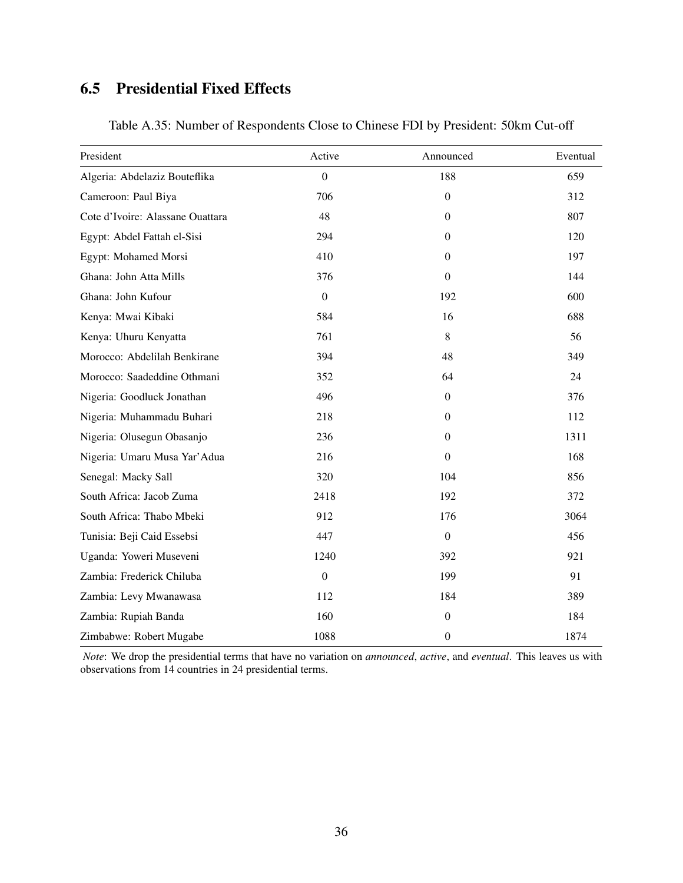## 6.5 Presidential Fixed Effects

Table A.35: Number of Respondents Close to Chinese FDI by President: 50km Cut-off

| President | Active | Announced | Eventual |
|---|---|---|---|
| Algeria: Abdelaziz Bouteflika | 0 | 188 | 659 |
| Cameroon: Paul Biya | 706 | 0 | 312 |
| Cote d'Ivoire: Alassane Ouattara | 48 | 0 | 807 |
| Egypt: Abdel Fattah el-Sisi | 294 | 0 | 120 |
| Egypt: Mohamed Morsi | 410 | 0 | 197 |
| Ghana: John Atta Mills | 376 | 0 | 144 |
| Ghana: John Kufour | 0 | 192 | 600 |
| Kenya: Mwai Kibaki | 584 | 16 | 688 |
| Kenya: Uhuru Kenyatta | 761 | 8 | 56 |
| Morocco: Abdelilah Benkirane | 394 | 48 | 349 |
| Morocco: Saadeddine Othmani | 352 | 64 | 24 |
| Nigeria: Goodluck Jonathan | 496 | 0 | 376 |
| Nigeria: Muhammadu Buhari | 218 | 0 | 112 |
| Nigeria: Olusegun Obasanjo | 236 | 0 | 1311 |
| Nigeria: Umaru Musa Yar'Adua | 216 | 0 | 168 |
| Senegal: Macky Sall | 320 | 104 | 856 |
| South Africa: Jacob Zuma | 2418 | 192 | 372 |
| South Africa: Thabo Mbeki | 912 | 176 | 3064 |
| Tunisia: Beji Caid Essebsi | 447 | 0 | 456 |
| Uganda: Yoweri Museveni | 1240 | 392 | 921 |
| Zambia: Frederick Chiluba | 0 | 199 | 91 |
| Zambia: Levy Mwanawasa | 112 | 184 | 389 |
| Zambia: Rupiah Banda | 160 | 0 | 184 |
| Zimbabwe: Robert Mugabe | 1088 | 0 | 1874 |

*Note*: We drop the presidential terms that have no variation on *announced*, *active*, and *eventual*. This leaves us with observations from 14 countries in 24 presidential terms.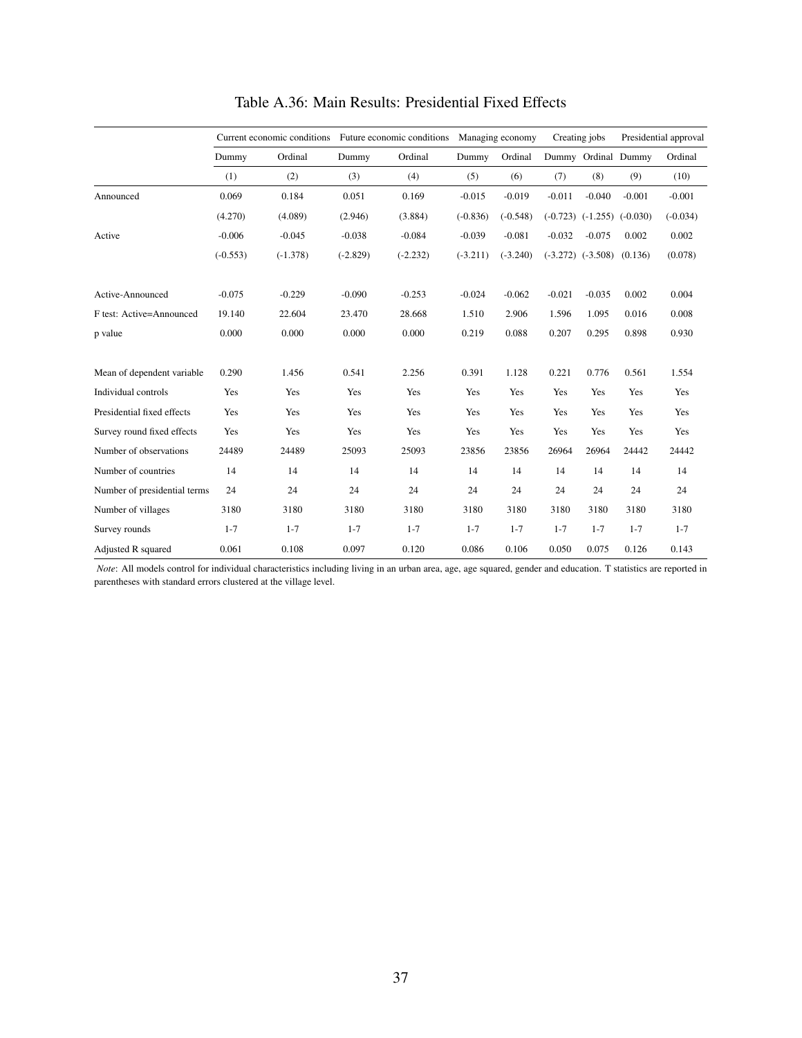# Table A.36: Main Results: Presidential Fixed Effects

| | Current economic conditions | | Future economic conditions | | Managing economy | | Creating jobs | | Presidential approval | |
|---|---|---|---|---|---|---|---|---|---|---|
| | Dummy | Ordinal | Dummy | Ordinal | Dummy | Ordinal | Dummy | Ordinal | Dummy | Ordinal |
| | (1) | (2) | (3) | (4) | (5) | (6) | (7) | (8) | (9) | (10) |
| Announced | 0.069 | 0.184 | 0.051 | 0.169 | -0.015 | -0.019 | -0.011 | -0.040 | -0.001 | -0.001 |
| | (4.270) | (4.089) | (2.946) | (3.884) | (-0.836) | (-0.548) | (-0.723) | (-1.255) | (-0.030) | (-0.034) |
| Active | -0.006 | -0.045 | -0.038 | -0.084 | -0.039 | -0.081 | -0.032 | -0.075 | 0.002 | 0.002 |
| | (-0.553) | (-1.378) | (-2.829) | (-2.232) | (-3.211) | (-3.240) | (-3.272) | (-3.508) | (0.136) | (0.078) |
| Active-Announced | -0.075 | -0.229 | -0.090 | -0.253 | -0.024 | -0.062 | -0.021 | -0.035 | 0.002 | 0.004 |
| F test: Active=Announced | 19.140 | 22.604 | 23.470 | 28.668 | 1.510 | 2.906 | 1.596 | 1.095 | 0.016 | 0.008 |
| p value | 0.000 | 0.000 | 0.000 | 0.000 | 0.219 | 0.088 | 0.207 | 0.295 | 0.898 | 0.930 |
| Mean of dependent variable | 0.290 | 1.456 | 0.541 | 2.256 | 0.391 | 1.128 | 0.221 | 0.776 | 0.561 | 1.554 |
| Individual controls | Yes | Yes | Yes | Yes | Yes | Yes | Yes | Yes | Yes | Yes |
| Presidential fixed effects | Yes | Yes | Yes | Yes | Yes | Yes | Yes | Yes | Yes | Yes |
| Survey round fixed effects | Yes | Yes | Yes | Yes | Yes | Yes | Yes | Yes | Yes | Yes |
| Number of observations | 24489 | 24489 | 25093 | 25093 | 23856 | 23856 | 26964 | 26964 | 24442 | 24442 |
| Number of countries | 14 | 14 | 14 | 14 | 14 | 14 | 14 | 14 | 14 | 14 |
| Number of presidential terms | 24 | 24 | 24 | 24 | 24 | 24 | 24 | 24 | 24 | 24 |
| Number of villages | 3180 | 3180 | 3180 | 3180 | 3180 | 3180 | 3180 | 3180 | 3180 | 3180 |
| Survey rounds | 1-7 | 1-7 | 1-7 | 1-7 | 1-7 | 1-7 | 1-7 | 1-7 | 1-7 | 1-7 |
| Adjusted R squared | 0.061 | 0.108 | 0.097 | 0.120 | 0.086 | 0.106 | 0.050 | 0.075 | 0.126 | 0.143 |

*Note*: All models control for individual characteristics including living in an urban area, age, age squared, gender and education. T statistics are reported in parentheses with standard errors clustered at the village level.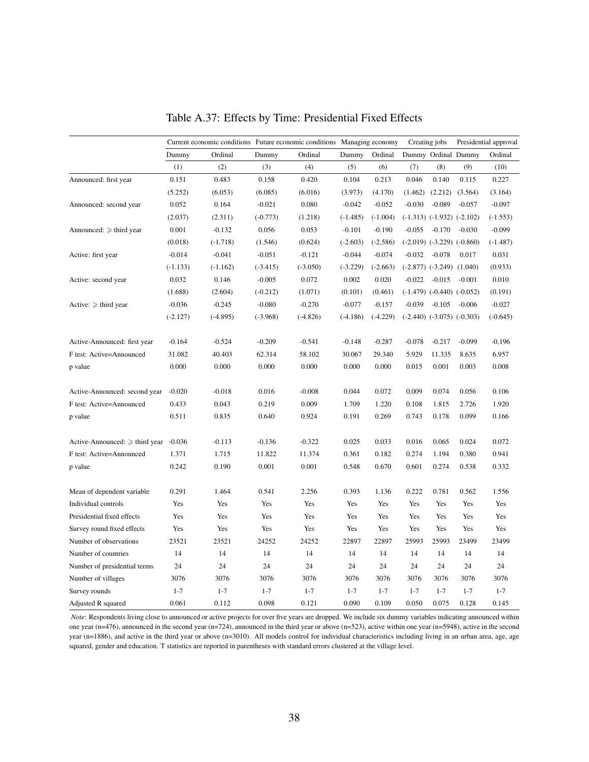Table A.37: Effects by Time: Presidential Fixed Effects

| | Current economic conditions | | Future economic conditions | | Managing economy | | Creating jobs | | Presidential approval | |
|---|---|---|---|---|---|---|---|---|---|---|
| | Dummy | Ordinal | Dummy | Ordinal | Dummy | Ordinal | Dummy | Ordinal | Dummy | Ordinal |
| | (1) | (2) | (3) | (4) | (5) | (6) | (7) | (8) | (9) | (10) |
| Announced: first year | 0.151 | 0.483 | 0.158 | 0.420 | 0.104 | 0.213 | 0.046 | 0.140 | 0.115 | 0.227 |
| | (5.252) | (6.053) | (6.085) | (6.016) | (3.973) | (4.170) | (1.462) | (2.212) | (3.564) | (3.164) |
| Announced: second year | 0.052 | 0.164 | -0.021 | 0.080 | -0.042 | -0.052 | -0.030 | -0.089 | -0.057 | -0.097 |
| | (2.037) | (2.311) | (-0.773) | (1.218) | (-1.485) | (-1.004) | (-1.313) | (-1.932) | (-2.102) | (-1.553) |
| Announced: $\geqslant$ third year | 0.001 | -0.132 | 0.056 | 0.053 | -0.101 | -0.190 | -0.055 | -0.170 | -0.030 | -0.099 |
| | (0.018) | (-1.718) | (1.546) | (0.624) | (-2.603) | (-2.586) | (-2.019) | (-3.229) | (-0.860) | (-1.487) |
| Active: first year | -0.014 | -0.041 | -0.051 | -0.121 | -0.044 | -0.074 | -0.032 | -0.078 | 0.017 | 0.031 |
| | (-1.133) | (-1.162) | (-3.415) | (-3.050) | (-3.229) | (-2.663) | (-2.877) | (-3.249) | (1.040) | (0.933) |
| Active: second year | 0.032 | 0.146 | -0.005 | 0.072 | 0.002 | 0.020 | -0.022 | -0.015 | -0.001 | 0.010 |
| | (1.688) | (2.604) | (-0.212) | (1.071) | (0.101) | (0.461) | (-1.479) | (-0.440) | (-0.052) | (0.191) |
| Active: $\geqslant$ third year | -0.036 | -0.245 | -0.080 | -0.270 | -0.077 | -0.157 | -0.039 | -0.105 | -0.006 | -0.027 |
| | (-2.127) | (-4.895) | (-3.968) | (-4.826) | (-4.186) | (-4.229) | (-2.440) | (-3.075) | (-0.303) | (-0.645) |
| Active-Announced: first year | -0.164 | -0.524 | -0.209 | -0.541 | -0.148 | -0.287 | -0.078 | -0.217 | -0.099 | -0.196 |
| F test: Active=Announced | 31.082 | 40.403 | 62.314 | 58.102 | 30.067 | 29.340 | 5.929 | 11.335 | 8.635 | 6.957 |
| p value | 0.000 | 0.000 | 0.000 | 0.000 | 0.000 | 0.000 | 0.015 | 0.001 | 0.003 | 0.008 |
| Active-Announced: second year | -0.020 | -0.018 | 0.016 | -0.008 | 0.044 | 0.072 | 0.009 | 0.074 | 0.056 | 0.106 |
| F test: Active=Announced | 0.433 | 0.043 | 0.219 | 0.009 | 1.709 | 1.220 | 0.108 | 1.815 | 2.726 | 1.920 |
| p value | 0.511 | 0.835 | 0.640 | 0.924 | 0.191 | 0.269 | 0.743 | 0.178 | 0.099 | 0.166 |
| Active-Announced: $\geqslant$ third year | -0.036 | -0.113 | -0.136 | -0.322 | 0.025 | 0.033 | 0.016 | 0.065 | 0.024 | 0.072 |
| F test: Active=Announced | 1.371 | 1.715 | 11.822 | 11.374 | 0.361 | 0.182 | 0.274 | 1.194 | 0.380 | 0.941 |
| p value | 0.242 | 0.190 | 0.001 | 0.001 | 0.548 | 0.670 | 0.601 | 0.274 | 0.538 | 0.332 |
| Mean of dependent variable | 0.291 | 1.464 | 0.541 | 2.256 | 0.393 | 1.136 | 0.222 | 0.781 | 0.562 | 1.556 |
| Individual controls | Yes | Yes | Yes | Yes | Yes | Yes | Yes | Yes | Yes | Yes |
| Presidential fixed effects | Yes | Yes | Yes | Yes | Yes | Yes | Yes | Yes | Yes | Yes |
| Survey round fixed effects | Yes | Yes | Yes | Yes | Yes | Yes | Yes | Yes | Yes | Yes |
| Number of observations | 23521 | 23521 | 24252 | 24252 | 22897 | 22897 | 25993 | 25993 | 23499 | 23499 |
| Number of countries | 14 | 14 | 14 | 14 | 14 | 14 | 14 | 14 | 14 | 14 |
| Number of presidential terms | 24 | 24 | 24 | 24 | 24 | 24 | 24 | 24 | 24 | 24 |
| Number of villages | 3076 | 3076 | 3076 | 3076 | 3076 | 3076 | 3076 | 3076 | 3076 | 3076 |
| Survey rounds | 1-7 | 1-7 | 1-7 | 1-7 | 1-7 | 1-7 | 1-7 | 1-7 | 1-7 | 1-7 |
| Adjusted R squared | 0.061 | 0.112 | 0.098 | 0.121 | 0.090 | 0.109 | 0.050 | 0.075 | 0.128 | 0.145 |

*Note*: Respondents living close to announced or active projects for over five years are dropped. We include six dummy variables indicating announced within one year (n=476), announced in the second year (n=724), announced in the third year or above (n=523), active within one year (n=5948), active in the second year (n=1886), and active in the third year or above (n=3010). All models control for individual characteristics including living in an urban area, age, age squared, gender and education. T statistics are reported in parentheses with standard errors clustered at the village level.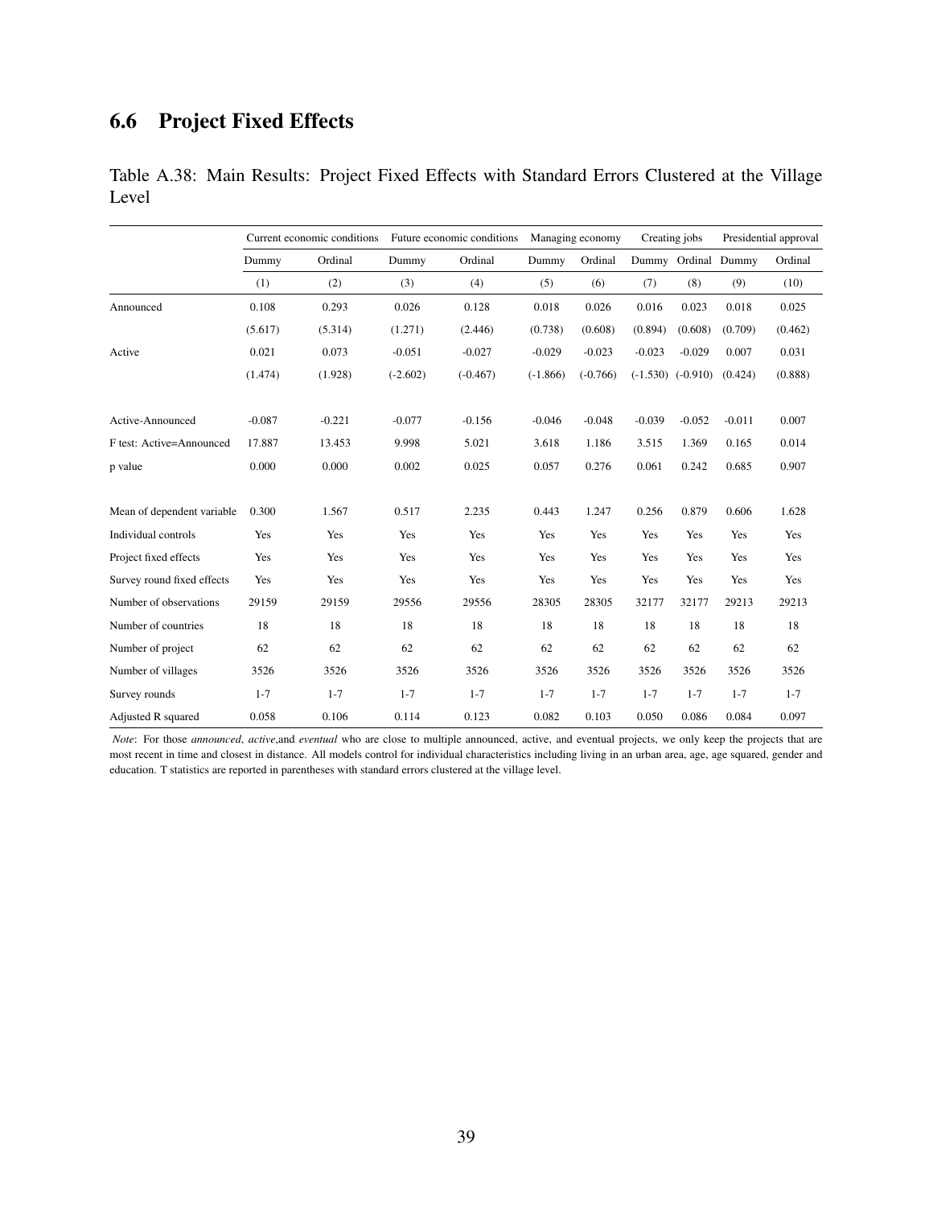## 6.6 Project Fixed Effects

Table A.38: Main Results: Project Fixed Effects with Standard Errors Clustered at the Village Level

| | Current economic conditions | | Future economic conditions | | Managing economy | | Creating jobs | | Presidential approval | |
|---|---|---|---|---|---|---|---|---|---|---|
| | Dummy | Ordinal | Dummy | Ordinal | Dummy | Ordinal | Dummy | Ordinal | Dummy | Ordinal |
| | (1) | (2) | (3) | (4) | (5) | (6) | (7) | (8) | (9) | (10) |
| Announced | 0.108 | 0.293 | 0.026 | 0.128 | 0.018 | 0.026 | 0.016 | 0.023 | 0.018 | 0.025 |
| | (5.617) | (5.314) | (1.271) | (2.446) | (0.738) | (0.608) | (0.894) | (0.608) | (0.709) | (0.462) |
| Active | 0.021 | 0.073 | -0.051 | -0.027 | -0.029 | -0.023 | -0.023 | -0.029 | 0.007 | 0.031 |
| | (1.474) | (1.928) | (-2.602) | (-0.467) | (-1.866) | (-0.766) | (-1.530) | (-0.910) | (0.424) | (0.888) |
| Active-Announced | -0.087 | -0.221 | -0.077 | -0.156 | -0.046 | -0.048 | -0.039 | -0.052 | -0.011 | 0.007 |
| F test: Active=Announced | 17.887 | 13.453 | 9.998 | 5.021 | 3.618 | 1.186 | 3.515 | 1.369 | 0.165 | 0.014 |
| p value | 0.000 | 0.000 | 0.002 | 0.025 | 0.057 | 0.276 | 0.061 | 0.242 | 0.685 | 0.907 |
| Mean of dependent variable | 0.300 | 1.567 | 0.517 | 2.235 | 0.443 | 1.247 | 0.256 | 0.879 | 0.606 | 1.628 |
| Individual controls | Yes | Yes | Yes | Yes | Yes | Yes | Yes | Yes | Yes | Yes |
| Project fixed effects | Yes | Yes | Yes | Yes | Yes | Yes | Yes | Yes | Yes | Yes |
| Survey round fixed effects | Yes | Yes | Yes | Yes | Yes | Yes | Yes | Yes | Yes | Yes |
| Number of observations | 29159 | 29159 | 29556 | 29556 | 28305 | 28305 | 32177 | 32177 | 29213 | 29213 |
| Number of countries | 18 | 18 | 18 | 18 | 18 | 18 | 18 | 18 | 18 | 18 |
| Number of project | 62 | 62 | 62 | 62 | 62 | 62 | 62 | 62 | 62 | 62 |
| Number of villages | 3526 | 3526 | 3526 | 3526 | 3526 | 3526 | 3526 | 3526 | 3526 | 3526 |
| Survey rounds | 1-7 | 1-7 | 1-7 | 1-7 | 1-7 | 1-7 | 1-7 | 1-7 | 1-7 | 1-7 |
| Adjusted R squared | 0.058 | 0.106 | 0.114 | 0.123 | 0.082 | 0.103 | 0.050 | 0.086 | 0.084 | 0.097 |

*Note*: For those *announced*, *active*,and *eventual* who are close to multiple announced, active, and eventual projects, we only keep the projects that are most recent in time and closest in distance. All models control for individual characteristics including living in an urban area, age, age squared, gender and education. T statistics are reported in parentheses with standard errors clustered at the village level.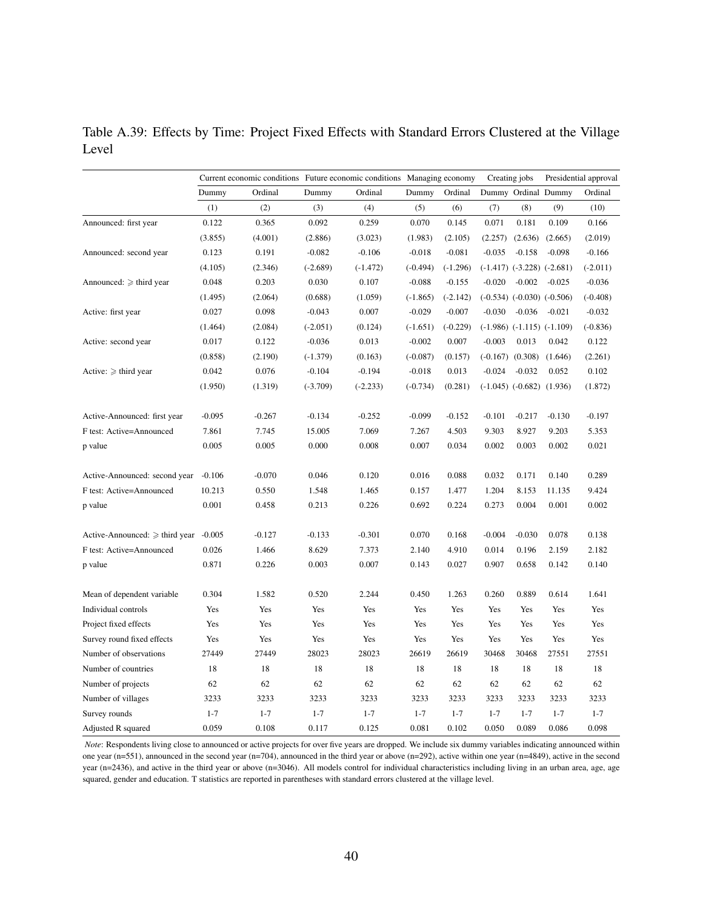Table A.39: Effects by Time: Project Fixed Effects with Standard Errors Clustered at the Village Level

| | Current economic conditions | | Future economic conditions | | Managing economy | | Creating jobs | | Presidential approval | |
|---|---|---|---|---|---|---|---|---|---|---|
| | Dummy | Ordinal | Dummy | Ordinal | Dummy | Ordinal | Dummy | Ordinal | Dummy | Ordinal |
| | (1) | (2) | (3) | (4) | (5) | (6) | (7) | (8) | (9) | (10) |
| Announced: first year | 0.122 | 0.365 | 0.092 | 0.259 | 0.070 | 0.145 | 0.071 | 0.181 | 0.109 | 0.166 |
| | (3.855) | (4.001) | (2.886) | (3.023) | (1.983) | (2.105) | (2.257) | (2.636) | (2.665) | (2.019) |
| Announced: second year | 0.123 | 0.191 | -0.082 | -0.106 | -0.018 | -0.081 | -0.035 | -0.158 | -0.098 | -0.166 |
| | (4.105) | (2.346) | (-2.689) | (-1.472) | (-0.494) | (-1.296) | (-1.417) | (-3.228) | (-2.681) | (-2.011) |
| Announced: $\geqslant$ third year | 0.048 | 0.203 | 0.030 | 0.107 | -0.088 | -0.155 | -0.020 | -0.002 | -0.025 | -0.036 |
| | (1.495) | (2.064) | (0.688) | (1.059) | (-1.865) | (-2.142) | (-0.534) | (-0.030) | (-0.506) | (-0.408) |
| Active: first year | 0.027 | 0.098 | -0.043 | 0.007 | -0.029 | -0.007 | -0.030 | -0.036 | -0.021 | -0.032 |
| | (1.464) | (2.084) | (-2.051) | (0.124) | (-1.651) | (-0.229) | (-1.986) | (-1.115) | (-1.109) | (-0.836) |
| Active: second year | 0.017 | 0.122 | -0.036 | 0.013 | -0.002 | 0.007 | -0.003 | 0.013 | 0.042 | 0.122 |
| | (0.858) | (2.190) | (-1.379) | (0.163) | (-0.087) | (0.157) | (-0.167) | (0.308) | (1.646) | (2.261) |
| Active: $\geqslant$ third year | 0.042 | 0.076 | -0.104 | -0.194 | -0.018 | 0.013 | -0.024 | -0.032 | 0.052 | 0.102 |
| | (1.950) | (1.319) | (-3.709) | (-2.233) | (-0.734) | (0.281) | (-1.045) | (-0.682) | (1.936) | (1.872) |
| Active-Announced: first year | -0.095 | -0.267 | -0.134 | -0.252 | -0.099 | -0.152 | -0.101 | -0.217 | -0.130 | -0.197 |
| F test: Active=Announced | 7.861 | 7.745 | 15.005 | 7.069 | 7.267 | 4.503 | 9.303 | 8.927 | 9.203 | 5.353 |
| p value | 0.005 | 0.005 | 0.000 | 0.008 | 0.007 | 0.034 | 0.002 | 0.003 | 0.002 | 0.021 |
| Active-Announced: second year | -0.106 | -0.070 | 0.046 | 0.120 | 0.016 | 0.088 | 0.032 | 0.171 | 0.140 | 0.289 |
| F test: Active=Announced | 10.213 | 0.550 | 1.548 | 1.465 | 0.157 | 1.477 | 1.204 | 8.153 | 11.135 | 9.424 |
| p value | 0.001 | 0.458 | 0.213 | 0.226 | 0.692 | 0.224 | 0.273 | 0.004 | 0.001 | 0.002 |
| Active-Announced: $\geqslant$ third year | -0.005 | -0.127 | -0.133 | -0.301 | 0.070 | 0.168 | -0.004 | -0.030 | 0.078 | 0.138 |
| F test: Active=Announced | 0.026 | 1.466 | 8.629 | 7.373 | 2.140 | 4.910 | 0.014 | 0.196 | 2.159 | 2.182 |
| p value | 0.871 | 0.226 | 0.003 | 0.007 | 0.143 | 0.027 | 0.907 | 0.658 | 0.142 | 0.140 |
| Mean of dependent variable | 0.304 | 1.582 | 0.520 | 2.244 | 0.450 | 1.263 | 0.260 | 0.889 | 0.614 | 1.641 |
| Individual controls | Yes | Yes | Yes | Yes | Yes | Yes | Yes | Yes | Yes | Yes |
| Project fixed effects | Yes | Yes | Yes | Yes | Yes | Yes | Yes | Yes | Yes | Yes |
| Survey round fixed effects | Yes | Yes | Yes | Yes | Yes | Yes | Yes | Yes | Yes | Yes |
| Number of observations | 27449 | 27449 | 28023 | 28023 | 26619 | 26619 | 30468 | 30468 | 27551 | 27551 |
| Number of countries | 18 | 18 | 18 | 18 | 18 | 18 | 18 | 18 | 18 | 18 |
| Number of projects | 62 | 62 | 62 | 62 | 62 | 62 | 62 | 62 | 62 | 62 |
| Number of villages | 3233 | 3233 | 3233 | 3233 | 3233 | 3233 | 3233 | 3233 | 3233 | 3233 |
| Survey rounds | 1-7 | 1-7 | 1-7 | 1-7 | 1-7 | 1-7 | 1-7 | 1-7 | 1-7 | 1-7 |
| Adjusted R squared | 0.059 | 0.108 | 0.117 | 0.125 | 0.081 | 0.102 | 0.050 | 0.089 | 0.086 | 0.098 |

*Note*: Respondents living close to announced or active projects for over five years are dropped. We include six dummy variables indicating announced within one year (n=551), announced in the second year (n=704), announced in the third year or above (n=292), active within one year (n=4849), active in the second year (n=2436), and active in the third year or above (n=3046). All models control for individual characteristics including living in an urban area, age, age squared, gender and education. T statistics are reported in parentheses with standard errors clustered at the village level.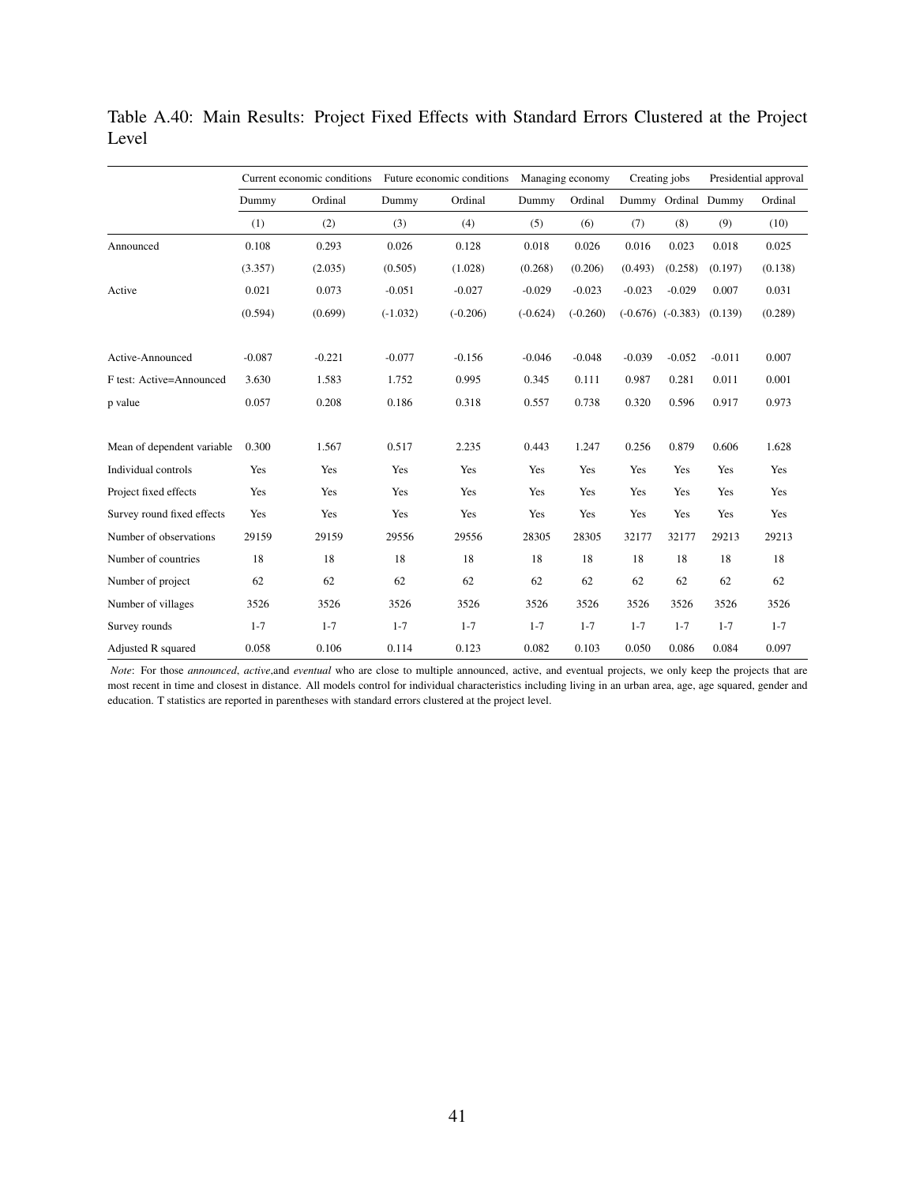Table A.40: Main Results: Project Fixed Effects with Standard Errors Clustered at the Project Level

| | Current economic conditions | | Future economic conditions | | Managing economy | | Creating jobs | | Presidential approval | |
|---|---|---|---|---|---|---|---|---|---|---|
| | Dummy | Ordinal | Dummy | Ordinal | Dummy | Ordinal | Dummy | Ordinal | Dummy | Ordinal |
| | (1) | (2) | (3) | (4) | (5) | (6) | (7) | (8) | (9) | (10) |
| Announced | 0.108 | 0.293 | 0.026 | 0.128 | 0.018 | 0.026 | 0.016 | 0.023 | 0.018 | 0.025 |
| | (3.357) | (2.035) | (0.505) | (1.028) | (0.268) | (0.206) | (0.493) | (0.258) | (0.197) | (0.138) |
| Active | 0.021 | 0.073 | -0.051 | -0.027 | -0.029 | -0.023 | -0.023 | -0.029 | 0.007 | 0.031 |
| | (0.594) | (0.699) | (-1.032) | (-0.206) | (-0.624) | (-0.260) | (-0.676) | (-0.383) | (0.139) | (0.289) |
| Active-Announced | -0.087 | -0.221 | -0.077 | -0.156 | -0.046 | -0.048 | -0.039 | -0.052 | -0.011 | 0.007 |
| F test: Active=Announced | 3.630 | 1.583 | 1.752 | 0.995 | 0.345 | 0.111 | 0.987 | 0.281 | 0.011 | 0.001 |
| p value | 0.057 | 0.208 | 0.186 | 0.318 | 0.557 | 0.738 | 0.320 | 0.596 | 0.917 | 0.973 |
| Mean of dependent variable | 0.300 | 1.567 | 0.517 | 2.235 | 0.443 | 1.247 | 0.256 | 0.879 | 0.606 | 1.628 |
| Individual controls | Yes | Yes | Yes | Yes | Yes | Yes | Yes | Yes | Yes | Yes |
| Project fixed effects | Yes | Yes | Yes | Yes | Yes | Yes | Yes | Yes | Yes | Yes |
| Survey round fixed effects | Yes | Yes | Yes | Yes | Yes | Yes | Yes | Yes | Yes | Yes |
| Number of observations | 29159 | 29159 | 29556 | 29556 | 28305 | 28305 | 32177 | 32177 | 29213 | 29213 |
| Number of countries | 18 | 18 | 18 | 18 | 18 | 18 | 18 | 18 | 18 | 18 |
| Number of project | 62 | 62 | 62 | 62 | 62 | 62 | 62 | 62 | 62 | 62 |
| Number of villages | 3526 | 3526 | 3526 | 3526 | 3526 | 3526 | 3526 | 3526 | 3526 | 3526 |
| Survey rounds | 1-7 | 1-7 | 1-7 | 1-7 | 1-7 | 1-7 | 1-7 | 1-7 | 1-7 | 1-7 |
| Adjusted R squared | 0.058 | 0.106 | 0.114 | 0.123 | 0.082 | 0.103 | 0.050 | 0.086 | 0.084 | 0.097 |

*Note*: For those *announced*, *active*,and *eventual* who are close to multiple announced, active, and eventual projects, we only keep the projects that are most recent in time and closest in distance. All models control for individual characteristics including living in an urban area, age, age squared, gender and education. T statistics are reported in parentheses with standard errors clustered at the project level.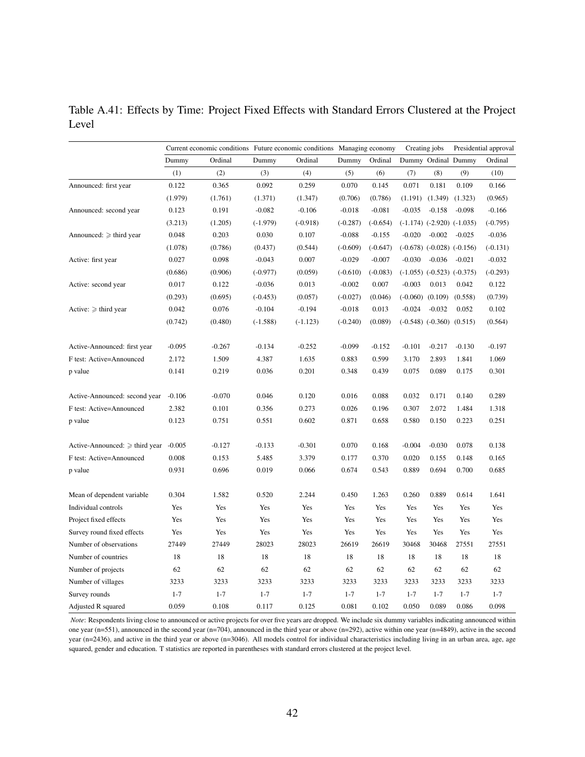Table A.41: Effects by Time: Project Fixed Effects with Standard Errors Clustered at the Project Level

| | Current economic conditions | | Future economic conditions | | Managing economy | | Creating jobs | | Presidential approval | |
|---|---|---|---|---|---|---|---|---|---|---|
| | Dummy | Ordinal | Dummy | Ordinal | Dummy | Ordinal | Dummy | Ordinal | Dummy | Ordinal |
| | (1) | (2) | (3) | (4) | (5) | (6) | (7) | (8) | (9) | (10) |
| Announced: first year | 0.122 | 0.365 | 0.092 | 0.259 | 0.070 | 0.145 | 0.071 | 0.181 | 0.109 | 0.166 |
| | (1.979) | (1.761) | (1.371) | (1.347) | (0.706) | (0.786) | (1.191) | (1.349) | (1.323) | (0.965) |
| Announced: second year | 0.123 | 0.191 | -0.082 | -0.106 | -0.018 | -0.081 | -0.035 | -0.158 | -0.098 | -0.166 |
| | (3.213) | (1.205) | (-1.979) | (-0.918) | (-0.287) | (-0.654) | (-1.174) | (-2.920) | (-1.035) | (-0.795) |
| Announced: $\geqslant$ third year | 0.048 | 0.203 | 0.030 | 0.107 | -0.088 | -0.155 | -0.020 | -0.002 | -0.025 | -0.036 |
| | (1.078) | (0.786) | (0.437) | (0.544) | (-0.609) | (-0.647) | (-0.678) | (-0.028) | (-0.156) | (-0.131) |
| Active: first year | 0.027 | 0.098 | -0.043 | 0.007 | -0.029 | -0.007 | -0.030 | -0.036 | -0.021 | -0.032 |
| | (0.686) | (0.906) | (-0.977) | (0.059) | (-0.610) | (-0.083) | (-1.055) | (-0.523) | (-0.375) | (-0.293) |
| Active: second year | 0.017 | 0.122 | -0.036 | 0.013 | -0.002 | 0.007 | -0.003 | 0.013 | 0.042 | 0.122 |
| | (0.293) | (0.695) | (-0.453) | (0.057) | (-0.027) | (0.046) | (-0.060) | (0.109) | (0.558) | (0.739) |
| Active: $\geqslant$ third year | 0.042 | 0.076 | -0.104 | -0.194 | -0.018 | 0.013 | -0.024 | -0.032 | 0.052 | 0.102 |
| | (0.742) | (0.480) | (-1.588) | (-1.123) | (-0.240) | (0.089) | (-0.548) | (-0.360) | (0.515) | (0.564) |
| Active-Announced: first year | -0.095 | -0.267 | -0.134 | -0.252 | -0.099 | -0.152 | -0.101 | -0.217 | -0.130 | -0.197 |
| F test: Active=Announced | 2.172 | 1.509 | 4.387 | 1.635 | 0.883 | 0.599 | 3.170 | 2.893 | 1.841 | 1.069 |
| p value | 0.141 | 0.219 | 0.036 | 0.201 | 0.348 | 0.439 | 0.075 | 0.089 | 0.175 | 0.301 |
| Active-Announced: second year | -0.106 | -0.070 | 0.046 | 0.120 | 0.016 | 0.088 | 0.032 | 0.171 | 0.140 | 0.289 |
| F test: Active=Announced | 2.382 | 0.101 | 0.356 | 0.273 | 0.026 | 0.196 | 0.307 | 2.072 | 1.484 | 1.318 |
| p value | 0.123 | 0.751 | 0.551 | 0.602 | 0.871 | 0.658 | 0.580 | 0.150 | 0.223 | 0.251 |
| Active-Announced: $\geqslant$ third year | -0.005 | -0.127 | -0.133 | -0.301 | 0.070 | 0.168 | -0.004 | -0.030 | 0.078 | 0.138 |
| F test: Active=Announced | 0.008 | 0.153 | 5.485 | 3.379 | 0.177 | 0.370 | 0.020 | 0.155 | 0.148 | 0.165 |
| p value | 0.931 | 0.696 | 0.019 | 0.066 | 0.674 | 0.543 | 0.889 | 0.694 | 0.700 | 0.685 |
| Mean of dependent variable | 0.304 | 1.582 | 0.520 | 2.244 | 0.450 | 1.263 | 0.260 | 0.889 | 0.614 | 1.641 |
| Individual controls | Yes | Yes | Yes | Yes | Yes | Yes | Yes | Yes | Yes | Yes |
| Project fixed effects | Yes | Yes | Yes | Yes | Yes | Yes | Yes | Yes | Yes | Yes |
| Survey round fixed effects | Yes | Yes | Yes | Yes | Yes | Yes | Yes | Yes | Yes | Yes |
| Number of observations | 27449 | 27449 | 28023 | 28023 | 26619 | 26619 | 30468 | 30468 | 27551 | 27551 |
| Number of countries | 18 | 18 | 18 | 18 | 18 | 18 | 18 | 18 | 18 | 18 |
| Number of projects | 62 | 62 | 62 | 62 | 62 | 62 | 62 | 62 | 62 | 62 |
| Number of villages | 3233 | 3233 | 3233 | 3233 | 3233 | 3233 | 3233 | 3233 | 3233 | 3233 |
| Survey rounds | 1-7 | 1-7 | 1-7 | 1-7 | 1-7 | 1-7 | 1-7 | 1-7 | 1-7 | 1-7 |
| Adjusted R squared | 0.059 | 0.108 | 0.117 | 0.125 | 0.081 | 0.102 | 0.050 | 0.089 | 0.086 | 0.098 |

*Note*: Respondents living close to announced or active projects for over five years are dropped. We include six dummy variables indicating announced within one year (n=551), announced in the second year (n=704), announced in the third year or above (n=292), active within one year (n=4849), active in the second year (n=2436), and active in the third year or above (n=3046). All models control for individual characteristics including living in an urban area, age, age squared, gender and education. T statistics are reported in parentheses with standard errors clustered at the project level.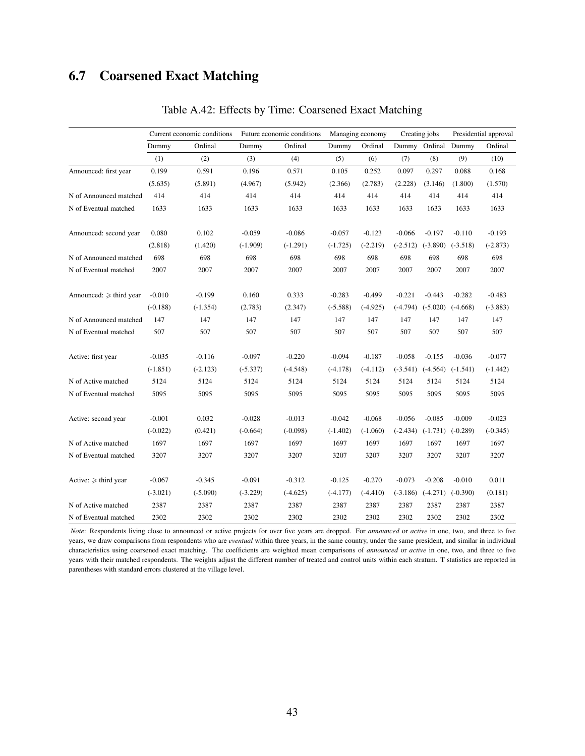## 6.7 Coarsened Exact Matching

Table A.42: Effects by Time: Coarsened Exact Matching

| | Current economic conditions | | Future economic conditions | | Managing economy | | Creating jobs | | Presidential approval | |
|---|---|---|---|---|---|---|---|---|---|---|
| | Dummy | Ordinal | Dummy | Ordinal | Dummy | Ordinal | Dummy | Ordinal | Dummy | Ordinal |
| | (1) | (2) | (3) | (4) | (5) | (6) | (7) | (8) | (9) | (10) |
| Announced: first year | 0.199 | 0.591 | 0.196 | 0.571 | 0.105 | 0.252 | 0.097 | 0.297 | 0.088 | 0.168 |
| | (5.635) | (5.891) | (4.967) | (5.942) | (2.366) | (2.783) | (2.228) | (3.146) | (1.800) | (1.570) |
| N of Announced matched | 414 | 414 | 414 | 414 | 414 | 414 | 414 | 414 | 414 | 414 |
| N of Eventual matched | 1633 | 1633 | 1633 | 1633 | 1633 | 1633 | 1633 | 1633 | 1633 | 1633 |
| Announced: second year | 0.080 | 0.102 | -0.059 | -0.086 | -0.057 | -0.123 | -0.066 | -0.197 | -0.110 | -0.193 |
| | (2.818) | (1.420) | (-1.909) | (-1.291) | (-1.725) | (-2.219) | (-2.512) | (-3.890) | (-3.518) | (-2.873) |
| N of Announced matched | 698 | 698 | 698 | 698 | 698 | 698 | 698 | 698 | 698 | 698 |
| N of Eventual matched | 2007 | 2007 | 2007 | 2007 | 2007 | 2007 | 2007 | 2007 | 2007 | 2007 |
| Announced: $\geqslant$ third year | -0.010 | -0.199 | 0.160 | 0.333 | -0.283 | -0.499 | -0.221 | -0.443 | -0.282 | -0.483 |
| | (-0.188) | (-1.354) | (2.783) | (2.347) | (-5.588) | (-4.925) | (-4.794) | (-5.020) | (-4.668) | (-3.883) |
| N of Announced matched | 147 | 147 | 147 | 147 | 147 | 147 | 147 | 147 | 147 | 147 |
| N of Eventual matched | 507 | 507 | 507 | 507 | 507 | 507 | 507 | 507 | 507 | 507 |
| Active: first year | -0.035 | -0.116 | -0.097 | -0.220 | -0.094 | -0.187 | -0.058 | -0.155 | -0.036 | -0.077 |
| | (-1.851) | (-2.123) | (-5.337) | (-4.548) | (-4.178) | (-4.112) | (-3.541) | (-4.564) | (-1.541) | (-1.442) |
| N of Active matched | 5124 | 5124 | 5124 | 5124 | 5124 | 5124 | 5124 | 5124 | 5124 | 5124 |
| N of Eventual matched | 5095 | 5095 | 5095 | 5095 | 5095 | 5095 | 5095 | 5095 | 5095 | 5095 |
| Active: second year | -0.001 | 0.032 | -0.028 | -0.013 | -0.042 | -0.068 | -0.056 | -0.085 | -0.009 | -0.023 |
| | (-0.022) | (0.421) | (-0.664) | (-0.098) | (-1.402) | (-1.060) | (-2.434) | (-1.731) | (-0.289) | (-0.345) |
| N of Active matched | 1697 | 1697 | 1697 | 1697 | 1697 | 1697 | 1697 | 1697 | 1697 | 1697 |
| N of Eventual matched | 3207 | 3207 | 3207 | 3207 | 3207 | 3207 | 3207 | 3207 | 3207 | 3207 |
| Active: $\geqslant$ third year | -0.067 | -0.345 | -0.091 | -0.312 | -0.125 | -0.270 | -0.073 | -0.208 | -0.010 | 0.011 |
| | (-3.021) | (-5.090) | (-3.229) | (-4.625) | (-4.177) | (-4.410) | (-3.186) | (-4.271) | (-0.390) | (0.181) |
| N of Active matched | 2387 | 2387 | 2387 | 2387 | 2387 | 2387 | 2387 | 2387 | 2387 | 2387 |
| N of Eventual matched | 2302 | 2302 | 2302 | 2302 | 2302 | 2302 | 2302 | 2302 | 2302 | 2302 |

*Note*: Respondents living close to announced or active projects for over five years are dropped. For *announced* or *active* in one, two, and three to five years, we draw comparisons from respondents who are *eventual* within three years, in the same country, under the same president, and similar in individual characteristics using coarsened exact matching. The coefficients are weighted mean comparisons of *announced* or *active* in one, two, and three to five years with their matched respondents. The weights adjust the different number of treated and control units within each stratum. T statistics are reported in parentheses with standard errors clustered at the village level.